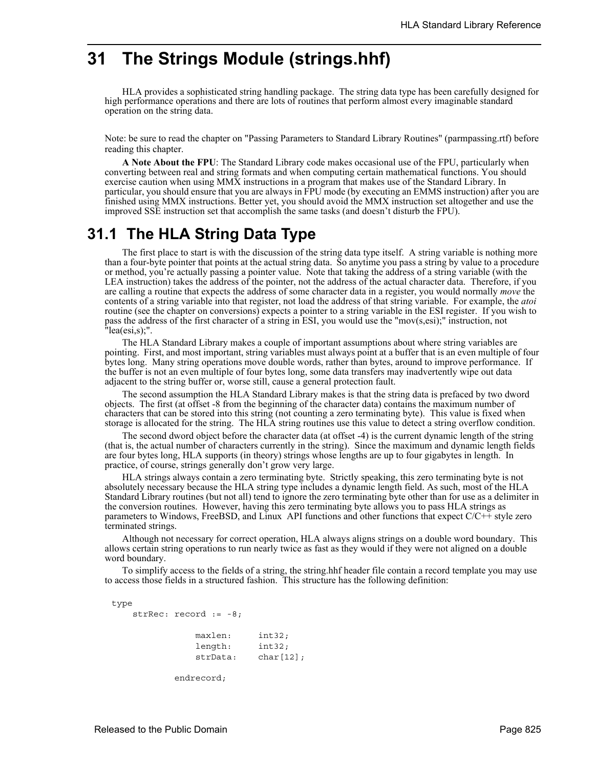// 31 The Strings Module (strings.hhf)

HLA provides a sophisticated string handling package. The string data type has been carefully designed for high performance operations and there are lots of routines that perform almost every imaginable standard operation on the string data.

Note: be sure to read the chapter on "Passing Parameters to Standard Library Routines" (parmpassing.rtf) before reading this chapter.

**A Note About the FPU**: The Standard Library code makes occasional use of the FPU, particularly when converting between real and string formats and when computing certain mathematical functions. You should exercise caution when using MMX instructions in a program that makes use of the Standard Library. In particular, you should ensure that you are always in FPU mode (by executing an EMMS instruction) after you are finished using MMX instructions. Better yet, you should avoid the MMX instruction set altogether and use the improved SSE instruction set that accomplish the same tasks (and doesn't disturb the FPU).

## 31.1 The HLA String Data Type

The first place to start is with the discussion of the string data type itself. A string variable is nothing more than a four-byte pointer that points at the actual string data. So anytime you pass a string by value to a procedure or method, you're actually passing a pointer value. Note that taking the address of a string variable (with the LEA instruction) takes the address of the pointer, not the address of the actual character data. Therefore, if you are calling a routine that expects the address of some character data in a register, you would normally *move* the contents of a string variable into that register, not load the address of that string variable. For example, the *atoi* routine (see the chapter on conversions) expects a pointer to a string variable in the ESI register. If you wish to pass the address of the first character of a string in ESI, you would use the "mov(s,esi);" instruction, not "lea(esi,s);".

The HLA Standard Library makes a couple of important assumptions about where string variables are pointing. First, and most important, string variables must always point at a buffer that is an even multiple of four bytes long. Many string operations move double words, rather than bytes, around to improve performance. If the buffer is not an even multiple of four bytes long, some data transfers may inadvertently wipe out data adjacent to the string buffer or, worse still, cause a general protection fault.

The second assumption the HLA Standard Library makes is that the string data is prefaced by two dword objects. The first (at offset -8 from the beginning of the character data) contains the maximum number of characters that can be stored into this string (not counting a zero terminating byte). This value is fixed when storage is allocated for the string. The HLA string routines use this value to detect a string overflow condition.

The second dword object before the character data (at offset -4) is the current dynamic length of the string (that is, the actual number of characters currently in the string). Since the maximum and dynamic length fields are four bytes long, HLA supports (in theory) strings whose lengths are up to four gigabytes in length. In practice, of course, strings generally don't grow very large.

HLA strings always contain a zero terminating byte. Strictly speaking, this zero terminating byte is not absolutely necessary because the HLA string type includes a dynamic length field. As such, most of the HLA Standard Library routines (but not all) tend to ignore the zero terminating byte other than for use as a delimiter in the conversion routines. However, having this zero terminating byte allows you to pass HLA strings as parameters to Windows, FreeBSD, and Linux API functions and other functions that expect C/C++ style zero terminated strings.

Although not necessary for correct operation, HLA always aligns strings on a double word boundary. This allows certain string operations to run nearly twice as fast as they would if they were not aligned on a double word boundary.

To simplify access to the fields of a string, the string.hhf header file contain a record template you may use to access those fields in a structured fashion. This structure has the following definition:

```
type
    strRec: record := -8;

              maxlen:     int32;
              length:     int32;
              strData:    char[12];

          endrecord;
```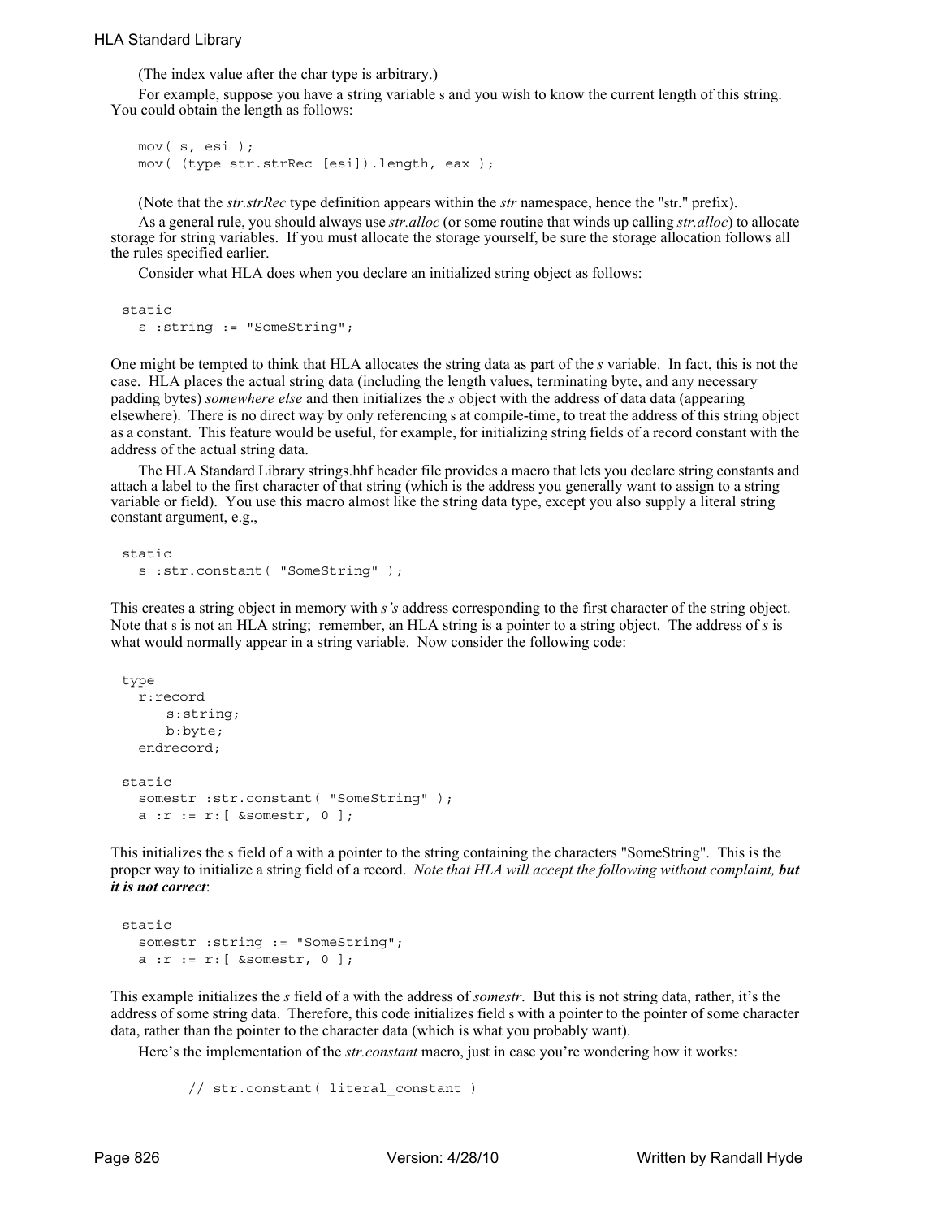(The index value after the char type is arbitrary.)

For example, suppose you have a string variable s and you wish to know the current length of this string. You could obtain the length as follows:

```
mov( s, esi );
mov( (type str.strRec [esi]).length, eax );
```

(Note that the *str.strRec* type definition appears within the *str* namespace, hence the "str." prefix).

As a general rule, you should always use *str.alloc* (or some routine that winds up calling *str.alloc*) to allocate storage for string variables. If you must allocate the storage yourself, be sure the storage allocation follows all the rules specified earlier.

Consider what HLA does when you declare an initialized string object as follows:

```
static
   s :string := "SomeString";
```

One might be tempted to think that HLA allocates the string data as part of the *s* variable. In fact, this is not the case. HLA places the actual string data (including the length values, terminating byte, and any necessary padding bytes) *somewhere else* and then initializes the *s* object with the address of data data (appearing elsewhere). There is no direct way by only referencing s at compile-time, to treat the address of this string object as a constant. This feature would be useful, for example, for initializing string fields of a record constant with the address of the actual string data.

The HLA Standard Library strings.hhf header file provides a macro that lets you declare string constants and attach a label to the first character of that string (which is the address you generally want to assign to a string variable or field). You use this macro almost like the string data type, except you also supply a literal string constant argument, e.g.,

```
static
   s :str.constant( "SomeString" );
```

This creates a string object in memory with *s's* address corresponding to the first character of the string object. Note that s is not an HLA string; remember, an HLA string is a pointer to a string object. The address of *s* is what would normally appear in a string variable. Now consider the following code:

```
type
   r:record
       s:string;
       b:byte;
   endrecord;

static
   somestr :str.constant( "SomeString" );
   a :r := r:[ &somestr, 0 ];
```

This initializes the s field of a with a pointer to the string containing the characters "SomeString". This is the proper way to initialize a string field of a record. *Note that HLA will accept the following without complaint, **but it is not correct***:

```
static
   somestr :string := "SomeString";
   a :r := r:[ &somestr, 0 ];
```

This example initializes the *s* field of a with the address of *somestr*. But this is not string data, rather, it's the address of some string data. Therefore, this code initializes field s with a pointer to the pointer of some character data, rather than the pointer to the character data (which is what you probably want).

Here's the implementation of the *str.constant* macro, just in case you're wondering how it works:

```
        // str.constant( literal_constant )
```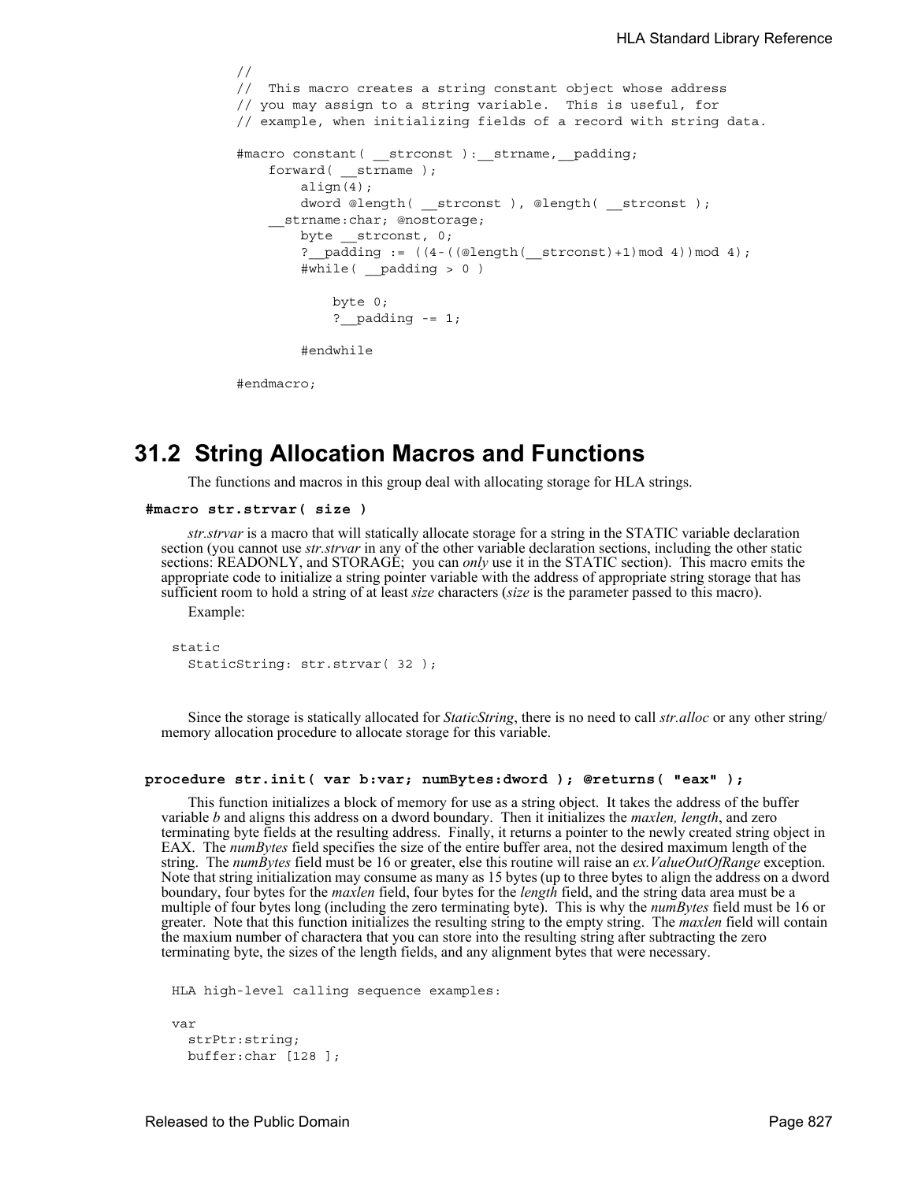```
//
//  This macro creates a string constant object whose address
// you may assign to a string variable.  This is useful, for
// example, when initializing fields of a record with string data.

#macro constant( __strconst ):__strname,__padding;
    forward( __strname );
        align(4);
        dword @length( __strconst ), @length( __strconst );
    __strname:char; @nostorage;
        byte __strconst, 0;
        ?__padding := ((4-((@length(__strconst)+1)mod 4))mod 4);
        #while( __padding > 0 )

            byte 0;
            ?__padding -= 1;

        #endwhile

#endmacro;
```

## 31.2 String Allocation Macros and Functions

The functions and macros in this group deal with allocating storage for HLA strings.

**#macro str.strvar( size )**

*str.strvar* is a macro that will statically allocate storage for a string in the STATIC variable declaration section (you cannot use *str.strvar* in any of the other variable declaration sections, including the other static sections: READONLY, and STORAGE; you can *only* use it in the STATIC section). This macro emits the appropriate code to initialize a string pointer variable with the address of appropriate string storage that has sufficient room to hold a string of at least *size* characters (*size* is the parameter passed to this macro).

Example:

```
static
  StaticString: str.strvar( 32 );
```

Since the storage is statically allocated for *StaticString*, there is no need to call *str.alloc* or any other string/memory allocation procedure to allocate storage for this variable.

**procedure str.init( var b:var; numBytes:dword ); @returns( "eax" );**

This function initializes a block of memory for use as a string object. It takes the address of the buffer variable *b* and aligns this address on a dword boundary. Then it initializes the *maxlen, length*, and zero terminating byte fields at the resulting address. Finally, it returns a pointer to the newly created string object in EAX. The *numBytes* field specifies the size of the entire buffer area, not the desired maximum length of the string. The *numBytes* field must be 16 or greater, else this routine will raise an *ex.ValueOutOfRange* exception. Note that string initialization may consume as many as 15 bytes (up to three bytes to align the address on a dword boundary, four bytes for the *maxlen* field, four bytes for the *length* field, and the string data area must be a multiple of four bytes long (including the zero terminating byte). This is why the *numBytes* field must be 16 or greater. Note that this function initializes the resulting string to the empty string. The *maxlen* field will contain the maxium number of charactera that you can store into the resulting string after subtracting the zero terminating byte, the sizes of the length fields, and any alignment bytes that were necessary.

```
HLA high-level calling sequence examples:

var
  strPtr:string;
  buffer:char [128 ];
```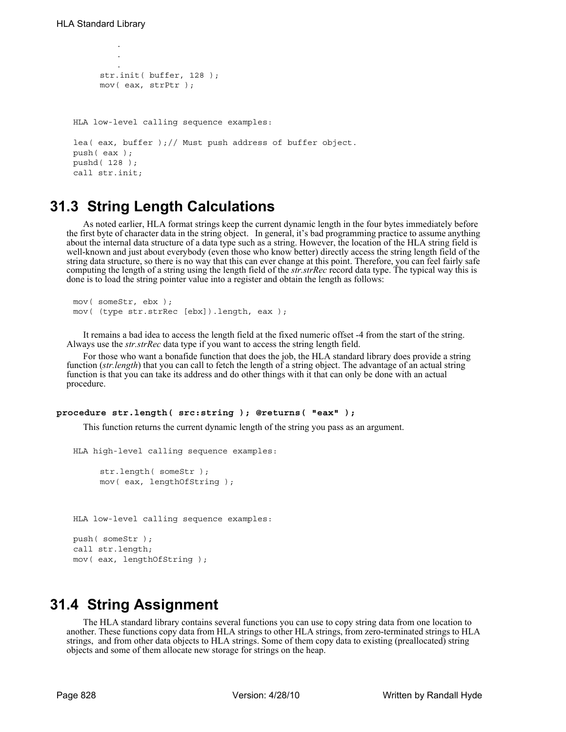```
        .
        .
        .
    str.init( buffer, 128 );
    mov( eax, strPtr );
```

```
HLA low-level calling sequence examples:

lea( eax, buffer );// Must push address of buffer object.
push( eax );
pushd( 128 );
call str.init;
```

## 31.3 String Length Calculations

As noted earlier, HLA format strings keep the current dynamic length in the four bytes immediately before the first byte of character data in the string object. In general, it's bad programming practice to assume anything about the internal data structure of a data type such as a string. However, the location of the HLA string field is well-known and just about everybody (even those who know better) directly access the string length field of the string data structure, so there is no way that this can ever change at this point. Therefore, you can feel fairly safe computing the length of a string using the length field of the *str.strRec* record data type. The typical way this is done is to load the string pointer value into a register and obtain the length as follows:

```
mov( someStr, ebx );
mov( (type str.strRec [ebx]).length, eax );
```

It remains a bad idea to access the length field at the fixed numeric offset -4 from the start of the string. Always use the *str.strRec* data type if you want to access the string length field.

For those who want a bonafide function that does the job, the HLA standard library does provide a string function (*str.length*) that you can call to fetch the length of a string object. The advantage of an actual string function is that you can take its address and do other things with it that can only be done with an actual procedure.

**procedure str.length( src:string ); @returns( "eax" );**

This function returns the current dynamic length of the string you pass as an argument.

```
HLA high-level calling sequence examples:

    str.length( someStr );
    mov( eax, lengthOfString );
```

```
HLA low-level calling sequence examples:

push( someStr );
call str.length;
mov( eax, lengthOfString );
```

## 31.4 String Assignment

The HLA standard library contains several functions you can use to copy string data from one location to another. These functions copy data from HLA strings to other HLA strings, from zero-terminated strings to HLA strings, and from other data objects to HLA strings. Some of them copy data to existing (preallocated) string objects and some of them allocate new storage for strings on the heap.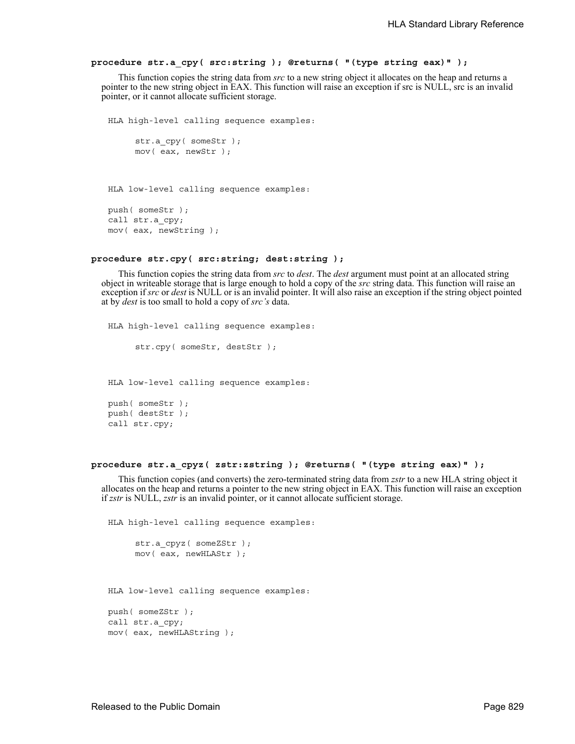**procedure str.a_cpy( src:string ); @returns( "(type string eax)" );**

This function copies the string data from *src* to a new string object it allocates on the heap and returns a pointer to the new string object in EAX. This function will raise an exception if src is NULL, src is an invalid pointer, or it cannot allocate sufficient storage.

```
HLA high-level calling sequence examples:

      str.a_cpy( someStr );
      mov( eax, newStr );



HLA low-level calling sequence examples:

push( someStr );
call str.a_cpy;
mov( eax, newString );
```

**procedure str.cpy( src:string; dest:string );**

This function copies the string data from *src* to *dest*. The *dest* argument must point at an allocated string object in writeable storage that is large enough to hold a copy of the *src* string data. This function will raise an exception if *src* or *dest* is NULL or is an invalid pointer. It will also raise an exception if the string object pointed at by *dest* is too small to hold a copy of *src's* data.

```
HLA high-level calling sequence examples:

      str.cpy( someStr, destStr );



HLA low-level calling sequence examples:

push( someStr );
push( destStr );
call str.cpy;
```

**procedure str.a_cpyz( zstr:zstring ); @returns( "(type string eax)" );**

This function copies (and converts) the zero-terminated string data from *zstr* to a new HLA string object it allocates on the heap and returns a pointer to the new string object in EAX. This function will raise an exception if *zstr* is NULL, *zstr* is an invalid pointer, or it cannot allocate sufficient storage.

```
HLA high-level calling sequence examples:

      str.a_cpyz( someZStr );
      mov( eax, newHLAStr );



HLA low-level calling sequence examples:

push( someZStr );
call str.a_cpy;
mov( eax, newHLAString );
```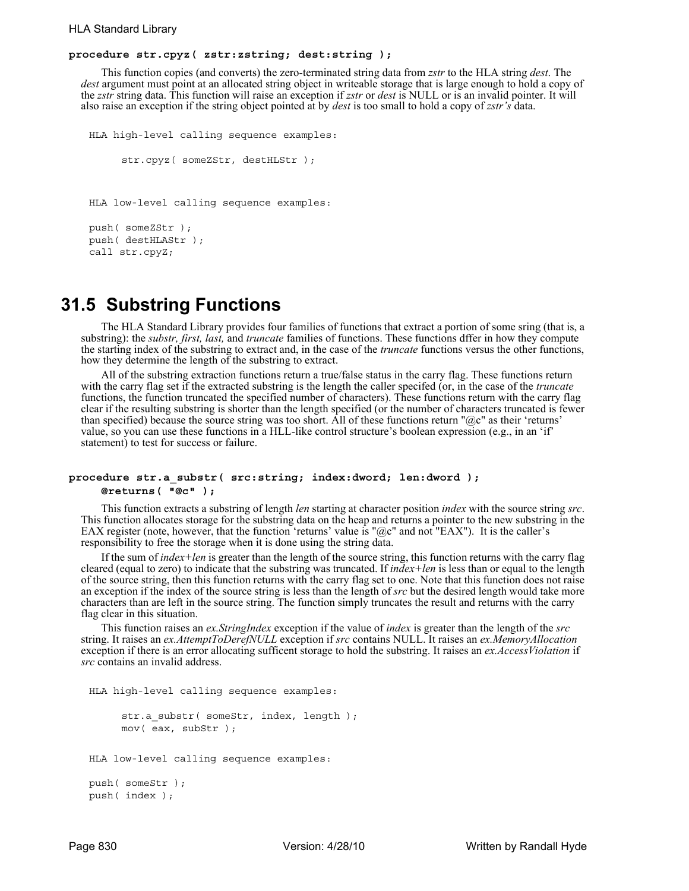**procedure str.cpyz( zstr:zstring; dest:string );**

This function copies (and converts) the zero-terminated string data from *zstr* to the HLA string *dest*. The *dest* argument must point at an allocated string object in writeable storage that is large enough to hold a copy of the *zstr* string data. This function will raise an exception if *zstr* or *dest* is NULL or is an invalid pointer. It will also raise an exception if the string object pointed at by *dest* is too small to hold a copy of *zstr's* data.

```
HLA high-level calling sequence examples:

      str.cpyz( someZStr, destHLStr );



HLA low-level calling sequence examples:

push( someZStr );
push( destHLAStr );
call str.cpyZ;
```

## 31.5 Substring Functions

The HLA Standard Library provides four families of functions that extract a portion of some sring (that is, a substring): the *substr, first, last,* and *truncate* families of functions. These functions dffer in how they compute the starting index of the substring to extract and, in the case of the *truncate* functions versus the other functions, how they determine the length of the substring to extract.

All of the substring extraction functions return a true/false status in the carry flag. These functions return with the carry flag set if the extracted substring is the length the caller specifed (or, in the case of the *truncate* functions, the function truncated the specified number of characters). These functions return with the carry flag clear if the resulting substring is shorter than the length specified (or the number of characters truncated is fewer than specified) because the source string was too short. All of these functions return "@c" as their 'returns' value, so you can use these functions in a HLL-like control structure's boolean expression (e.g., in an 'if' statement) to test for success or failure.

**procedure str.a_substr( src:string; index:dword; len:dword );**
**@returns( "@c" );**

This function extracts a substring of length *len* starting at character position *index* with the source string *src*. This function allocates storage for the substring data on the heap and returns a pointer to the new substring in the EAX register (note, however, that the function 'returns' value is "@c" and not "EAX"). It is the caller's responsibility to free the storage when it is done using the string data.

If the sum of *index+len* is greater than the length of the source string, this function returns with the carry flag cleared (equal to zero) to indicate that the substring was truncated. If *index+len* is less than or equal to the length of the source string, then this function returns with the carry flag set to one. Note that this function does not raise an exception if the index of the source string is less than the length of *src* but the desired length would take more characters than are left in the source string. The function simply truncates the result and returns with the carry flag clear in this situation.

This function raises an *ex.StringIndex* exception if the value of *index* is greater than the length of the *src* string. It raises an *ex.AttemptToDerefNULL* exception if *src* contains NULL. It raises an *ex.MemoryAllocation* exception if there is an error allocating sufficent storage to hold the substring. It raises an *ex.AccessViolation* if *src* contains an invalid address.

```
HLA high-level calling sequence examples:

      str.a_substr( someStr, index, length );
      mov( eax, subStr );


HLA low-level calling sequence examples:

push( someStr );
push( index );
```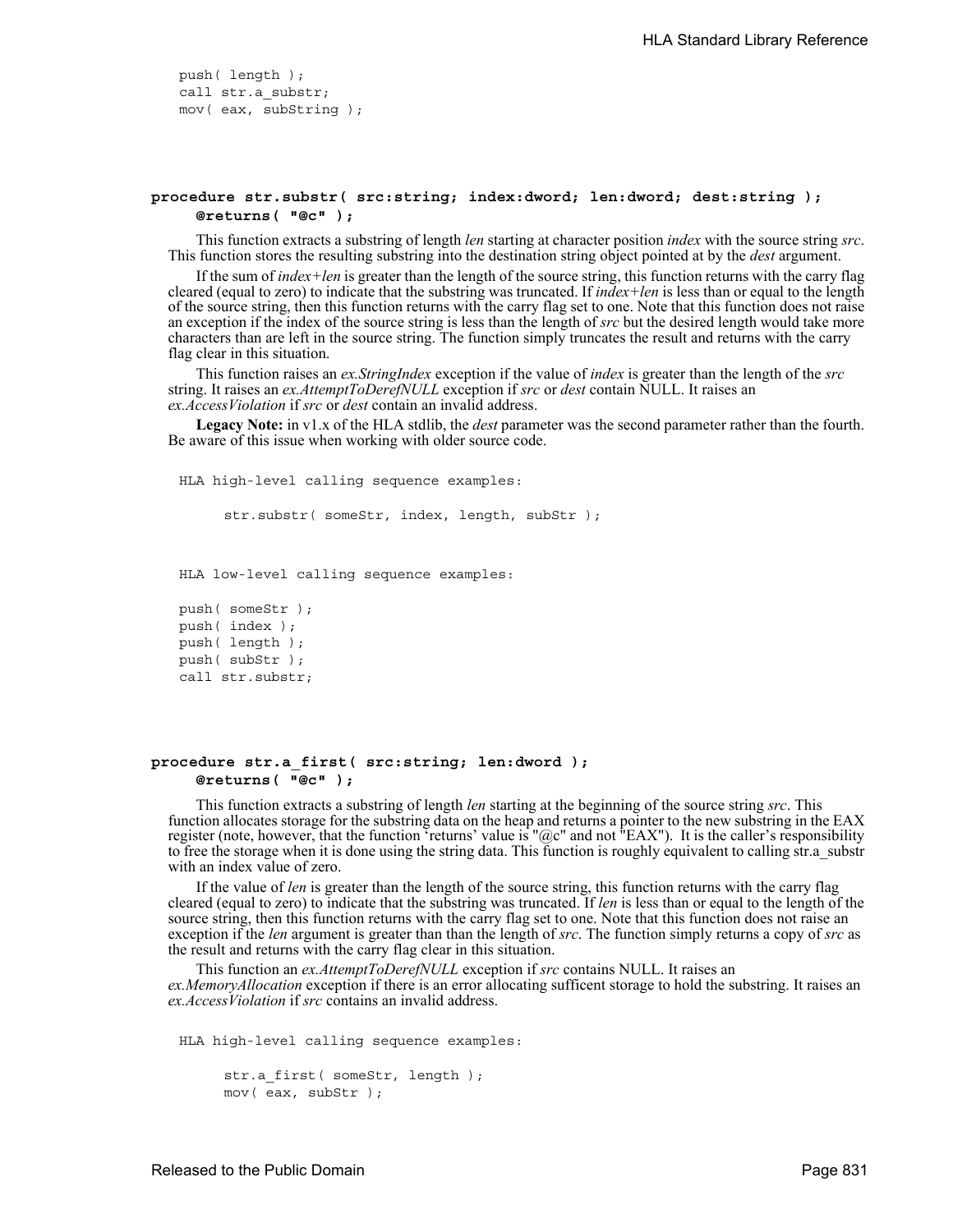```
push( length );
call str.a_substr;
mov( eax, subString );
```

**procedure str.substr( src:string; index:dword; len:dword; dest:string );**
**@returns( "@c" );**

This function extracts a substring of length *len* starting at character position *index* with the source string *src*. This function stores the resulting substring into the destination string object pointed at by the *dest* argument.

If the sum of *index+len* is greater than the length of the source string, this function returns with the carry flag cleared (equal to zero) to indicate that the substring was truncated. If *index+len* is less than or equal to the length of the source string, then this function returns with the carry flag set to one. Note that this function does not raise an exception if the index of the source string is less than the length of *src* but the desired length would take more characters than are left in the source string. The function simply truncates the result and returns with the carry flag clear in this situation.

This function raises an *ex.StringIndex* exception if the value of *index* is greater than the length of the *src* string. It raises an *ex.AttemptToDerefNULL* exception if *src* or *dest* contain NULL. It raises an *ex.AccessViolation* if *src* or *dest* contain an invalid address.

**Legacy Note:** in v1.x of the HLA stdlib, the *dest* parameter was the second parameter rather than the fourth. Be aware of this issue when working with older source code.

```
HLA high-level calling sequence examples:

     str.substr( someStr, index, length, subStr );


HLA low-level calling sequence examples:

push( someStr );
push( index );
push( length );
push( subStr );
call str.substr;
```

**procedure str.a_first( src:string; len:dword );**
**@returns( "@c" );**

This function extracts a substring of length *len* starting at the beginning of the source string *src*. This function allocates storage for the substring data on the heap and returns a pointer to the new substring in the EAX register (note, however, that the function 'returns' value is "@c" and not "EAX"). It is the caller's responsibility to free the storage when it is done using the string data. This function is roughly equivalent to calling str.a_substr with an index value of zero.

If the value of *len* is greater than the length of the source string, this function returns with the carry flag cleared (equal to zero) to indicate that the substring was truncated. If *len* is less than or equal to the length of the source string, then this function returns with the carry flag set to one. Note that this function does not raise an exception if the *len* argument is greater than than the length of *src*. The function simply returns a copy of *src* as the result and returns with the carry flag clear in this situation.

This function an *ex.AttemptToDerefNULL* exception if *src* contains NULL. It raises an *ex.MemoryAllocation* exception if there is an error allocating sufficent storage to hold the substring. It raises an *ex.AccessViolation* if *src* contains an invalid address.

```
HLA high-level calling sequence examples:

     str.a_first( someStr, length );
     mov( eax, subStr );
```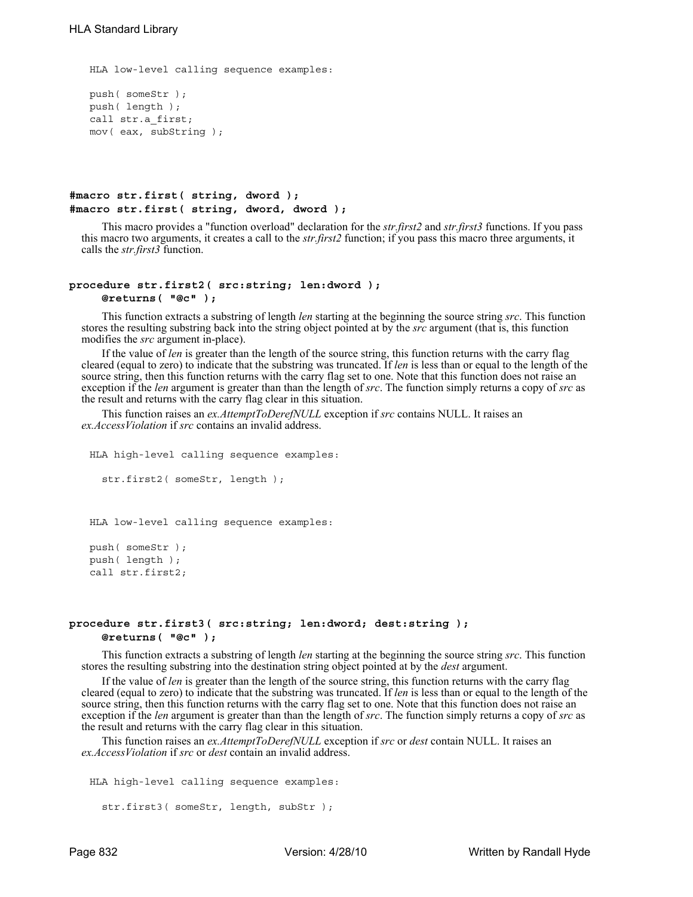HLA low-level calling sequence examples:

```
push( someStr );
push( length );
call str.a_first;
mov( eax, subString );
```

**#macro str.first( string, dword );**
**#macro str.first( string, dword, dword );**

This macro provides a "function overload" declaration for the *str.first2* and *str.first3* functions. If you pass this macro two arguments, it creates a call to the *str.first2* function; if you pass this macro three arguments, it calls the *str.first3* function.

**procedure str.first2( src:string; len:dword );**
**@returns( "@c" );**

This function extracts a substring of length *len* starting at the beginning the source string *src*. This function stores the resulting substring back into the string object pointed at by the *src* argument (that is, this function modifies the *src* argument in-place).

If the value of *len* is greater than the length of the source string, this function returns with the carry flag cleared (equal to zero) to indicate that the substring was truncated. If *len* is less than or equal to the length of the source string, then this function returns with the carry flag set to one. Note that this function does not raise an exception if the *len* argument is greater than than the length of *src*. The function simply returns a copy of *src* as the result and returns with the carry flag clear in this situation.

This function raises an *ex.AttemptToDerefNULL* exception if *src* contains NULL. It raises an *ex.AccessViolation* if *src* contains an invalid address.

HLA high-level calling sequence examples:

```
str.first2( someStr, length );
```

HLA low-level calling sequence examples:

```
push( someStr );
push( length );
call str.first2;
```

**procedure str.first3( src:string; len:dword; dest:string );**
**@returns( "@c" );**

This function extracts a substring of length *len* starting at the beginning the source string *src*. This function stores the resulting substring into the destination string object pointed at by the *dest* argument.

If the value of *len* is greater than the length of the source string, this function returns with the carry flag cleared (equal to zero) to indicate that the substring was truncated. If *len* is less than or equal to the length of the source string, then this function returns with the carry flag set to one. Note that this function does not raise an exception if the *len* argument is greater than than the length of *src*. The function simply returns a copy of *src* as the result and returns with the carry flag clear in this situation.

This function raises an *ex.AttemptToDerefNULL* exception if *src* or *dest* contain NULL. It raises an *ex.AccessViolation* if *src* or *dest* contain an invalid address.

HLA high-level calling sequence examples:

```
str.first3( someStr, length, subStr );
```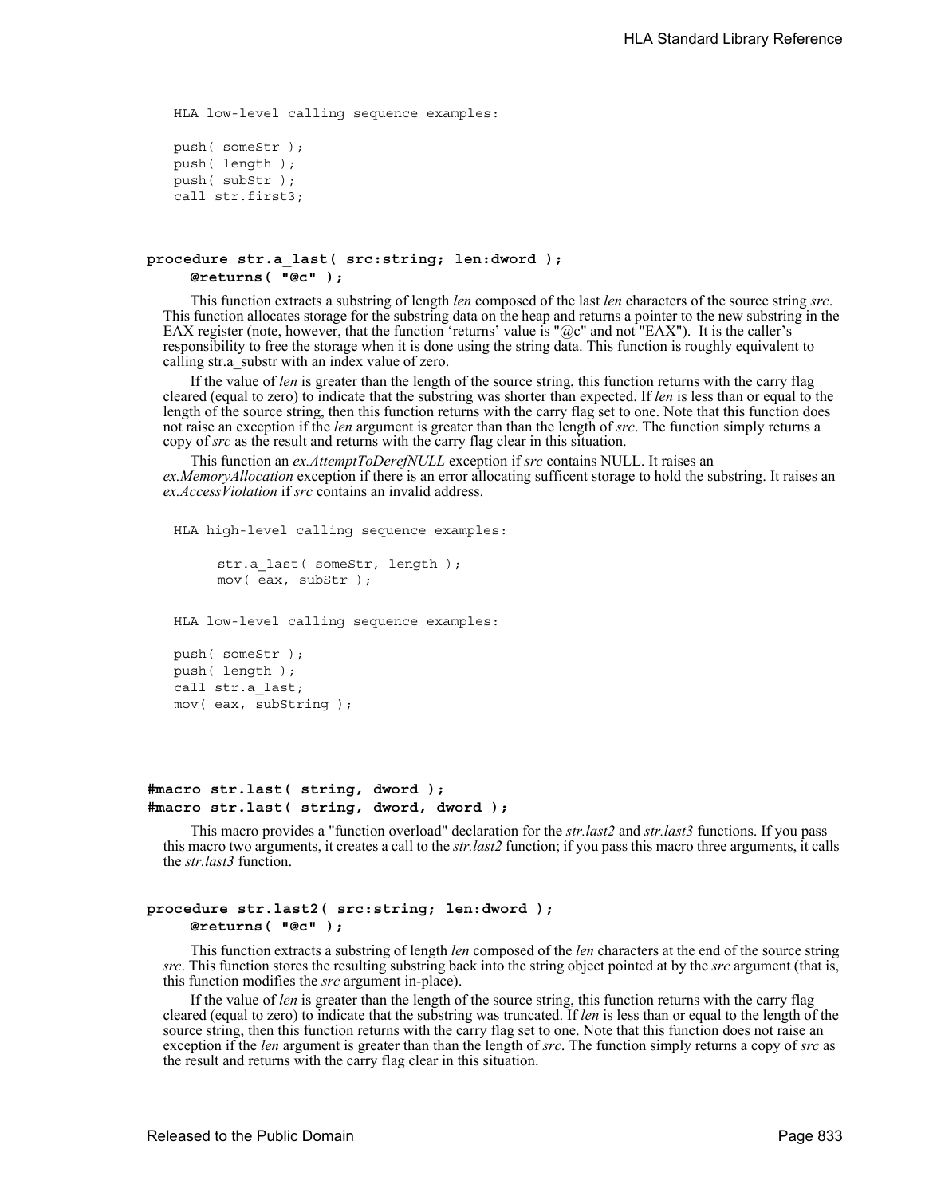```
HLA low-level calling sequence examples:

push( someStr );
push( length );
push( subStr );
call str.first3;
```

### procedure str.a_last( src:string; len:dword ); @returns( "@c" );

This function extracts a substring of length *len* composed of the last *len* characters of the source string *src*. This function allocates storage for the substring data on the heap and returns a pointer to the new substring in the EAX register (note, however, that the function 'returns' value is "@c" and not "EAX"). It is the caller's responsibility to free the storage when it is done using the string data. This function is roughly equivalent to calling str.a_substr with an index value of zero.

If the value of *len* is greater than the length of the source string, this function returns with the carry flag cleared (equal to zero) to indicate that the substring was shorter than expected. If *len* is less than or equal to the length of the source string, then this function returns with the carry flag set to one. Note that this function does not raise an exception if the *len* argument is greater than than the length of *src*. The function simply returns a copy of *src* as the result and returns with the carry flag clear in this situation.

This function an *ex.AttemptToDerefNULL* exception if *src* contains NULL. It raises an *ex.MemoryAllocation* exception if there is an error allocating sufficent storage to hold the substring. It raises an *ex.AccessViolation* if *src* contains an invalid address.

```
HLA high-level calling sequence examples:

    str.a_last( someStr, length );
    mov( eax, subStr );


HLA low-level calling sequence examples:

push( someStr );
push( length );
call str.a_last;
mov( eax, subString );
```

### #macro str.last( string, dword ); #macro str.last( string, dword, dword );

This macro provides a "function overload" declaration for the *str.last2* and *str.last3* functions. If you pass this macro two arguments, it creates a call to the *str.last2* function; if you pass this macro three arguments, it calls the *str.last3* function.

### procedure str.last2( src:string; len:dword ); @returns( "@c" );

This function extracts a substring of length *len* composed of the *len* characters at the end of the source string *src*. This function stores the resulting substring back into the string object pointed at by the *src* argument (that is, this function modifies the *src* argument in-place).

If the value of *len* is greater than the length of the source string, this function returns with the carry flag cleared (equal to zero) to indicate that the substring was truncated. If *len* is less than or equal to the length of the source string, then this function returns with the carry flag set to one. Note that this function does not raise an exception if the *len* argument is greater than than the length of *src*. The function simply returns a copy of *src* as the result and returns with the carry flag clear in this situation.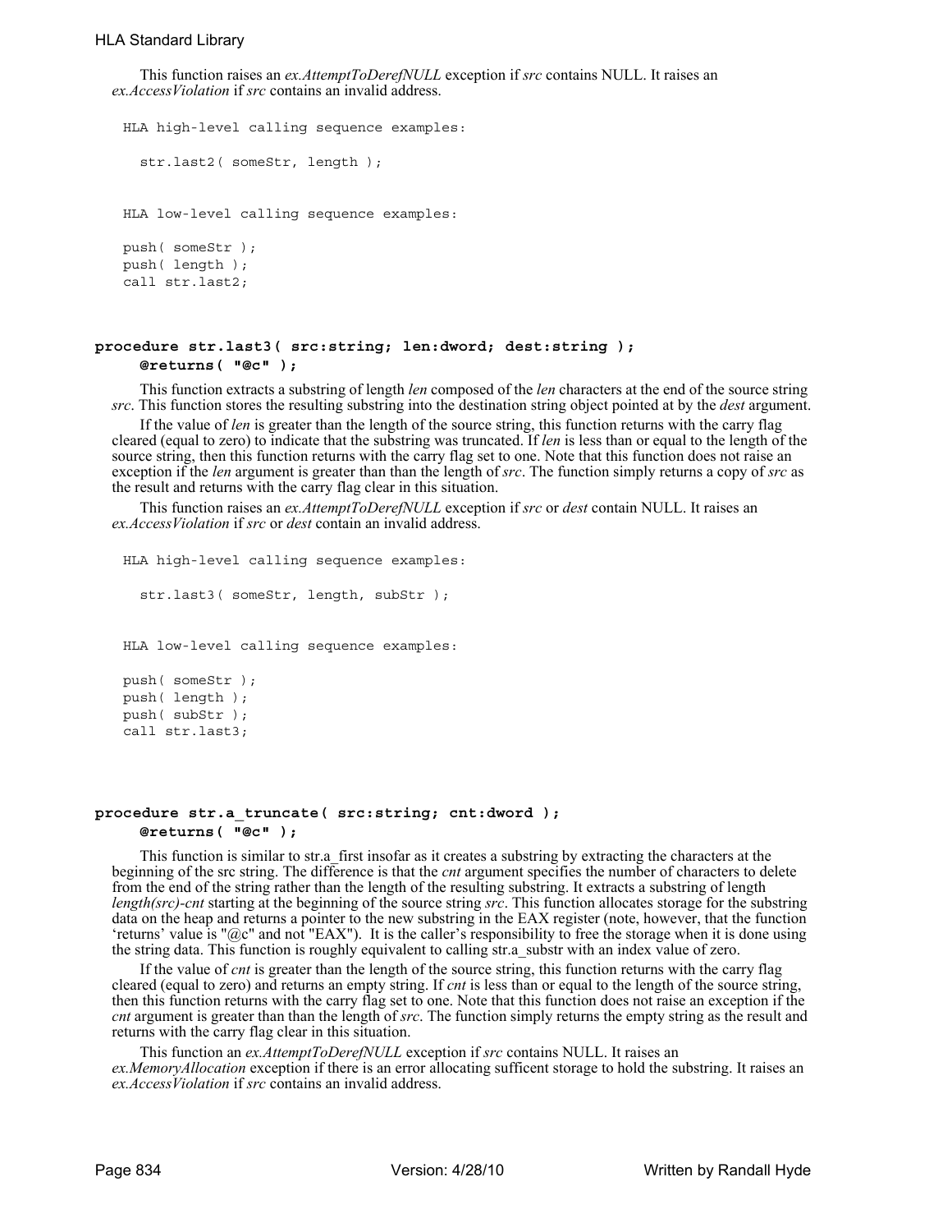This function raises an *ex.AttemptToDerefNULL* exception if *src* contains NULL. It raises an *ex.AccessViolation* if *src* contains an invalid address.

```
HLA high-level calling sequence examples:

  str.last2( someStr, length );


HLA low-level calling sequence examples:

push( someStr );
push( length );
call str.last2;
```

**procedure str.last3( src:string; len:dword; dest:string );**
**@returns( "@c" );**

This function extracts a substring of length *len* composed of the *len* characters at the end of the source string *src*. This function stores the resulting substring into the destination string object pointed at by the *dest* argument.

If the value of *len* is greater than the length of the source string, this function returns with the carry flag cleared (equal to zero) to indicate that the substring was truncated. If *len* is less than or equal to the length of the source string, then this function returns with the carry flag set to one. Note that this function does not raise an exception if the *len* argument is greater than than the length of *src*. The function simply returns a copy of *src* as the result and returns with the carry flag clear in this situation.

This function raises an *ex.AttemptToDerefNULL* exception if *src* or *dest* contain NULL. It raises an *ex.AccessViolation* if *src* or *dest* contain an invalid address.

```
HLA high-level calling sequence examples:

  str.last3( someStr, length, subStr );


HLA low-level calling sequence examples:

push( someStr );
push( length );
push( subStr );
call str.last3;
```

**procedure str.a_truncate( src:string; cnt:dword );**
**@returns( "@c" );**

This function is similar to str.a_first insofar as it creates a substring by extracting the characters at the beginning of the src string. The difference is that the *cnt* argument specifies the number of characters to delete from the end of the string rather than the length of the resulting substring. It extracts a substring of length *length(src)-cnt* starting at the beginning of the source string *src*. This function allocates storage for the substring data on the heap and returns a pointer to the new substring in the EAX register (note, however, that the function 'returns' value is "@c" and not "EAX"). It is the caller's responsibility to free the storage when it is done using the string data. This function is roughly equivalent to calling str.a_substr with an index value of zero.

If the value of *cnt* is greater than the length of the source string, this function returns with the carry flag cleared (equal to zero) and returns an empty string. If *cnt* is less than or equal to the length of the source string, then this function returns with the carry flag set to one. Note that this function does not raise an exception if the *cnt* argument is greater than than the length of *src*. The function simply returns the empty string as the result and returns with the carry flag clear in this situation.

This function an *ex.AttemptToDerefNULL* exception if *src* contains NULL. It raises an *ex.MemoryAllocation* exception if there is an error allocating sufficent storage to hold the substring. It raises an *ex.AccessViolation* if *src* contains an invalid address.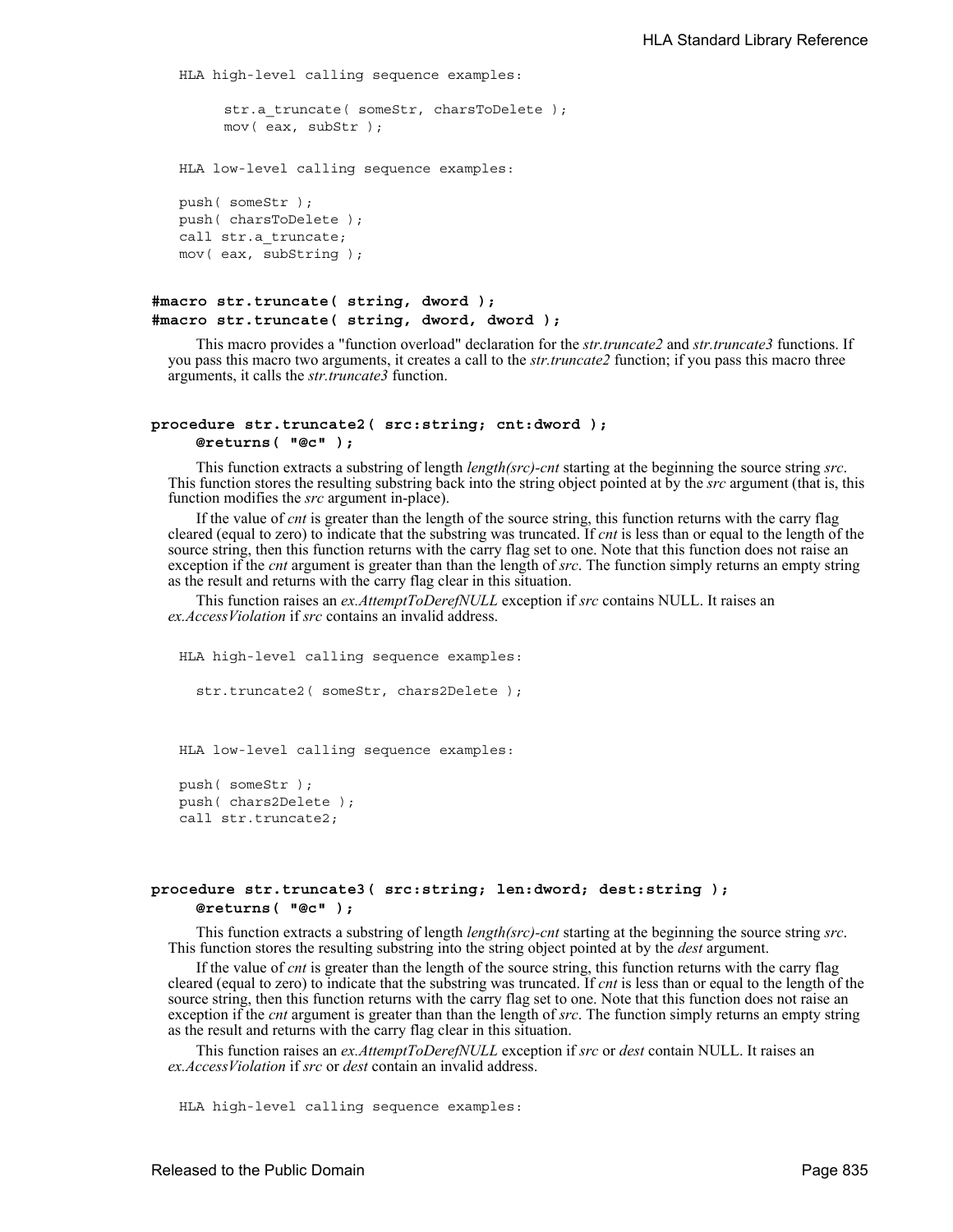```
HLA high-level calling sequence examples:

      str.a_truncate( someStr, charsToDelete );
      mov( eax, subStr );


HLA low-level calling sequence examples:

push( someStr );
push( charsToDelete );
call str.a_truncate;
mov( eax, subString );
```

**#macro str.truncate( string, dword );**
**#macro str.truncate( string, dword, dword );**

This macro provides a "function overload" declaration for the *str.truncate2* and *str.truncate3* functions. If you pass this macro two arguments, it creates a call to the *str.truncate2* function; if you pass this macro three arguments, it calls the *str.truncate3* function.

**procedure str.truncate2( src:string; cnt:dword );**
**@returns( "@c" );**

This function extracts a substring of length *length(src)-cnt* starting at the beginning the source string *src*. This function stores the resulting substring back into the string object pointed at by the *src* argument (that is, this function modifies the *src* argument in-place).

If the value of *cnt* is greater than the length of the source string, this function returns with the carry flag cleared (equal to zero) to indicate that the substring was truncated. If *cnt* is less than or equal to the length of the source string, then this function returns with the carry flag set to one. Note that this function does not raise an exception if the *cnt* argument is greater than than the length of *src*. The function simply returns an empty string as the result and returns with the carry flag clear in this situation.

This function raises an *ex.AttemptToDerefNULL* exception if *src* contains NULL. It raises an *ex.AccessViolation* if *src* contains an invalid address.

```
HLA high-level calling sequence examples:

  str.truncate2( someStr, chars2Delete );



HLA low-level calling sequence examples:

push( someStr );
push( chars2Delete );
call str.truncate2;
```

**procedure str.truncate3( src:string; len:dword; dest:string );**
**@returns( "@c" );**

This function extracts a substring of length *length(src)-cnt* starting at the beginning the source string *src*. This function stores the resulting substring into the string object pointed at by the *dest* argument.

If the value of *cnt* is greater than the length of the source string, this function returns with the carry flag cleared (equal to zero) to indicate that the substring was truncated. If *cnt* is less than or equal to the length of the source string, then this function returns with the carry flag set to one. Note that this function does not raise an exception if the *cnt* argument is greater than than the length of *src*. The function simply returns an empty string as the result and returns with the carry flag clear in this situation.

This function raises an *ex.AttemptToDerefNULL* exception if *src* or *dest* contain NULL. It raises an *ex.AccessViolation* if *src* or *dest* contain an invalid address.

```
HLA high-level calling sequence examples:
```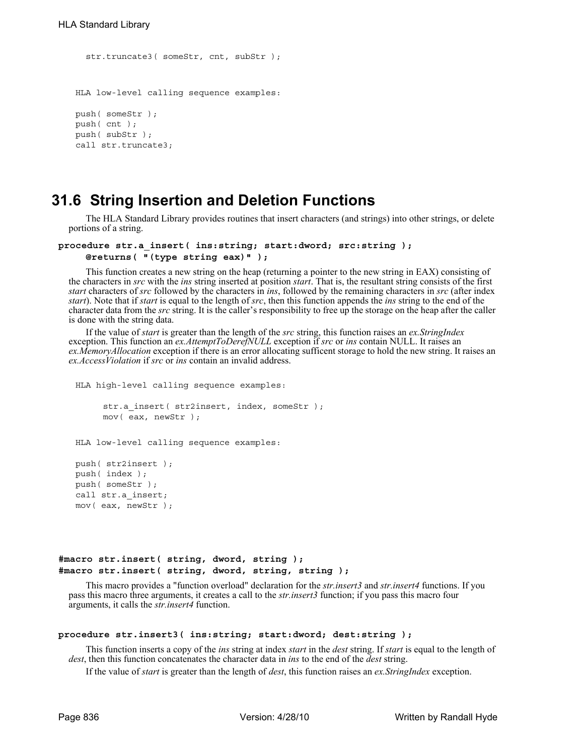```
str.truncate3( someStr, cnt, subStr );


HLA low-level calling sequence examples:

push( someStr );
push( cnt );
push( subStr );
call str.truncate3;
```

## 31.6 String Insertion and Deletion Functions

The HLA Standard Library provides routines that insert characters (and strings) into other strings, or delete portions of a string.

**procedure str.a_insert( ins:string; start:dword; src:string );**
**@returns( "(type string eax)" );**

This function creates a new string on the heap (returning a pointer to the new string in EAX) consisting of the characters in *src* with the *ins* string inserted at position *start*. That is, the resultant string consists of the first *start* characters of *src* followed by the characters in *ins*, followed by the remaining characters in *src* (after index *start*). Note that if *start* is equal to the length of *src*, then this function appends the *ins* string to the end of the character data from the *src* string. It is the caller's responsibility to free up the storage on the heap after the caller is done with the string data.

If the value of *start* is greater than the length of the *src* string, this function raises an *ex.StringIndex* exception. This function an *ex.AttemptToDerefNULL* exception if *src* or *ins* contain NULL. It raises an *ex.MemoryAllocation* exception if there is an error allocating sufficent storage to hold the new string. It raises an *ex.AccessViolation* if *src* or *ins* contain an invalid address.

```
HLA high-level calling sequence examples:

    str.a_insert( str2insert, index, someStr );
    mov( eax, newStr );


HLA low-level calling sequence examples:

push( str2insert );
push( index );
push( someStr );
call str.a_insert;
mov( eax, newStr );
```

**#macro str.insert( string, dword, string );**
**#macro str.insert( string, dword, string, string );**

This macro provides a "function overload" declaration for the *str.insert3* and *str.insert4* functions. If you pass this macro three arguments, it creates a call to the *str.insert3* function; if you pass this macro four arguments, it calls the *str.insert4* function.

**procedure str.insert3( ins:string; start:dword; dest:string );**

This function inserts a copy of the *ins* string at index *start* in the *dest* string. If *start* is equal to the length of *dest*, then this function concatenates the character data in *ins* to the end of the *dest* string.

If the value of *start* is greater than the length of *dest*, this function raises an *ex.StringIndex* exception.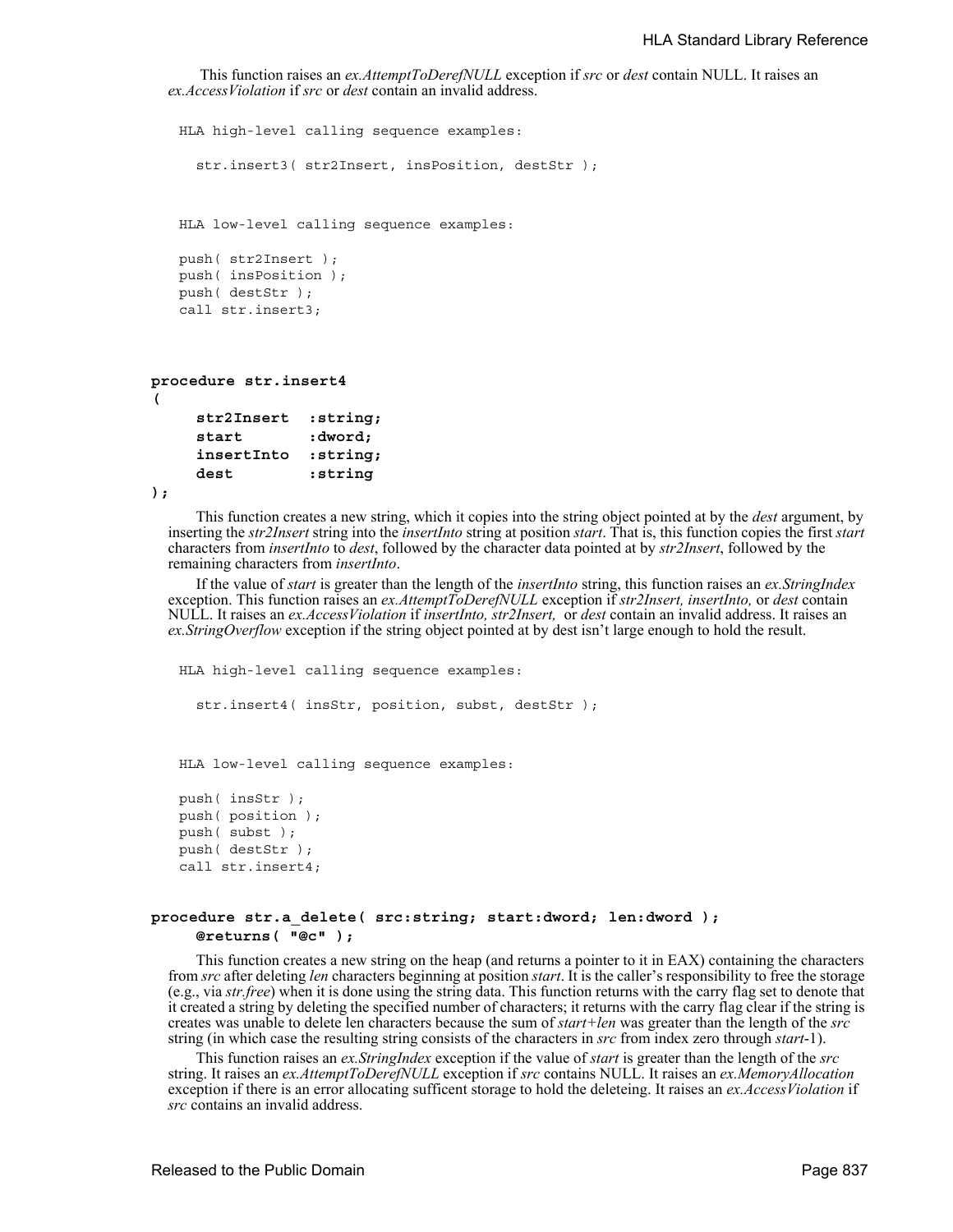This function raises an *ex.AttemptToDerefNULL* exception if *src* or *dest* contain NULL. It raises an *ex.AccessViolation* if *src* or *dest* contain an invalid address.

```
HLA high-level calling sequence examples:

  str.insert3( str2Insert, insPosition, destStr );



HLA low-level calling sequence examples:

push( str2Insert );
push( insPosition );
push( destStr );
call str.insert3;
```

```
procedure str.insert4
(
     str2Insert  :string;
     start       :dword;
     insertInto  :string;
     dest        :string
);
```

This function creates a new string, which it copies into the string object pointed at by the *dest* argument, by inserting the *str2Insert* string into the *insertInto* string at position *start*. That is, this function copies the first *start* characters from *insertInto* to *dest*, followed by the character data pointed at by *str2Insert*, followed by the remaining characters from *insertInto*.

If the value of *start* is greater than the length of the *insertInto* string, this function raises an *ex.StringIndex* exception. This function raises an *ex.AttemptToDerefNULL* exception if *str2Insert, insertInto,* or *dest* contain NULL. It raises an *ex.AccessViolation* if *insertInto, str2Insert,* or *dest* contain an invalid address. It raises an *ex.StringOverflow* exception if the string object pointed at by dest isn't large enough to hold the result.

```
HLA high-level calling sequence examples:

  str.insert4( insStr, position, subst, destStr );



HLA low-level calling sequence examples:

push( insStr );
push( position );
push( subst );
push( destStr );
call str.insert4;
```

```
procedure str.a_delete( src:string; start:dword; len:dword );
     @returns( "@c" );
```

This function creates a new string on the heap (and returns a pointer to it in EAX) containing the characters from *src* after deleting *len* characters beginning at position *start*. It is the caller's responsibility to free the storage (e.g., via *str.free*) when it is done using the string data. This function returns with the carry flag set to denote that it created a string by deleting the specified number of characters; it returns with the carry flag clear if the string is creates was unable to delete len characters because the sum of *start+len* was greater than the length of the *src* string (in which case the resulting string consists of the characters in *src* from index zero through *start*-1).

This function raises an *ex.StringIndex* exception if the value of *start* is greater than the length of the *src* string. It raises an *ex.AttemptToDerefNULL* exception if *src* contains NULL. It raises an *ex.MemoryAllocation* exception if there is an error allocating sufficent storage to hold the deleteing. It raises an *ex.AccessViolation* if *src* contains an invalid address.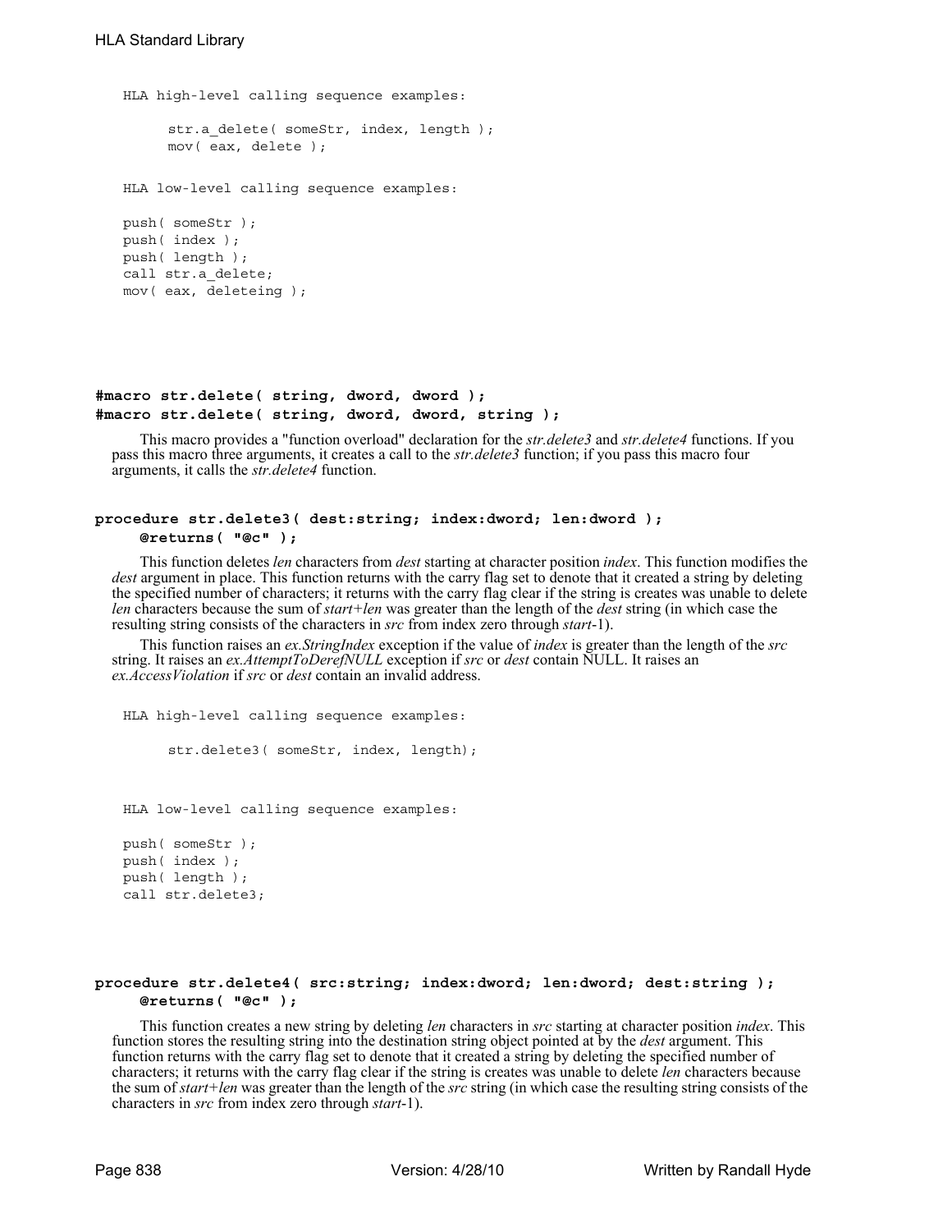HLA high-level calling sequence examples:

```
str.a_delete( someStr, index, length );
mov( eax, delete );
```

HLA low-level calling sequence examples:

```
push( someStr );
push( index );
push( length );
call str.a_delete;
mov( eax, deleteing );
```

### #macro str.delete( string, dword, dword );
### #macro str.delete( string, dword, dword, string );

This macro provides a "function overload" declaration for the *str.delete3* and *str.delete4* functions. If you pass this macro three arguments, it creates a call to the *str.delete3* function; if you pass this macro four arguments, it calls the *str.delete4* function.

### procedure str.delete3( dest:string; index:dword; len:dword ); @returns( "@c" );

This function deletes *len* characters from *dest* starting at character position *index*. This function modifies the *dest* argument in place. This function returns with the carry flag set to denote that it created a string by deleting the specified number of characters; it returns with the carry flag clear if the string is creates was unable to delete *len* characters because the sum of *start+len* was greater than the length of the *dest* string (in which case the resulting string consists of the characters in *src* from index zero through *start*-1).

This function raises an *ex.StringIndex* exception if the value of *index* is greater than the length of the *src* string. It raises an *ex.AttemptToDerefNULL* exception if *src* or *dest* contain NULL. It raises an *ex.AccessViolation* if *src* or *dest* contain an invalid address.

HLA high-level calling sequence examples:

```
str.delete3( someStr, index, length);
```

HLA low-level calling sequence examples:

```
push( someStr );
push( index );
push( length );
call str.delete3;
```

### procedure str.delete4( src:string; index:dword; len:dword; dest:string ); @returns( "@c" );

This function creates a new string by deleting *len* characters in *src* starting at character position *index*. This function stores the resulting string into the destination string object pointed at by the *dest* argument. This function returns with the carry flag set to denote that it created a string by deleting the specified number of characters; it returns with the carry flag clear if the string is creates was unable to delete *len* characters because the sum of *start+len* was greater than the length of the *src* string (in which case the resulting string consists of the characters in *src* from index zero through *start*-1).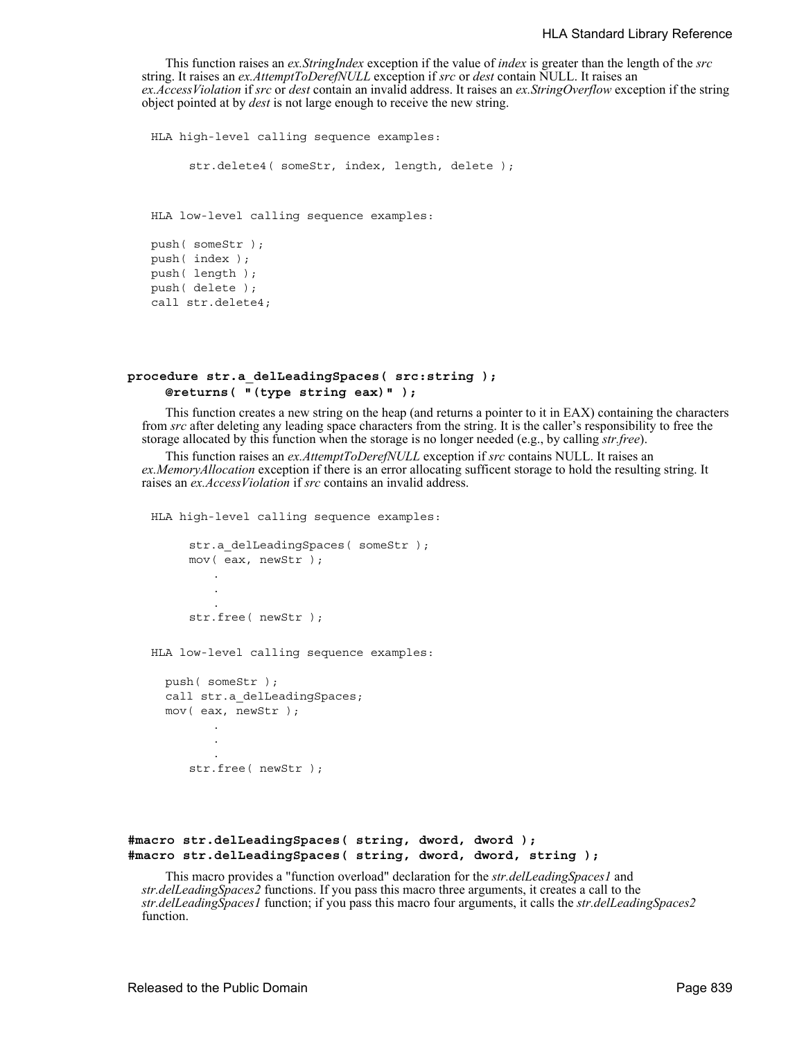This function raises an *ex.StringIndex* exception if the value of *index* is greater than the length of the *src* string. It raises an *ex.AttemptToDerefNULL* exception if *src* or *dest* contain NULL. It raises an *ex.AccessViolation* if *src* or *dest* contain an invalid address. It raises an *ex.StringOverflow* exception if the string object pointed at by *dest* is not large enough to receive the new string.

```
HLA high-level calling sequence examples:

      str.delete4( someStr, index, length, delete );



HLA low-level calling sequence examples:

push( someStr );
push( index );
push( length );
push( delete );
call str.delete4;
```

**procedure str.a_delLeadingSpaces( src:string );**
**@returns( "(type string eax)" );**

This function creates a new string on the heap (and returns a pointer to it in EAX) containing the characters from *src* after deleting any leading space characters from the string. It is the caller's responsibility to free the storage allocated by this function when the storage is no longer needed (e.g., by calling *str.free*).

This function raises an *ex.AttemptToDerefNULL* exception if *src* contains NULL. It raises an *ex.MemoryAllocation* exception if there is an error allocating sufficent storage to hold the resulting string. It raises an *ex.AccessViolation* if *src* contains an invalid address.

```
HLA high-level calling sequence examples:

      str.a_delLeadingSpaces( someStr );
      mov( eax, newStr );
          .
          .
          .
      str.free( newStr );


HLA low-level calling sequence examples:

  push( someStr );
  call str.a_delLeadingSpaces;
  mov( eax, newStr );
          .
          .
          .
      str.free( newStr );
```

**#macro str.delLeadingSpaces( string, dword, dword );**
**#macro str.delLeadingSpaces( string, dword, dword, string );**

This macro provides a "function overload" declaration for the *str.delLeadingSpaces1* and *str.delLeadingSpaces2* functions. If you pass this macro three arguments, it creates a call to the *str.delLeadingSpaces1* function; if you pass this macro four arguments, it calls the *str.delLeadingSpaces2* function.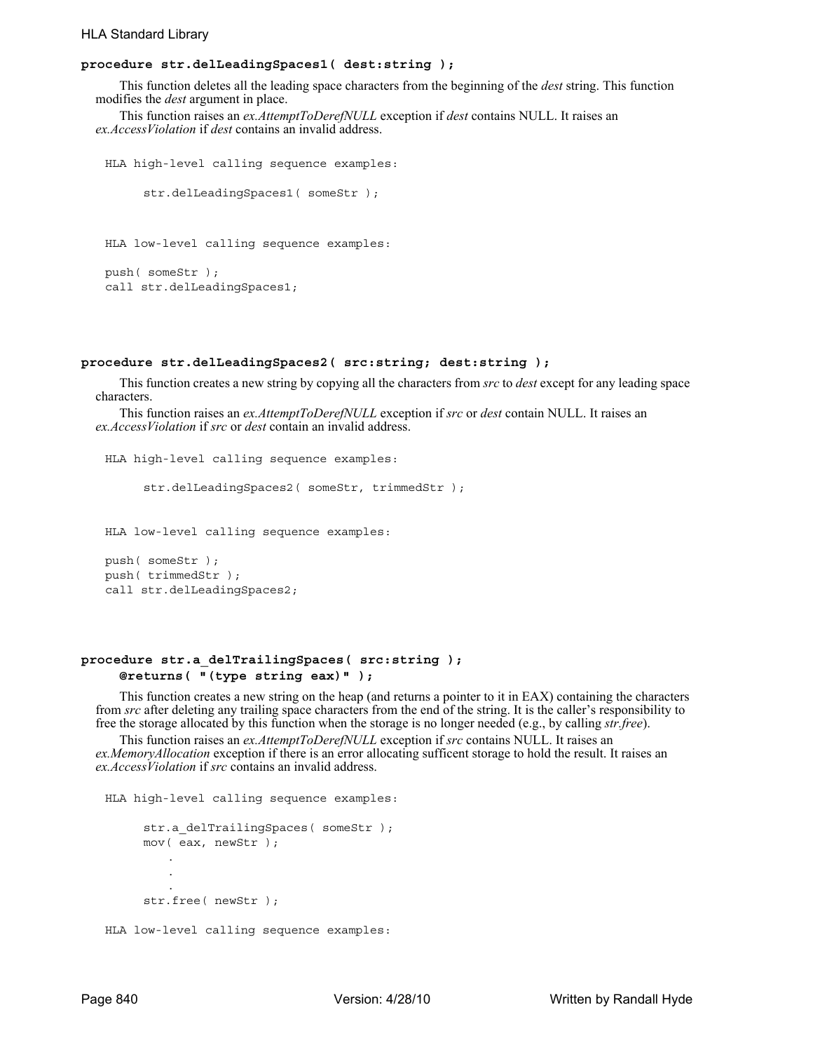**procedure str.delLeadingSpaces1( dest:string );**

This function deletes all the leading space characters from the beginning of the *dest* string. This function modifies the *dest* argument in place.

This function raises an *ex.AttemptToDerefNULL* exception if *dest* contains NULL. It raises an *ex.AccessViolation* if *dest* contains an invalid address.

```
HLA high-level calling sequence examples:

      str.delLeadingSpaces1( someStr );



HLA low-level calling sequence examples:

push( someStr );
call str.delLeadingSpaces1;
```

**procedure str.delLeadingSpaces2( src:string; dest:string );**

This function creates a new string by copying all the characters from *src* to *dest* except for any leading space characters.

This function raises an *ex.AttemptToDerefNULL* exception if *src* or *dest* contain NULL. It raises an *ex.AccessViolation* if *src* or *dest* contain an invalid address.

```
HLA high-level calling sequence examples:

      str.delLeadingSpaces2( someStr, trimmedStr );


HLA low-level calling sequence examples:

push( someStr );
push( trimmedStr );
call str.delLeadingSpaces2;
```

**procedure str.a_delTrailingSpaces( src:string );**
**@returns( "(type string eax)" );**

This function creates a new string on the heap (and returns a pointer to it in EAX) containing the characters from *src* after deleting any trailing space characters from the end of the string. It is the caller's responsibility to free the storage allocated by this function when the storage is no longer needed (e.g., by calling *str.free*).

This function raises an *ex.AttemptToDerefNULL* exception if *src* contains NULL. It raises an *ex.MemoryAllocation* exception if there is an error allocating sufficent storage to hold the result. It raises an *ex.AccessViolation* if *src* contains an invalid address.

```
HLA high-level calling sequence examples:

      str.a_delTrailingSpaces( someStr );
      mov( eax, newStr );
          .
          .
          .
      str.free( newStr );

HLA low-level calling sequence examples:
```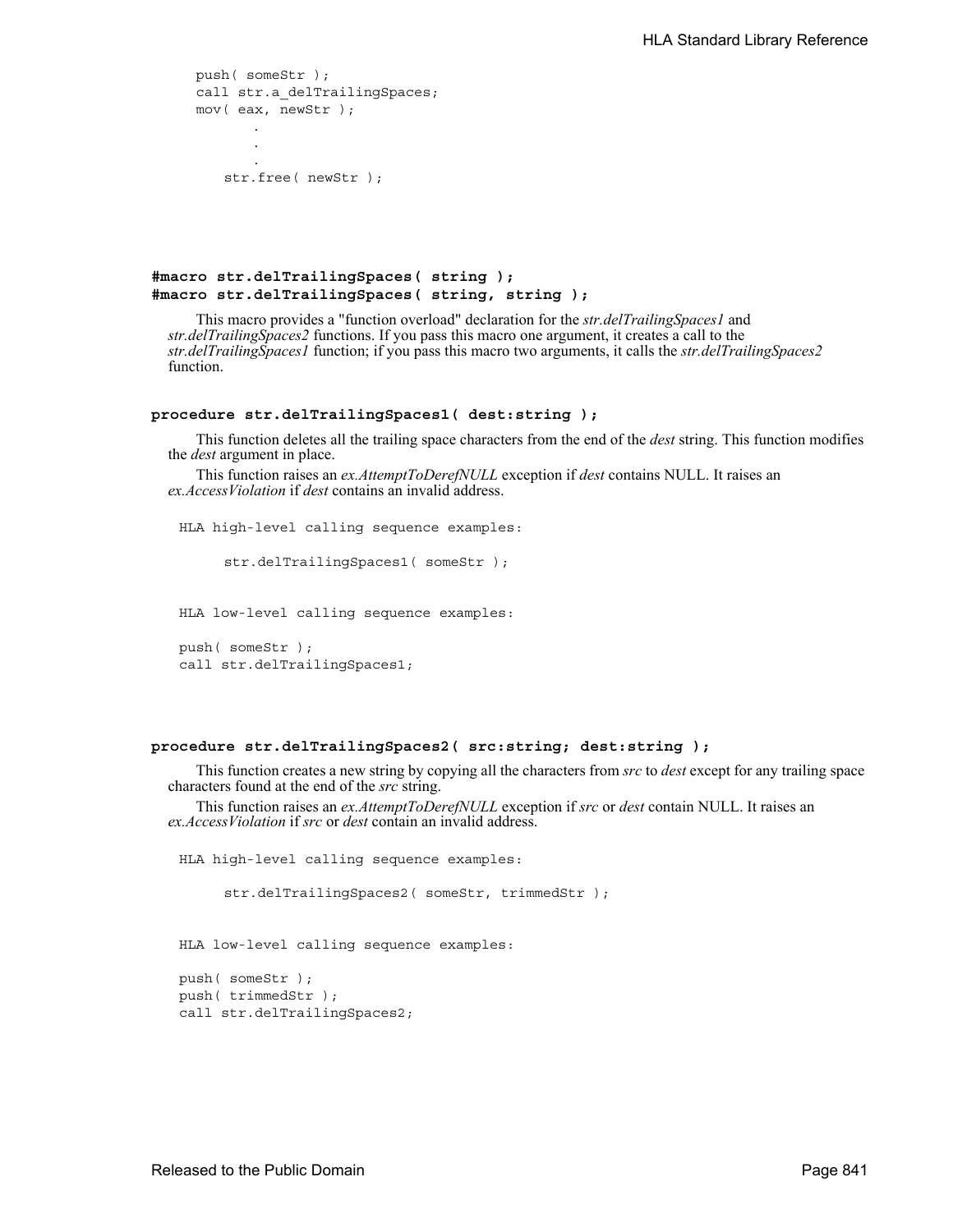```
push( someStr );
call str.a_delTrailingSpaces;
mov( eax, newStr );
      .
      .
      .
  str.free( newStr );
```

**#macro str.delTrailingSpaces( string );**
**#macro str.delTrailingSpaces( string, string );**

This macro provides a "function overload" declaration for the *str.delTrailingSpaces1* and *str.delTrailingSpaces2* functions. If you pass this macro one argument, it creates a call to the *str.delTrailingSpaces1* function; if you pass this macro two arguments, it calls the *str.delTrailingSpaces2* function.

**procedure str.delTrailingSpaces1( dest:string );**

This function deletes all the trailing space characters from the end of the *dest* string. This function modifies the *dest* argument in place.

This function raises an *ex.AttemptToDerefNULL* exception if *dest* contains NULL. It raises an *ex.AccessViolation* if *dest* contains an invalid address.

```
HLA high-level calling sequence examples:

     str.delTrailingSpaces1( someStr );


HLA low-level calling sequence examples:

push( someStr );
call str.delTrailingSpaces1;
```

**procedure str.delTrailingSpaces2( src:string; dest:string );**

This function creates a new string by copying all the characters from *src* to *dest* except for any trailing space characters found at the end of the *src* string.

This function raises an *ex.AttemptToDerefNULL* exception if *src* or *dest* contain NULL. It raises an *ex.AccessViolation* if *src* or *dest* contain an invalid address.

```
HLA high-level calling sequence examples:

     str.delTrailingSpaces2( someStr, trimmedStr );


HLA low-level calling sequence examples:

push( someStr );
push( trimmedStr );
call str.delTrailingSpaces2;
```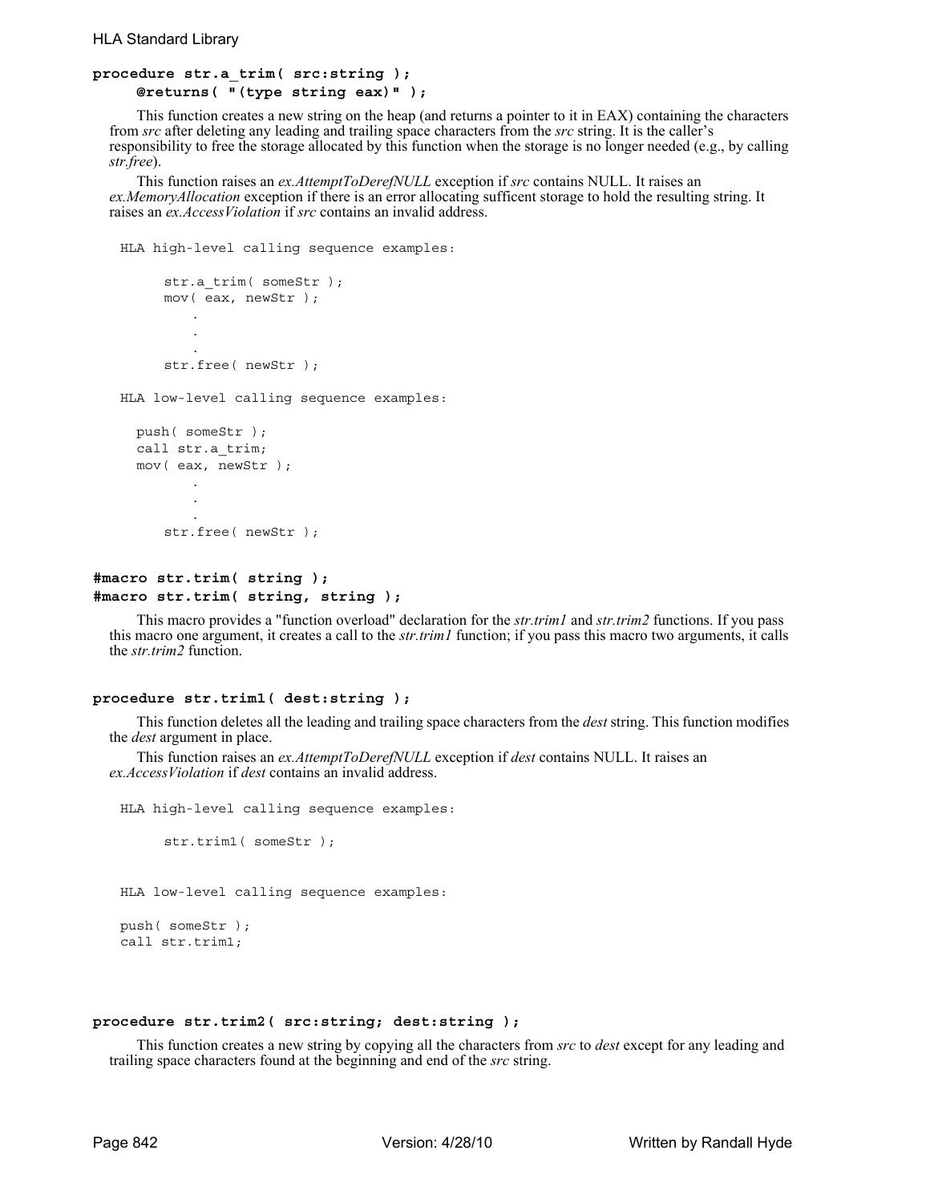```
procedure str.a_trim( src:string );
    @returns( "(type string eax)" );
```

This function creates a new string on the heap (and returns a pointer to it in EAX) containing the characters from *src* after deleting any leading and trailing space characters from the *src* string. It is the caller's responsibility to free the storage allocated by this function when the storage is no longer needed (e.g., by calling *str.free*).

This function raises an *ex.AttemptToDerefNULL* exception if *src* contains NULL. It raises an *ex.MemoryAllocation* exception if there is an error allocating sufficent storage to hold the resulting string. It raises an *ex.AccessViolation* if *src* contains an invalid address.

```
HLA high-level calling sequence examples:

     str.a_trim( someStr );
     mov( eax, newStr );
         .
         .
         .
     str.free( newStr );

HLA low-level calling sequence examples:

  push( someStr );
  call str.a_trim;
  mov( eax, newStr );
         .
         .
         .
     str.free( newStr );
```

```
#macro str.trim( string );
#macro str.trim( string, string );
```

This macro provides a "function overload" declaration for the *str.trim1* and *str.trim2* functions. If you pass this macro one argument, it creates a call to the *str.trim1* function; if you pass this macro two arguments, it calls the *str.trim2* function.

```
procedure str.trim1( dest:string );
```

This function deletes all the leading and trailing space characters from the *dest* string. This function modifies the *dest* argument in place.

This function raises an *ex.AttemptToDerefNULL* exception if *dest* contains NULL. It raises an *ex.AccessViolation* if *dest* contains an invalid address.

```
HLA high-level calling sequence examples:

     str.trim1( someStr );


HLA low-level calling sequence examples:

push( someStr );
call str.trim1;
```

```
procedure str.trim2( src:string; dest:string );
```

This function creates a new string by copying all the characters from *src* to *dest* except for any leading and trailing space characters found at the beginning and end of the *src* string.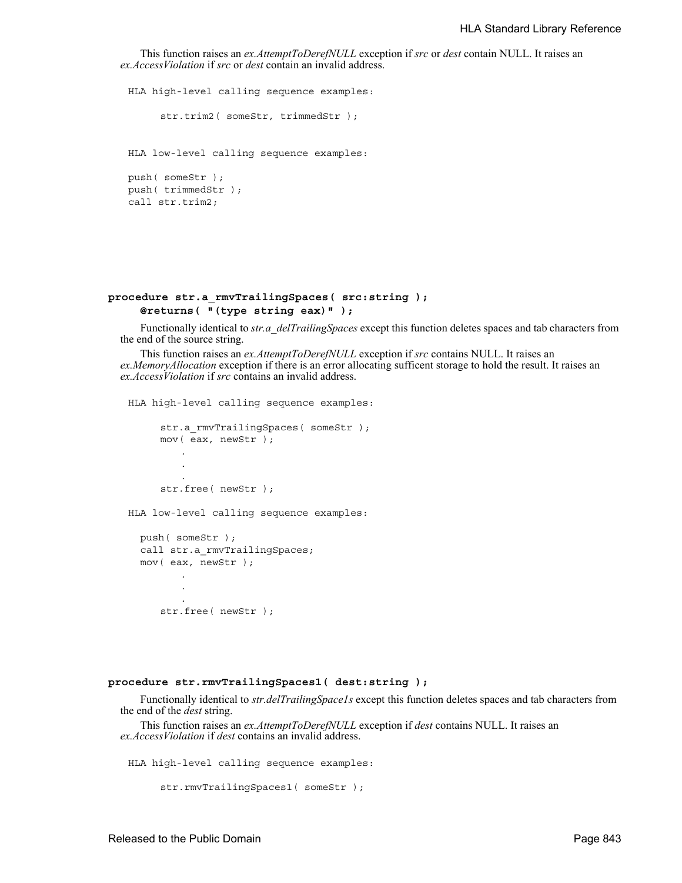This function raises an *ex.AttemptToDerefNULL* exception if *src* or *dest* contain NULL. It raises an *ex.AccessViolation* if *src* or *dest* contain an invalid address.

```
HLA high-level calling sequence examples:

      str.trim2( someStr, trimmedStr );


HLA low-level calling sequence examples:

push( someStr );
push( trimmedStr );
call str.trim2;
```

**procedure str.a_rmvTrailingSpaces( src:string );**
**@returns( "(type string eax)" );**

Functionally identical to *str.a_delTrailingSpaces* except this function deletes spaces and tab characters from the end of the source string.

This function raises an *ex.AttemptToDerefNULL* exception if *src* contains NULL. It raises an *ex.MemoryAllocation* exception if there is an error allocating sufficent storage to hold the result. It raises an *ex.AccessViolation* if *src* contains an invalid address.

```
HLA high-level calling sequence examples:

      str.a_rmvTrailingSpaces( someStr );
      mov( eax, newStr );
          .
          .
          .
      str.free( newStr );

HLA low-level calling sequence examples:

  push( someStr );
  call str.a_rmvTrailingSpaces;
  mov( eax, newStr );
          .
          .
          .
      str.free( newStr );
```

**procedure str.rmvTrailingSpaces1( dest:string );**

Functionally identical to *str.delTrailingSpace1s* except this function deletes spaces and tab characters from the end of the *dest* string.

This function raises an *ex.AttemptToDerefNULL* exception if *dest* contains NULL. It raises an *ex.AccessViolation* if *dest* contains an invalid address.

```
HLA high-level calling sequence examples:

      str.rmvTrailingSpaces1( someStr );
```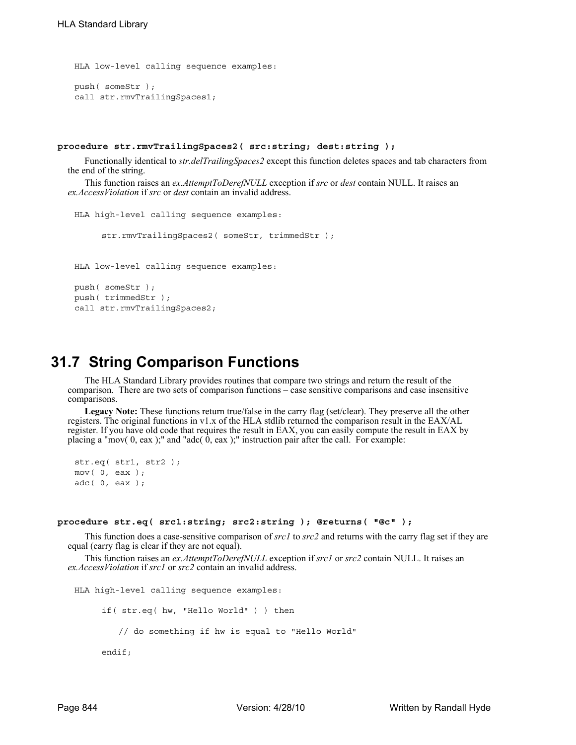```
HLA low-level calling sequence examples:

push( someStr );
call str.rmvTrailingSpaces1;
```

**procedure str.rmvTrailingSpaces2( src:string; dest:string );**

Functionally identical to *str.delTrailingSpaces2* except this function deletes spaces and tab characters from the end of the string.

This function raises an *ex.AttemptToDerefNULL* exception if *src* or *dest* contain NULL. It raises an *ex.AccessViolation* if *src* or *dest* contain an invalid address.

```
HLA high-level calling sequence examples:

      str.rmvTrailingSpaces2( someStr, trimmedStr );


HLA low-level calling sequence examples:

push( someStr );
push( trimmedStr );
call str.rmvTrailingSpaces2;
```

## 31.7 String Comparison Functions

The HLA Standard Library provides routines that compare two strings and return the result of the comparison. There are two sets of comparison functions – case sensitive comparisons and case insensitive comparisons.

**Legacy Note:** These functions return true/false in the carry flag (set/clear). They preserve all the other registers. The original functions in v1.x of the HLA stdlib returned the comparison result in the EAX/AL register. If you have old code that requires the result in EAX, you can easily compute the result in EAX by placing a "mov( 0, eax );" and "adc( 0, eax );" instruction pair after the call. For example:

```
str.eq( str1, str2 );
mov( 0, eax );
adc( 0, eax );
```

**procedure str.eq( src1:string; src2:string ); @returns( "@c" );**

This function does a case-sensitive comparison of *src1* to *src2* and returns with the carry flag set if they are equal (carry flag is clear if they are not equal).

This function raises an *ex.AttemptToDerefNULL* exception if *src1* or *src2* contain NULL. It raises an *ex.AccessViolation* if *src1* or *src2* contain an invalid address.

```
HLA high-level calling sequence examples:

      if( str.eq( hw, "Hello World" ) ) then

         // do something if hw is equal to "Hello World"

      endif;
```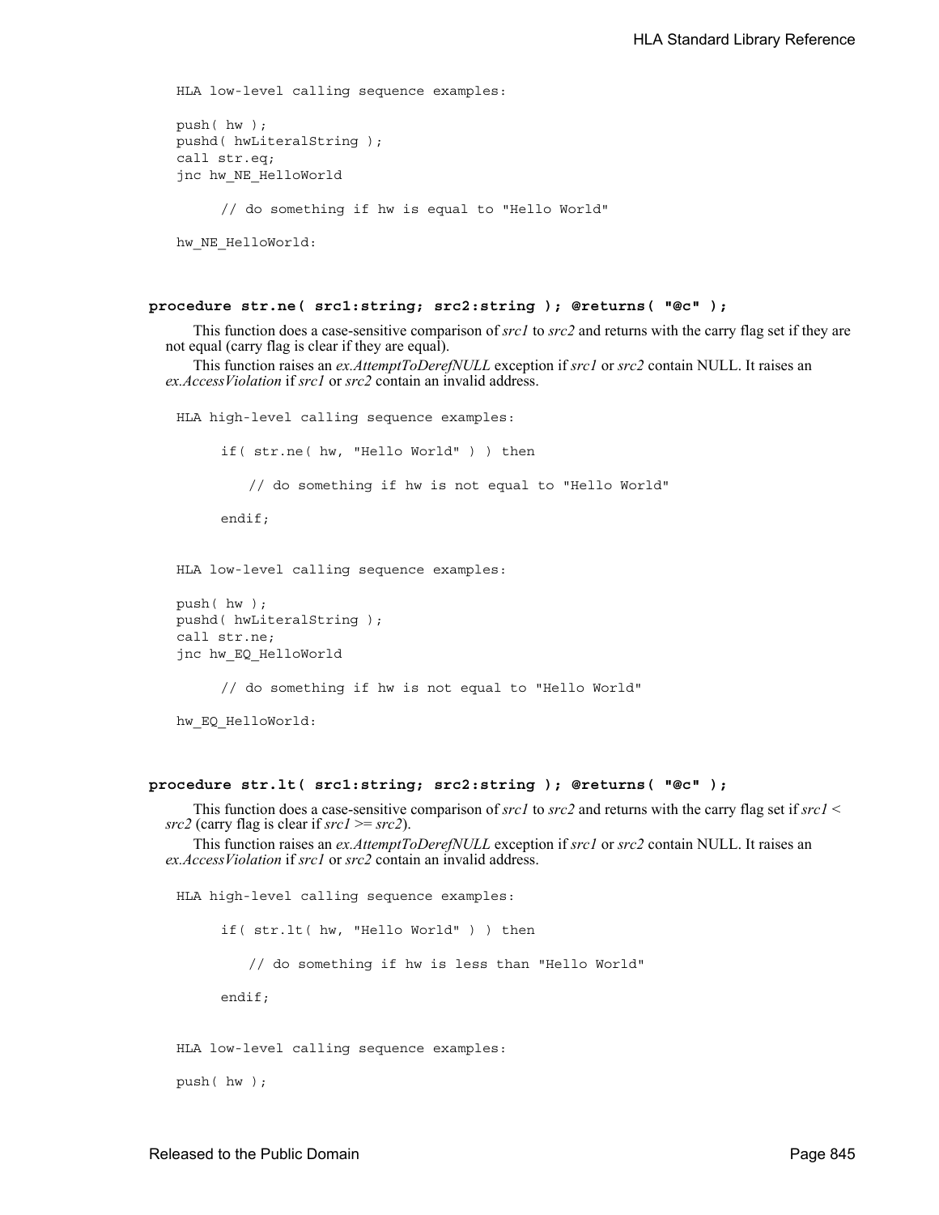```
HLA low-level calling sequence examples:

push( hw );
pushd( hwLiteralString );
call str.eq;
jnc hw_NE_HelloWorld

      // do something if hw is equal to "Hello World"

hw_NE_HelloWorld:
```

**procedure str.ne( src1:string; src2:string ); @returns( "@c" );**

This function does a case-sensitive comparison of *src1* to *src2* and returns with the carry flag set if they are not equal (carry flag is clear if they are equal).

This function raises an *ex.AttemptToDerefNULL* exception if *src1* or *src2* contain NULL. It raises an *ex.AccessViolation* if *src1* or *src2* contain an invalid address.

```
HLA high-level calling sequence examples:

      if( str.ne( hw, "Hello World" ) ) then

         // do something if hw is not equal to "Hello World"

      endif;


HLA low-level calling sequence examples:

push( hw );
pushd( hwLiteralString );
call str.ne;
jnc hw_EQ_HelloWorld

      // do something if hw is not equal to "Hello World"

hw_EQ_HelloWorld:
```

**procedure str.lt( src1:string; src2:string ); @returns( "@c" );**

This function does a case-sensitive comparison of *src1* to *src2* and returns with the carry flag set if *src1* < *src2* (carry flag is clear if *src1* >= *src2*).

This function raises an *ex.AttemptToDerefNULL* exception if *src1* or *src2* contain NULL. It raises an *ex.AccessViolation* if *src1* or *src2* contain an invalid address.

```
HLA high-level calling sequence examples:

      if( str.lt( hw, "Hello World" ) ) then

         // do something if hw is less than "Hello World"

      endif;


HLA low-level calling sequence examples:

push( hw );
```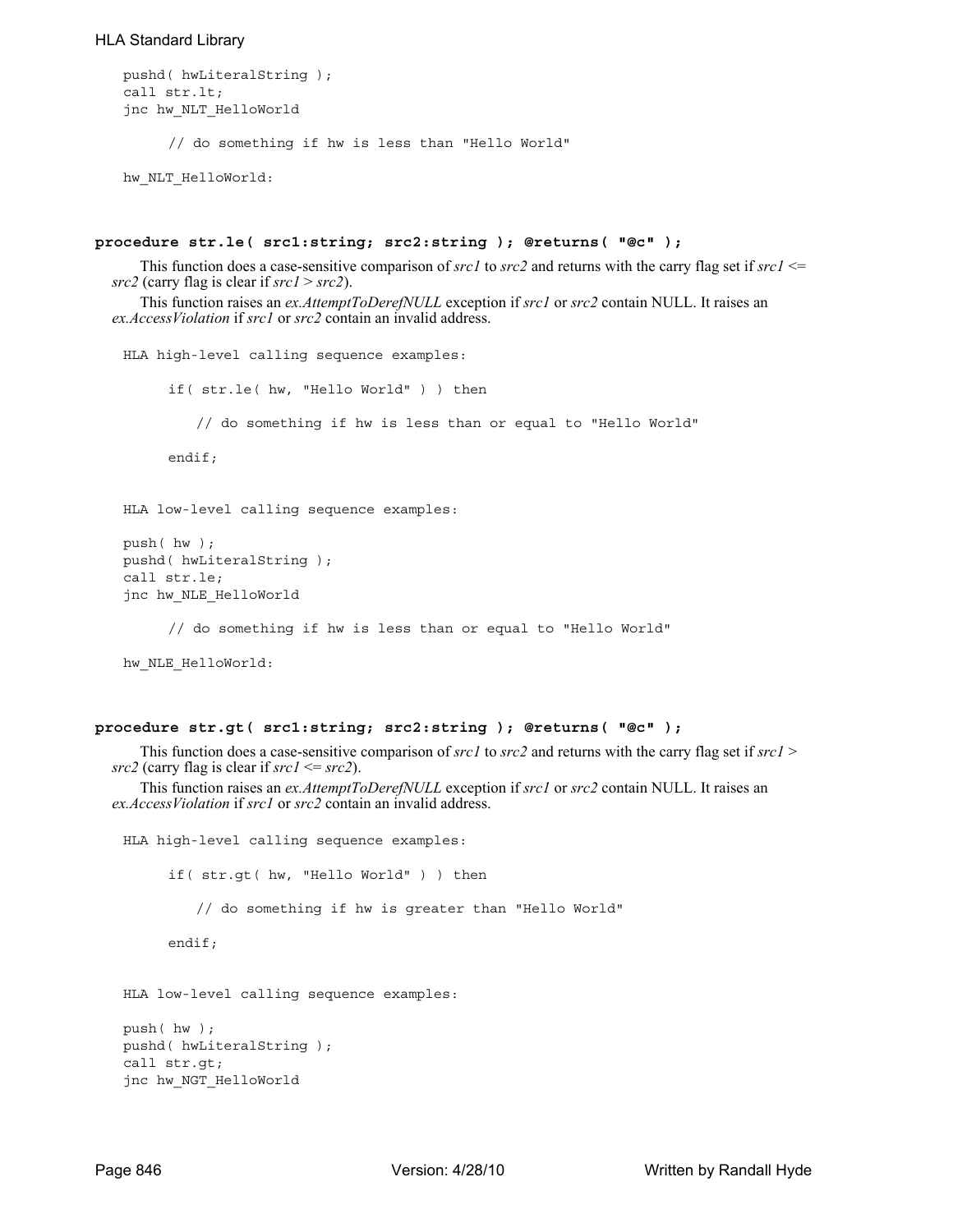```
pushd( hwLiteralString );
call str.lt;
jnc hw_NLT_HelloWorld

      // do something if hw is less than "Hello World"

hw_NLT_HelloWorld:
```

**procedure str.le( src1:string; src2:string ); @returns( "@c" );**

This function does a case-sensitive comparison of *src1* to *src2* and returns with the carry flag set if *src1* <= *src2* (carry flag is clear if *src1* > *src2*).

This function raises an *ex.AttemptToDerefNULL* exception if *src1* or *src2* contain NULL. It raises an *ex.AccessViolation* if *src1* or *src2* contain an invalid address.

```
HLA high-level calling sequence examples:

      if( str.le( hw, "Hello World" ) ) then

         // do something if hw is less than or equal to "Hello World"

      endif;


HLA low-level calling sequence examples:

push( hw );
pushd( hwLiteralString );
call str.le;
jnc hw_NLE_HelloWorld

      // do something if hw is less than or equal to "Hello World"

hw_NLE_HelloWorld:
```

**procedure str.gt( src1:string; src2:string ); @returns( "@c" );**

This function does a case-sensitive comparison of *src1* to *src2* and returns with the carry flag set if *src1* > *src2* (carry flag is clear if *src1* <= *src2*).

This function raises an *ex.AttemptToDerefNULL* exception if *src1* or *src2* contain NULL. It raises an *ex.AccessViolation* if *src1* or *src2* contain an invalid address.

```
HLA high-level calling sequence examples:

      if( str.gt( hw, "Hello World" ) ) then

         // do something if hw is greater than "Hello World"

      endif;


HLA low-level calling sequence examples:

push( hw );
pushd( hwLiteralString );
call str.gt;
jnc hw_NGT_HelloWorld
```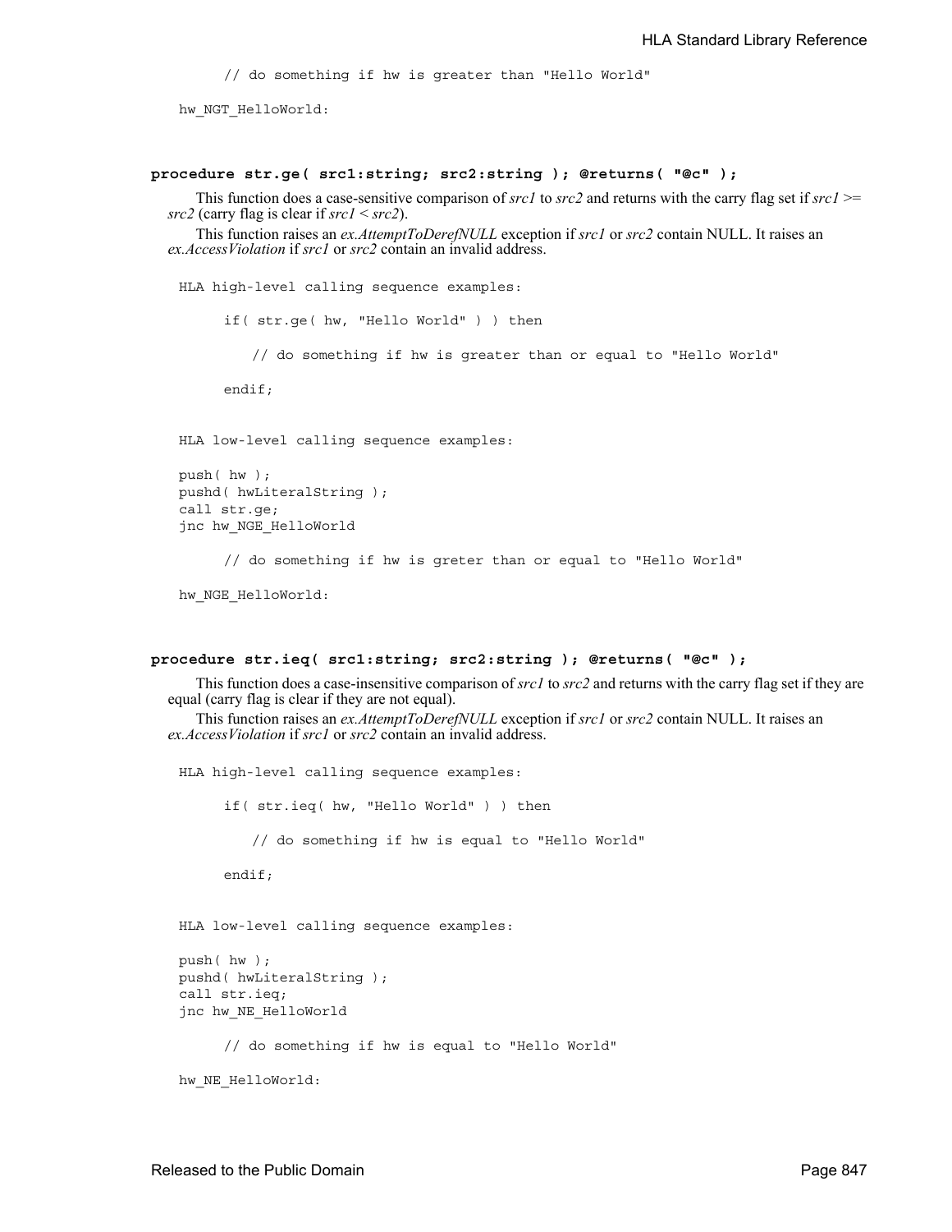```
        // do something if hw is greater than "Hello World"

    hw_NGT_HelloWorld:
```

**procedure str.ge( src1:string; src2:string ); @returns( "@c" );**

This function does a case-sensitive comparison of *src1* to *src2* and returns with the carry flag set if *src1* >= *src2* (carry flag is clear if *src1* < *src2*).

This function raises an *ex.AttemptToDerefNULL* exception if *src1* or *src2* contain NULL. It raises an *ex.AccessViolation* if *src1* or *src2* contain an invalid address.

```
HLA high-level calling sequence examples:

    if( str.ge( hw, "Hello World" ) ) then

        // do something if hw is greater than or equal to "Hello World"

    endif;


HLA low-level calling sequence examples:

push( hw );
pushd( hwLiteralString );
call str.ge;
jnc hw_NGE_HelloWorld

    // do something if hw is greter than or equal to "Hello World"

hw_NGE_HelloWorld:
```

**procedure str.ieq( src1:string; src2:string ); @returns( "@c" );**

This function does a case-insensitive comparison of *src1* to *src2* and returns with the carry flag set if they are equal (carry flag is clear if they are not equal).

This function raises an *ex.AttemptToDerefNULL* exception if *src1* or *src2* contain NULL. It raises an *ex.AccessViolation* if *src1* or *src2* contain an invalid address.

```
HLA high-level calling sequence examples:

    if( str.ieq( hw, "Hello World" ) ) then

        // do something if hw is equal to "Hello World"

    endif;


HLA low-level calling sequence examples:

push( hw );
pushd( hwLiteralString );
call str.ieq;
jnc hw_NE_HelloWorld

    // do something if hw is equal to "Hello World"

hw_NE_HelloWorld:
```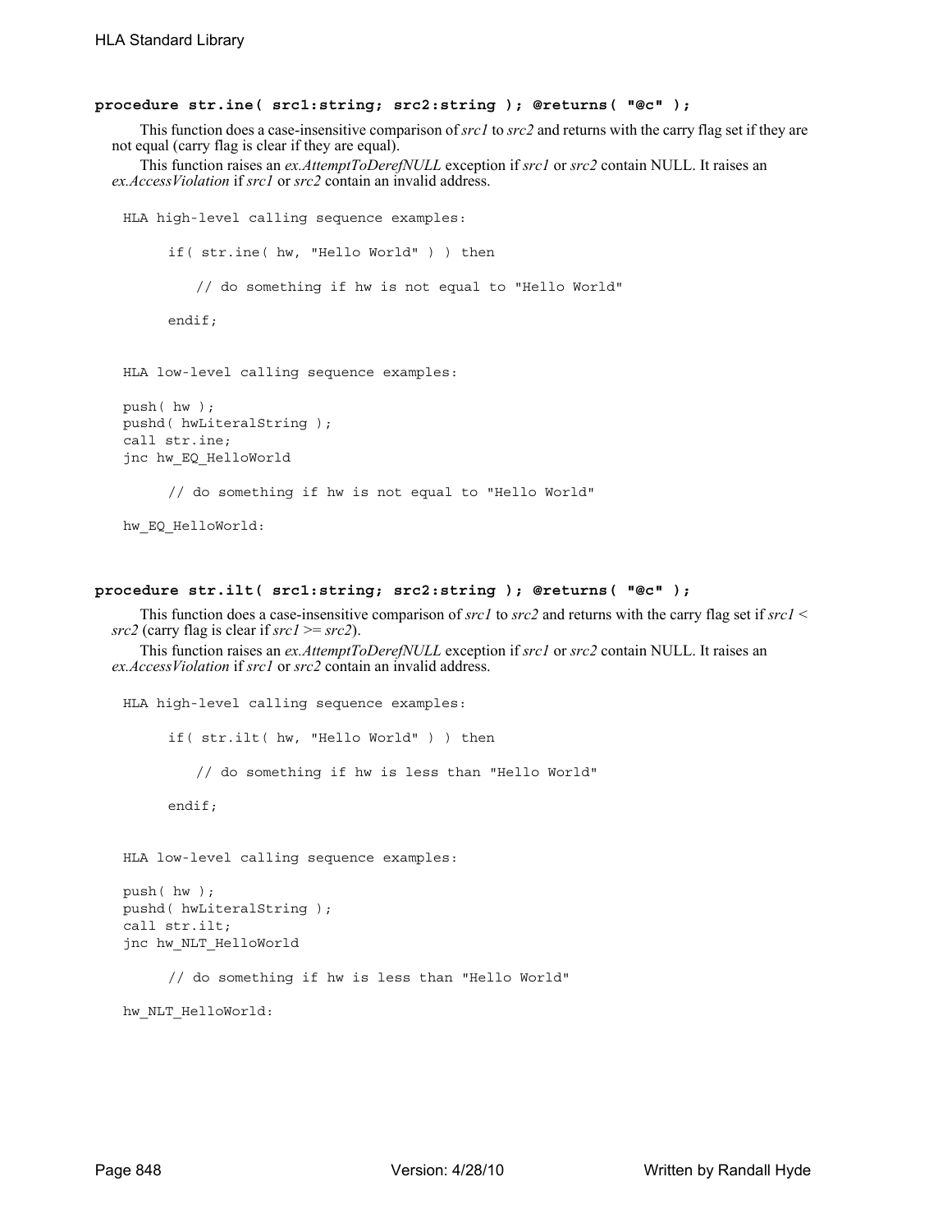**procedure str.ine( src1:string; src2:string ); @returns( "@c" );**

This function does a case-insensitive comparison of *src1* to *src2* and returns with the carry flag set if they are not equal (carry flag is clear if they are equal).

This function raises an *ex.AttemptToDerefNULL* exception if *src1* or *src2* contain NULL. It raises an *ex.AccessViolation* if *src1* or *src2* contain an invalid address.

```
HLA high-level calling sequence examples:

      if( str.ine( hw, "Hello World" ) ) then

         // do something if hw is not equal to "Hello World"

      endif;


HLA low-level calling sequence examples:

push( hw );
pushd( hwLiteralString );
call str.ine;
jnc hw_EQ_HelloWorld

      // do something if hw is not equal to "Hello World"

hw_EQ_HelloWorld:
```

**procedure str.ilt( src1:string; src2:string ); @returns( "@c" );**

This function does a case-insensitive comparison of *src1* to *src2* and returns with the carry flag set if *src1* < *src2* (carry flag is clear if *src1* >= *src2*).

This function raises an *ex.AttemptToDerefNULL* exception if *src1* or *src2* contain NULL. It raises an *ex.AccessViolation* if *src1* or *src2* contain an invalid address.

```
HLA high-level calling sequence examples:

      if( str.ilt( hw, "Hello World" ) ) then

         // do something if hw is less than "Hello World"

      endif;


HLA low-level calling sequence examples:

push( hw );
pushd( hwLiteralString );
call str.ilt;
jnc hw_NLT_HelloWorld

      // do something if hw is less than "Hello World"

hw_NLT_HelloWorld:
```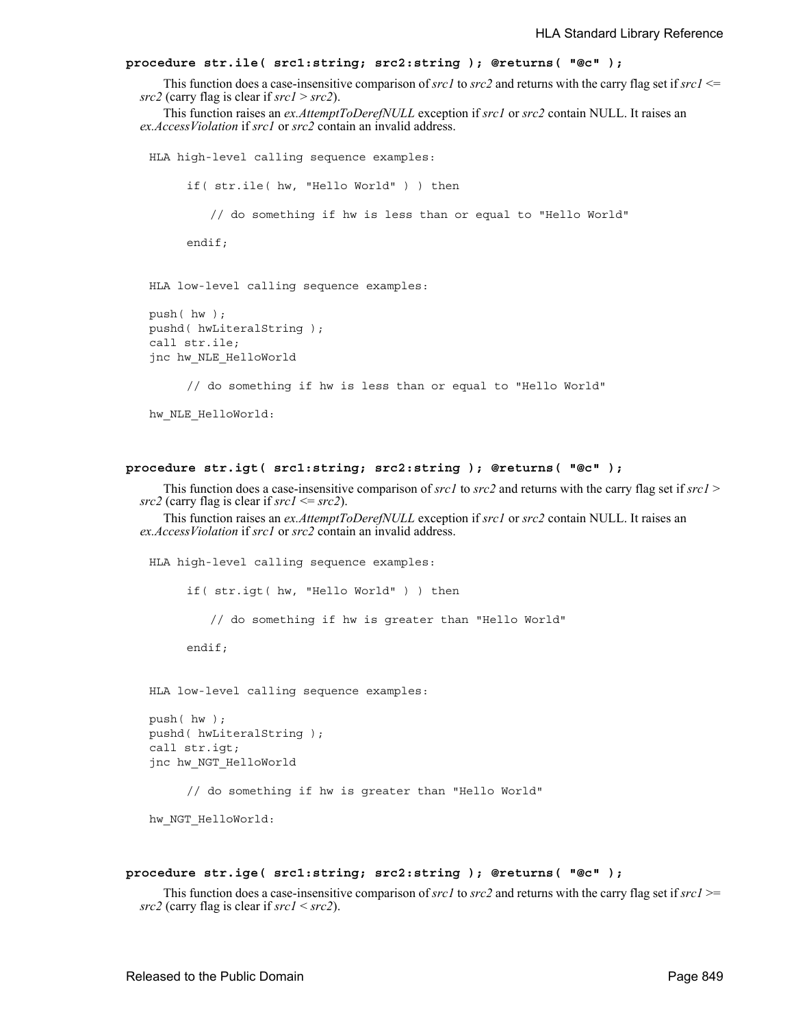**procedure str.ile( src1:string; src2:string ); @returns( "@c" );**

This function does a case-insensitive comparison of *src1* to *src2* and returns with the carry flag set if *src1* <= *src2* (carry flag is clear if *src1* > *src2*).

This function raises an *ex.AttemptToDerefNULL* exception if *src1* or *src2* contain NULL. It raises an *ex.AccessViolation* if *src1* or *src2* contain an invalid address.

```
HLA high-level calling sequence examples:

      if( str.ile( hw, "Hello World" ) ) then

         // do something if hw is less than or equal to "Hello World"

      endif;


HLA low-level calling sequence examples:

push( hw );
pushd( hwLiteralString );
call str.ile;
jnc hw_NLE_HelloWorld

      // do something if hw is less than or equal to "Hello World"

hw_NLE_HelloWorld:
```

**procedure str.igt( src1:string; src2:string ); @returns( "@c" );**

This function does a case-insensitive comparison of *src1* to *src2* and returns with the carry flag set if *src1* > *src2* (carry flag is clear if *src1* <= *src2*).

This function raises an *ex.AttemptToDerefNULL* exception if *src1* or *src2* contain NULL. It raises an *ex.AccessViolation* if *src1* or *src2* contain an invalid address.

```
HLA high-level calling sequence examples:

      if( str.igt( hw, "Hello World" ) ) then

         // do something if hw is greater than "Hello World"

      endif;


HLA low-level calling sequence examples:

push( hw );
pushd( hwLiteralString );
call str.igt;
jnc hw_NGT_HelloWorld

      // do something if hw is greater than "Hello World"

hw_NGT_HelloWorld:
```

**procedure str.ige( src1:string; src2:string ); @returns( "@c" );**

This function does a case-insensitive comparison of *src1* to *src2* and returns with the carry flag set if *src1* >= *src2* (carry flag is clear if *src1* < *src2*).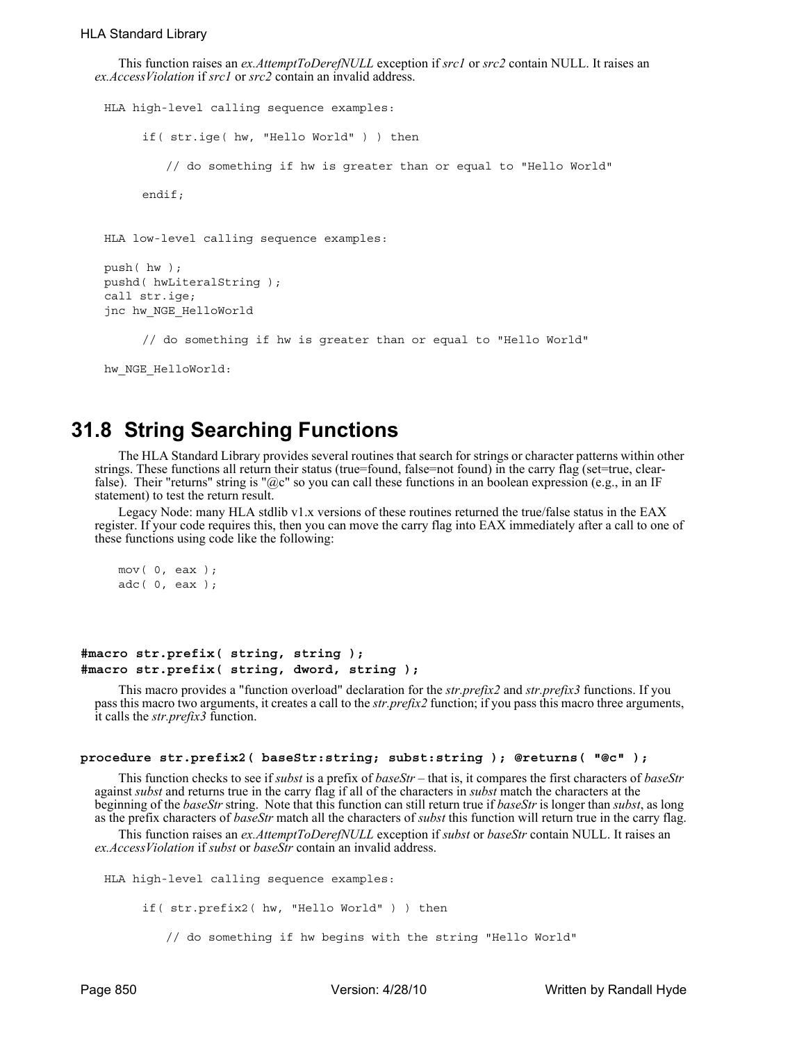This function raises an *ex.AttemptToDerefNULL* exception if *src1* or *src2* contain NULL. It raises an *ex.AccessViolation* if *src1* or *src2* contain an invalid address.

```
HLA high-level calling sequence examples:

      if( str.ige( hw, "Hello World" ) ) then

         // do something if hw is greater than or equal to "Hello World"

      endif;


HLA low-level calling sequence examples:

push( hw );
pushd( hwLiteralString );
call str.ige;
jnc hw_NGE_HelloWorld

      // do something if hw is greater than or equal to "Hello World"

hw_NGE_HelloWorld:
```

## 31.8 String Searching Functions

The HLA Standard Library provides several routines that search for strings or character patterns within other strings. These functions all return their status (true=found, false=not found) in the carry flag (set=true, clear-false). Their "returns" string is "@c" so you can call these functions in an boolean expression (e.g., in an IF statement) to test the return result.

Legacy Node: many HLA stdlib v1.x versions of these routines returned the true/false status in the EAX register. If your code requires this, then you can move the carry flag into EAX immediately after a call to one of these functions using code like the following:

```
mov( 0, eax );
adc( 0, eax );
```

**#macro str.prefix( string, string );**
**#macro str.prefix( string, dword, string );**

This macro provides a "function overload" declaration for the *str.prefix2* and *str.prefix3* functions. If you pass this macro two arguments, it creates a call to the *str.prefix2* function; if you pass this macro three arguments, it calls the *str.prefix3* function.

**procedure str.prefix2( baseStr:string; subst:string ); @returns( "@c" );**

This function checks to see if *subst* is a prefix of *baseStr* – that is, it compares the first characters of *baseStr* against *subst* and returns true in the carry flag if all of the characters in *subst* match the characters at the beginning of the *baseStr* string. Note that this function can still return true if *baseStr* is longer than *subst*, as long as the prefix characters of *baseStr* match all the characters of *subst* this function will return true in the carry flag.

This function raises an *ex.AttemptToDerefNULL* exception if *subst* or *baseStr* contain NULL. It raises an *ex.AccessViolation* if *subst* or *baseStr* contain an invalid address.

```
HLA high-level calling sequence examples:

      if( str.prefix2( hw, "Hello World" ) ) then

         // do something if hw begins with the string "Hello World"
```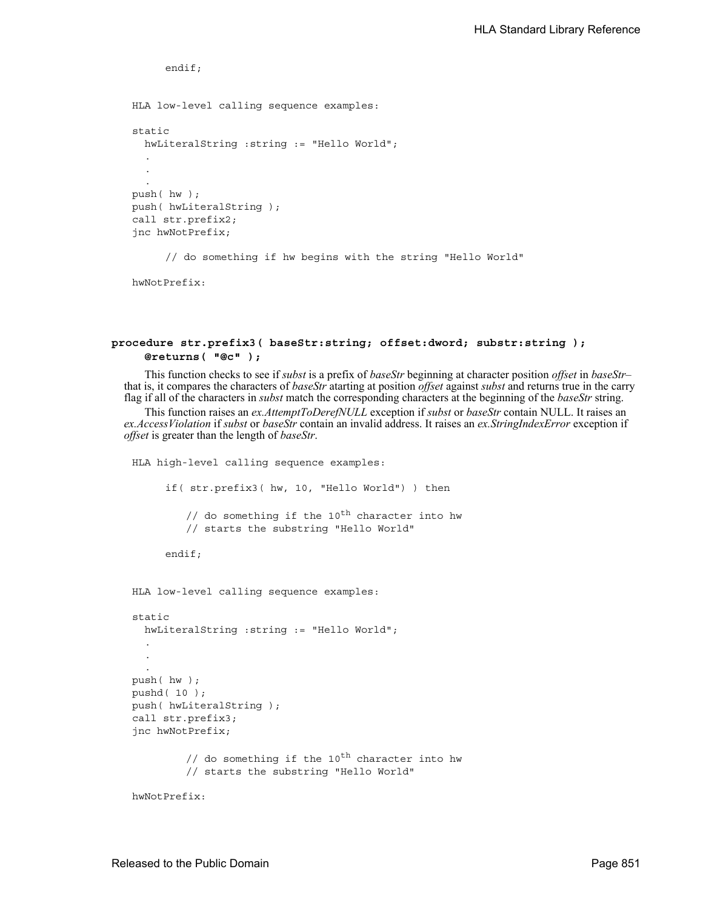```
        endif;


HLA low-level calling sequence examples:

static
  hwLiteralString :string := "Hello World";
  .
  .
  .
push( hw );
push( hwLiteralString );
call str.prefix2;
jnc hwNotPrefix;

     // do something if hw begins with the string "Hello World"

hwNotPrefix:
```

**procedure str.prefix3( baseStr:string; offset:dword; substr:string );**
**@returns( "@c" );**

This function checks to see if *subst* is a prefix of *baseStr* beginning at character position *offset* in *baseStr*– that is, it compares the characters of *baseStr* atarting at position *offset* against *subst* and returns true in the carry flag if all of the characters in *subst* match the corresponding characters at the beginning of the *baseStr* string.

This function raises an *ex.AttemptToDerefNULL* exception if *subst* or *baseStr* contain NULL. It raises an *ex.AccessViolation* if *subst* or *baseStr* contain an invalid address. It raises an *ex.StringIndexError* exception if *offset* is greater than the length of *baseStr*.

```
HLA high-level calling sequence examples:

     if( str.prefix3( hw, 10, "Hello World") ) then

        // do something if the 10th character into hw
        // starts the substring "Hello World"

     endif;


HLA low-level calling sequence examples:

static
  hwLiteralString :string := "Hello World";
  .
  .
  .
push( hw );
pushd( 10 );
push( hwLiteralString );
call str.prefix3;
jnc hwNotPrefix;

        // do something if the 10th character into hw
        // starts the substring "Hello World"

hwNotPrefix:
```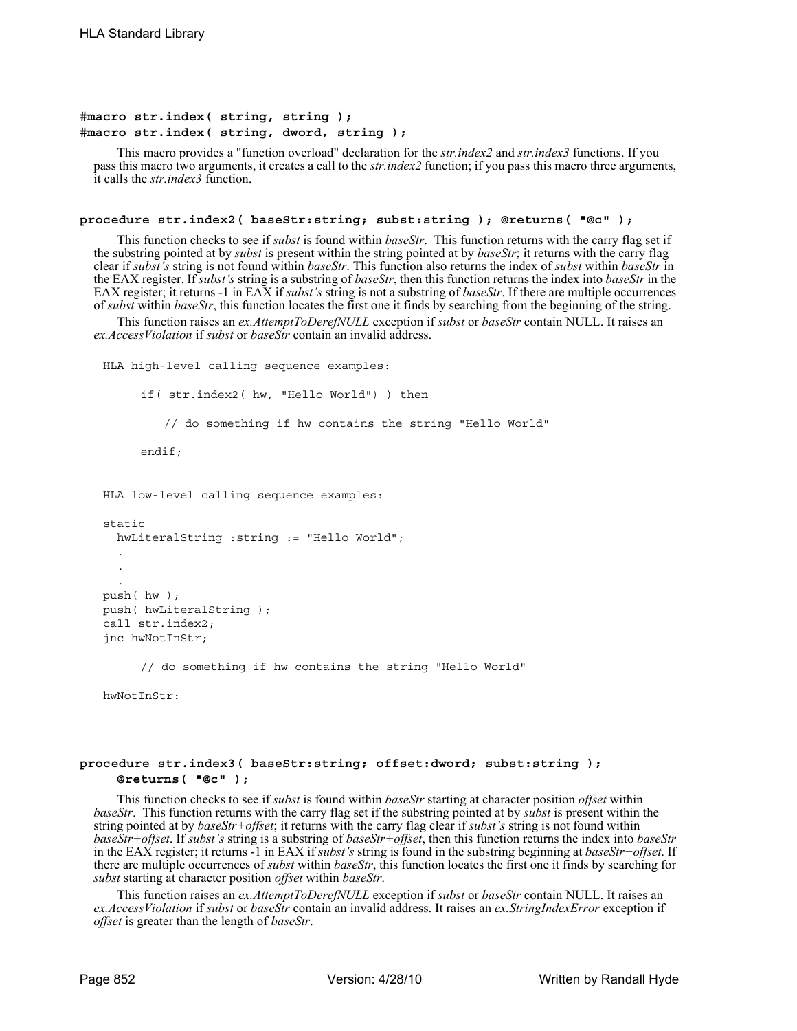**#macro str.index( string, string );**
**#macro str.index( string, dword, string );**

This macro provides a "function overload" declaration for the *str.index2* and *str.index3* functions. If you pass this macro two arguments, it creates a call to the *str.index2* function; if you pass this macro three arguments, it calls the *str.index3* function.

**procedure str.index2( baseStr:string; subst:string ); @returns( "@c" );**

This function checks to see if *subst* is found within *baseStr*. This function returns with the carry flag set if the substring pointed at by *subst* is present within the string pointed at by *baseStr*; it returns with the carry flag clear if *subst's* string is not found within *baseStr*. This function also returns the index of *subst* within *baseStr* in the EAX register. If *subst's* string is a substring of *baseStr*, then this function returns the index into *baseStr* in the EAX register; it returns -1 in EAX if *subst's* string is not a substring of *baseStr*. If there are multiple occurrences of *subst* within *baseStr*, this function locates the first one it finds by searching from the beginning of the string.

This function raises an *ex.AttemptToDerefNULL* exception if *subst* or *baseStr* contain NULL. It raises an *ex.AccessViolation* if *subst* or *baseStr* contain an invalid address.

```
HLA high-level calling sequence examples:

    if( str.index2( hw, "Hello World") ) then

        // do something if hw contains the string "Hello World"

    endif;


HLA low-level calling sequence examples:

static
  hwLiteralString :string := "Hello World";
  .
  .
  .
push( hw );
push( hwLiteralString );
call str.index2;
jnc hwNotInStr;

    // do something if hw contains the string "Hello World"

hwNotInStr:
```

**procedure str.index3( baseStr:string; offset:dword; subst:string );**
**@returns( "@c" );**

This function checks to see if *subst* is found within *baseStr* starting at character position *offset* within *baseStr*. This function returns with the carry flag set if the substring pointed at by *subst* is present within the string pointed at by *baseStr+offset*; it returns with the carry flag clear if *subst's* string is not found within *baseStr+offset*. If *subst's* string is a substring of *baseStr+offset*, then this function returns the index into *baseStr* in the EAX register; it returns -1 in EAX if *subst's* string is found in the substring beginning at *baseStr+offset*. If there are multiple occurrences of *subst* within *baseStr*, this function locates the first one it finds by searching for *subst* starting at character position *offset* within *baseStr*.

This function raises an *ex.AttemptToDerefNULL* exception if *subst* or *baseStr* contain NULL. It raises an *ex.AccessViolation* if *subst* or *baseStr* contain an invalid address. It raises an *ex.StringIndexError* exception if *offset* is greater than the length of *baseStr*.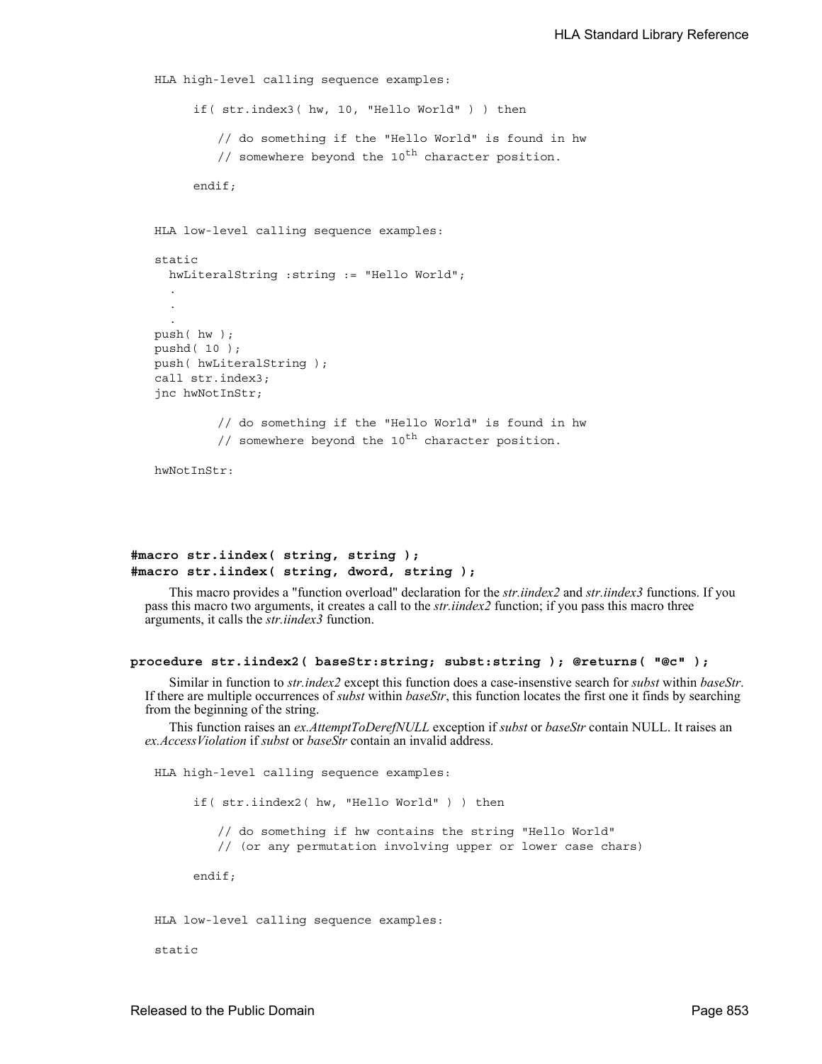HLA high-level calling sequence examples:

```
if( str.index3( hw, 10, "Hello World" ) ) then

    // do something if the "Hello World" is found in hw
    // somewhere beyond the 10th character position.

endif;
```

HLA low-level calling sequence examples:

```
static
  hwLiteralString :string := "Hello World";
  .
  .
  .
push( hw );
pushd( 10 );
push( hwLiteralString );
call str.index3;
jnc hwNotInStr;

        // do something if the "Hello World" is found in hw
        // somewhere beyond the 10th character position.

hwNotInStr:
```

**#macro str.iindex( string, string );**
**#macro str.iindex( string, dword, string );**

This macro provides a "function overload" declaration for the *str.iindex2* and *str.iindex3* functions. If you pass this macro two arguments, it creates a call to the *str.iindex2* function; if you pass this macro three arguments, it calls the *str.iindex3* function.

**procedure str.iindex2( baseStr:string; subst:string ); @returns( "@c" );**

Similar in function to *str.index2* except this function does a case-insenstive search for *subst* within *baseStr*. If there are multiple occurrences of *subst* within *baseStr*, this function locates the first one it finds by searching from the beginning of the string.

This function raises an *ex.AttemptToDerefNULL* exception if *subst* or *baseStr* contain NULL. It raises an *ex.AccessViolation* if *subst* or *baseStr* contain an invalid address.

HLA high-level calling sequence examples:

```
if( str.iindex2( hw, "Hello World" ) ) then

    // do something if hw contains the string "Hello World"
    // (or any permutation involving upper or lower case chars)

endif;
```

HLA low-level calling sequence examples:

```
static
```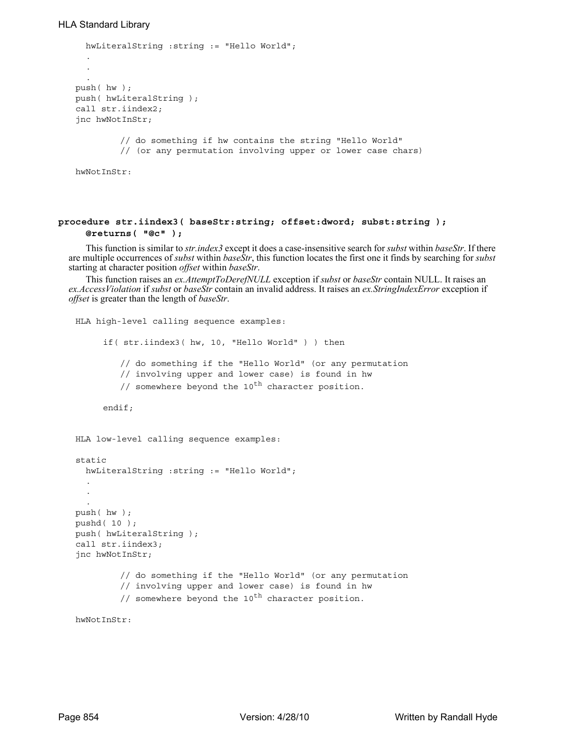```
    hwLiteralString :string := "Hello World";
    .
    .
    .
push( hw );
push( hwLiteralString );
call str.iindex2;
jnc hwNotInStr;

        // do something if hw contains the string "Hello World"
        // (or any permutation involving upper or lower case chars)

hwNotInStr:
```

**procedure str.iindex3( baseStr:string; offset:dword; subst:string );**
**@returns( "@c" );**

This function is similar to *str.index3* except it does a case-insensitive search for *subst* within *baseStr*. If there are multiple occurrences of *subst* within *baseStr*, this function locates the first one it finds by searching for *subst* starting at character position *offset* within *baseStr*.

This function raises an *ex.AttemptToDerefNULL* exception if *subst* or *baseStr* contain NULL. It raises an *ex.AccessViolation* if *subst* or *baseStr* contain an invalid address. It raises an *ex.StringIndexError* exception if *offset* is greater than the length of *baseStr*.

```
HLA high-level calling sequence examples:

    if( str.iindex3( hw, 10, "Hello World" ) ) then

        // do something if the "Hello World" (or any permutation
        // involving upper and lower case) is found in hw
        // somewhere beyond the 10th character position.

    endif;


HLA low-level calling sequence examples:

static
    hwLiteralString :string := "Hello World";
    .
    .
    .
push( hw );
pushd( 10 );
push( hwLiteralString );
call str.iindex3;
jnc hwNotInStr;

        // do something if the "Hello World" (or any permutation
        // involving upper and lower case) is found in hw
        // somewhere beyond the 10th character position.

hwNotInStr:
```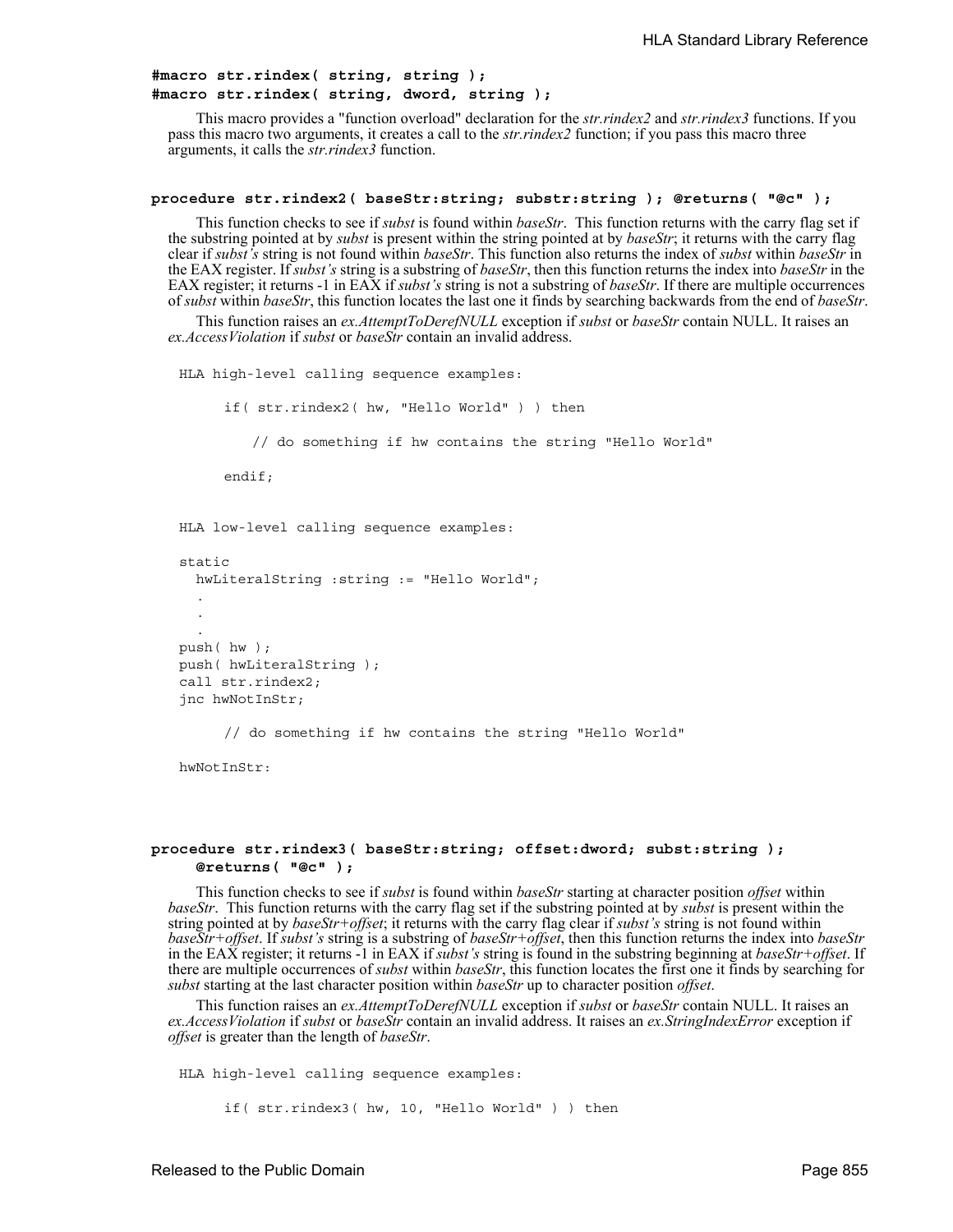**#macro str.rindex( string, string );**
**#macro str.rindex( string, dword, string );**

This macro provides a "function overload" declaration for the *str.rindex2* and *str.rindex3* functions. If you pass this macro two arguments, it creates a call to the *str.rindex2* function; if you pass this macro three arguments, it calls the *str.rindex3* function.

**procedure str.rindex2( baseStr:string; substr:string ); @returns( "@c" );**

This function checks to see if *subst* is found within *baseStr*. This function returns with the carry flag set if the substring pointed at by *subst* is present within the string pointed at by *baseStr*; it returns with the carry flag clear if *subst's* string is not found within *baseStr*. This function also returns the index of *subst* within *baseStr* in the EAX register. If *subst's* string is a substring of *baseStr*, then this function returns the index into *baseStr* in the EAX register; it returns -1 in EAX if *subst's* string is not a substring of *baseStr*. If there are multiple occurrences of *subst* within *baseStr*, this function locates the last one it finds by searching backwards from the end of *baseStr*.

This function raises an *ex.AttemptToDerefNULL* exception if *subst* or *baseStr* contain NULL. It raises an *ex.AccessViolation* if *subst* or *baseStr* contain an invalid address.

```
HLA high-level calling sequence examples:

      if( str.rindex2( hw, "Hello World" ) ) then

          // do something if hw contains the string "Hello World"

      endif;


HLA low-level calling sequence examples:

static
  hwLiteralString :string := "Hello World";
  .
  .
  .
push( hw );
push( hwLiteralString );
call str.rindex2;
jnc hwNotInStr;

      // do something if hw contains the string "Hello World"

hwNotInStr:
```

**procedure str.rindex3( baseStr:string; offset:dword; subst:string );**
**@returns( "@c" );**

This function checks to see if *subst* is found within *baseStr* starting at character position *offset* within *baseStr*. This function returns with the carry flag set if the substring pointed at by *subst* is present within the string pointed at by *baseStr+offset*; it returns with the carry flag clear if *subst's* string is not found within *baseStr+offset*. If *subst's* string is a substring of *baseStr+offset*, then this function returns the index into *baseStr* in the EAX register; it returns -1 in EAX if *subst's* string is found in the substring beginning at *baseStr+offset*. If there are multiple occurrences of *subst* within *baseStr*, this function locates the first one it finds by searching for *subst* starting at the last character position within *baseStr* up to character position *offset*.

This function raises an *ex.AttemptToDerefNULL* exception if *subst* or *baseStr* contain NULL. It raises an *ex.AccessViolation* if *subst* or *baseStr* contain an invalid address. It raises an *ex.StringIndexError* exception if *offset* is greater than the length of *baseStr*.

```
HLA high-level calling sequence examples:

      if( str.rindex3( hw, 10, "Hello World" ) ) then
```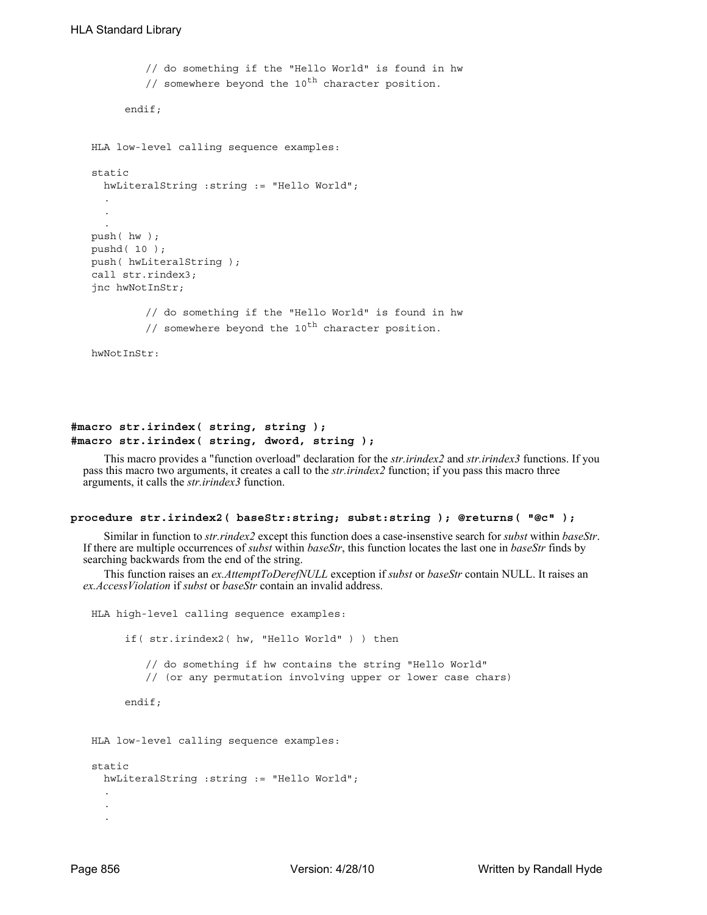```
        // do something if the "Hello World" is found in hw
        // somewhere beyond the 10th character position.

    endif;
```

```
HLA low-level calling sequence examples:

static
  hwLiteralString :string := "Hello World";
  .
  .
  .
push( hw );
pushd( 10 );
push( hwLiteralString );
call str.rindex3;
jnc hwNotInStr;

        // do something if the "Hello World" is found in hw
        // somewhere beyond the 10th character position.

hwNotInStr:
```

**#macro str.irindex( string, string );**
**#macro str.irindex( string, dword, string );**

This macro provides a "function overload" declaration for the *str.irindex2* and *str.irindex3* functions. If you pass this macro two arguments, it creates a call to the *str.irindex2* function; if you pass this macro three arguments, it calls the *str.irindex3* function.

**procedure str.irindex2( baseStr:string; subst:string ); @returns( "@c" );**

Similar in function to *str.rindex2* except this function does a case-insenstive search for *subst* within *baseStr*. If there are multiple occurrences of *subst* within *baseStr*, this function locates the last one in *baseStr* finds by searching backwards from the end of the string.

This function raises an *ex.AttemptToDerefNULL* exception if *subst* or *baseStr* contain NULL. It raises an *ex.AccessViolation* if *subst* or *baseStr* contain an invalid address.

```
HLA high-level calling sequence examples:

    if( str.irindex2( hw, "Hello World" ) ) then

        // do something if hw contains the string "Hello World"
        // (or any permutation involving upper or lower case chars)

    endif;
```

```
HLA low-level calling sequence examples:

static
  hwLiteralString :string := "Hello World";
  .
  .
  .
```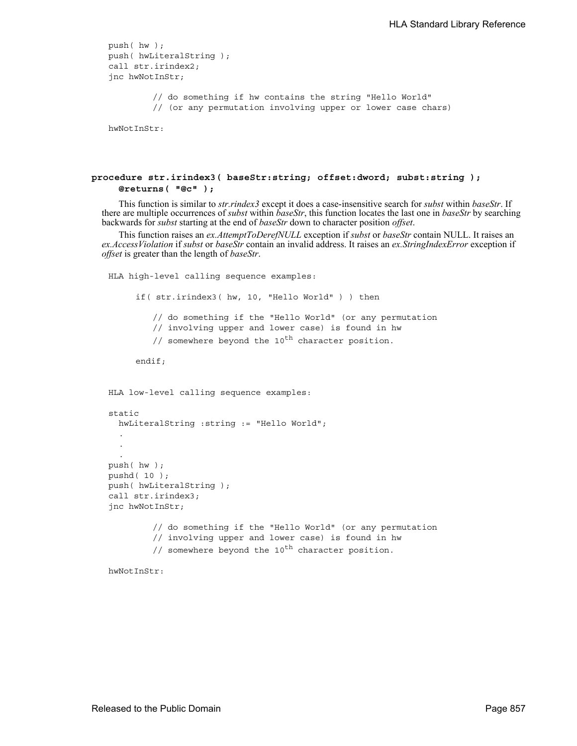```
push( hw );
push( hwLiteralString );
call str.irindex2;
jnc hwNotInStr;

        // do something if hw contains the string "Hello World"
        // (or any permutation involving upper or lower case chars)

hwNotInStr:
```

**procedure str.irindex3( baseStr:string; offset:dword; subst:string );**
**@returns( "@c" );**

This function is similar to *str.rindex3* except it does a case-insensitive search for *subst* within *baseStr*. If there are multiple occurrences of *subst* within *baseStr*, this function locates the last one in *baseStr* by searching backwards for *subst* starting at the end of *baseStr* down to character position *offset*.

This function raises an *ex.AttemptToDerefNULL* exception if *subst* or *baseStr* contain NULL. It raises an *ex.AccessViolation* if *subst* or *baseStr* contain an invalid address. It raises an *ex.StringIndexError* exception if *offset* is greater than the length of *baseStr*.

```
HLA high-level calling sequence examples:

    if( str.irindex3( hw, 10, "Hello World" ) ) then

        // do something if the "Hello World" (or any permutation
        // involving upper and lower case) is found in hw
        // somewhere beyond the 10th character position.

    endif;


HLA low-level calling sequence examples:

static
  hwLiteralString :string := "Hello World";
  .
  .
  .
push( hw );
pushd( 10 );
push( hwLiteralString );
call str.irindex3;
jnc hwNotInStr;

        // do something if the "Hello World" (or any permutation
        // involving upper and lower case) is found in hw
        // somewhere beyond the 10th character position.

hwNotInStr:
```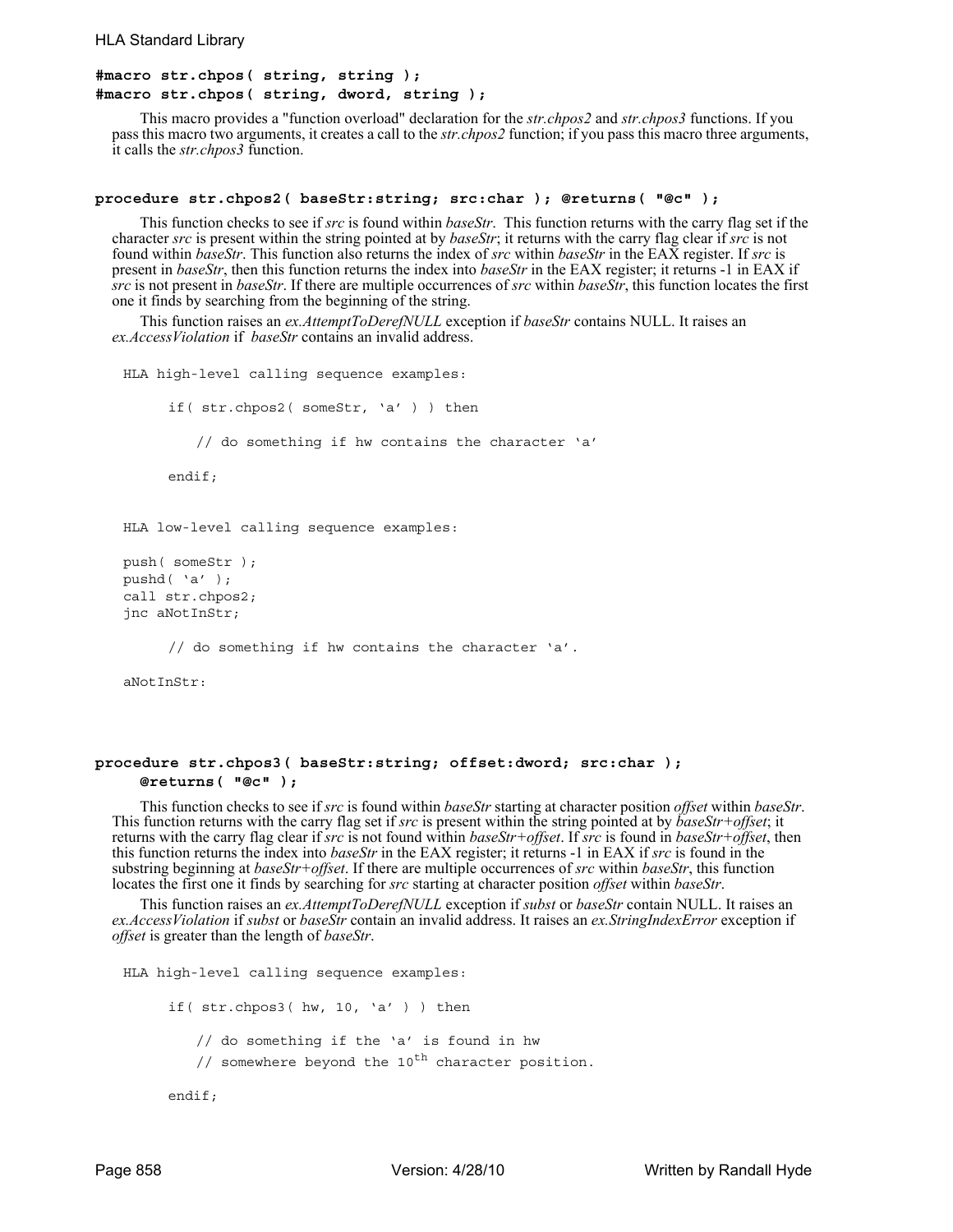**#macro str.chpos( string, string );**
**#macro str.chpos( string, dword, string );**

This macro provides a "function overload" declaration for the *str.chpos2* and *str.chpos3* functions. If you pass this macro two arguments, it creates a call to the *str.chpos2* function; if you pass this macro three arguments, it calls the *str.chpos3* function.

**procedure str.chpos2( baseStr:string; src:char ); @returns( "@c" );**

This function checks to see if *src* is found within *baseStr*. This function returns with the carry flag set if the character *src* is present within the string pointed at by *baseStr*; it returns with the carry flag clear if *src* is not found within *baseStr*. This function also returns the index of *src* within *baseStr* in the EAX register. If *src* is present in *baseStr*, then this function returns the index into *baseStr* in the EAX register; it returns -1 in EAX if *src* is not present in *baseStr*. If there are multiple occurrences of *src* within *baseStr*, this function locates the first one it finds by searching from the beginning of the string.

This function raises an *ex.AttemptToDerefNULL* exception if *baseStr* contains NULL. It raises an *ex.AccessViolation* if *baseStr* contains an invalid address.

```
HLA high-level calling sequence examples:

      if( str.chpos2( someStr, 'a' ) ) then

          // do something if hw contains the character 'a'

      endif;


HLA low-level calling sequence examples:

push( someStr );
pushd( 'a' );
call str.chpos2;
jnc aNotInStr;

      // do something if hw contains the character 'a'.

aNotInStr:
```

**procedure str.chpos3( baseStr:string; offset:dword; src:char );**
**@returns( "@c" );**

This function checks to see if *src* is found within *baseStr* starting at character position *offset* within *baseStr*. This function returns with the carry flag set if *src* is present within the string pointed at by *baseStr+offset*; it returns with the carry flag clear if *src* is not found within *baseStr+offset*. If *src* is found in *baseStr+offset*, then this function returns the index into *baseStr* in the EAX register; it returns -1 in EAX if *src* is found in the substring beginning at *baseStr+offset*. If there are multiple occurrences of *src* within *baseStr*, this function locates the first one it finds by searching for *src* starting at character position *offset* within *baseStr*.

This function raises an *ex.AttemptToDerefNULL* exception if *subst* or *baseStr* contain NULL. It raises an *ex.AccessViolation* if *subst* or *baseStr* contain an invalid address. It raises an *ex.StringIndexError* exception if *offset* is greater than the length of *baseStr*.

```
HLA high-level calling sequence examples:

      if( str.chpos3( hw, 10, 'a' ) ) then

          // do something if the 'a' is found in hw
          // somewhere beyond the 10th character position.

      endif;
```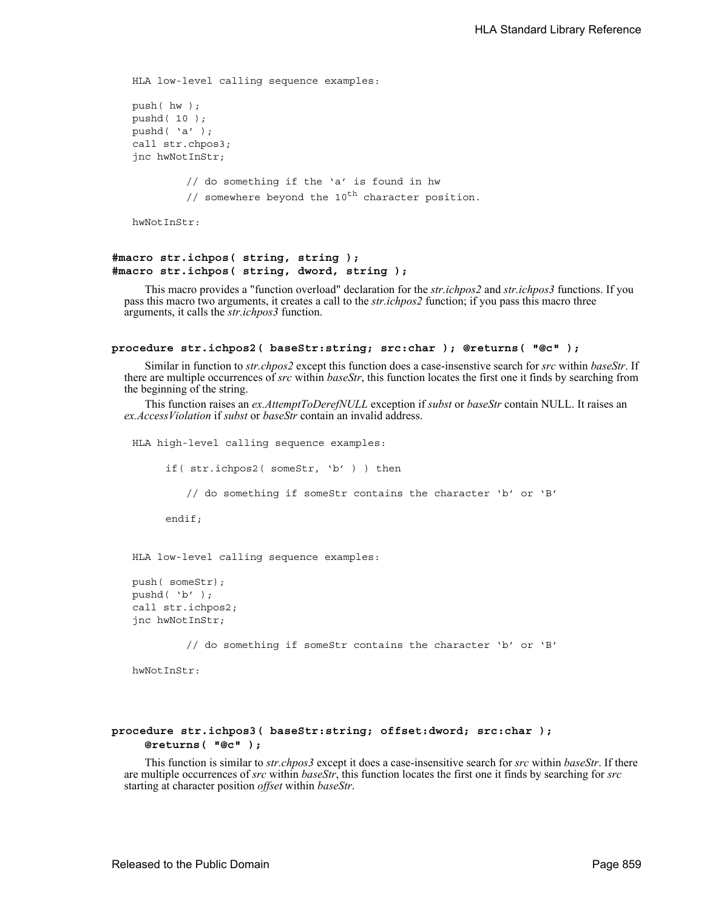```
HLA low-level calling sequence examples:

push( hw );
pushd( 10 );
pushd( 'a' );
call str.chpos3;
jnc hwNotInStr;

        // do something if the 'a' is found in hw
        // somewhere beyond the 10th character position.

hwNotInStr:
```

**#macro str.ichpos( string, string );**
**#macro str.ichpos( string, dword, string );**

This macro provides a "function overload" declaration for the *str.ichpos2* and *str.ichpos3* functions. If you pass this macro two arguments, it creates a call to the *str.ichpos2* function; if you pass this macro three arguments, it calls the *str.ichpos3* function.

**procedure str.ichpos2( baseStr:string; src:char ); @returns( "@c" );**

Similar in function to *str.chpos2* except this function does a case-insenstive search for *src* within *baseStr*. If there are multiple occurrences of *src* within *baseStr*, this function locates the first one it finds by searching from the beginning of the string.

This function raises an *ex.AttemptToDerefNULL* exception if *subst* or *baseStr* contain NULL. It raises an *ex.AccessViolation* if *subst* or *baseStr* contain an invalid address.

```
HLA high-level calling sequence examples:

    if( str.ichpos2( someStr, 'b' ) ) then

        // do something if someStr contains the character 'b' or 'B'

    endif;


HLA low-level calling sequence examples:

push( someStr);
pushd( 'b' );
call str.ichpos2;
jnc hwNotInStr;

        // do something if someStr contains the character 'b' or 'B'

hwNotInStr:
```

**procedure str.ichpos3( baseStr:string; offset:dword; src:char );**
**@returns( "@c" );**

This function is similar to *str.chpos3* except it does a case-insensitive search for *src* within *baseStr*. If there are multiple occurrences of *src* within *baseStr*, this function locates the first one it finds by searching for *src* starting at character position *offset* within *baseStr*.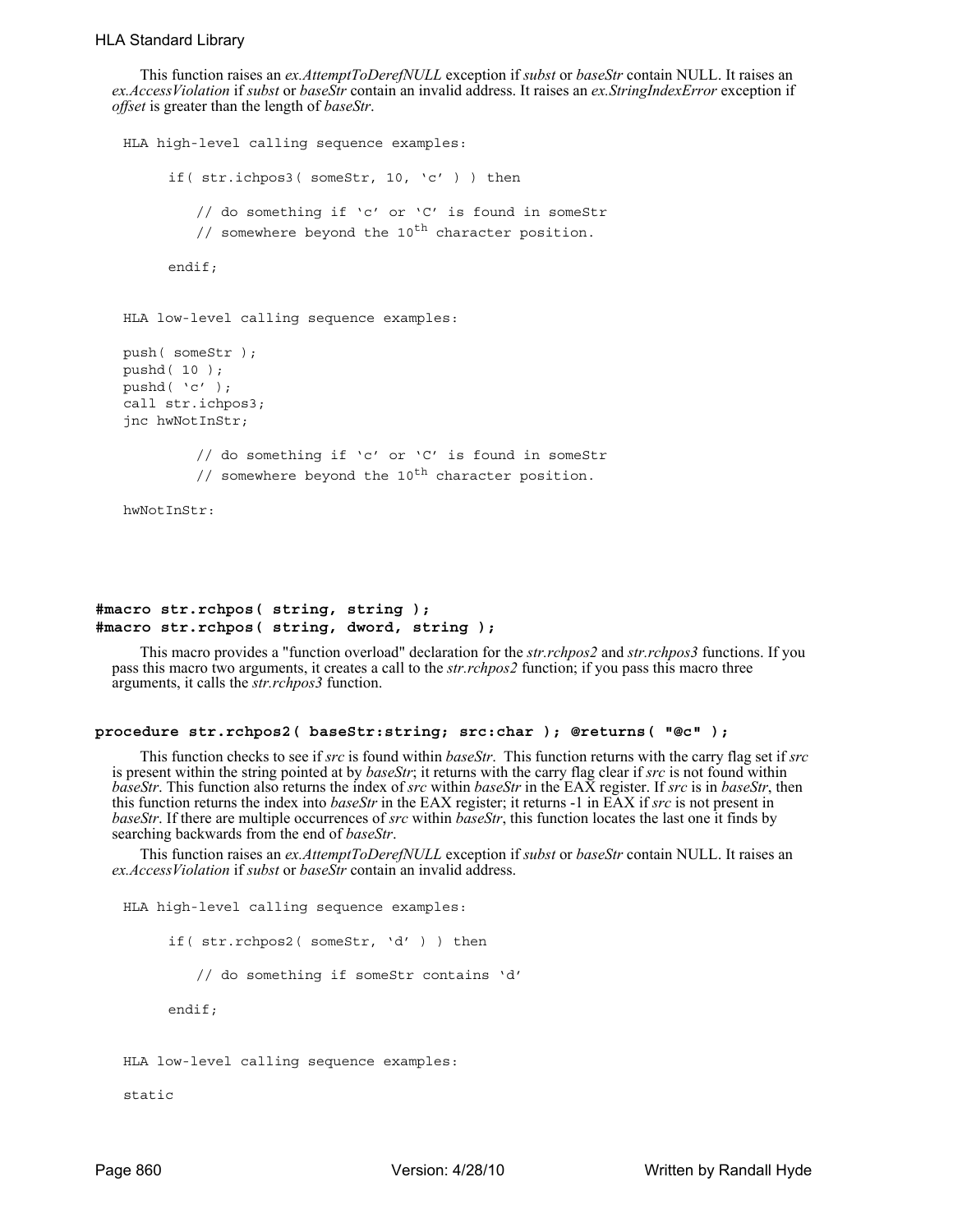This function raises an *ex.AttemptToDerefNULL* exception if *subst* or *baseStr* contain NULL. It raises an *ex.AccessViolation* if *subst* or *baseStr* contain an invalid address. It raises an *ex.StringIndexError* exception if *offset* is greater than the length of *baseStr*.

```
HLA high-level calling sequence examples:

      if( str.ichpos3( someStr, 10, 'c' ) ) then

          // do something if 'c' or 'C' is found in someStr
          // somewhere beyond the 10th character position.

      endif;


HLA low-level calling sequence examples:

push( someStr );
pushd( 10 );
pushd( 'c' );
call str.ichpos3;
jnc hwNotInStr;

          // do something if 'c' or 'C' is found in someStr
          // somewhere beyond the 10th character position.

hwNotInStr:
```

**#macro str.rchpos( string, string );**
**#macro str.rchpos( string, dword, string );**

This macro provides a "function overload" declaration for the *str.rchpos2* and *str.rchpos3* functions. If you pass this macro two arguments, it creates a call to the *str.rchpos2* function; if you pass this macro three arguments, it calls the *str.rchpos3* function.

**procedure str.rchpos2( baseStr:string; src:char ); @returns( "@c" );**

This function checks to see if *src* is found within *baseStr*. This function returns with the carry flag set if *src* is present within the string pointed at by *baseStr*; it returns with the carry flag clear if *src* is not found within *baseStr*. This function also returns the index of *src* within *baseStr* in the EAX register. If *src* is in *baseStr*, then this function returns the index into *baseStr* in the EAX register; it returns -1 in EAX if *src* is not present in *baseStr*. If there are multiple occurrences of *src* within *baseStr*, this function locates the last one it finds by searching backwards from the end of *baseStr*.

This function raises an *ex.AttemptToDerefNULL* exception if *subst* or *baseStr* contain NULL. It raises an *ex.AccessViolation* if *subst* or *baseStr* contain an invalid address.

```
HLA high-level calling sequence examples:

      if( str.rchpos2( someStr, 'd' ) ) then

          // do something if someStr contains 'd'

      endif;


HLA low-level calling sequence examples:

static
```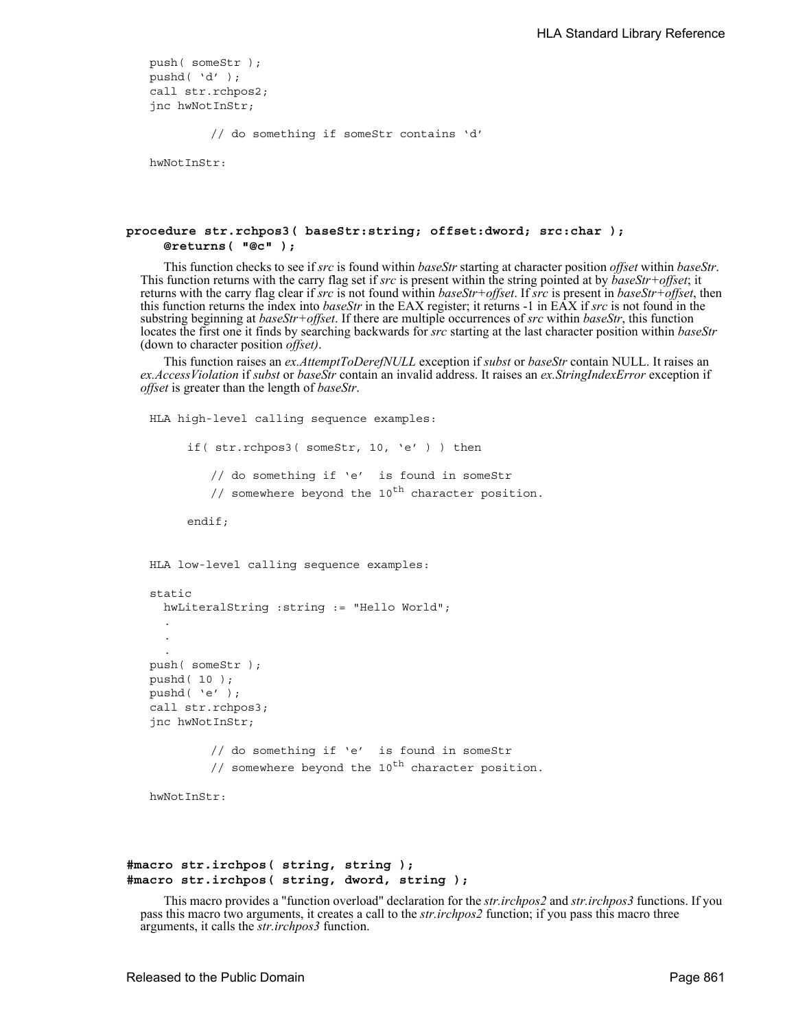```
push( someStr );
pushd( 'd' );
call str.rchpos2;
jnc hwNotInStr;

        // do something if someStr contains 'd'

hwNotInStr:
```

**procedure str.rchpos3( baseStr:string; offset:dword; src:char );**
**@returns( "@c" );**

This function checks to see if *src* is found within *baseStr* starting at character position *offset* within *baseStr*. This function returns with the carry flag set if *src* is present within the string pointed at by *baseStr+offset*; it returns with the carry flag clear if *src* is not found within *baseStr+offset*. If *src* is present in *baseStr+offset*, then this function returns the index into *baseStr* in the EAX register; it returns -1 in EAX if *src* is not found in the substring beginning at *baseStr+offset*. If there are multiple occurrences of *src* within *baseStr*, this function locates the first one it finds by searching backwards for *src* starting at the last character position within *baseStr* (down to character position *offset)*.

This function raises an *ex.AttemptToDerefNULL* exception if *subst* or *baseStr* contain NULL. It raises an *ex.AccessViolation* if *subst* or *baseStr* contain an invalid address. It raises an *ex.StringIndexError* exception if *offset* is greater than the length of *baseStr*.

```
HLA high-level calling sequence examples:

    if( str.rchpos3( someStr, 10, 'e' ) ) then

        // do something if 'e'  is found in someStr
        // somewhere beyond the 10th character position.

    endif;


HLA low-level calling sequence examples:

static
  hwLiteralString :string := "Hello World";
  .
  .
  .
push( someStr );
pushd( 10 );
pushd( 'e' );
call str.rchpos3;
jnc hwNotInStr;

        // do something if 'e'  is found in someStr
        // somewhere beyond the 10th character position.

hwNotInStr:
```

**#macro str.irchpos( string, string );**
**#macro str.irchpos( string, dword, string );**

This macro provides a "function overload" declaration for the *str.irchpos2* and *str.irchpos3* functions. If you pass this macro two arguments, it creates a call to the *str.irchpos2* function; if you pass this macro three arguments, it calls the *str.irchpos3* function.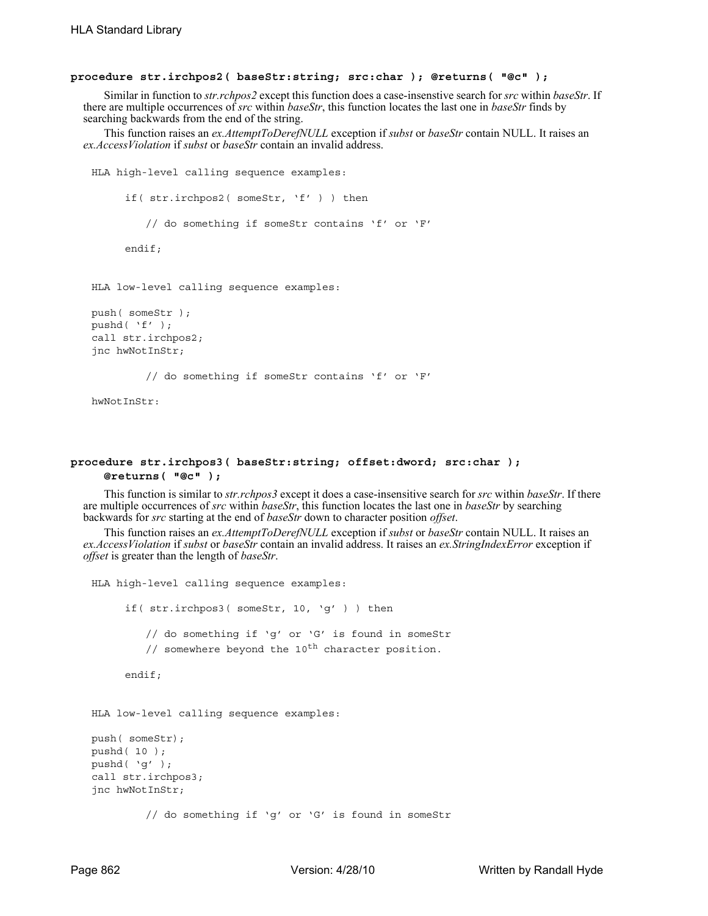**procedure str.irchpos2( baseStr:string; src:char ); @returns( "@c" );**

Similar in function to *str.rchpos2* except this function does a case-insenstive search for *src* within *baseStr*. If there are multiple occurrences of *src* within *baseStr*, this function locates the last one in *baseStr* finds by searching backwards from the end of the string.

This function raises an *ex.AttemptToDerefNULL* exception if *subst* or *baseStr* contain NULL. It raises an *ex.AccessViolation* if *subst* or *baseStr* contain an invalid address.

```
HLA high-level calling sequence examples:

      if( str.irchpos2( someStr, 'f' ) ) then

          // do something if someStr contains 'f' or 'F'

      endif;


HLA low-level calling sequence examples:

push( someStr );
pushd( 'f' );
call str.irchpos2;
jnc hwNotInStr;

          // do something if someStr contains 'f' or 'F'

hwNotInStr:
```

**procedure str.irchpos3( baseStr:string; offset:dword; src:char );**
**@returns( "@c" );**

This function is similar to *str.rchpos3* except it does a case-insensitive search for *src* within *baseStr*. If there are multiple occurrences of *src* within *baseStr*, this function locates the last one in *baseStr* by searching backwards for *src* starting at the end of *baseStr* down to character position *offset*.

This function raises an *ex.AttemptToDerefNULL* exception if *subst* or *baseStr* contain NULL. It raises an *ex.AccessViolation* if *subst* or *baseStr* contain an invalid address. It raises an *ex.StringIndexError* exception if *offset* is greater than the length of *baseStr*.

```
HLA high-level calling sequence examples:

      if( str.irchpos3( someStr, 10, 'g' ) ) then

          // do something if 'g' or 'G' is found in someStr
          // somewhere beyond the 10th character position.

      endif;


HLA low-level calling sequence examples:

push( someStr);
pushd( 10 );
pushd( 'g' );
call str.irchpos3;
jnc hwNotInStr;

          // do something if 'g' or 'G' is found in someStr
```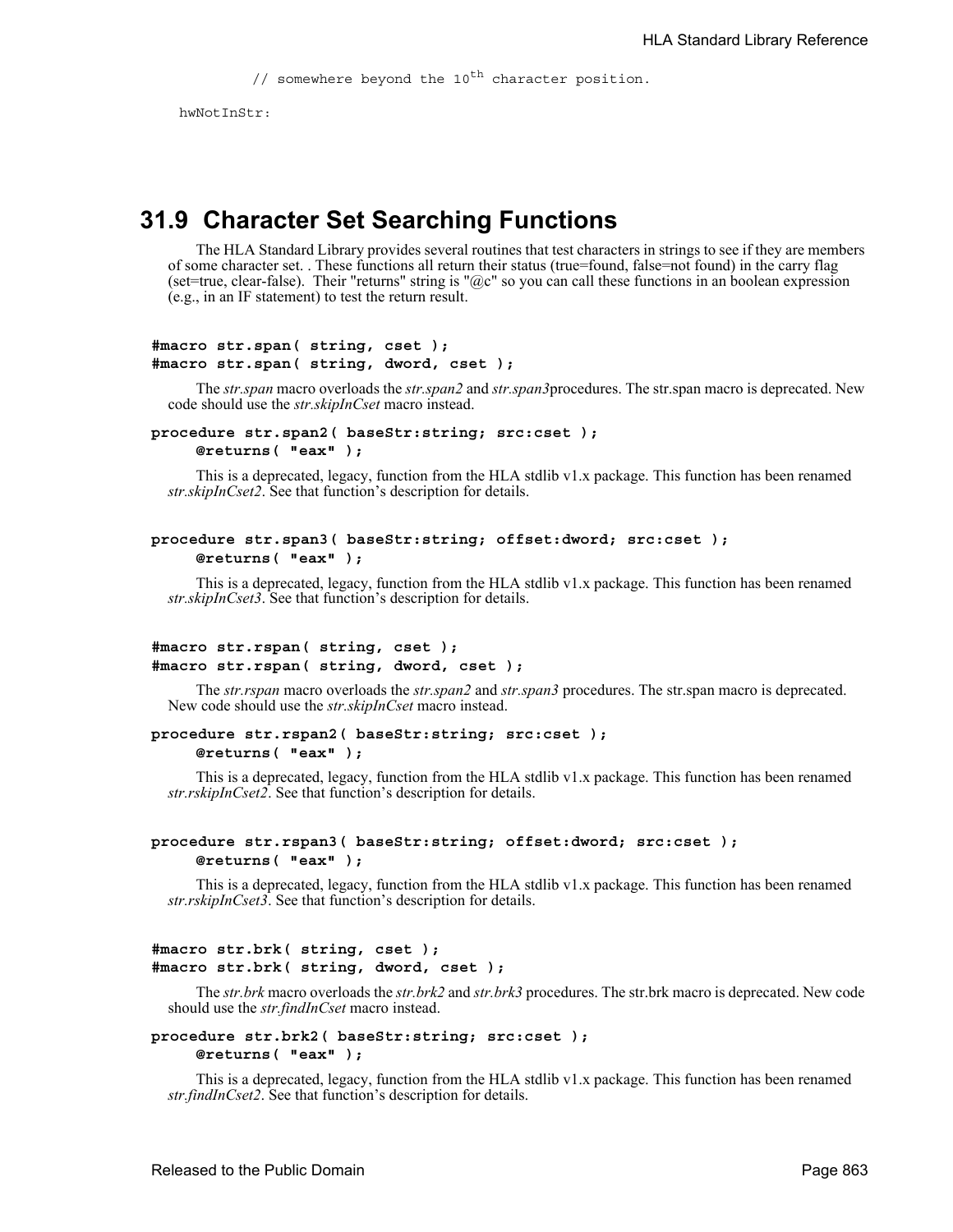```
        // somewhere beyond the 10th character position.

hwNotInStr:
```

## 31.9 Character Set Searching Functions

The HLA Standard Library provides several routines that test characters in strings to see if they are members of some character set. . These functions all return their status (true=found, false=not found) in the carry flag (set=true, clear-false). Their "returns" string is "@c" so you can call these functions in an boolean expression (e.g., in an IF statement) to test the return result.

**#macro str.span( string, cset );**
**#macro str.span( string, dword, cset );**

The *str.span* macro overloads the *str.span2* and *str.span3*procedures. The str.span macro is deprecated. New code should use the *str.skipInCset* macro instead.

**procedure str.span2( baseStr:string; src:cset );**
**@returns( "eax" );**

This is a deprecated, legacy, function from the HLA stdlib v1.x package. This function has been renamed *str.skipInCset2*. See that function's description for details.

**procedure str.span3( baseStr:string; offset:dword; src:cset );**
**@returns( "eax" );**

This is a deprecated, legacy, function from the HLA stdlib v1.x package. This function has been renamed *str.skipInCset3*. See that function's description for details.

**#macro str.rspan( string, cset );**
**#macro str.rspan( string, dword, cset );**

The *str.rspan* macro overloads the *str.span2* and *str.span3* procedures. The str.span macro is deprecated. New code should use the *str.skipInCset* macro instead.

**procedure str.rspan2( baseStr:string; src:cset );**
**@returns( "eax" );**

This is a deprecated, legacy, function from the HLA stdlib v1.x package. This function has been renamed *str.rskipInCset2*. See that function's description for details.

**procedure str.rspan3( baseStr:string; offset:dword; src:cset );**
**@returns( "eax" );**

This is a deprecated, legacy, function from the HLA stdlib v1.x package. This function has been renamed *str.rskipInCset3*. See that function's description for details.

**#macro str.brk( string, cset );**
**#macro str.brk( string, dword, cset );**

The *str.brk* macro overloads the *str.brk2* and *str.brk3* procedures. The str.brk macro is deprecated. New code should use the *str.findInCset* macro instead.

**procedure str.brk2( baseStr:string; src:cset );**
**@returns( "eax" );**

This is a deprecated, legacy, function from the HLA stdlib v1.x package. This function has been renamed *str.findInCset2*. See that function's description for details.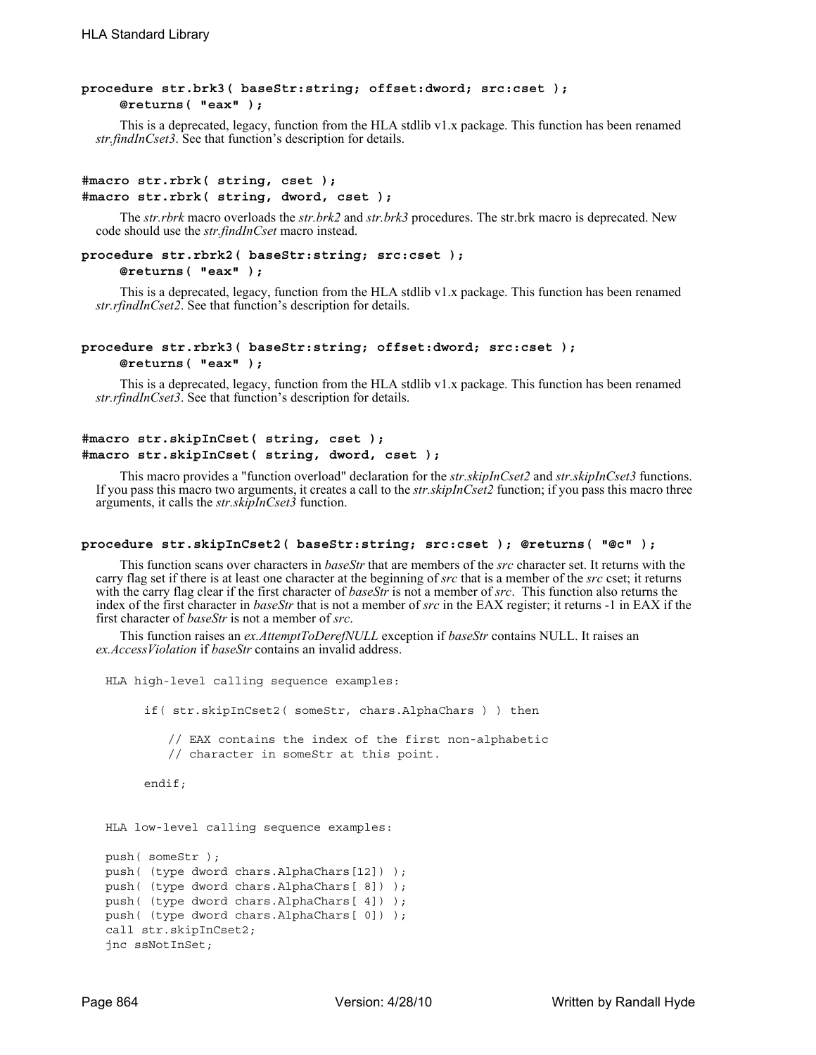**procedure str.brk3( baseStr:string; offset:dword; src:cset );**
**@returns( "eax" );**

This is a deprecated, legacy, function from the HLA stdlib v1.x package. This function has been renamed *str.findInCset3*. See that function's description for details.

**#macro str.rbrk( string, cset );**
**#macro str.rbrk( string, dword, cset );**

The *str.rbrk* macro overloads the *str.brk2* and *str.brk3* procedures. The str.brk macro is deprecated. New code should use the *str.findInCset* macro instead.

**procedure str.rbrk2( baseStr:string; src:cset );**
**@returns( "eax" );**

This is a deprecated, legacy, function from the HLA stdlib v1.x package. This function has been renamed *str.rfindInCset2*. See that function's description for details.

**procedure str.rbrk3( baseStr:string; offset:dword; src:cset );**
**@returns( "eax" );**

This is a deprecated, legacy, function from the HLA stdlib v1.x package. This function has been renamed *str.rfindInCset3*. See that function's description for details.

**#macro str.skipInCset( string, cset );**
**#macro str.skipInCset( string, dword, cset );**

This macro provides a "function overload" declaration for the *str.skipInCset2* and *str.skipInCset3* functions. If you pass this macro two arguments, it creates a call to the *str.skipInCset2* function; if you pass this macro three arguments, it calls the *str.skipInCset3* function.

**procedure str.skipInCset2( baseStr:string; src:cset ); @returns( "@c" );**

This function scans over characters in *baseStr* that are members of the *src* character set. It returns with the carry flag set if there is at least one character at the beginning of *src* that is a member of the *src* cset; it returns with the carry flag clear if the first character of *baseStr* is not a member of *src*. This function also returns the index of the first character in *baseStr* that is not a member of *src* in the EAX register; it returns -1 in EAX if the first character of *baseStr* is not a member of *src*.

This function raises an *ex.AttemptToDerefNULL* exception if *baseStr* contains NULL. It raises an *ex.AccessViolation* if *baseStr* contains an invalid address.

```
HLA high-level calling sequence examples:

     if( str.skipInCset2( someStr, chars.AlphaChars ) ) then

        // EAX contains the index of the first non-alphabetic
        // character in someStr at this point.

     endif;


HLA low-level calling sequence examples:

push( someStr );
push( (type dword chars.AlphaChars[12]) );
push( (type dword chars.AlphaChars[ 8]) );
push( (type dword chars.AlphaChars[ 4]) );
push( (type dword chars.AlphaChars[ 0]) );
call str.skipInCset2;
jnc ssNotInSet;
```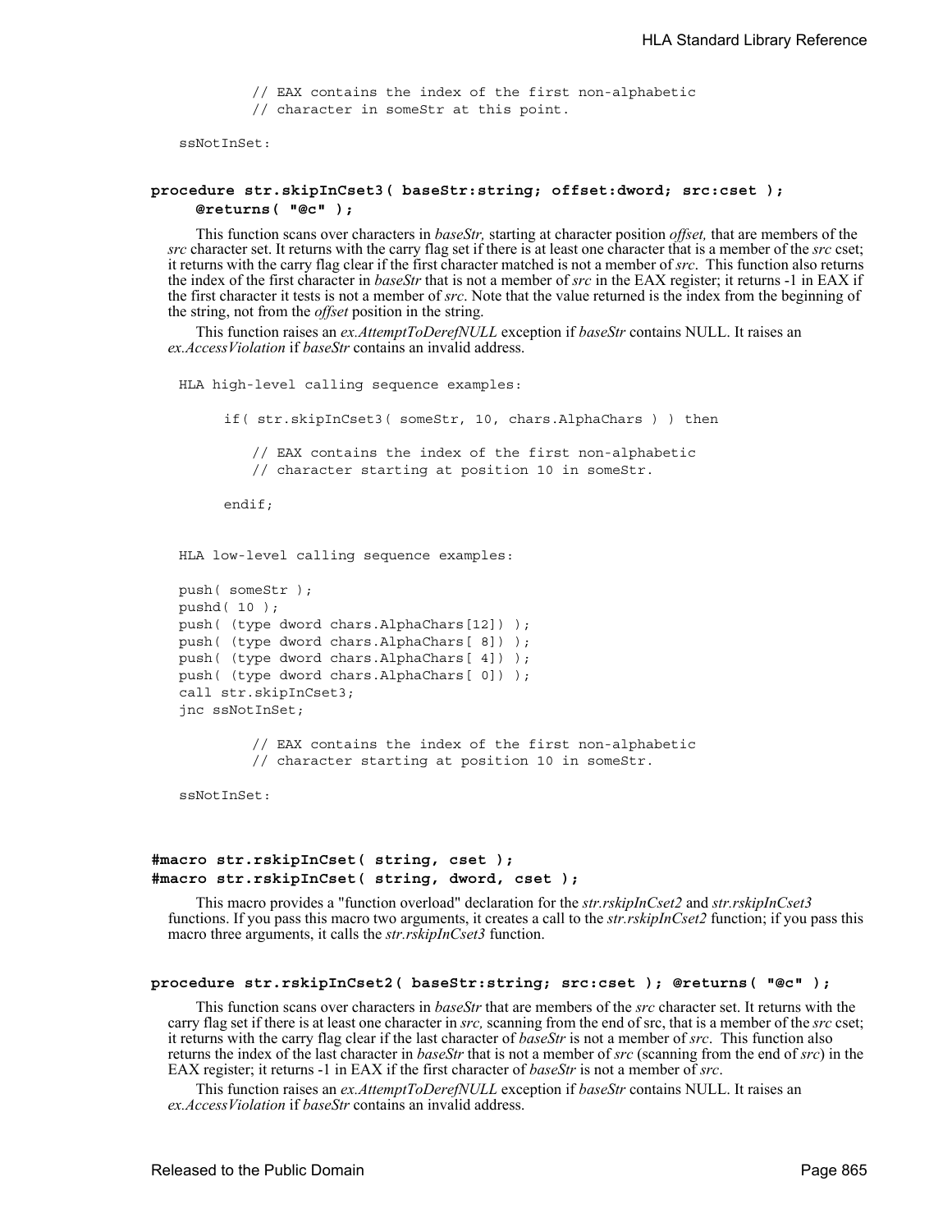```
        // EAX contains the index of the first non-alphabetic
        // character in someStr at this point.

ssNotInSet:
```

**procedure str.skipInCset3( baseStr:string; offset:dword; src:cset );**
**@returns( "@c" );**

This function scans over characters in *baseStr,* starting at character position *offset,* that are members of the *src* character set. It returns with the carry flag set if there is at least one character that is a member of the *src* cset; it returns with the carry flag clear if the first character matched is not a member of *src*. This function also returns the index of the first character in *baseStr* that is not a member of *src* in the EAX register; it returns -1 in EAX if the first character it tests is not a member of *src*. Note that the value returned is the index from the beginning of the string, not from the *offset* position in the string.

This function raises an *ex.AttemptToDerefNULL* exception if *baseStr* contains NULL. It raises an *ex.AccessViolation* if *baseStr* contains an invalid address.

```
HLA high-level calling sequence examples:

    if( str.skipInCset3( someStr, 10, chars.AlphaChars ) ) then

        // EAX contains the index of the first non-alphabetic
        // character starting at position 10 in someStr.

    endif;


HLA low-level calling sequence examples:

push( someStr );
pushd( 10 );
push( (type dword chars.AlphaChars[12]) );
push( (type dword chars.AlphaChars[ 8]) );
push( (type dword chars.AlphaChars[ 4]) );
push( (type dword chars.AlphaChars[ 0]) );
call str.skipInCset3;
jnc ssNotInSet;

        // EAX contains the index of the first non-alphabetic
        // character starting at position 10 in someStr.

ssNotInSet:
```

**#macro str.rskipInCset( string, cset );**
**#macro str.rskipInCset( string, dword, cset );**

This macro provides a "function overload" declaration for the *str.rskipInCset2* and *str.rskipInCset3* functions. If you pass this macro two arguments, it creates a call to the *str.rskipInCset2* function; if you pass this macro three arguments, it calls the *str.rskipInCset3* function.

**procedure str.rskipInCset2( baseStr:string; src:cset ); @returns( "@c" );**

This function scans over characters in *baseStr* that are members of the *src* character set. It returns with the carry flag set if there is at least one character in *src,* scanning from the end of src, that is a member of the *src* cset; it returns with the carry flag clear if the last character of *baseStr* is not a member of *src*. This function also returns the index of the last character in *baseStr* that is not a member of *src* (scanning from the end of *src*) in the EAX register; it returns -1 in EAX if the first character of *baseStr* is not a member of *src*.

This function raises an *ex.AttemptToDerefNULL* exception if *baseStr* contains NULL. It raises an *ex.AccessViolation* if *baseStr* contains an invalid address.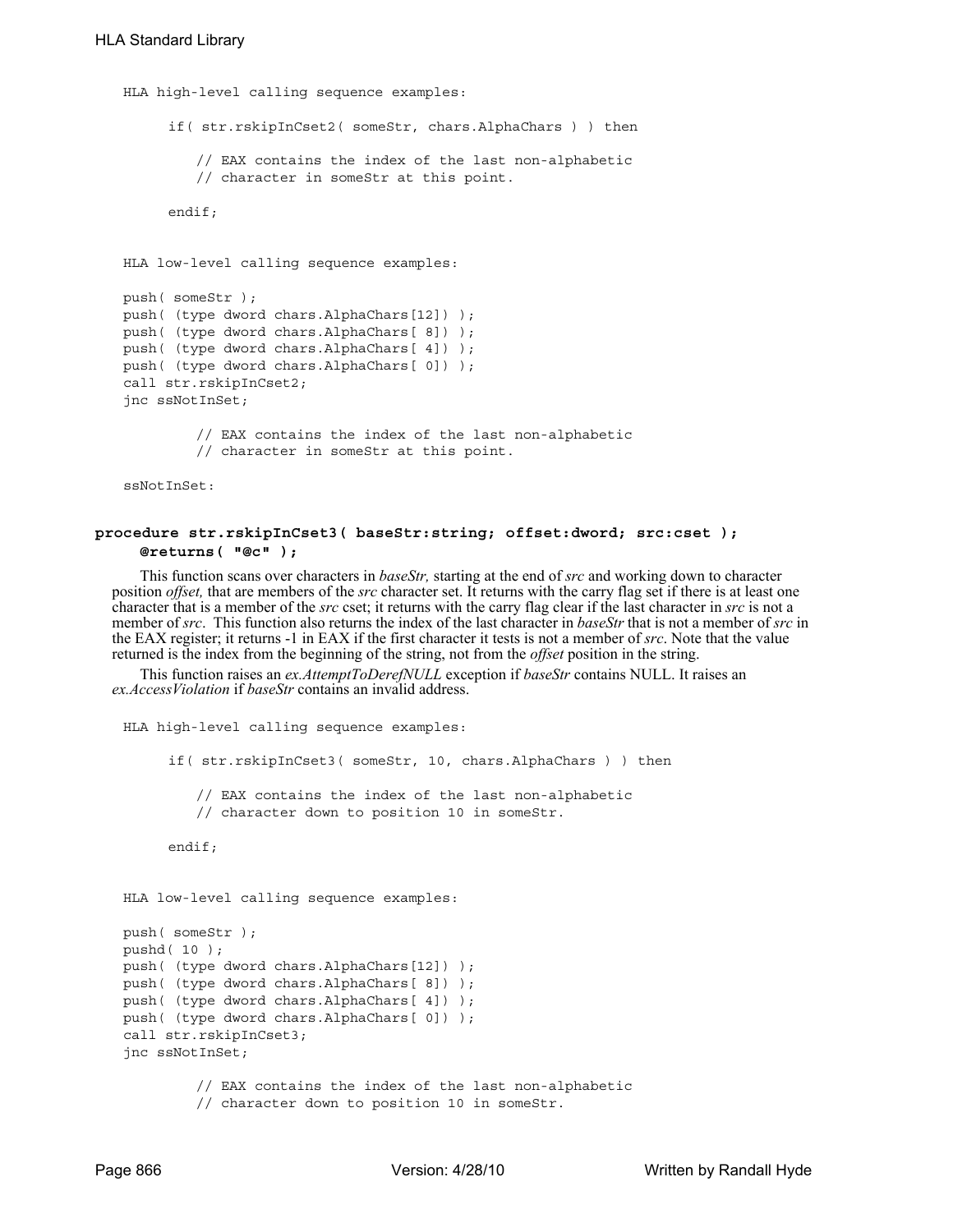```
HLA high-level calling sequence examples:

      if( str.rskipInCset2( someStr, chars.AlphaChars ) ) then

          // EAX contains the index of the last non-alphabetic
          // character in someStr at this point.

      endif;


HLA low-level calling sequence examples:

push( someStr );
push( (type dword chars.AlphaChars[12]) );
push( (type dword chars.AlphaChars[ 8]) );
push( (type dword chars.AlphaChars[ 4]) );
push( (type dword chars.AlphaChars[ 0]) );
call str.rskipInCset2;
jnc ssNotInSet;

          // EAX contains the index of the last non-alphabetic
          // character in someStr at this point.

ssNotInSet:
```

**procedure str.rskipInCset3( baseStr:string; offset:dword; src:cset );
@returns( "@c" );**

This function scans over characters in *baseStr,* starting at the end of *src* and working down to character position *offset,* that are members of the *src* character set. It returns with the carry flag set if there is at least one character that is a member of the *src* cset; it returns with the carry flag clear if the last character in *src* is not a member of *src*. This function also returns the index of the last character in *baseStr* that is not a member of *src* in the EAX register; it returns -1 in EAX if the first character it tests is not a member of *src*. Note that the value returned is the index from the beginning of the string, not from the *offset* position in the string.

This function raises an *ex.AttemptToDerefNULL* exception if *baseStr* contains NULL. It raises an *ex.AccessViolation* if *baseStr* contains an invalid address.

```
HLA high-level calling sequence examples:

      if( str.rskipInCset3( someStr, 10, chars.AlphaChars ) ) then

          // EAX contains the index of the last non-alphabetic
          // character down to position 10 in someStr.

      endif;


HLA low-level calling sequence examples:

push( someStr );
pushd( 10 );
push( (type dword chars.AlphaChars[12]) );
push( (type dword chars.AlphaChars[ 8]) );
push( (type dword chars.AlphaChars[ 4]) );
push( (type dword chars.AlphaChars[ 0]) );
call str.rskipInCset3;
jnc ssNotInSet;

          // EAX contains the index of the last non-alphabetic
          // character down to position 10 in someStr.
```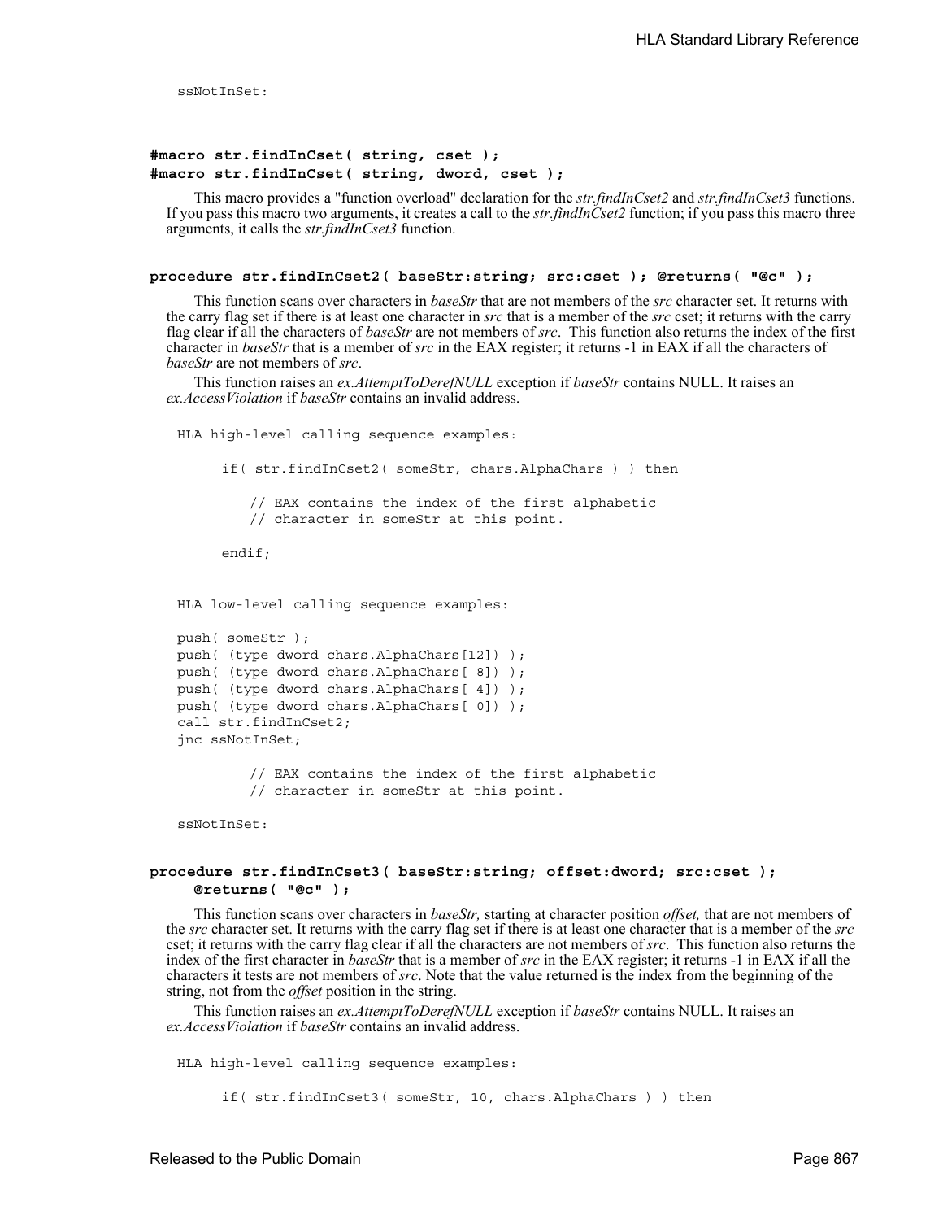```
ssNotInSet:
```

### #macro str.findInCset( string, cset ); #macro str.findInCset( string, dword, cset );

This macro provides a "function overload" declaration for the *str.findInCset2* and *str.findInCset3* functions. If you pass this macro two arguments, it creates a call to the *str.findInCset2* function; if you pass this macro three arguments, it calls the *str.findInCset3* function.

### procedure str.findInCset2( baseStr:string; src:cset ); @returns( "@c" );

This function scans over characters in *baseStr* that are not members of the *src* character set. It returns with the carry flag set if there is at least one character in *src* that is a member of the *src* cset; it returns with the carry flag clear if all the characters of *baseStr* are not members of *src*. This function also returns the index of the first character in *baseStr* that is a member of *src* in the EAX register; it returns -1 in EAX if all the characters of *baseStr* are not members of *src*.

This function raises an *ex.AttemptToDerefNULL* exception if *baseStr* contains NULL. It raises an *ex.AccessViolation* if *baseStr* contains an invalid address.

```
HLA high-level calling sequence examples:

      if( str.findInCset2( someStr, chars.AlphaChars ) ) then

          // EAX contains the index of the first alphabetic
          // character in someStr at this point.

      endif;


HLA low-level calling sequence examples:

push( someStr );
push( (type dword chars.AlphaChars[12]) );
push( (type dword chars.AlphaChars[ 8]) );
push( (type dword chars.AlphaChars[ 4]) );
push( (type dword chars.AlphaChars[ 0]) );
call str.findInCset2;
jnc ssNotInSet;

          // EAX contains the index of the first alphabetic
          // character in someStr at this point.

ssNotInSet:
```

### procedure str.findInCset3( baseStr:string; offset:dword; src:cset ); @returns( "@c" );

This function scans over characters in *baseStr,* starting at character position *offset,* that are not members of the *src* character set. It returns with the carry flag set if there is at least one character that is a member of the *src* cset; it returns with the carry flag clear if all the characters are not members of *src*. This function also returns the index of the first character in *baseStr* that is a member of *src* in the EAX register; it returns -1 in EAX if all the characters it tests are not members of *src*. Note that the value returned is the index from the beginning of the string, not from the *offset* position in the string.

This function raises an *ex.AttemptToDerefNULL* exception if *baseStr* contains NULL. It raises an *ex.AccessViolation* if *baseStr* contains an invalid address.

```
HLA high-level calling sequence examples:

      if( str.findInCset3( someStr, 10, chars.AlphaChars ) ) then
```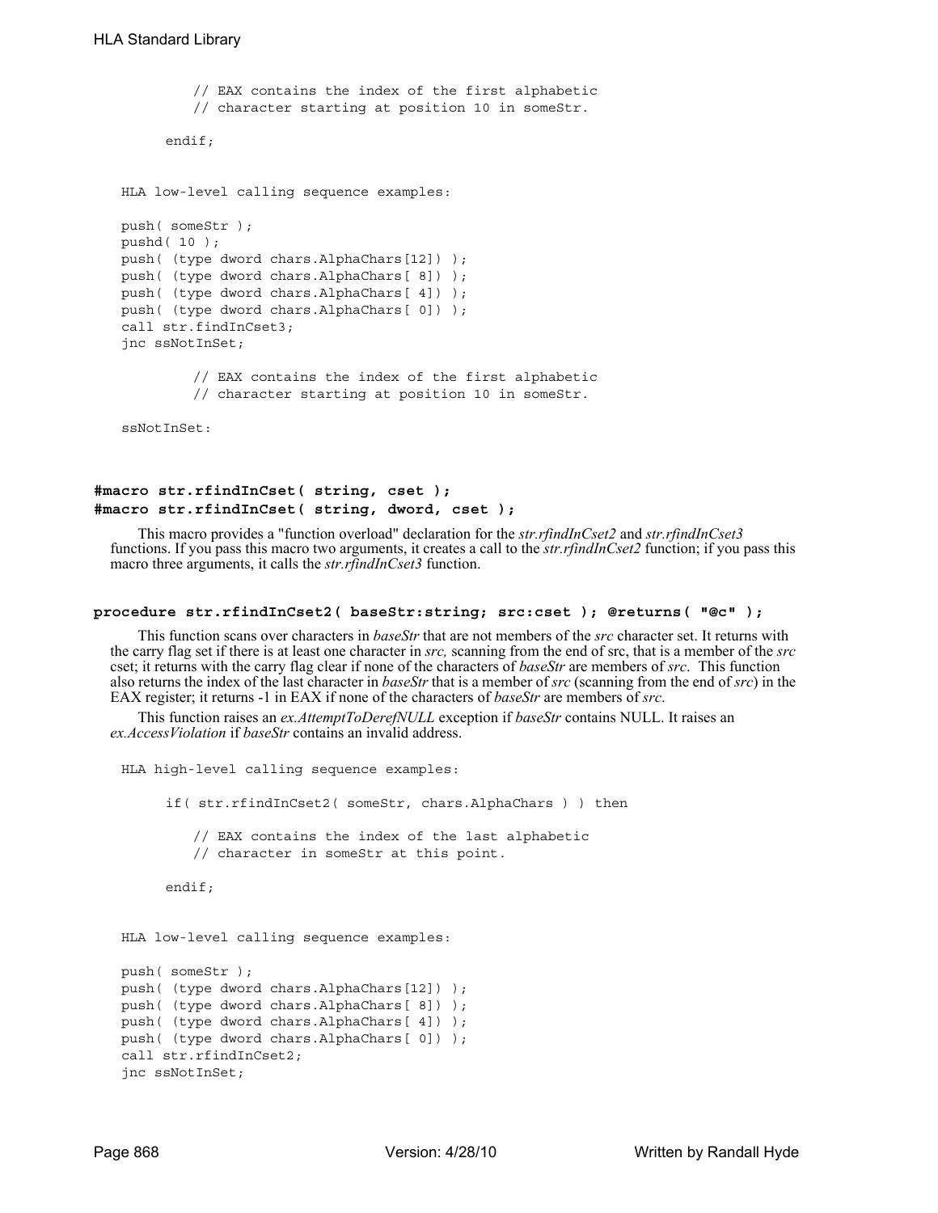```
            // EAX contains the index of the first alphabetic
            // character starting at position 10 in someStr.

        endif;
```

HLA low-level calling sequence examples:

```
    push( someStr );
    pushd( 10 );
    push( (type dword chars.AlphaChars[12]) );
    push( (type dword chars.AlphaChars[ 8]) );
    push( (type dword chars.AlphaChars[ 4]) );
    push( (type dword chars.AlphaChars[ 0]) );
    call str.findInCset3;
    jnc ssNotInSet;

            // EAX contains the index of the first alphabetic
            // character starting at position 10 in someStr.

    ssNotInSet:
```

**#macro str.rfindInCset( string, cset );**
**#macro str.rfindInCset( string, dword, cset );**

This macro provides a "function overload" declaration for the *str.rfindInCset2* and *str.rfindInCset3* functions. If you pass this macro two arguments, it creates a call to the *str.rfindInCset2* function; if you pass this macro three arguments, it calls the *str.rfindInCset3* function.

**procedure str.rfindInCset2( baseStr:string; src:cset ); @returns( "@c" );**

This function scans over characters in *baseStr* that are not members of the *src* character set. It returns with the carry flag set if there is at least one character in *src,* scanning from the end of src, that is a member of the *src* cset; it returns with the carry flag clear if none of the characters of *baseStr* are members of *src*. This function also returns the index of the last character in *baseStr* that is a member of *src* (scanning from the end of *src*) in the EAX register; it returns -1 in EAX if none of the characters of *baseStr* are members of *src*.

This function raises an *ex.AttemptToDerefNULL* exception if *baseStr* contains NULL. It raises an *ex.AccessViolation* if *baseStr* contains an invalid address.

HLA high-level calling sequence examples:

```
        if( str.rfindInCset2( someStr, chars.AlphaChars ) ) then

            // EAX contains the index of the last alphabetic
            // character in someStr at this point.

        endif;
```

HLA low-level calling sequence examples:

```
    push( someStr );
    push( (type dword chars.AlphaChars[12]) );
    push( (type dword chars.AlphaChars[ 8]) );
    push( (type dword chars.AlphaChars[ 4]) );
    push( (type dword chars.AlphaChars[ 0]) );
    call str.rfindInCset2;
    jnc ssNotInSet;
```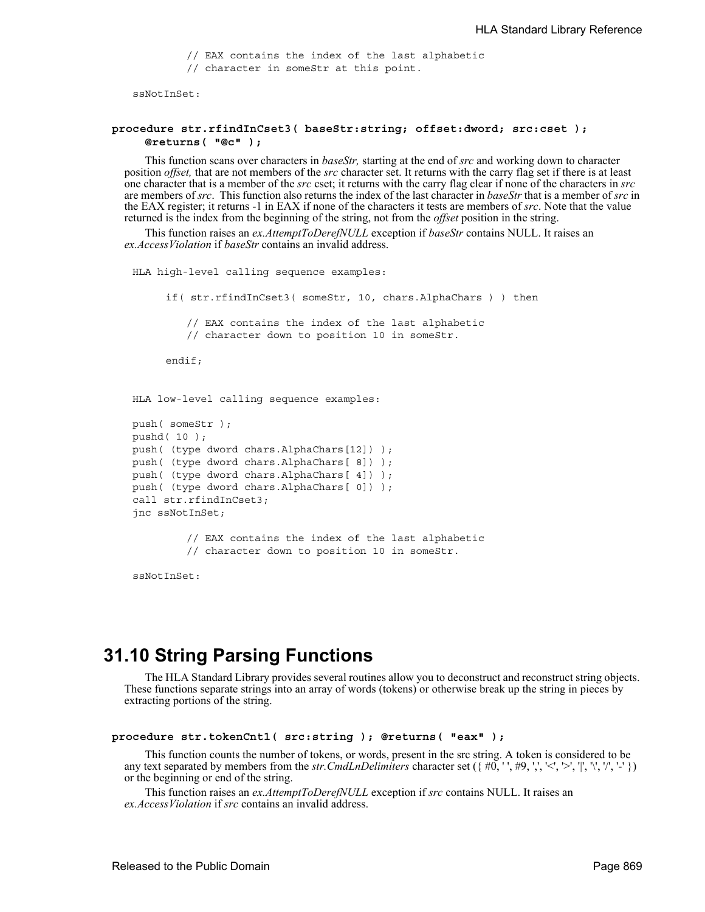```
            // EAX contains the index of the last alphabetic
            // character in someStr at this point.

    ssNotInSet:
```

**procedure str.rfindInCset3( baseStr:string; offset:dword; src:cset );**
**@returns( "@c" );**

This function scans over characters in *baseStr,* starting at the end of *src* and working down to character position *offset,* that are not members of the *src* character set. It returns with the carry flag set if there is at least one character that is a member of the *src* cset; it returns with the carry flag clear if none of the characters in *src* are members of *src*. This function also returns the index of the last character in *baseStr* that is a member of *src* in the EAX register; it returns -1 in EAX if none of the characters it tests are members of *src*. Note that the value returned is the index from the beginning of the string, not from the *offset* position in the string.

This function raises an *ex.AttemptToDerefNULL* exception if *baseStr* contains NULL. It raises an *ex.AccessViolation* if *baseStr* contains an invalid address.

```
    HLA high-level calling sequence examples:

          if( str.rfindInCset3( someStr, 10, chars.AlphaChars ) ) then

              // EAX contains the index of the last alphabetic
              // character down to position 10 in someStr.

          endif;


    HLA low-level calling sequence examples:

    push( someStr );
    pushd( 10 );
    push( (type dword chars.AlphaChars[12]) );
    push( (type dword chars.AlphaChars[ 8]) );
    push( (type dword chars.AlphaChars[ 4]) );
    push( (type dword chars.AlphaChars[ 0]) );
    call str.rfindInCset3;
    jnc ssNotInSet;

            // EAX contains the index of the last alphabetic
            // character down to position 10 in someStr.

    ssNotInSet:
```

## 31.10 String Parsing Functions

The HLA Standard Library provides several routines allow you to deconstruct and reconstruct string objects. These functions separate strings into an array of words (tokens) or otherwise break up the string in pieces by extracting portions of the string.

**procedure str.tokenCnt1( src:string ); @returns( "eax" );**

This function counts the number of tokens, or words, present in the src string. A token is considered to be any text separated by members from the *str.CmdLnDelimiters* character set ({ #0, ' ', #9, ',', '<', '>', '|', '\', '/', '-' }) or the beginning or end of the string.

This function raises an *ex.AttemptToDerefNULL* exception if *src* contains NULL. It raises an *ex.AccessViolation* if *src* contains an invalid address.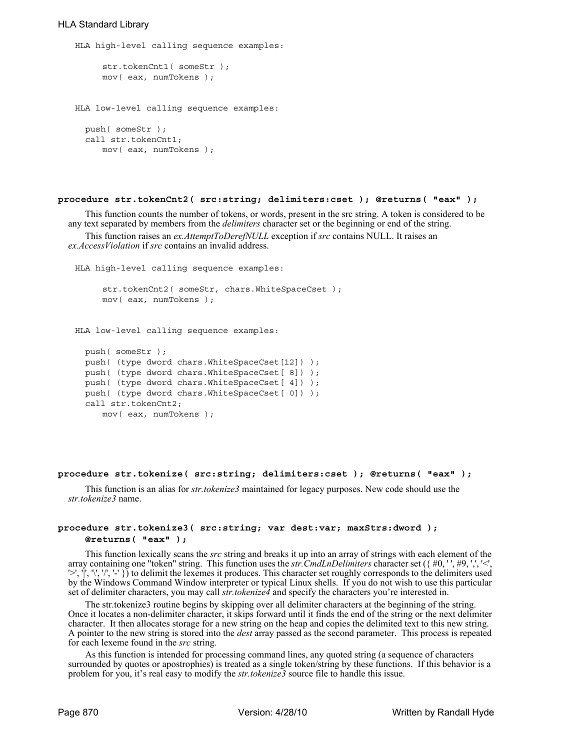```
HLA high-level calling sequence examples:

     str.tokenCnt1( someStr );
     mov( eax, numTokens );


HLA low-level calling sequence examples:

  push( someStr );
  call str.tokenCnt1;
     mov( eax, numTokens );
```

**procedure str.tokenCnt2( src:string; delimiters:cset ); @returns( "eax" );**

This function counts the number of tokens, or words, present in the src string. A token is considered to be any text separated by members from the *delimiters* character set or the beginning or end of the string.

This function raises an *ex.AttemptToDerefNULL* exception if *src* contains NULL. It raises an *ex.AccessViolation* if *src* contains an invalid address.

```
HLA high-level calling sequence examples:

     str.tokenCnt2( someStr, chars.WhiteSpaceCset );
     mov( eax, numTokens );


HLA low-level calling sequence examples:

  push( someStr );
  push( (type dword chars.WhiteSpaceCset[12]) );
  push( (type dword chars.WhiteSpaceCset[ 8]) );
  push( (type dword chars.WhiteSpaceCset[ 4]) );
  push( (type dword chars.WhiteSpaceCset[ 0]) );
  call str.tokenCnt2;
     mov( eax, numTokens );
```

**procedure str.tokenize( src:string; delimiters:cset ); @returns( "eax" );**

This function is an alias for *str.tokenize3* maintained for legacy purposes. New code should use the *str.tokenize3* name.

**procedure str.tokenize3( src:string; var dest:var; maxStrs:dword );**
**@returns( "eax" );**

This function lexically scans the *src* string and breaks it up into an array of strings with each element of the array containing one "token" string. This function uses the *str.CmdLnDelimiters* character set ({ #0, ' ', #9, ',', '<', '>', '|', '\', '/', '-' }) to delimit the lexemes it produces. This character set roughly corresponds to the delimiters used by the Windows Command Window interpreter or typical Linux shells. If you do not wish to use this particular set of delimiter characters, you may call *str.tokenize4* and specify the characters you're interested in.

The str.tokenize3 routine begins by skipping over all delimiter characters at the beginning of the string. Once it locates a non-delimiter character, it skips forward until it finds the end of the string or the next delimiter character. It then allocates storage for a new string on the heap and copies the delimited text to this new string. A pointer to the new string is stored into the *dest* array passed as the second parameter. This process is repeated for each lexeme found in the *src* string.

As this function is intended for processing command lines, any quoted string (a sequence of characters surrounded by quotes or apostrophies) is treated as a single token/string by these functions. If this behavior is a problem for you, it's real easy to modify the *str.tokenize3* source file to handle this issue.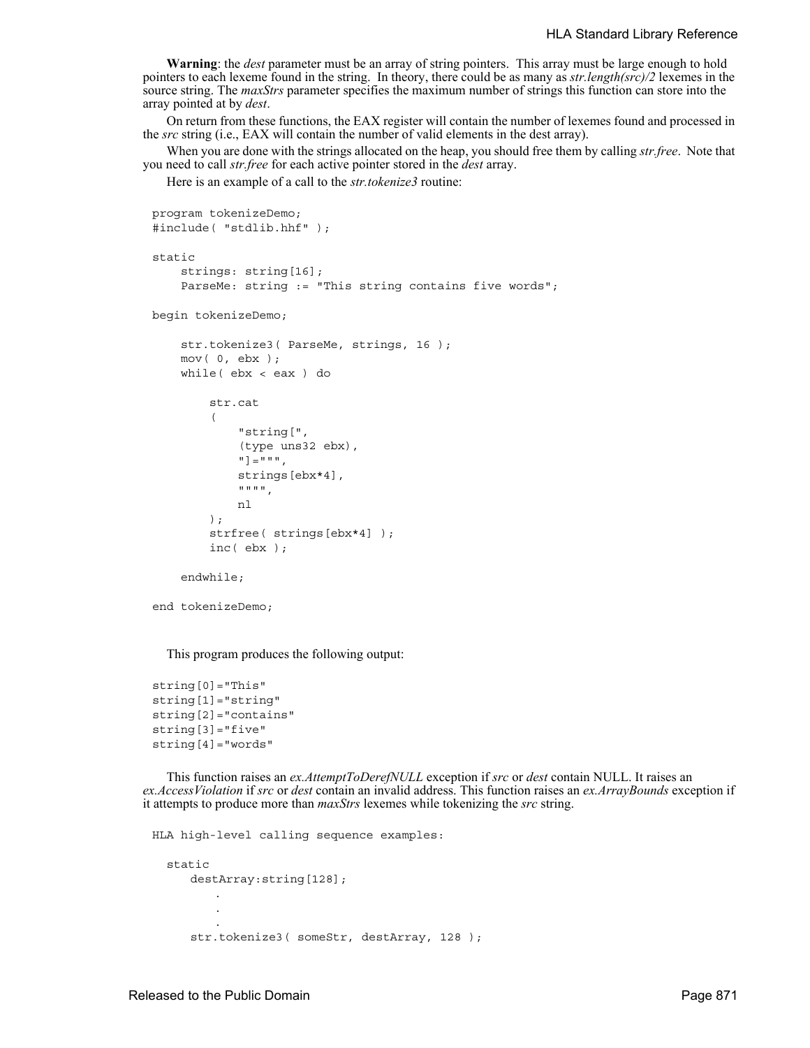**Warning**: the *dest* parameter must be an array of string pointers. This array must be large enough to hold pointers to each lexeme found in the string. In theory, there could be as many as *str.length(src)/2* lexemes in the source string. The *maxStrs* parameter specifies the maximum number of strings this function can store into the array pointed at by *dest*.

On return from these functions, the EAX register will contain the number of lexemes found and processed in the *src* string (i.e., EAX will contain the number of valid elements in the dest array).

When you are done with the strings allocated on the heap, you should free them by calling *str.free*. Note that you need to call *str.free* for each active pointer stored in the *dest* array.

Here is an example of a call to the *str.tokenize3* routine:

```
program tokenizeDemo;
#include( "stdlib.hhf" );

static
    strings: string[16];
    ParseMe: string := "This string contains five words";

begin tokenizeDemo;

    str.tokenize3( ParseMe, strings, 16 );
    mov( 0, ebx );
    while( ebx < eax ) do

        str.cat
        (
            "string[",
            (type uns32 ebx),
            "]=""",
            strings[ebx*4],
            """",
            nl
        );
        strfree( strings[ebx*4] );
        inc( ebx );

    endwhile;

end tokenizeDemo;
```

This program produces the following output:

```
string[0]="This"
string[1]="string"
string[2]="contains"
string[3]="five"
string[4]="words"
```

This function raises an *ex.AttemptToDerefNULL* exception if *src* or *dest* contain NULL. It raises an *ex.AccessViolation* if *src* or *dest* contain an invalid address. This function raises an *ex.ArrayBounds* exception if it attempts to produce more than *maxStrs* lexemes while tokenizing the *src* string.

```
HLA high-level calling sequence examples:

  static
     destArray:string[128];
        .
        .
        .
     str.tokenize3( someStr, destArray, 128 );
```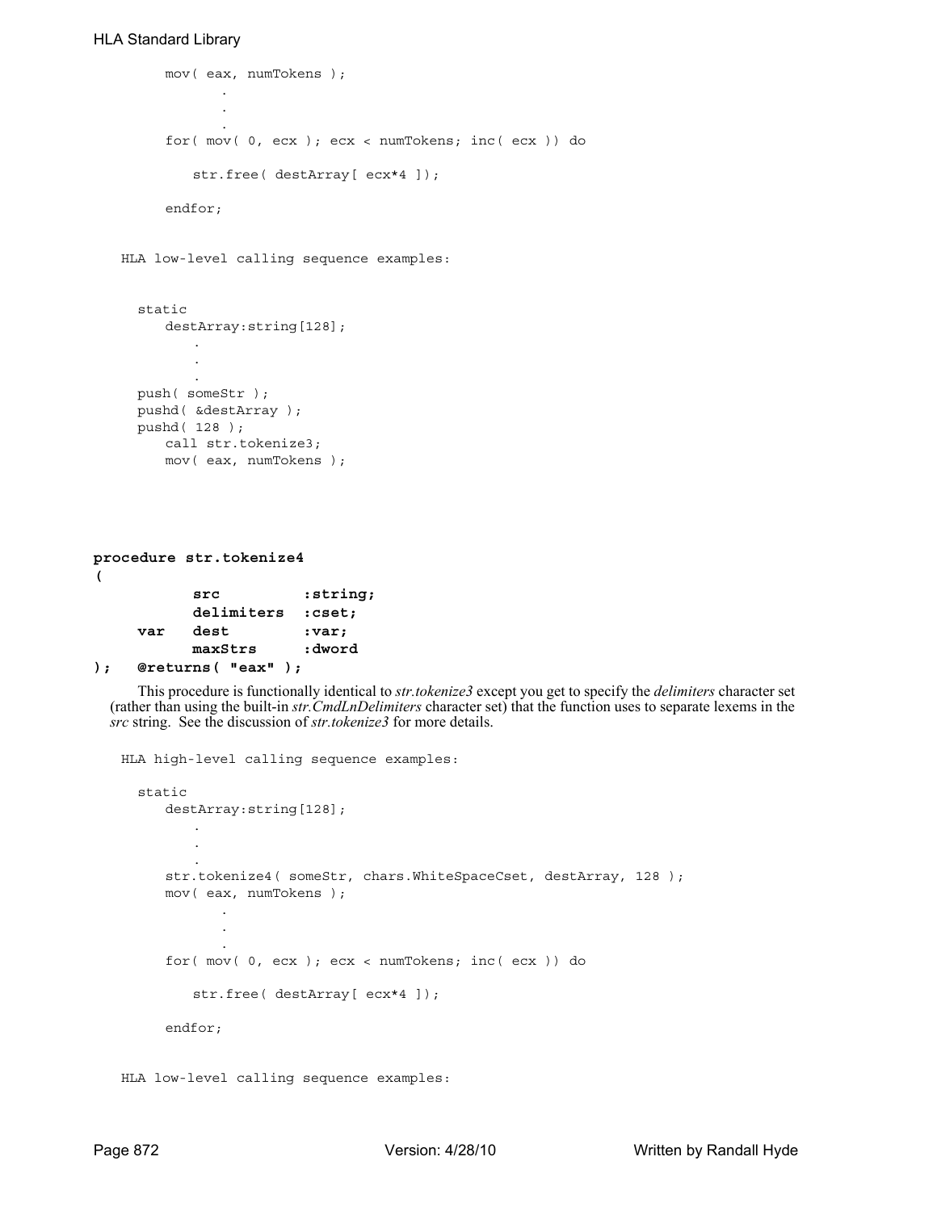```
        mov( eax, numTokens );
              .
              .
              .
        for( mov( 0, ecx ); ecx < numTokens; inc( ecx )) do

            str.free( destArray[ ecx*4 ]);

        endfor;
```

HLA low-level calling sequence examples:

```
    static
        destArray:string[128];
            .
            .
            .
    push( someStr );
    pushd( &destArray );
    pushd( 128 );
        call str.tokenize3;
        mov( eax, numTokens );
```

```
procedure str.tokenize4
(
            src         :string;
            delimiters  :cset;
      var   dest        :var;
            maxStrs     :dword
);  @returns( "eax" );
```

This procedure is functionally identical to *str.tokenize3* except you get to specify the *delimiters* character set (rather than using the built-in *str.CmdLnDelimiters* character set) that the function uses to separate lexems in the *src* string. See the discussion of *str.tokenize3* for more details.

HLA high-level calling sequence examples:

```
    static
        destArray:string[128];
            .
            .
            .
        str.tokenize4( someStr, chars.WhiteSpaceCset, destArray, 128 );
        mov( eax, numTokens );
              .
              .
              .
        for( mov( 0, ecx ); ecx < numTokens; inc( ecx )) do

            str.free( destArray[ ecx*4 ]);

        endfor;
```

HLA low-level calling sequence examples: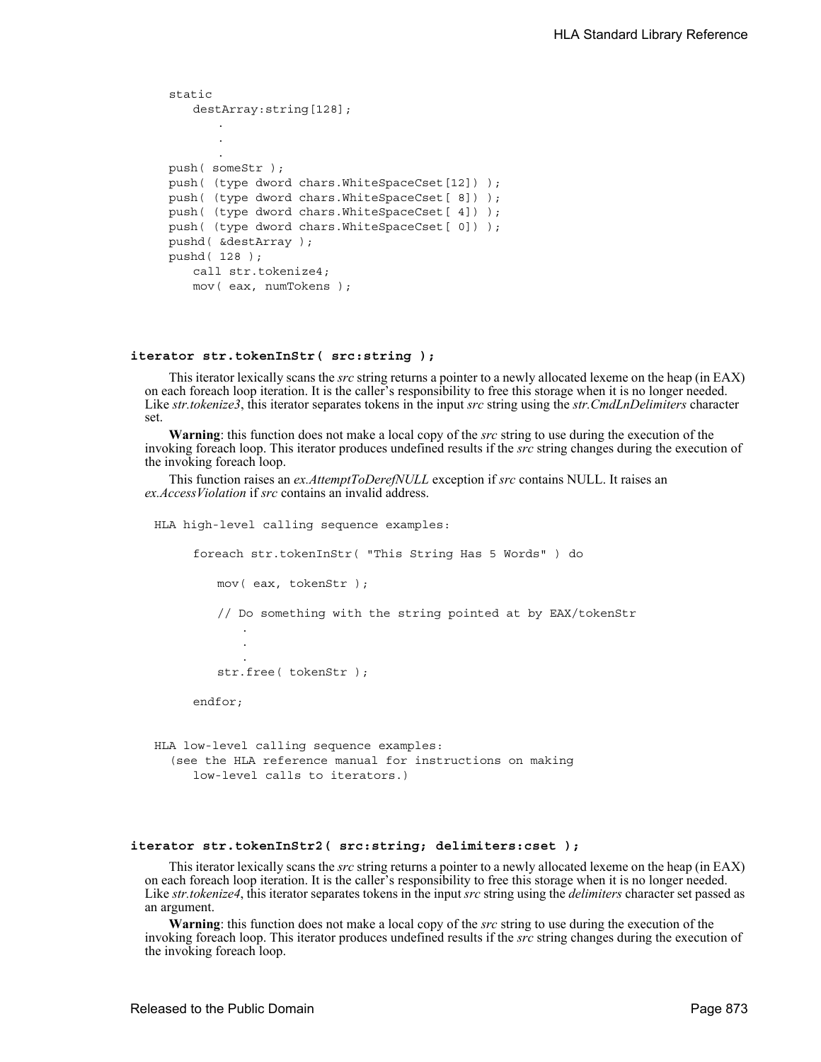```
static
   destArray:string[128];
       .
       .
       .
push( someStr );
push( (type dword chars.WhiteSpaceCset[12]) );
push( (type dword chars.WhiteSpaceCset[ 8]) );
push( (type dword chars.WhiteSpaceCset[ 4]) );
push( (type dword chars.WhiteSpaceCset[ 0]) );
pushd( &destArray );
pushd( 128 );
   call str.tokenize4;
   mov( eax, numTokens );
```

### iterator str.tokenInStr( src:string );

This iterator lexically scans the *src* string returns a pointer to a newly allocated lexeme on the heap (in EAX) on each foreach loop iteration. It is the caller's responsibility to free this storage when it is no longer needed. Like *str.tokenize3*, this iterator separates tokens in the input *src* string using the *str.CmdLnDelimiters* character set.

**Warning**: this function does not make a local copy of the *src* string to use during the execution of the invoking foreach loop. This iterator produces undefined results if the *src* string changes during the execution of the invoking foreach loop.

This function raises an *ex.AttemptToDerefNULL* exception if *src* contains NULL. It raises an *ex.AccessViolation* if *src* contains an invalid address.

```
HLA high-level calling sequence examples:

     foreach str.tokenInStr( "This String Has 5 Words" ) do

        mov( eax, tokenStr );

        // Do something with the string pointed at by EAX/tokenStr
            .
            .
            .
        str.free( tokenStr );

     endfor;


HLA low-level calling sequence examples:
  (see the HLA reference manual for instructions on making
     low-level calls to iterators.)
```

### iterator str.tokenInStr2( src:string; delimiters:cset );

This iterator lexically scans the *src* string returns a pointer to a newly allocated lexeme on the heap (in EAX) on each foreach loop iteration. It is the caller's responsibility to free this storage when it is no longer needed. Like *str.tokenize4*, this iterator separates tokens in the input *src* string using the *delimiters* character set passed as an argument.

**Warning**: this function does not make a local copy of the *src* string to use during the execution of the invoking foreach loop. This iterator produces undefined results if the *src* string changes during the execution of the invoking foreach loop.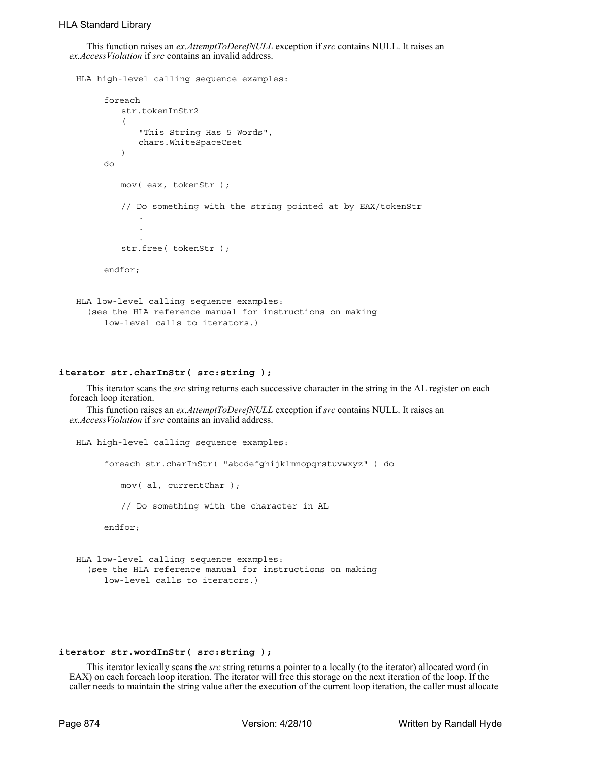This function raises an *ex.AttemptToDerefNULL* exception if *src* contains NULL. It raises an *ex.AccessViolation* if *src* contains an invalid address.

```
HLA high-level calling sequence examples:

     foreach
        str.tokenInStr2
        (
           "This String Has 5 Words",
           chars.WhiteSpaceCset
        )
     do

        mov( eax, tokenStr );

        // Do something with the string pointed at by EAX/tokenStr
           .
           .
           .
        str.free( tokenStr );

     endfor;


HLA low-level calling sequence examples:
   (see the HLA reference manual for instructions on making
      low-level calls to iterators.)
```

### iterator str.charInStr( src:string );

This iterator scans the *src* string returns each successive character in the string in the AL register on each foreach loop iteration.

This function raises an *ex.AttemptToDerefNULL* exception if *src* contains NULL. It raises an *ex.AccessViolation* if *src* contains an invalid address.

```
HLA high-level calling sequence examples:

     foreach str.charInStr( "abcdefghijklmnopqrstuvwxyz" ) do

        mov( al, currentChar );

        // Do something with the character in AL

     endfor;


HLA low-level calling sequence examples:
   (see the HLA reference manual for instructions on making
      low-level calls to iterators.)
```

### iterator str.wordInStr( src:string );

This iterator lexically scans the *src* string returns a pointer to a locally (to the iterator) allocated word (in EAX) on each foreach loop iteration. The iterator will free this storage on the next iteration of the loop. If the caller needs to maintain the string value after the execution of the current loop iteration, the caller must allocate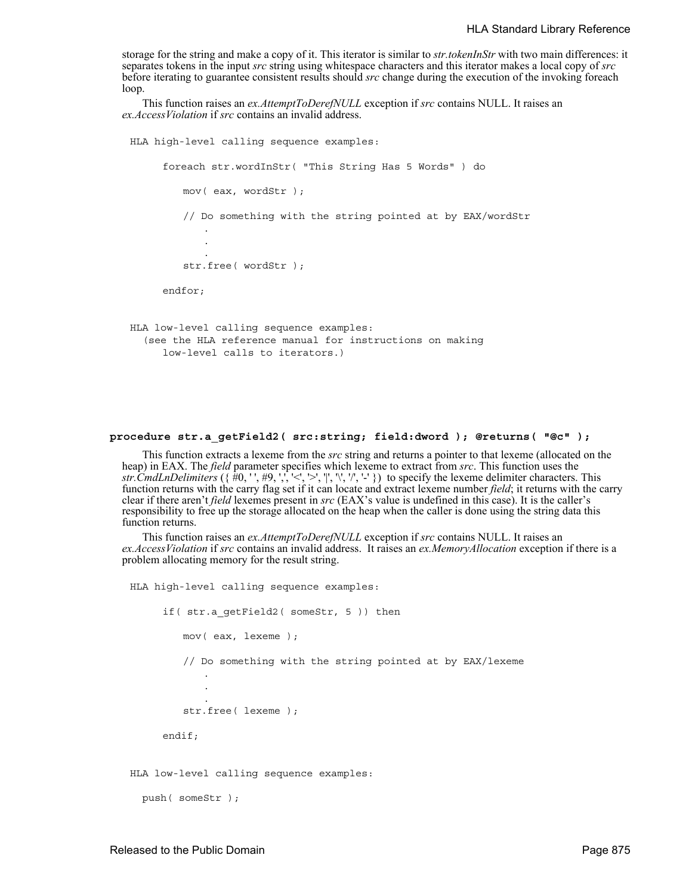storage for the string and make a copy of it. This iterator is similar to *str.tokenInStr* with two main differences: it separates tokens in the input *src* string using whitespace characters and this iterator makes a local copy of *src* before iterating to guarantee consistent results should *src* change during the execution of the invoking foreach loop.

This function raises an *ex.AttemptToDerefNULL* exception if *src* contains NULL. It raises an *ex.AccessViolation* if *src* contains an invalid address.

```
HLA high-level calling sequence examples:

      foreach str.wordInStr( "This String Has 5 Words" ) do

          mov( eax, wordStr );

          // Do something with the string pointed at by EAX/wordStr
              .
              .
              .
          str.free( wordStr );

      endfor;


HLA low-level calling sequence examples:
   (see the HLA reference manual for instructions on making
      low-level calls to iterators.)
```

**procedure str.a_getField2( src:string; field:dword ); @returns( "@c" );**

This function extracts a lexeme from the *src* string and returns a pointer to that lexeme (allocated on the heap) in EAX. The *field* parameter specifies which lexeme to extract from *src*. This function uses the *str.CmdLnDelimiters* ({ #0, ' ', #9, ',', '<', '>', '|', '\', '/', '-' }) to specify the lexeme delimiter characters. This function returns with the carry flag set if it can locate and extract lexeme number *field*; it returns with the carry clear if there aren't *field* lexemes present in *src* (EAX's value is undefined in this case). It is the caller's responsibility to free up the storage allocated on the heap when the caller is done using the string data this function returns.

This function raises an *ex.AttemptToDerefNULL* exception if *src* contains NULL. It raises an *ex.AccessViolation* if *src* contains an invalid address. It raises an *ex.MemoryAllocation* exception if there is a problem allocating memory for the result string.

```
HLA high-level calling sequence examples:

      if( str.a_getField2( someStr, 5 )) then

          mov( eax, lexeme );

          // Do something with the string pointed at by EAX/lexeme
              .
              .
              .
          str.free( lexeme );

      endif;


HLA low-level calling sequence examples:

   push( someStr );
```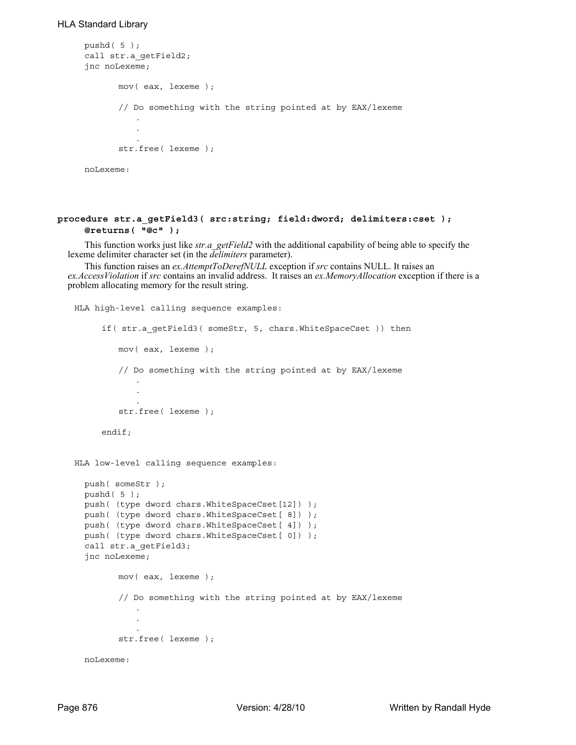```
pushd( 5 );
call str.a_getField2;
jnc noLexeme;

        mov( eax, lexeme );

        // Do something with the string pointed at by EAX/lexeme
            .
            .
            .
        str.free( lexeme );

noLexeme:
```

**procedure str.a_getField3( src:string; field:dword; delimiters:cset );
@returns( "@c" );**

This function works just like *str.a_getField2* with the additional capability of being able to specify the lexeme delimiter character set (in the *delimiters* parameter).

This function raises an *ex.AttemptToDerefNULL* exception if *src* contains NULL. It raises an *ex.AccessViolation* if *src* contains an invalid address. It raises an *ex.MemoryAllocation* exception if there is a problem allocating memory for the result string.

```
HLA high-level calling sequence examples:

    if( str.a_getField3( someStr, 5, chars.WhiteSpaceCset )) then

        mov( eax, lexeme );

        // Do something with the string pointed at by EAX/lexeme
            .
            .
            .
        str.free( lexeme );

    endif;


HLA low-level calling sequence examples:

  push( someStr );
  pushd( 5 );
  push( (type dword chars.WhiteSpaceCset[12]) );
  push( (type dword chars.WhiteSpaceCset[ 8]) );
  push( (type dword chars.WhiteSpaceCset[ 4]) );
  push( (type dword chars.WhiteSpaceCset[ 0]) );
  call str.a_getField3;
  jnc noLexeme;

        mov( eax, lexeme );

        // Do something with the string pointed at by EAX/lexeme
            .
            .
            .
        str.free( lexeme );

  noLexeme:
```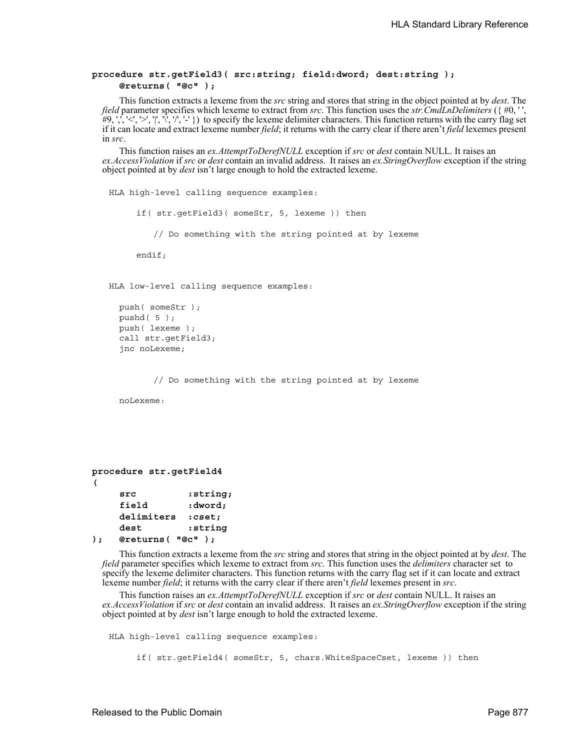```
procedure str.getField3( src:string; field:dword; dest:string );
    @returns( "@c" );
```

This function extracts a lexeme from the *src* string and stores that string in the object pointed at by *dest*. The *field* parameter specifies which lexeme to extract from *src*. This function uses the *str.CmdLnDelimiters* ({ #0, ' ', #9, ',', '<', '>', '|', '\', '/', '-' }) to specify the lexeme delimiter characters. This function returns with the carry flag set if it can locate and extract lexeme number *field*; it returns with the carry clear if there aren't *field* lexemes present in *src*.

This function raises an *ex.AttemptToDerefNULL* exception if *src* or *dest* contain NULL. It raises an *ex.AccessViolation* if *src* or *dest* contain an invalid address. It raises an *ex.StringOverflow* exception if the string object pointed at by *dest* isn't large enough to hold the extracted lexeme.

```
HLA high-level calling sequence examples:

     if( str.getField3( someStr, 5, lexeme )) then

        // Do something with the string pointed at by lexeme

     endif;


HLA low-level calling sequence examples:

  push( someStr );
  pushd( 5 );
  push( lexeme );
  call str.getField3;
  jnc noLexeme;


        // Do something with the string pointed at by lexeme

  noLexeme:
```

```
procedure str.getField4
(
    src         :string;
    field       :dword;
    delimiters  :cset;
    dest        :string
);  @returns( "@c" );
```

This function extracts a lexeme from the *src* string and stores that string in the object pointed at by *dest*. The *field* parameter specifies which lexeme to extract from *src*. This function uses the *delimiters* character set to specify the lexeme delimiter characters. This function returns with the carry flag set if it can locate and extract lexeme number *field*; it returns with the carry clear if there aren't *field* lexemes present in *src*.

This function raises an *ex.AttemptToDerefNULL* exception if *src* or *dest* contain NULL. It raises an *ex.AccessViolation* if *src* or *dest* contain an invalid address. It raises an *ex.StringOverflow* exception if the string object pointed at by *dest* isn't large enough to hold the extracted lexeme.

```
HLA high-level calling sequence examples:

     if( str.getField4( someStr, 5, chars.WhiteSpaceCset, lexeme )) then
```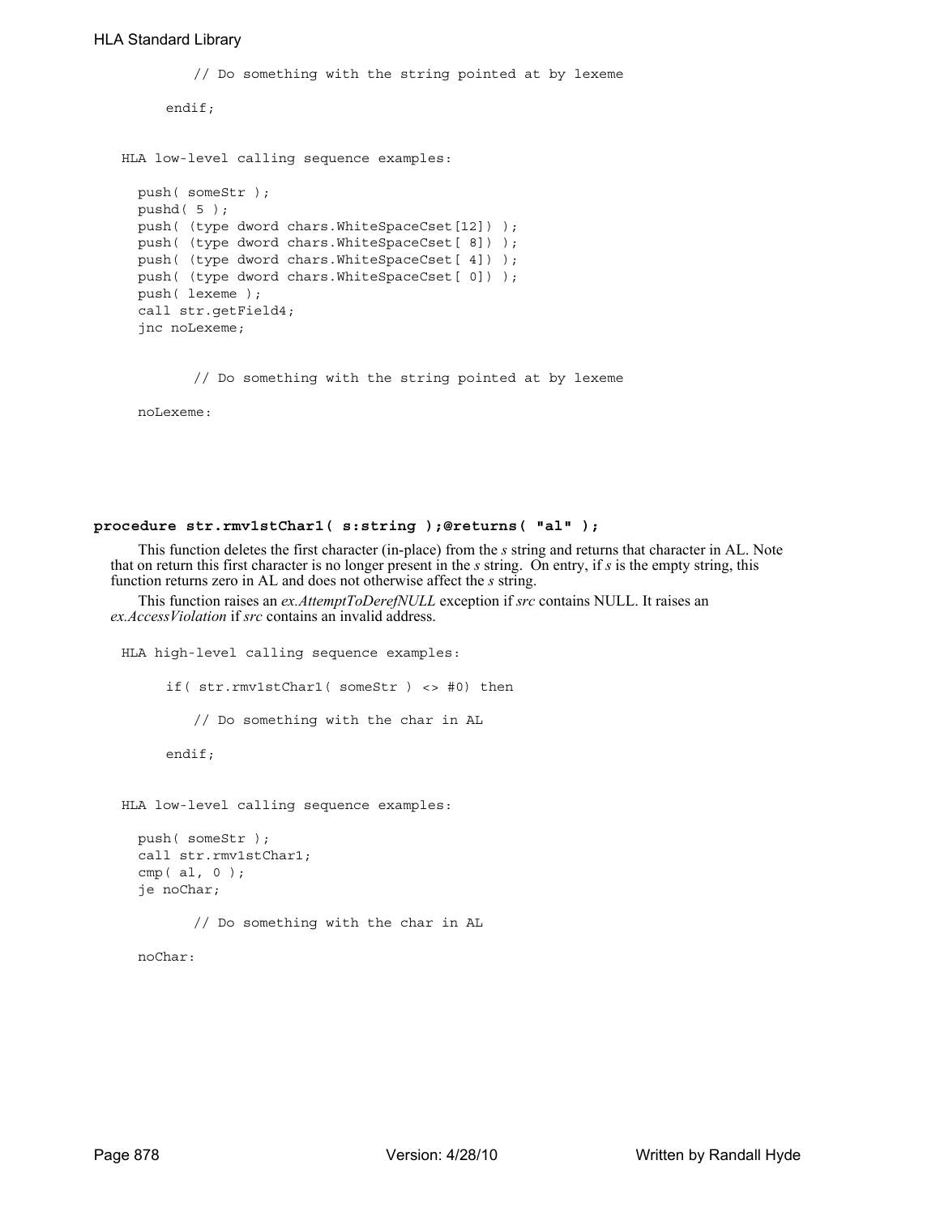```
            // Do something with the string pointed at by lexeme

        endif;


    HLA low-level calling sequence examples:

      push( someStr );
      pushd( 5 );
      push( (type dword chars.WhiteSpaceCset[12]) );
      push( (type dword chars.WhiteSpaceCset[ 8]) );
      push( (type dword chars.WhiteSpaceCset[ 4]) );
      push( (type dword chars.WhiteSpaceCset[ 0]) );
      push( lexeme );
      call str.getField4;
      jnc noLexeme;


            // Do something with the string pointed at by lexeme

      noLexeme:
```

**procedure str.rmv1stChar1( s:string );@returns( "al" );**

This function deletes the first character (in-place) from the *s* string and returns that character in AL. Note that on return this first character is no longer present in the *s* string. On entry, if *s* is the empty string, this function returns zero in AL and does not otherwise affect the *s* string.

This function raises an *ex.AttemptToDerefNULL* exception if *src* contains NULL. It raises an *ex.AccessViolation* if *src* contains an invalid address.

```
    HLA high-level calling sequence examples:

        if( str.rmv1stChar1( someStr ) <> #0) then

            // Do something with the char in AL

        endif;


    HLA low-level calling sequence examples:

      push( someStr );
      call str.rmv1stChar1;
      cmp( al, 0 );
      je noChar;

            // Do something with the char in AL

      noChar:
```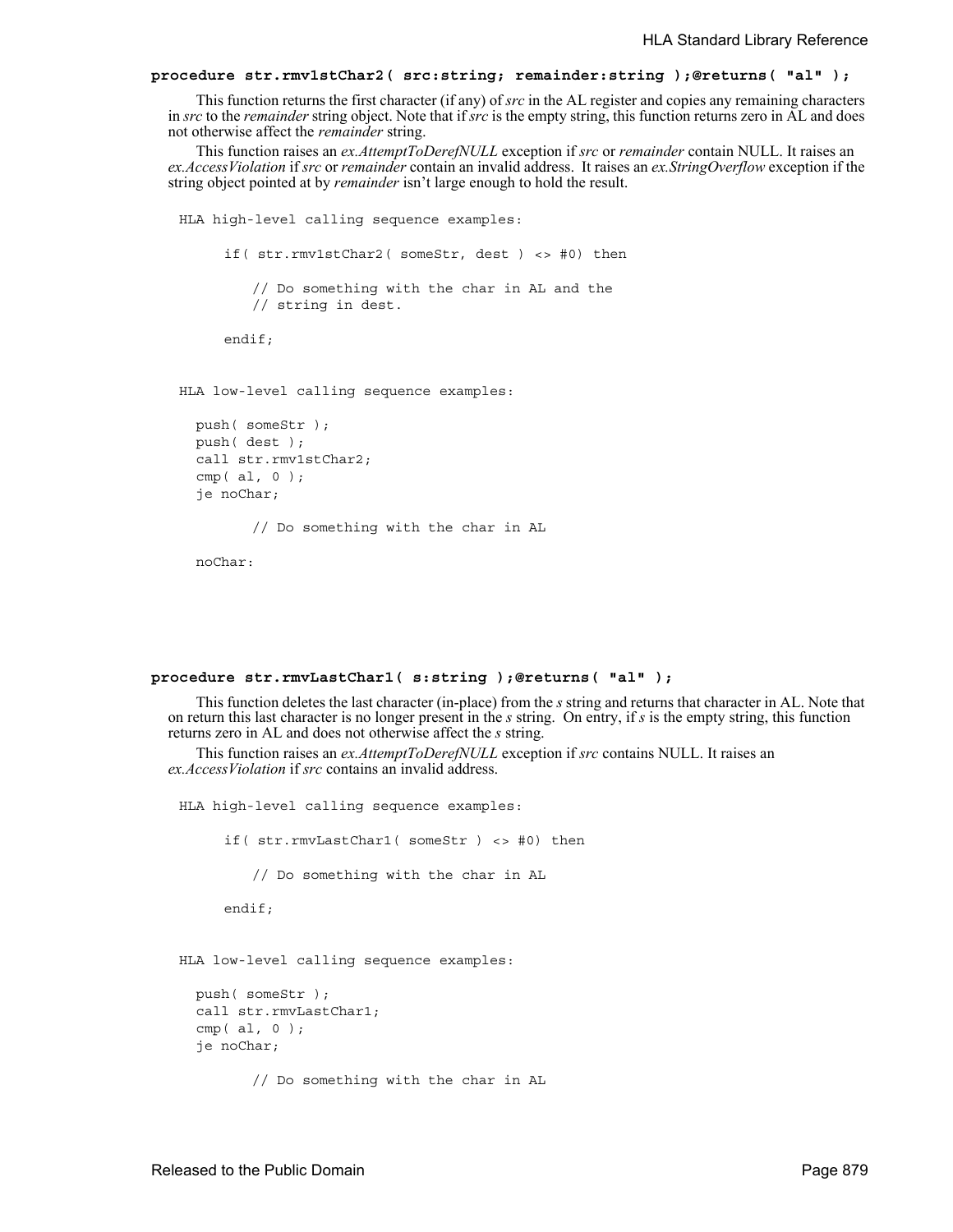**procedure str.rmv1stChar2( src:string; remainder:string );@returns( "al" );**

This function returns the first character (if any) of *src* in the AL register and copies any remaining characters in *src* to the *remainder* string object. Note that if *src* is the empty string, this function returns zero in AL and does not otherwise affect the *remainder* string.

This function raises an *ex.AttemptToDerefNULL* exception if *src* or *remainder* contain NULL. It raises an *ex.AccessViolation* if *src* or *remainder* contain an invalid address. It raises an *ex.StringOverflow* exception if the string object pointed at by *remainder* isn't large enough to hold the result.

```
HLA high-level calling sequence examples:

     if( str.rmv1stChar2( someStr, dest ) <> #0) then

         // Do something with the char in AL and the
         // string in dest.

     endif;


HLA low-level calling sequence examples:

  push( someStr );
  push( dest );
  call str.rmv1stChar2;
  cmp( al, 0 );
  je noChar;

        // Do something with the char in AL

  noChar:
```

**procedure str.rmvLastChar1( s:string );@returns( "al" );**

This function deletes the last character (in-place) from the *s* string and returns that character in AL. Note that on return this last character is no longer present in the *s* string. On entry, if *s* is the empty string, this function returns zero in AL and does not otherwise affect the *s* string.

This function raises an *ex.AttemptToDerefNULL* exception if *src* contains NULL. It raises an *ex.AccessViolation* if *src* contains an invalid address.

```
HLA high-level calling sequence examples:

     if( str.rmvLastChar1( someStr ) <> #0) then

         // Do something with the char in AL

     endif;


HLA low-level calling sequence examples:

  push( someStr );
  call str.rmvLastChar1;
  cmp( al, 0 );
  je noChar;

        // Do something with the char in AL
```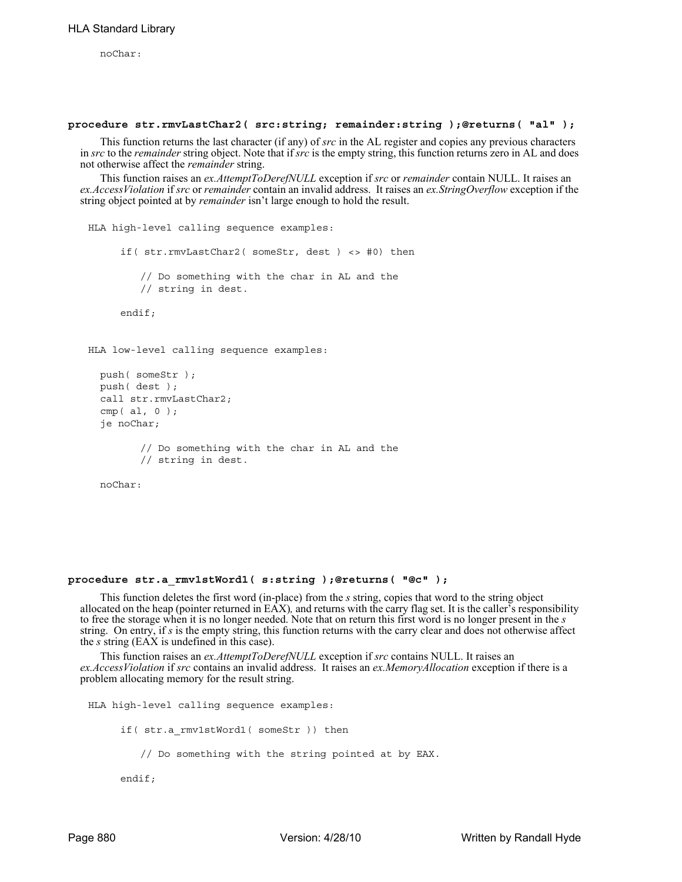```
noChar:
```

**procedure str.rmvLastChar2( src:string; remainder:string );@returns( "al" );**

This function returns the last character (if any) of *src* in the AL register and copies any previous characters in *src* to the *remainder* string object. Note that if *src* is the empty string, this function returns zero in AL and does not otherwise affect the *remainder* string.

This function raises an *ex.AttemptToDerefNULL* exception if *src* or *remainder* contain NULL. It raises an *ex.AccessViolation* if *src* or *remainder* contain an invalid address. It raises an *ex.StringOverflow* exception if the string object pointed at by *remainder* isn't large enough to hold the result.

```
HLA high-level calling sequence examples:

    if( str.rmvLastChar2( someStr, dest ) <> #0) then

        // Do something with the char in AL and the
        // string in dest.

    endif;


HLA low-level calling sequence examples:

  push( someStr );
  push( dest );
  call str.rmvLastChar2;
  cmp( al, 0 );
  je noChar;

        // Do something with the char in AL and the
        // string in dest.

  noChar:
```

**procedure str.a_rmv1stWord1( s:string );@returns( "@c" );**

This function deletes the first word (in-place) from the *s* string, copies that word to the string object allocated on the heap (pointer returned in EAX), and returns with the carry flag set. It is the caller's responsibility to free the storage when it is no longer needed. Note that on return this first word is no longer present in the *s* string. On entry, if *s* is the empty string, this function returns with the carry clear and does not otherwise affect the *s* string (EAX is undefined in this case).

This function raises an *ex.AttemptToDerefNULL* exception if *src* contains NULL. It raises an *ex.AccessViolation* if *src* contains an invalid address. It raises an *ex.MemoryAllocation* exception if there is a problem allocating memory for the result string.

```
HLA high-level calling sequence examples:

    if( str.a_rmv1stWord1( someStr )) then

        // Do something with the string pointed at by EAX.

    endif;
```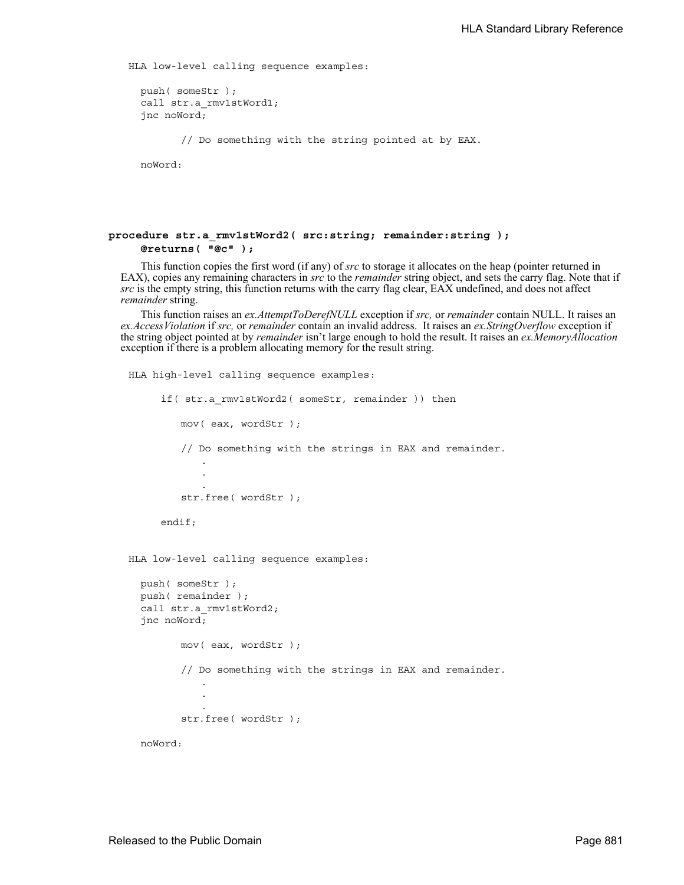HLA low-level calling sequence examples:

```
push( someStr );
call str.a_rmv1stWord1;
jnc noWord;

      // Do something with the string pointed at by EAX.

noWord:
```

**procedure str.a_rmv1stWord2( src:string; remainder:string );**
**@returns( "@c" );**

This function copies the first word (if any) of *src* to storage it allocates on the heap (pointer returned in EAX), copies any remaining characters in *src* to the *remainder* string object, and sets the carry flag. Note that if *src* is the empty string, this function returns with the carry flag clear, EAX undefined, and does not affect *remainder* string.

This function raises an *ex.AttemptToDerefNULL* exception if *src,* or *remainder* contain NULL. It raises an *ex.AccessViolation* if *src,* or *remainder* contain an invalid address. It raises an *ex.StringOverflow* exception if the string object pointed at by *remainder* isn't large enough to hold the result. It raises an *ex.MemoryAllocation* exception if there is a problem allocating memory for the result string.

HLA high-level calling sequence examples:

```
if( str.a_rmv1stWord2( someStr, remainder )) then

    mov( eax, wordStr );

    // Do something with the strings in EAX and remainder.
        .
        .
        .
    str.free( wordStr );

endif;
```

HLA low-level calling sequence examples:

```
push( someStr );
push( remainder );
call str.a_rmv1stWord2;
jnc noWord;

      mov( eax, wordStr );

      // Do something with the strings in EAX and remainder.
          .
          .
          .
      str.free( wordStr );

noWord:
```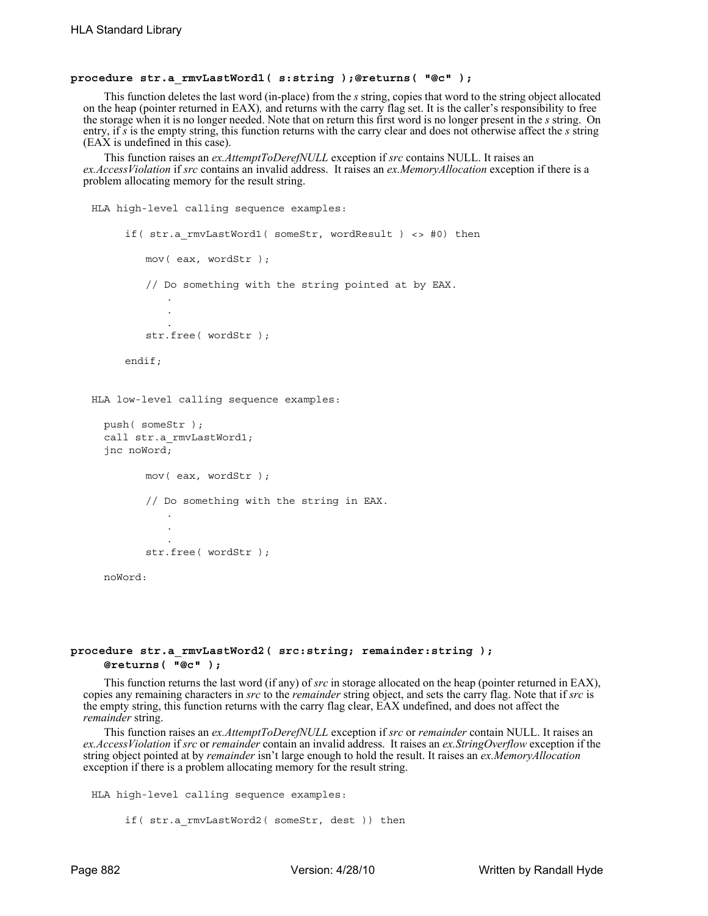#### procedure str.a_rmvLastWord1( s:string );@returns( "@c" );

This function deletes the last word (in-place) from the *s* string, copies that word to the string object allocated on the heap (pointer returned in EAX), and returns with the carry flag set. It is the caller's responsibility to free the storage when it is no longer needed. Note that on return this first word is no longer present in the *s* string. On entry, if *s* is the empty string, this function returns with the carry clear and does not otherwise affect the *s* string (EAX is undefined in this case).

This function raises an *ex.AttemptToDerefNULL* exception if *src* contains NULL. It raises an *ex.AccessViolation* if *src* contains an invalid address. It raises an *ex.MemoryAllocation* exception if there is a problem allocating memory for the result string.

```
HLA high-level calling sequence examples:

     if( str.a_rmvLastWord1( someStr, wordResult ) <> #0) then

         mov( eax, wordStr );

         // Do something with the string pointed at by EAX.
             .
             .
             .
         str.free( wordStr );

     endif;


HLA low-level calling sequence examples:

  push( someStr );
  call str.a_rmvLastWord1;
  jnc noWord;

         mov( eax, wordStr );

         // Do something with the string in EAX.
             .
             .
             .
         str.free( wordStr );

  noWord:
```

#### procedure str.a_rmvLastWord2( src:string; remainder:string ); @returns( "@c" );

This function returns the last word (if any) of *src* in storage allocated on the heap (pointer returned in EAX), copies any remaining characters in *src* to the *remainder* string object, and sets the carry flag. Note that if *src* is the empty string, this function returns with the carry flag clear, EAX undefined, and does not affect the *remainder* string.

This function raises an *ex.AttemptToDerefNULL* exception if *src* or *remainder* contain NULL. It raises an *ex.AccessViolation* if *src* or *remainder* contain an invalid address. It raises an *ex.StringOverflow* exception if the string object pointed at by *remainder* isn't large enough to hold the result. It raises an *ex.MemoryAllocation* exception if there is a problem allocating memory for the result string.

```
HLA high-level calling sequence examples:

     if( str.a_rmvLastWord2( someStr, dest )) then
```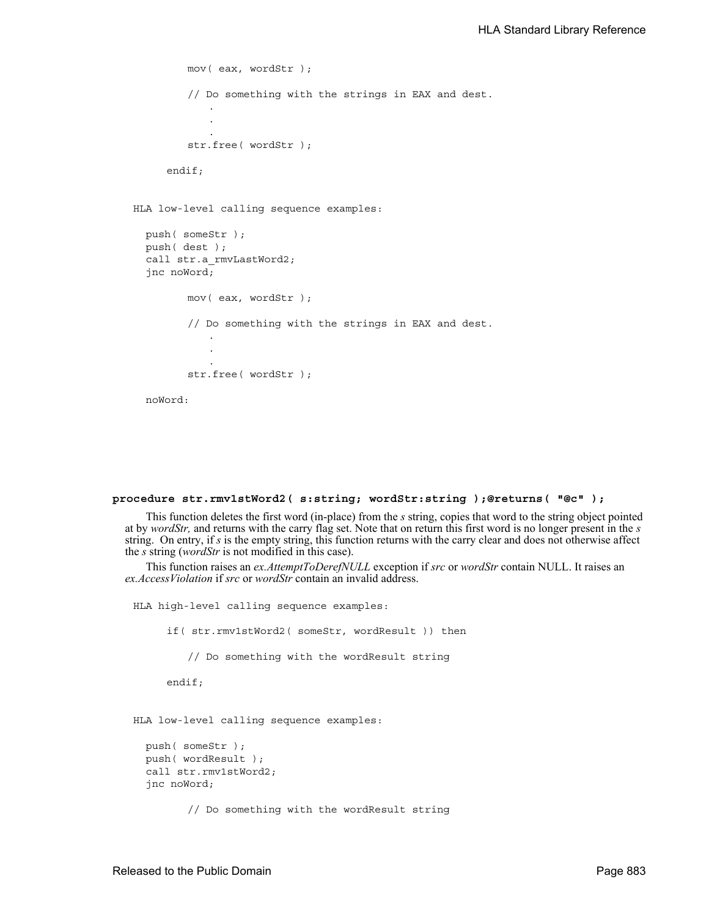```
            mov( eax, wordStr );

            // Do something with the strings in EAX and dest.
                .
                .
                .
            str.free( wordStr );

        endif;
```

HLA low-level calling sequence examples:

```
    push( someStr );
    push( dest );
    call str.a_rmvLastWord2;
    jnc noWord;

            mov( eax, wordStr );

            // Do something with the strings in EAX and dest.
                .
                .
                .
            str.free( wordStr );

    noWord:
```

**procedure str.rmv1stWord2( s:string; wordStr:string );@returns( "@c" );**

This function deletes the first word (in-place) from the *s* string, copies that word to the string object pointed at by *wordStr,* and returns with the carry flag set. Note that on return this first word is no longer present in the *s* string. On entry, if *s* is the empty string, this function returns with the carry clear and does not otherwise affect the *s* string (*wordStr* is not modified in this case).

This function raises an *ex.AttemptToDerefNULL* exception if *src* or *wordStr* contain NULL. It raises an *ex.AccessViolation* if *src* or *wordStr* contain an invalid address.

HLA high-level calling sequence examples:

```
        if( str.rmv1stWord2( someStr, wordResult )) then

            // Do something with the wordResult string

        endif;
```

HLA low-level calling sequence examples:

```
    push( someStr );
    push( wordResult );
    call str.rmv1stWord2;
    jnc noWord;

            // Do something with the wordResult string
```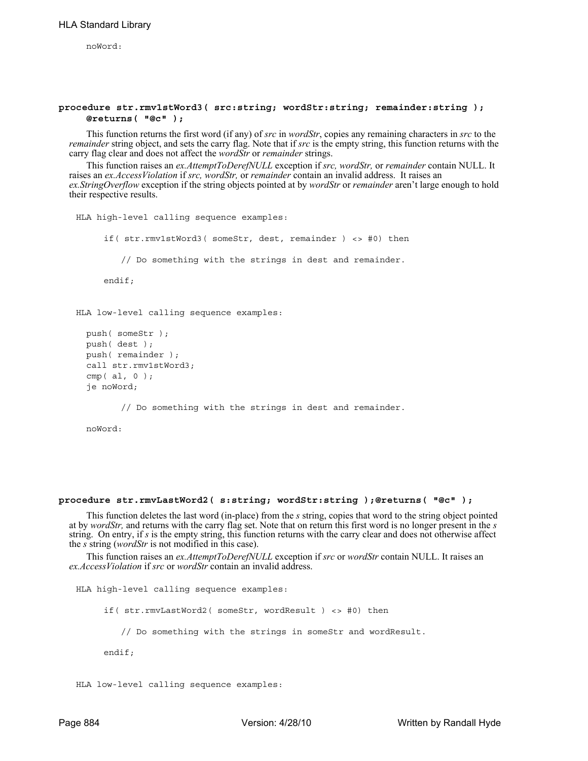```
noWord:
```

**procedure str.rmv1stWord3( src:string; wordStr:string; remainder:string ); @returns( "@c" );**

This function returns the first word (if any) of *src* in *wordStr*, copies any remaining characters in *src* to the *remainder* string object, and sets the carry flag. Note that if *src* is the empty string, this function returns with the carry flag clear and does not affect the *wordStr* or *remainder* strings.

This function raises an *ex.AttemptToDerefNULL* exception if *src, wordStr,* or *remainder* contain NULL. It raises an *ex.AccessViolation* if *src, wordStr,* or *remainder* contain an invalid address. It raises an *ex.StringOverflow* exception if the string objects pointed at by *wordStr* or *remainder* aren't large enough to hold their respective results.

```
HLA high-level calling sequence examples:

     if( str.rmv1stWord3( someStr, dest, remainder ) <> #0) then

        // Do something with the strings in dest and remainder.

     endif;


HLA low-level calling sequence examples:

  push( someStr );
  push( dest );
  push( remainder );
  call str.rmv1stWord3;
  cmp( al, 0 );
  je noWord;

        // Do something with the strings in dest and remainder.

  noWord:
```

**procedure str.rmvLastWord2( s:string; wordStr:string );@returns( "@c" );**

This function deletes the last word (in-place) from the *s* string, copies that word to the string object pointed at by *wordStr,* and returns with the carry flag set. Note that on return this first word is no longer present in the *s* string. On entry, if *s* is the empty string, this function returns with the carry clear and does not otherwise affect the *s* string (*wordStr* is not modified in this case).

This function raises an *ex.AttemptToDerefNULL* exception if *src* or *wordStr* contain NULL. It raises an *ex.AccessViolation* if *src* or *wordStr* contain an invalid address.

```
HLA high-level calling sequence examples:

     if( str.rmvLastWord2( someStr, wordResult ) <> #0) then

        // Do something with the strings in someStr and wordResult.

     endif;


HLA low-level calling sequence examples:
```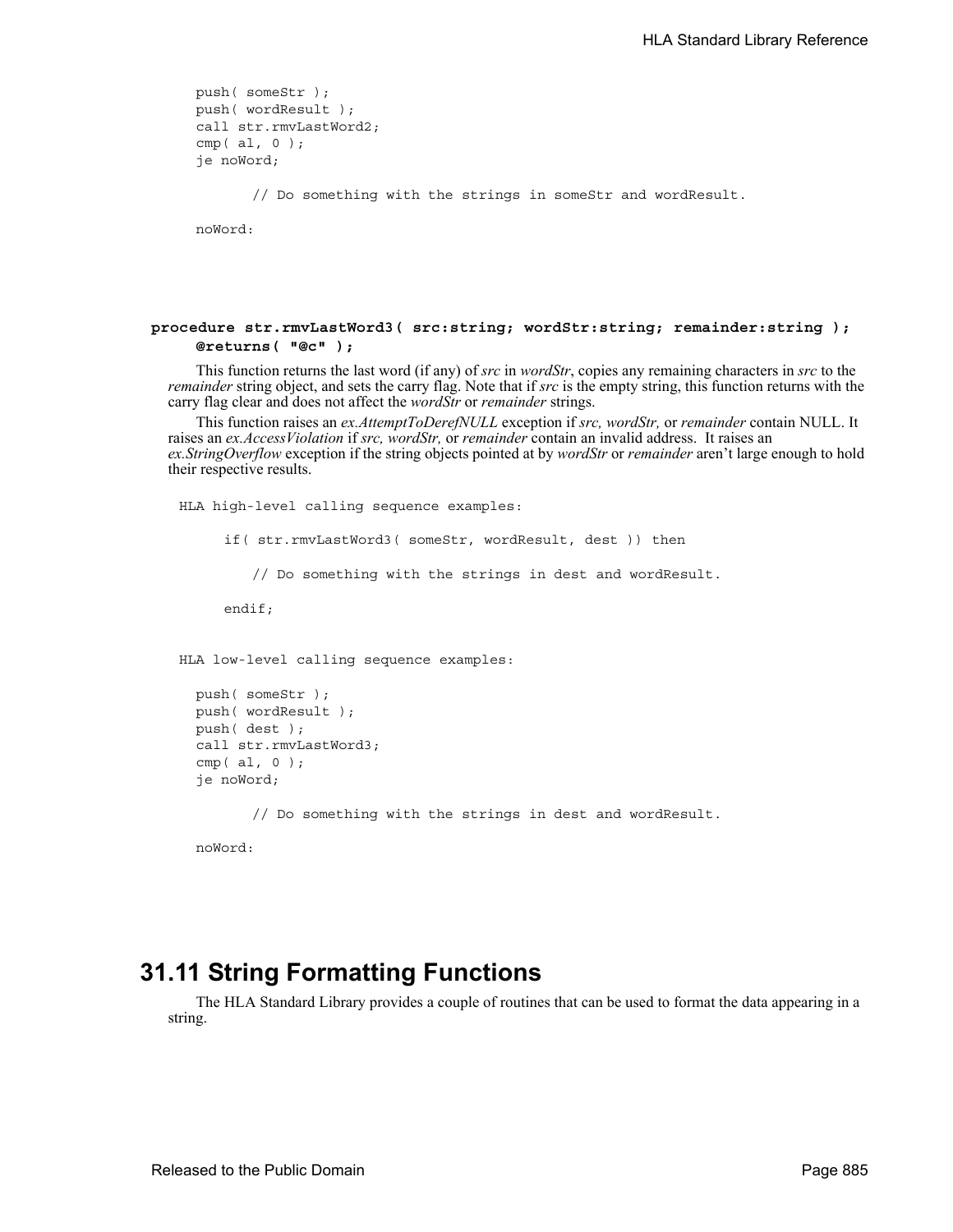```
push( someStr );
push( wordResult );
call str.rmvLastWord2;
cmp( al, 0 );
je noWord;

      // Do something with the strings in someStr and wordResult.

noWord:
```

**procedure str.rmvLastWord3( src:string; wordStr:string; remainder:string );**
**@returns( "@c" );**

This function returns the last word (if any) of *src* in *wordStr*, copies any remaining characters in *src* to the *remainder* string object, and sets the carry flag. Note that if *src* is the empty string, this function returns with the carry flag clear and does not affect the *wordStr* or *remainder* strings.

This function raises an *ex.AttemptToDerefNULL* exception if *src, wordStr,* or *remainder* contain NULL. It raises an *ex.AccessViolation* if *src, wordStr,* or *remainder* contain an invalid address. It raises an *ex.StringOverflow* exception if the string objects pointed at by *wordStr* or *remainder* aren't large enough to hold their respective results.

```
HLA high-level calling sequence examples:

     if( str.rmvLastWord3( someStr, wordResult, dest )) then

        // Do something with the strings in dest and wordResult.

     endif;


HLA low-level calling sequence examples:

  push( someStr );
  push( wordResult );
  push( dest );
  call str.rmvLastWord3;
  cmp( al, 0 );
  je noWord;

        // Do something with the strings in dest and wordResult.

  noWord:
```

## 31.11 String Formatting Functions

The HLA Standard Library provides a couple of routines that can be used to format the data appearing in a string.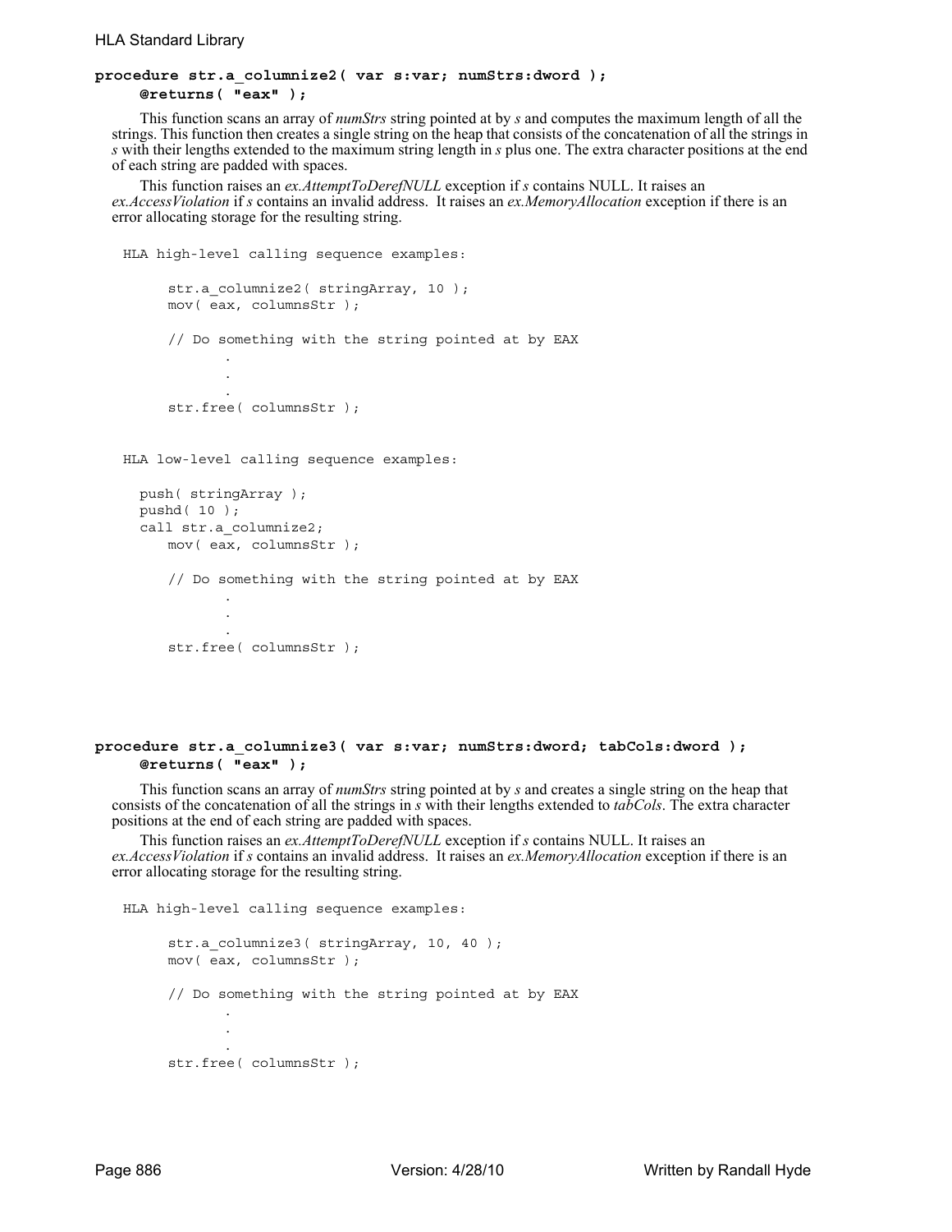**procedure str.a_columnize2( var s:var; numStrs:dword );**
**@returns( "eax" );**

This function scans an array of *numStrs* string pointed at by *s* and computes the maximum length of all the strings. This function then creates a single string on the heap that consists of the concatenation of all the strings in *s* with their lengths extended to the maximum string length in *s* plus one. The extra character positions at the end of each string are padded with spaces.

This function raises an *ex.AttemptToDerefNULL* exception if *s* contains NULL. It raises an *ex.AccessViolation* if *s* contains an invalid address. It raises an *ex.MemoryAllocation* exception if there is an error allocating storage for the resulting string.

```
HLA high-level calling sequence examples:

     str.a_columnize2( stringArray, 10 );
     mov( eax, columnsStr );

     // Do something with the string pointed at by EAX
            .
            .
            .
     str.free( columnsStr );


HLA low-level calling sequence examples:

  push( stringArray );
  pushd( 10 );
  call str.a_columnize2;
     mov( eax, columnsStr );

     // Do something with the string pointed at by EAX
            .
            .
            .
     str.free( columnsStr );
```

**procedure str.a_columnize3( var s:var; numStrs:dword; tabCols:dword );**
**@returns( "eax" );**

This function scans an array of *numStrs* string pointed at by *s* and creates a single string on the heap that consists of the concatenation of all the strings in *s* with their lengths extended to *tabCols*. The extra character positions at the end of each string are padded with spaces.

This function raises an *ex.AttemptToDerefNULL* exception if *s* contains NULL. It raises an *ex.AccessViolation* if *s* contains an invalid address. It raises an *ex.MemoryAllocation* exception if there is an error allocating storage for the resulting string.

```
HLA high-level calling sequence examples:

     str.a_columnize3( stringArray, 10, 40 );
     mov( eax, columnsStr );

     // Do something with the string pointed at by EAX
            .
            .
            .
     str.free( columnsStr );
```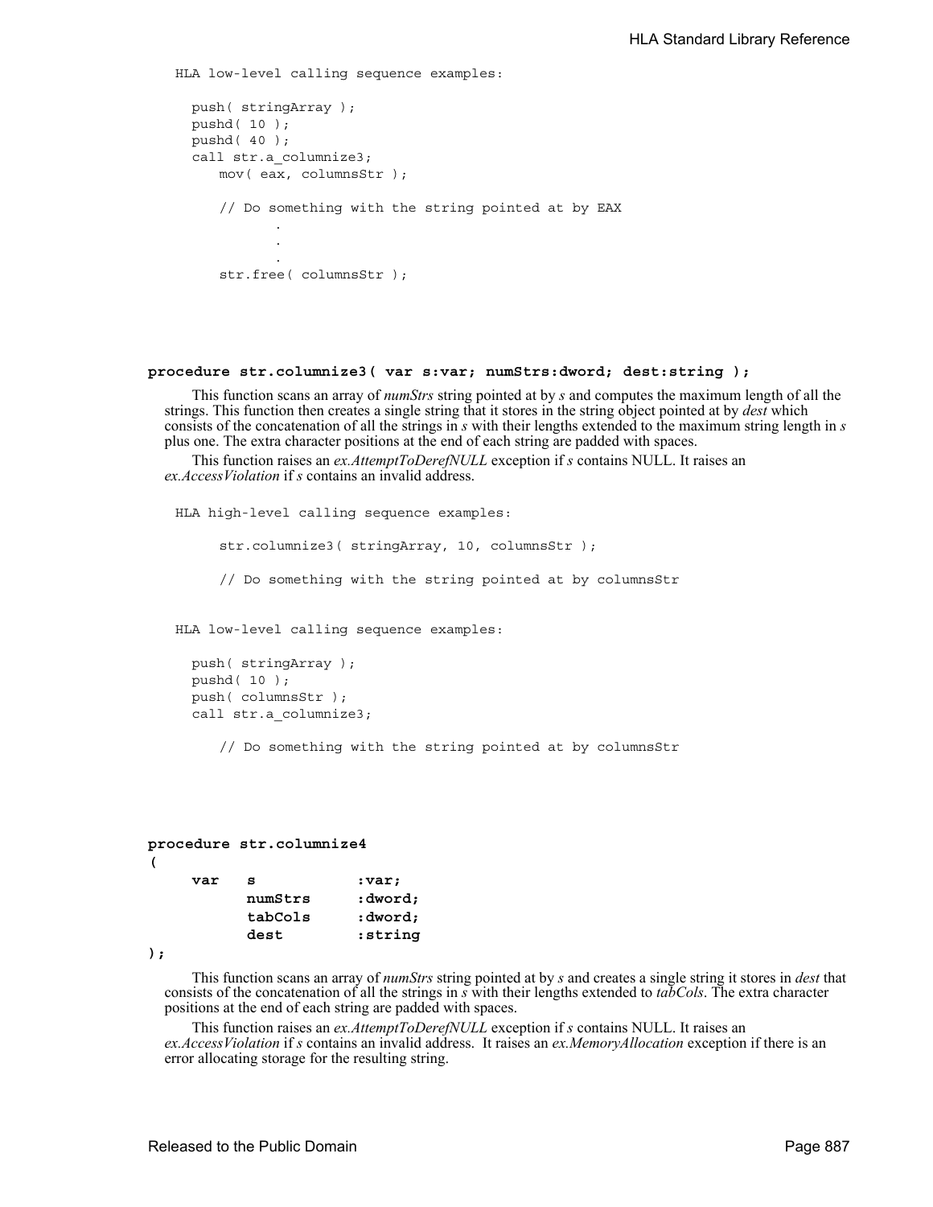```
HLA low-level calling sequence examples:

  push( stringArray );
  pushd( 10 );
  pushd( 40 );
  call str.a_columnize3;
     mov( eax, columnsStr );

     // Do something with the string pointed at by EAX
            .
            .
            .
     str.free( columnsStr );
```

**procedure str.columnize3( var s:var; numStrs:dword; dest:string );**

This function scans an array of *numStrs* string pointed at by *s* and computes the maximum length of all the strings. This function then creates a single string that it stores in the string object pointed at by *dest* which consists of the concatenation of all the strings in *s* with their lengths extended to the maximum string length in *s* plus one. The extra character positions at the end of each string are padded with spaces.

This function raises an *ex.AttemptToDerefNULL* exception if *s* contains NULL. It raises an *ex.AccessViolation* if *s* contains an invalid address.

```
HLA high-level calling sequence examples:

     str.columnize3( stringArray, 10, columnsStr );

     // Do something with the string pointed at by columnsStr


HLA low-level calling sequence examples:

  push( stringArray );
  pushd( 10 );
  push( columnsStr );
  call str.a_columnize3;

     // Do something with the string pointed at by columnsStr
```

```
procedure str.columnize4
(
    var   s          :var;
          numStrs    :dword;
          tabCols    :dword;
          dest       :string
);
```

This function scans an array of *numStrs* string pointed at by *s* and creates a single string it stores in *dest* that consists of the concatenation of all the strings in *s* with their lengths extended to *tabCols*. The extra character positions at the end of each string are padded with spaces.

This function raises an *ex.AttemptToDerefNULL* exception if *s* contains NULL. It raises an *ex.AccessViolation* if *s* contains an invalid address. It raises an *ex.MemoryAllocation* exception if there is an error allocating storage for the resulting string.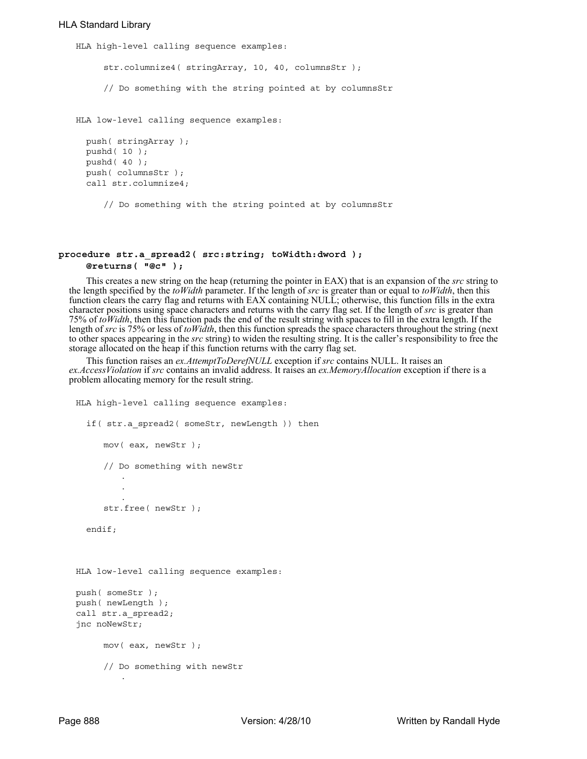```
HLA high-level calling sequence examples:

     str.columnize4( stringArray, 10, 40, columnsStr );

     // Do something with the string pointed at by columnsStr


HLA low-level calling sequence examples:

  push( stringArray );
  pushd( 10 );
  pushd( 40 );
  push( columnsStr );
  call str.columnize4;

     // Do something with the string pointed at by columnsStr
```

**procedure str.a_spread2( src:string; toWidth:dword );**
**@returns( "@c" );**

This creates a new string on the heap (returning the pointer in EAX) that is an expansion of the *src* string to the length specified by the *toWidth* parameter. If the length of *src* is greater than or equal to *toWidth*, then this function clears the carry flag and returns with EAX containing NULL; otherwise, this function fills in the extra character positions using space characters and returns with the carry flag set. If the length of *src* is greater than 75% of *toWidth*, then this function pads the end of the result string with spaces to fill in the extra length. If the length of *src* is 75% or less of *toWidth*, then this function spreads the space characters throughout the string (next to other spaces appearing in the *src* string) to widen the resulting string. It is the caller's responsibility to free the storage allocated on the heap if this function returns with the carry flag set.

This function raises an *ex.AttemptToDerefNULL* exception if *src* contains NULL. It raises an *ex.AccessViolation* if *src* contains an invalid address. It raises an *ex.MemoryAllocation* exception if there is a problem allocating memory for the result string.

```
HLA high-level calling sequence examples:

  if( str.a_spread2( someStr, newLength )) then

     mov( eax, newStr );

     // Do something with newStr
         .
         .
         .
     str.free( newStr );

  endif;



HLA low-level calling sequence examples:

push( someStr );
push( newLength );
call str.a_spread2;
jnc noNewStr;

     mov( eax, newStr );

     // Do something with newStr
         .
```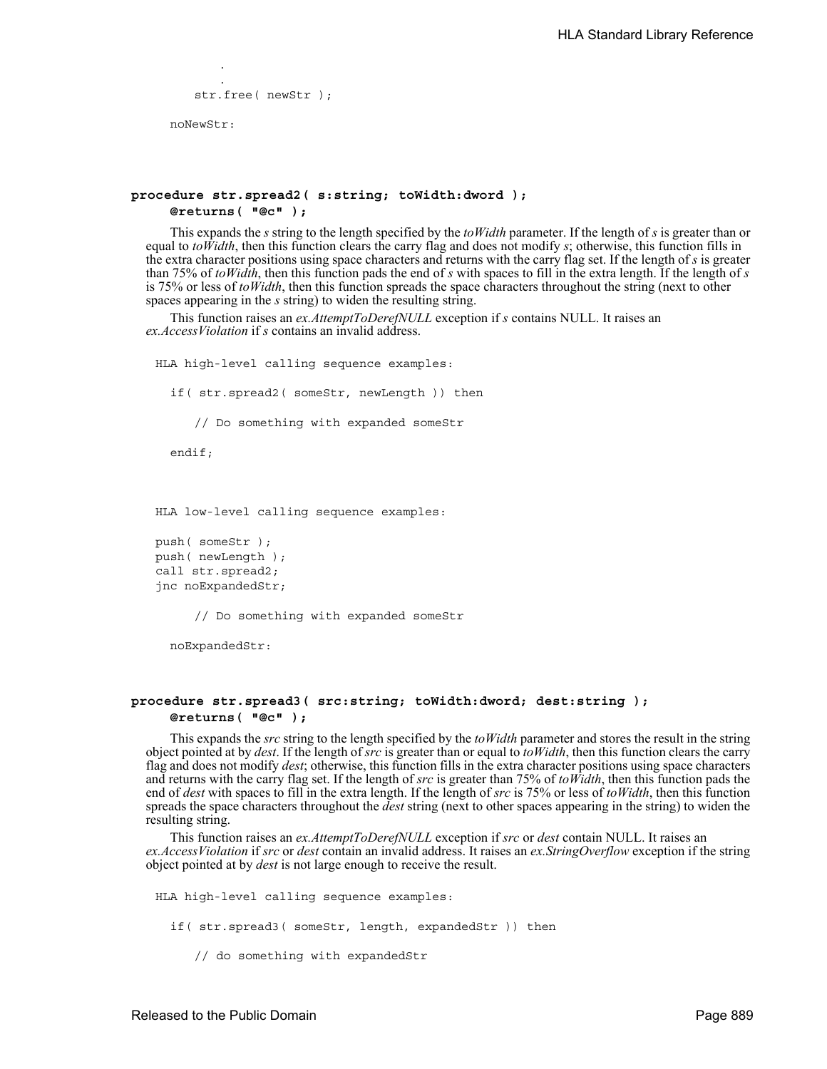```
        .
        .
    str.free( newStr );

noNewStr:
```

**procedure str.spread2( s:string; toWidth:dword );**
**@returns( "@c" );**

This expands the *s* string to the length specified by the *toWidth* parameter. If the length of *s* is greater than or equal to *toWidth*, then this function clears the carry flag and does not modify *s*; otherwise, this function fills in the extra character positions using space characters and returns with the carry flag set. If the length of *s* is greater than 75% of *toWidth*, then this function pads the end of *s* with spaces to fill in the extra length. If the length of *s* is 75% or less of *toWidth*, then this function spreads the space characters throughout the string (next to other spaces appearing in the *s* string) to widen the resulting string.

This function raises an *ex.AttemptToDerefNULL* exception if *s* contains NULL. It raises an *ex.AccessViolation* if *s* contains an invalid address.

```
HLA high-level calling sequence examples:

  if( str.spread2( someStr, newLength )) then

      // Do something with expanded someStr

  endif;



HLA low-level calling sequence examples:

push( someStr );
push( newLength );
call str.spread2;
jnc noExpandedStr;

      // Do something with expanded someStr

  noExpandedStr:
```

**procedure str.spread3( src:string; toWidth:dword; dest:string );**
**@returns( "@c" );**

This expands the *src* string to the length specified by the *toWidth* parameter and stores the result in the string object pointed at by *dest*. If the length of *src* is greater than or equal to *toWidth*, then this function clears the carry flag and does not modify *dest*; otherwise, this function fills in the extra character positions using space characters and returns with the carry flag set. If the length of *src* is greater than 75% of *toWidth*, then this function pads the end of *dest* with spaces to fill in the extra length. If the length of *src* is 75% or less of *toWidth*, then this function spreads the space characters throughout the *dest* string (next to other spaces appearing in the string) to widen the resulting string.

This function raises an *ex.AttemptToDerefNULL* exception if *src* or *dest* contain NULL. It raises an *ex.AccessViolation* if *src* or *dest* contain an invalid address. It raises an *ex.StringOverflow* exception if the string object pointed at by *dest* is not large enough to receive the result.

```
HLA high-level calling sequence examples:

  if( str.spread3( someStr, length, expandedStr )) then

      // do something with expandedStr
```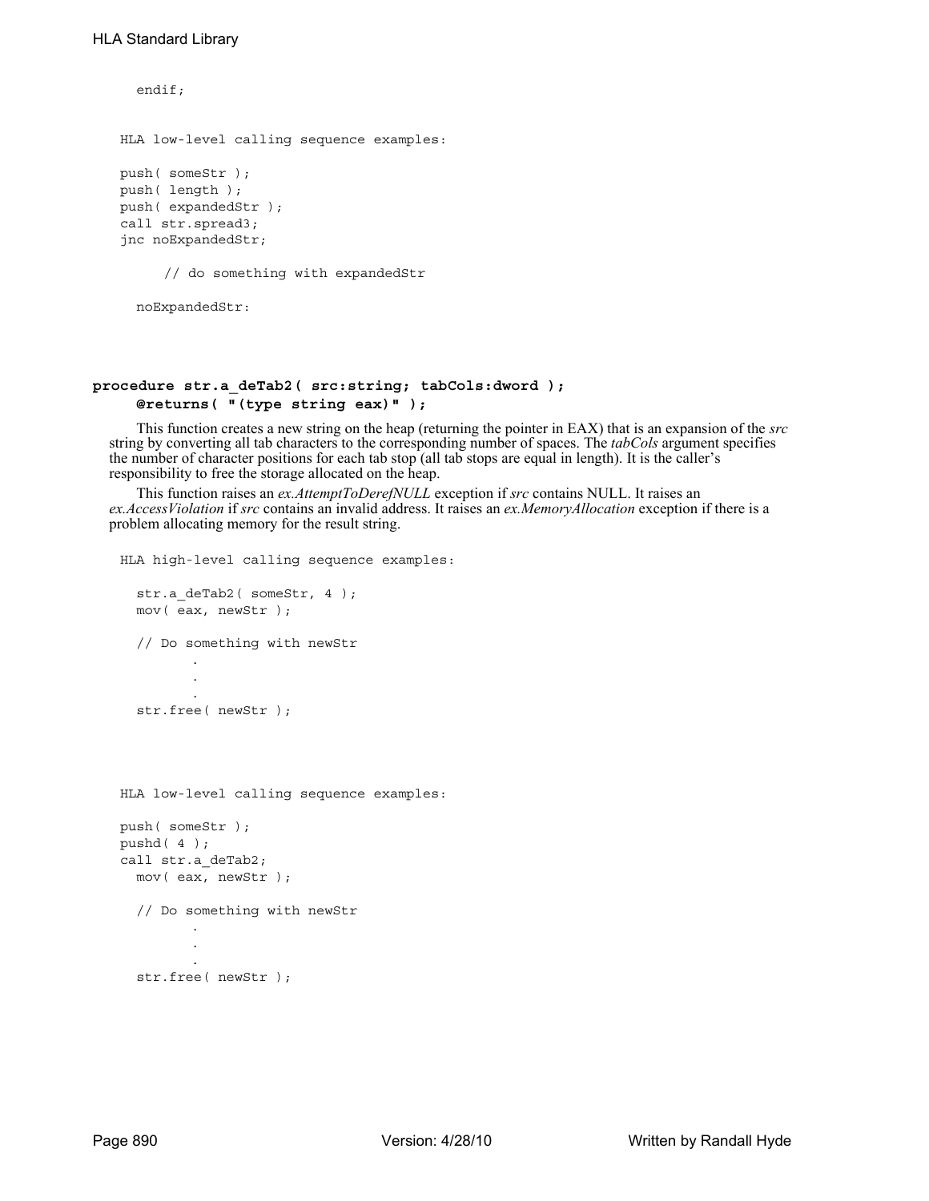```
  endif;
```

HLA low-level calling sequence examples:

```
push( someStr );
push( length );
push( expandedStr );
call str.spread3;
jnc noExpandedStr;

     // do something with expandedStr

  noExpandedStr:
```

**procedure str.a_deTab2( src:string; tabCols:dword );**
**@returns( "(type string eax)" );**

This function creates a new string on the heap (returning the pointer in EAX) that is an expansion of the *src* string by converting all tab characters to the corresponding number of spaces. The *tabCols* argument specifies the number of character positions for each tab stop (all tab stops are equal in length). It is the caller's responsibility to free the storage allocated on the heap.

This function raises an *ex.AttemptToDerefNULL* exception if *src* contains NULL. It raises an *ex.AccessViolation* if *src* contains an invalid address. It raises an *ex.MemoryAllocation* exception if there is a problem allocating memory for the result string.

HLA high-level calling sequence examples:

```
  str.a_deTab2( someStr, 4 );
  mov( eax, newStr );

  // Do something with newStr
         .
         .
         .
  str.free( newStr );
```

HLA low-level calling sequence examples:

```
push( someStr );
pushd( 4 );
call str.a_deTab2;
  mov( eax, newStr );

  // Do something with newStr
         .
         .
         .
  str.free( newStr );
```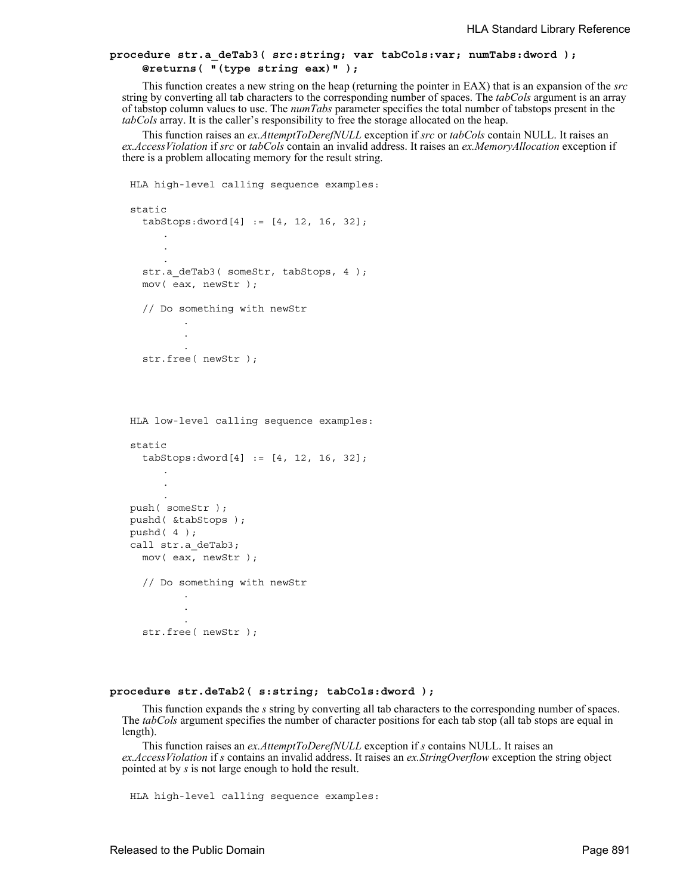**procedure str.a_deTab3( src:string; var tabCols:var; numTabs:dword );**
**@returns( "(type string eax)" );**

This function creates a new string on the heap (returning the pointer in EAX) that is an expansion of the *src* string by converting all tab characters to the corresponding number of spaces. The *tabCols* argument is an array of tabstop column values to use. The *numTabs* parameter specifies the total number of tabstops present in the *tabCols* array. It is the caller's responsibility to free the storage allocated on the heap.

This function raises an *ex.AttemptToDerefNULL* exception if *src* or *tabCols* contain NULL. It raises an *ex.AccessViolation* if *src* or *tabCols* contain an invalid address. It raises an *ex.MemoryAllocation* exception if there is a problem allocating memory for the result string.

```
HLA high-level calling sequence examples:

static
  tabStops:dword[4] := [4, 12, 16, 32];
      .
      .
      .
  str.a_deTab3( someStr, tabStops, 4 );
  mov( eax, newStr );

  // Do something with newStr
         .
         .
         .
  str.free( newStr );




HLA low-level calling sequence examples:

static
  tabStops:dword[4] := [4, 12, 16, 32];
      .
      .
      .
push( someStr );
pushd( &tabStops );
pushd( 4 );
call str.a_deTab3;
  mov( eax, newStr );

  // Do something with newStr
         .
         .
         .
  str.free( newStr );
```

**procedure str.deTab2( s:string; tabCols:dword );**

This function expands the *s* string by converting all tab characters to the corresponding number of spaces. The *tabCols* argument specifies the number of character positions for each tab stop (all tab stops are equal in length).

This function raises an *ex.AttemptToDerefNULL* exception if *s* contains NULL. It raises an *ex.AccessViolation* if *s* contains an invalid address. It raises an *ex.StringOverflow* exception the string object pointed at by *s* is not large enough to hold the result.

```
HLA high-level calling sequence examples:
```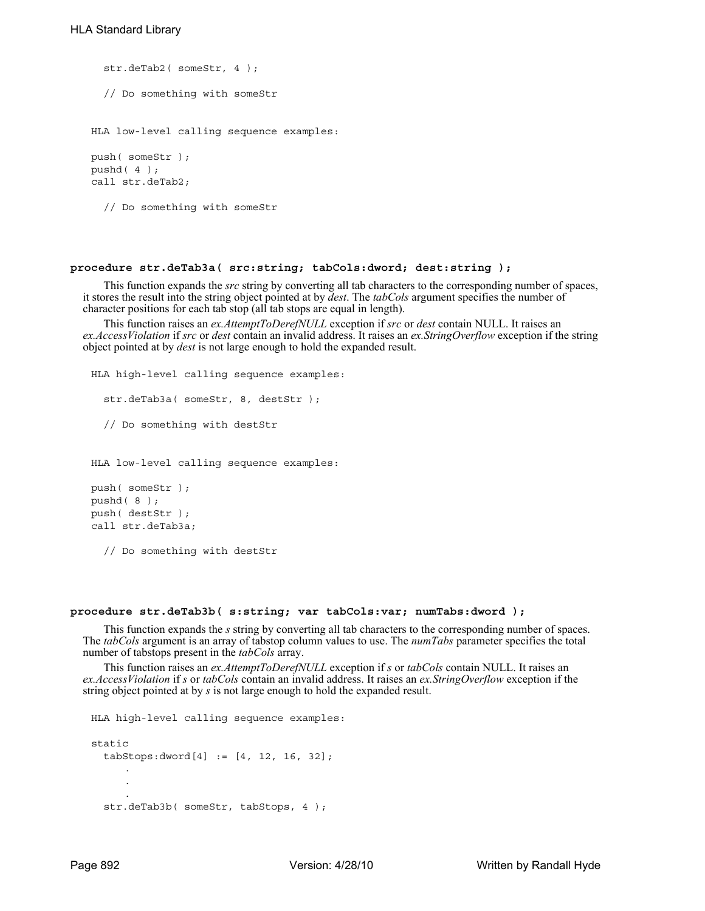```
str.deTab2( someStr, 4 );

// Do something with someStr
```

HLA low-level calling sequence examples:

```
push( someStr );
pushd( 4 );
call str.deTab2;

  // Do something with someStr
```

#### procedure str.deTab3a( src:string; tabCols:dword; dest:string );

This function expands the *src* string by converting all tab characters to the corresponding number of spaces, it stores the result into the string object pointed at by *dest*. The *tabCols* argument specifies the number of character positions for each tab stop (all tab stops are equal in length).

This function raises an *ex.AttemptToDerefNULL* exception if *src* or *dest* contain NULL. It raises an *ex.AccessViolation* if *src* or *dest* contain an invalid address. It raises an *ex.StringOverflow* exception if the string object pointed at by *dest* is not large enough to hold the expanded result.

HLA high-level calling sequence examples:

```
str.deTab3a( someStr, 8, destStr );

// Do something with destStr
```

HLA low-level calling sequence examples:

```
push( someStr );
pushd( 8 );
push( destStr );
call str.deTab3a;

  // Do something with destStr
```

#### procedure str.deTab3b( s:string; var tabCols:var; numTabs:dword );

This function expands the *s* string by converting all tab characters to the corresponding number of spaces. The *tabCols* argument is an array of tabstop column values to use. The *numTabs* parameter specifies the total number of tabstops present in the *tabCols* array.

This function raises an *ex.AttemptToDerefNULL* exception if *s* or *tabCols* contain NULL. It raises an *ex.AccessViolation* if *s* or *tabCols* contain an invalid address. It raises an *ex.StringOverflow* exception if the string object pointed at by *s* is not large enough to hold the expanded result.

HLA high-level calling sequence examples:

```
static
  tabStops:dword[4] := [4, 12, 16, 32];
      .
      .
      .
  str.deTab3b( someStr, tabStops, 4 );
```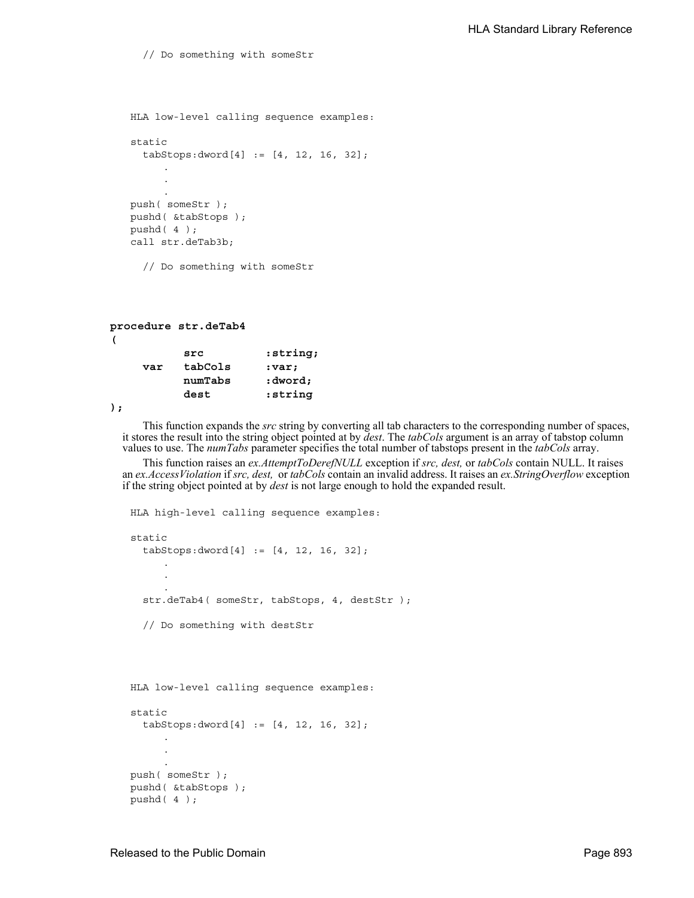```
    // Do something with someStr
```

```
HLA low-level calling sequence examples:

static
  tabStops:dword[4] := [4, 12, 16, 32];
      .
      .
      .
push( someStr );
pushd( &tabStops );
pushd( 4 );
call str.deTab3b;

  // Do something with someStr
```

```
procedure str.deTab4
(
         src        :string;
    var  tabCols    :var;
         numTabs    :dword;
         dest       :string
);
```

This function expands the *src* string by converting all tab characters to the corresponding number of spaces, it stores the result into the string object pointed at by *dest*. The *tabCols* argument is an array of tabstop column values to use. The *numTabs* parameter specifies the total number of tabstops present in the *tabCols* array.

This function raises an *ex.AttemptToDerefNULL* exception if *src, dest,* or *tabCols* contain NULL. It raises an *ex.AccessViolation* if *src, dest,* or *tabCols* contain an invalid address. It raises an *ex.StringOverflow* exception if the string object pointed at by *dest* is not large enough to hold the expanded result.

```
HLA high-level calling sequence examples:

static
  tabStops:dword[4] := [4, 12, 16, 32];
      .
      .
      .
  str.deTab4( someStr, tabStops, 4, destStr );

  // Do something with destStr
```

```
HLA low-level calling sequence examples:

static
  tabStops:dword[4] := [4, 12, 16, 32];
      .
      .
      .
push( someStr );
pushd( &tabStops );
pushd( 4 );
```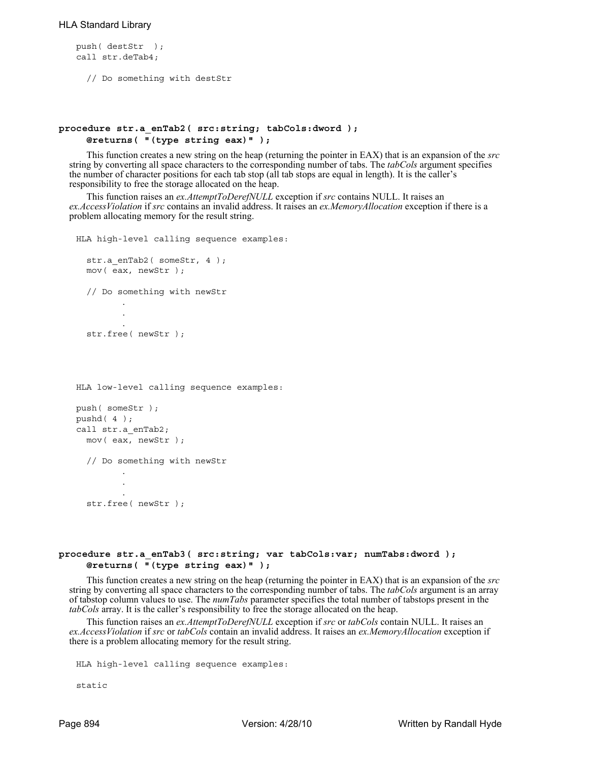```
push( destStr  );
call str.deTab4;

  // Do something with destStr
```

**procedure str.a_enTab2( src:string; tabCols:dword );**
**@returns( "(type string eax)" );**

This function creates a new string on the heap (returning the pointer in EAX) that is an expansion of the *src* string by converting all space characters to the corresponding number of tabs. The *tabCols* argument specifies the number of character positions for each tab stop (all tab stops are equal in length). It is the caller's responsibility to free the storage allocated on the heap.

This function raises an *ex.AttemptToDerefNULL* exception if *src* contains NULL. It raises an *ex.AccessViolation* if *src* contains an invalid address. It raises an *ex.MemoryAllocation* exception if there is a problem allocating memory for the result string.

```
HLA high-level calling sequence examples:

  str.a_enTab2( someStr, 4 );
  mov( eax, newStr );

  // Do something with newStr
         .
         .
         .
  str.free( newStr );



HLA low-level calling sequence examples:

push( someStr );
pushd( 4 );
call str.a_enTab2;
  mov( eax, newStr );

  // Do something with newStr
         .
         .
         .
  str.free( newStr );
```

**procedure str.a_enTab3( src:string; var tabCols:var; numTabs:dword );**
**@returns( "(type string eax)" );**

This function creates a new string on the heap (returning the pointer in EAX) that is an expansion of the *src* string by converting all space characters to the corresponding number of tabs. The *tabCols* argument is an array of tabstop column values to use. The *numTabs* parameter specifies the total number of tabstops present in the *tabCols* array. It is the caller's responsibility to free the storage allocated on the heap.

This function raises an *ex.AttemptToDerefNULL* exception if *src* or *tabCols* contain NULL. It raises an *ex.AccessViolation* if *src* or *tabCols* contain an invalid address. It raises an *ex.MemoryAllocation* exception if there is a problem allocating memory for the result string.

```
HLA high-level calling sequence examples:

static
```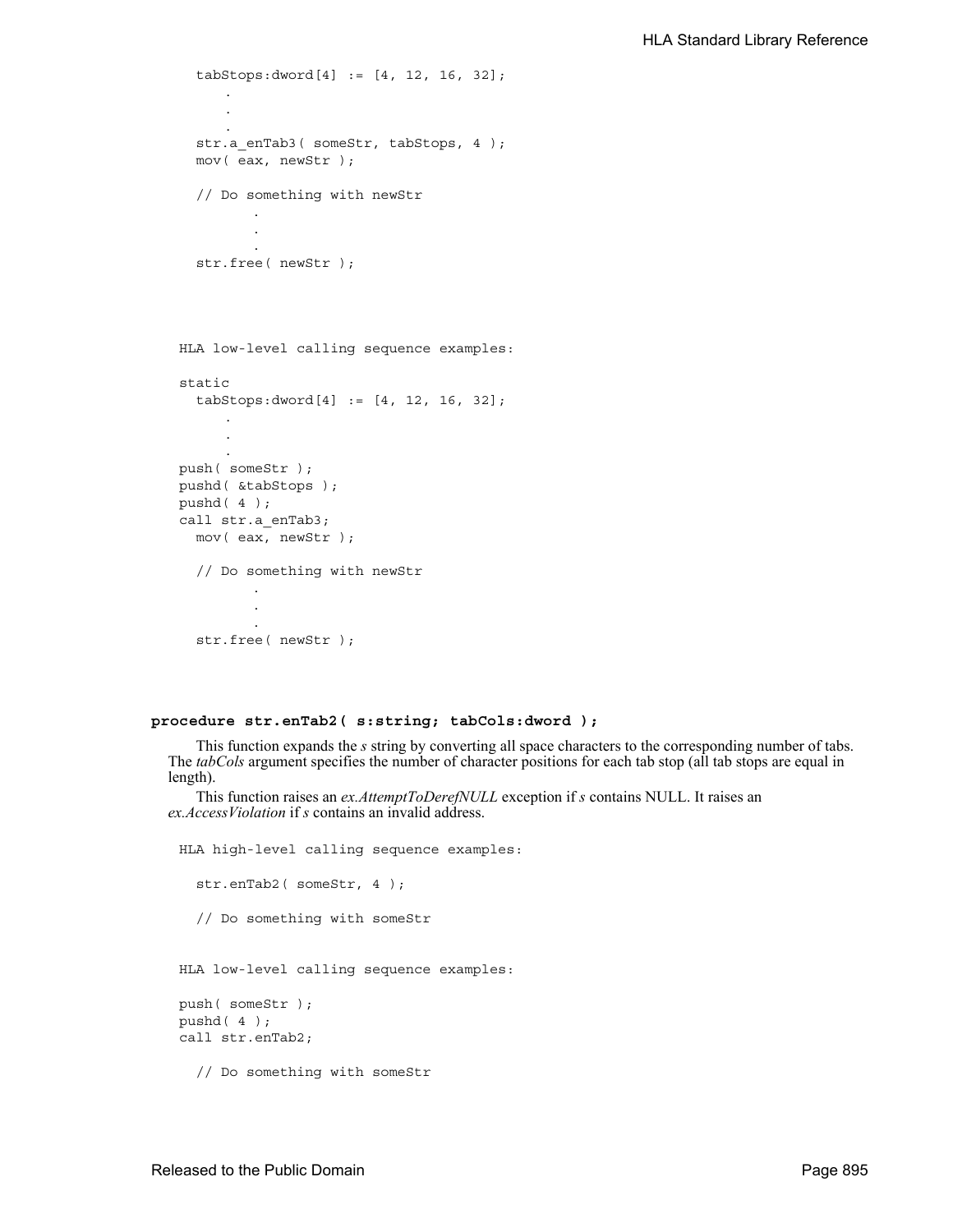```
  tabStops:dword[4] := [4, 12, 16, 32];
      .
      .
      .
  str.a_enTab3( someStr, tabStops, 4 );
  mov( eax, newStr );

  // Do something with newStr
         .
         .
         .
  str.free( newStr );
```

HLA low-level calling sequence examples:

```
static
  tabStops:dword[4] := [4, 12, 16, 32];
      .
      .
      .
push( someStr );
pushd( &tabStops );
pushd( 4 );
call str.a_enTab3;
  mov( eax, newStr );

  // Do something with newStr
         .
         .
         .
  str.free( newStr );
```

**procedure str.enTab2( s:string; tabCols:dword );**

This function expands the *s* string by converting all space characters to the corresponding number of tabs. The *tabCols* argument specifies the number of character positions for each tab stop (all tab stops are equal in length).

This function raises an *ex.AttemptToDerefNULL* exception if *s* contains NULL. It raises an *ex.AccessViolation* if *s* contains an invalid address.

HLA high-level calling sequence examples:

```
  str.enTab2( someStr, 4 );

  // Do something with someStr
```

HLA low-level calling sequence examples:

```
push( someStr );
pushd( 4 );
call str.enTab2;

  // Do something with someStr
```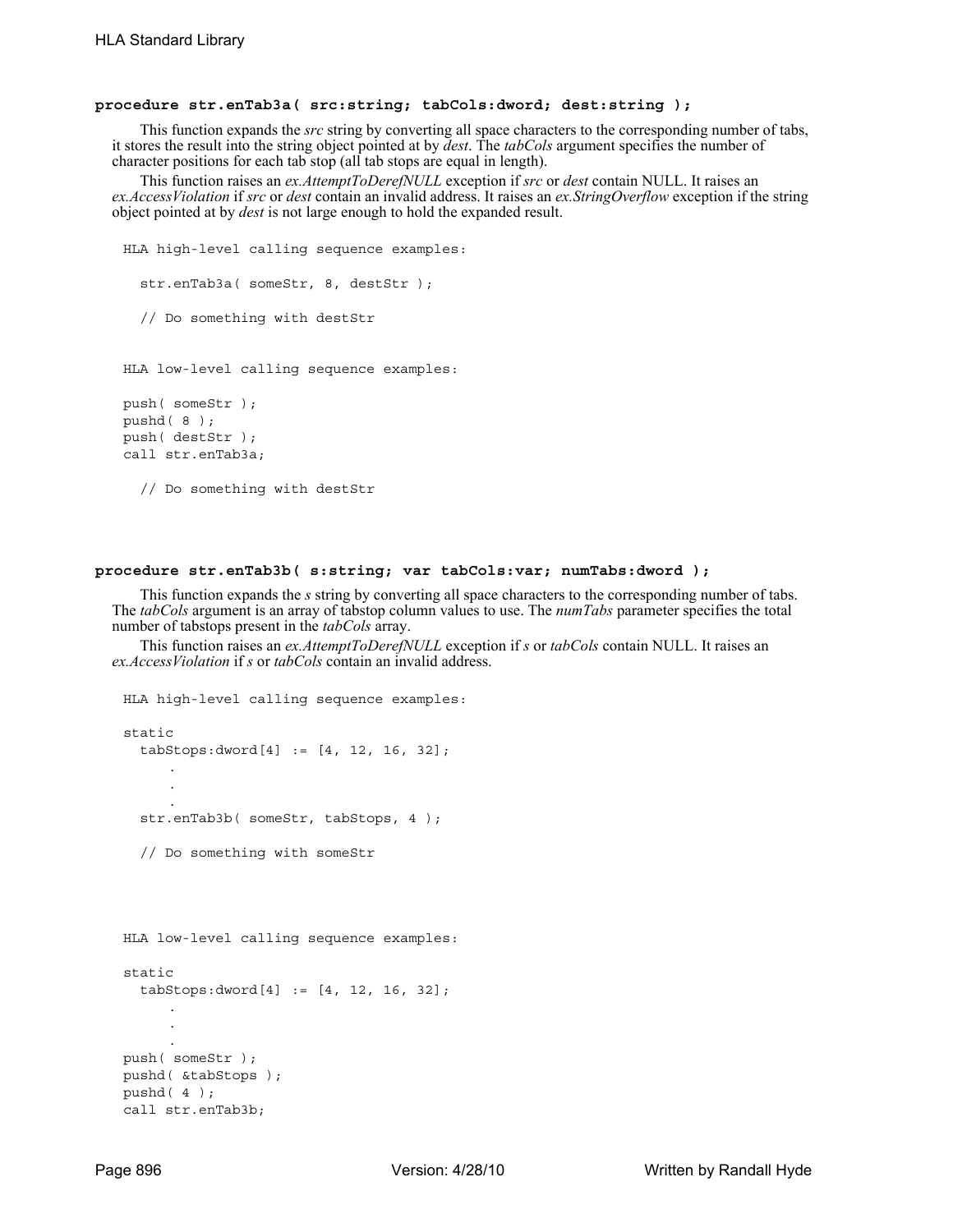**procedure str.enTab3a( src:string; tabCols:dword; dest:string );**

This function expands the *src* string by converting all space characters to the corresponding number of tabs, it stores the result into the string object pointed at by *dest*. The *tabCols* argument specifies the number of character positions for each tab stop (all tab stops are equal in length).

This function raises an *ex.AttemptToDerefNULL* exception if *src* or *dest* contain NULL. It raises an *ex.AccessViolation* if *src* or *dest* contain an invalid address. It raises an *ex.StringOverflow* exception if the string object pointed at by *dest* is not large enough to hold the expanded result.

```
HLA high-level calling sequence examples:

  str.enTab3a( someStr, 8, destStr );

  // Do something with destStr


HLA low-level calling sequence examples:

push( someStr );
pushd( 8 );
push( destStr );
call str.enTab3a;

  // Do something with destStr
```

**procedure str.enTab3b( s:string; var tabCols:var; numTabs:dword );**

This function expands the *s* string by converting all space characters to the corresponding number of tabs. The *tabCols* argument is an array of tabstop column values to use. The *numTabs* parameter specifies the total number of tabstops present in the *tabCols* array.

This function raises an *ex.AttemptToDerefNULL* exception if *s* or *tabCols* contain NULL. It raises an *ex.AccessViolation* if *s* or *tabCols* contain an invalid address.

```
HLA high-level calling sequence examples:

static
  tabStops:dword[4] := [4, 12, 16, 32];
      .
      .
      .
  str.enTab3b( someStr, tabStops, 4 );

  // Do something with someStr



HLA low-level calling sequence examples:

static
  tabStops:dword[4] := [4, 12, 16, 32];
      .
      .
      .
push( someStr );
pushd( &tabStops );
pushd( 4 );
call str.enTab3b;
```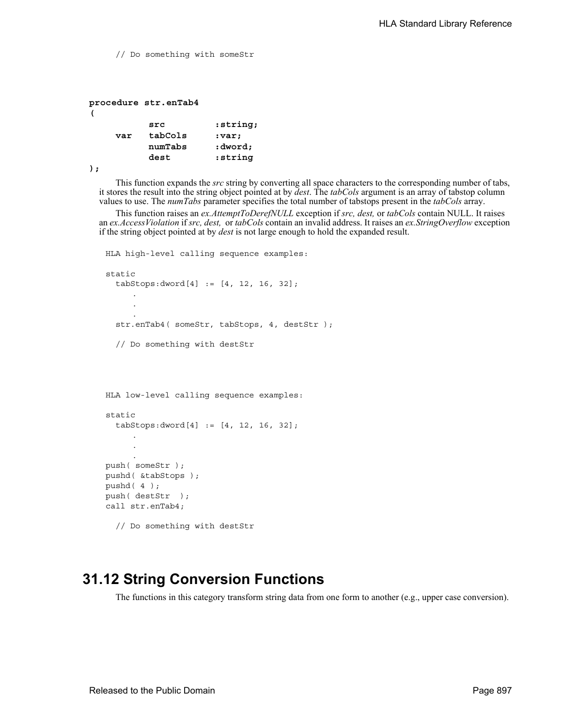```
// Do something with someStr
```

```
procedure str.enTab4
(
          src         :string;
     var  tabCols     :var;
          numTabs     :dword;
          dest        :string
);
```

This function expands the *src* string by converting all space characters to the corresponding number of tabs, it stores the result into the string object pointed at by *dest*. The *tabCols* argument is an array of tabstop column values to use. The *numTabs* parameter specifies the total number of tabstops present in the *tabCols* array.

This function raises an *ex.AttemptToDerefNULL* exception if *src, dest,* or *tabCols* contain NULL. It raises an *ex.AccessViolation* if *src, dest,* or *tabCols* contain an invalid address. It raises an *ex.StringOverflow* exception if the string object pointed at by *dest* is not large enough to hold the expanded result.

```
HLA high-level calling sequence examples:

static
  tabStops:dword[4] := [4, 12, 16, 32];
      .
      .
      .
  str.enTab4( someStr, tabStops, 4, destStr );

  // Do something with destStr



HLA low-level calling sequence examples:

static
  tabStops:dword[4] := [4, 12, 16, 32];
      .
      .
      .
push( someStr );
pushd( &tabStops );
pushd( 4 );
push( destStr  );
call str.enTab4;

  // Do something with destStr
```

## 31.12 String Conversion Functions

The functions in this category transform string data from one form to another (e.g., upper case conversion).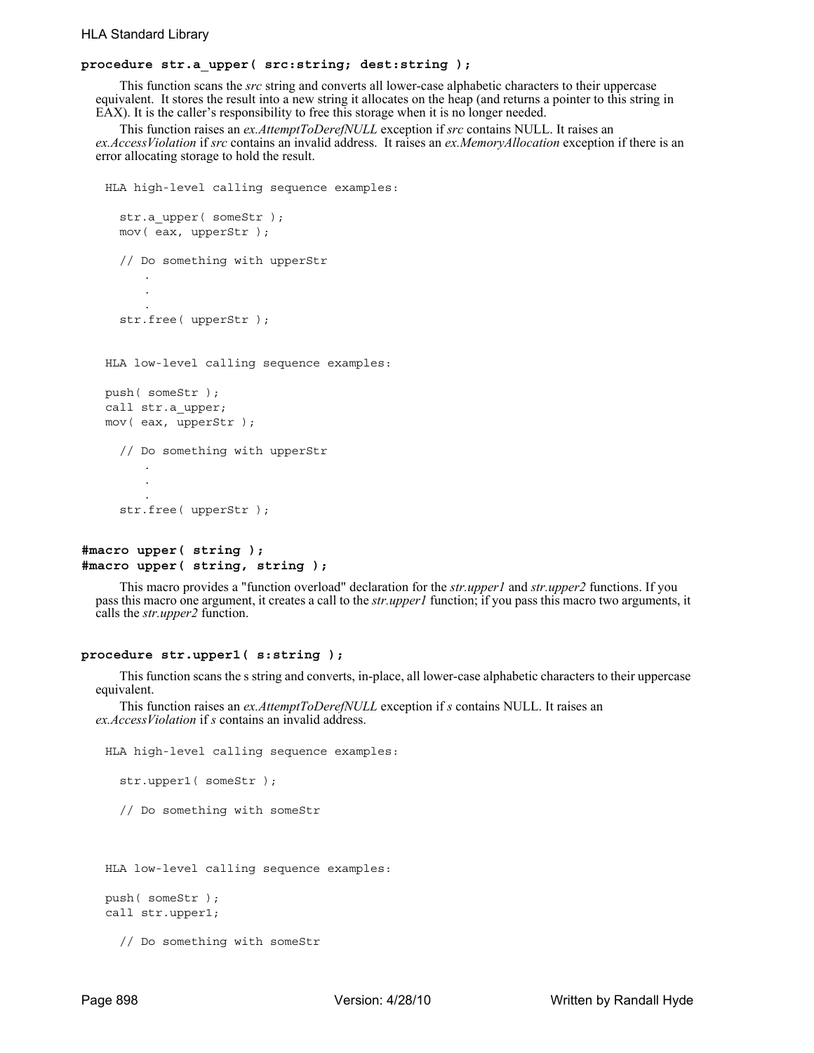**procedure str.a_upper( src:string; dest:string );**

This function scans the *src* string and converts all lower-case alphabetic characters to their uppercase equivalent. It stores the result into a new string it allocates on the heap (and returns a pointer to this string in EAX). It is the caller's responsibility to free this storage when it is no longer needed.

This function raises an *ex.AttemptToDerefNULL* exception if *src* contains NULL. It raises an *ex.AccessViolation* if *src* contains an invalid address. It raises an *ex.MemoryAllocation* exception if there is an error allocating storage to hold the result.

```
HLA high-level calling sequence examples:

  str.a_upper( someStr );
  mov( eax, upperStr );

  // Do something with upperStr
      .
      .
      .
  str.free( upperStr );


HLA low-level calling sequence examples:

push( someStr );
call str.a_upper;
mov( eax, upperStr );

  // Do something with upperStr
      .
      .
      .
  str.free( upperStr );
```

**#macro upper( string );**
**#macro upper( string, string );**

This macro provides a "function overload" declaration for the *str.upper1* and *str.upper2* functions. If you pass this macro one argument, it creates a call to the *str.upper1* function; if you pass this macro two arguments, it calls the *str.upper2* function.

**procedure str.upper1( s:string );**

This function scans the s string and converts, in-place, all lower-case alphabetic characters to their uppercase equivalent.

This function raises an *ex.AttemptToDerefNULL* exception if *s* contains NULL. It raises an *ex.AccessViolation* if *s* contains an invalid address.

```
HLA high-level calling sequence examples:

  str.upper1( someStr );

  // Do something with someStr



HLA low-level calling sequence examples:

push( someStr );
call str.upper1;

  // Do something with someStr
```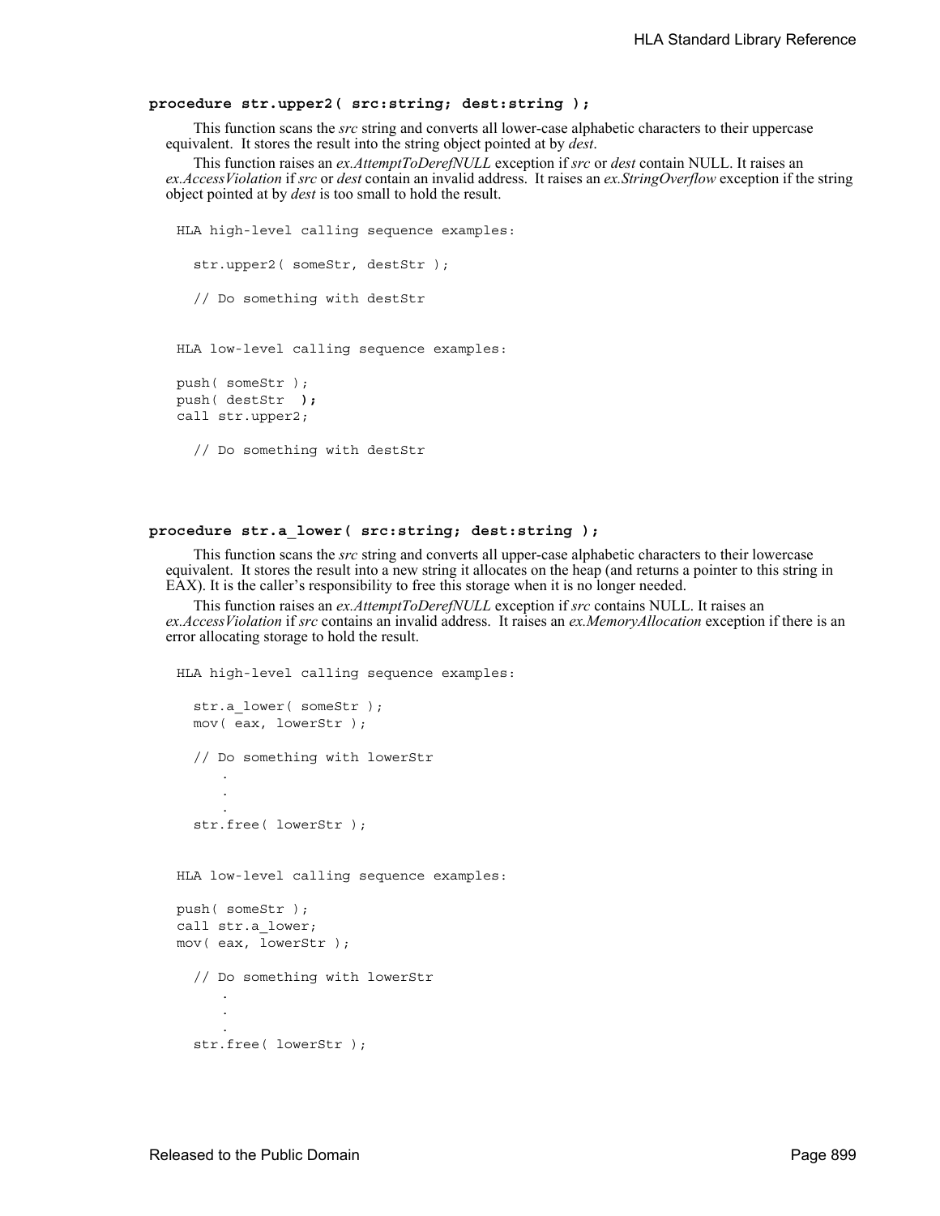**procedure str.upper2( src:string; dest:string );**

This function scans the *src* string and converts all lower-case alphabetic characters to their uppercase equivalent. It stores the result into the string object pointed at by *dest*.

This function raises an *ex.AttemptToDerefNULL* exception if *src* or *dest* contain NULL. It raises an *ex.AccessViolation* if *src* or *dest* contain an invalid address. It raises an *ex.StringOverflow* exception if the string object pointed at by *dest* is too small to hold the result.

```
HLA high-level calling sequence examples:

  str.upper2( someStr, destStr );

  // Do something with destStr


HLA low-level calling sequence examples:

push( someStr );
push( destStr  );
call str.upper2;

  // Do something with destStr
```

**procedure str.a_lower( src:string; dest:string );**

This function scans the *src* string and converts all upper-case alphabetic characters to their lowercase equivalent. It stores the result into a new string it allocates on the heap (and returns a pointer to this string in EAX). It is the caller's responsibility to free this storage when it is no longer needed.

This function raises an *ex.AttemptToDerefNULL* exception if *src* contains NULL. It raises an *ex.AccessViolation* if *src* contains an invalid address. It raises an *ex.MemoryAllocation* exception if there is an error allocating storage to hold the result.

```
HLA high-level calling sequence examples:

  str.a_lower( someStr );
  mov( eax, lowerStr );

  // Do something with lowerStr
      .
      .
      .
  str.free( lowerStr );


HLA low-level calling sequence examples:

push( someStr );
call str.a_lower;
mov( eax, lowerStr );

  // Do something with lowerStr
      .
      .
      .
  str.free( lowerStr );
```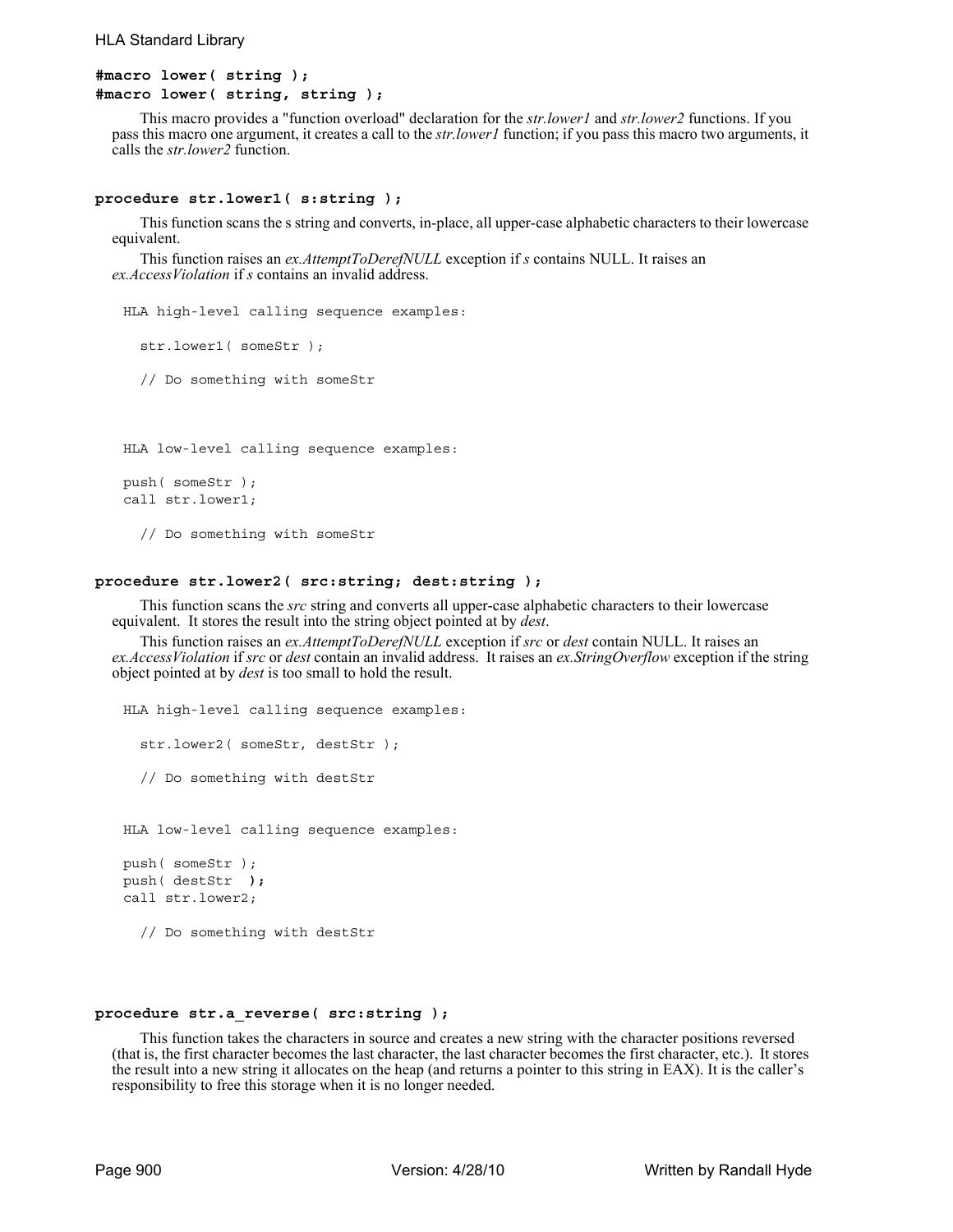**#macro lower( string );**
**#macro lower( string, string );**

This macro provides a "function overload" declaration for the *str.lower1* and *str.lower2* functions. If you pass this macro one argument, it creates a call to the *str.lower1* function; if you pass this macro two arguments, it calls the *str.lower2* function.

**procedure str.lower1( s:string );**

This function scans the s string and converts, in-place, all upper-case alphabetic characters to their lowercase equivalent.

This function raises an *ex.AttemptToDerefNULL* exception if *s* contains NULL. It raises an *ex.AccessViolation* if *s* contains an invalid address.

```
HLA high-level calling sequence examples:

  str.lower1( someStr );

  // Do something with someStr



HLA low-level calling sequence examples:

push( someStr );
call str.lower1;

  // Do something with someStr
```

**procedure str.lower2( src:string; dest:string );**

This function scans the *src* string and converts all upper-case alphabetic characters to their lowercase equivalent. It stores the result into the string object pointed at by *dest*.

This function raises an *ex.AttemptToDerefNULL* exception if *src* or *dest* contain NULL. It raises an *ex.AccessViolation* if *src* or *dest* contain an invalid address. It raises an *ex.StringOverflow* exception if the string object pointed at by *dest* is too small to hold the result.

```
HLA high-level calling sequence examples:

  str.lower2( someStr, destStr );

  // Do something with destStr


HLA low-level calling sequence examples:

push( someStr );
push( destStr  );
call str.lower2;

  // Do something with destStr
```

**procedure str.a_reverse( src:string );**

This function takes the characters in source and creates a new string with the character positions reversed (that is, the first character becomes the last character, the last character becomes the first character, etc.). It stores the result into a new string it allocates on the heap (and returns a pointer to this string in EAX). It is the caller's responsibility to free this storage when it is no longer needed.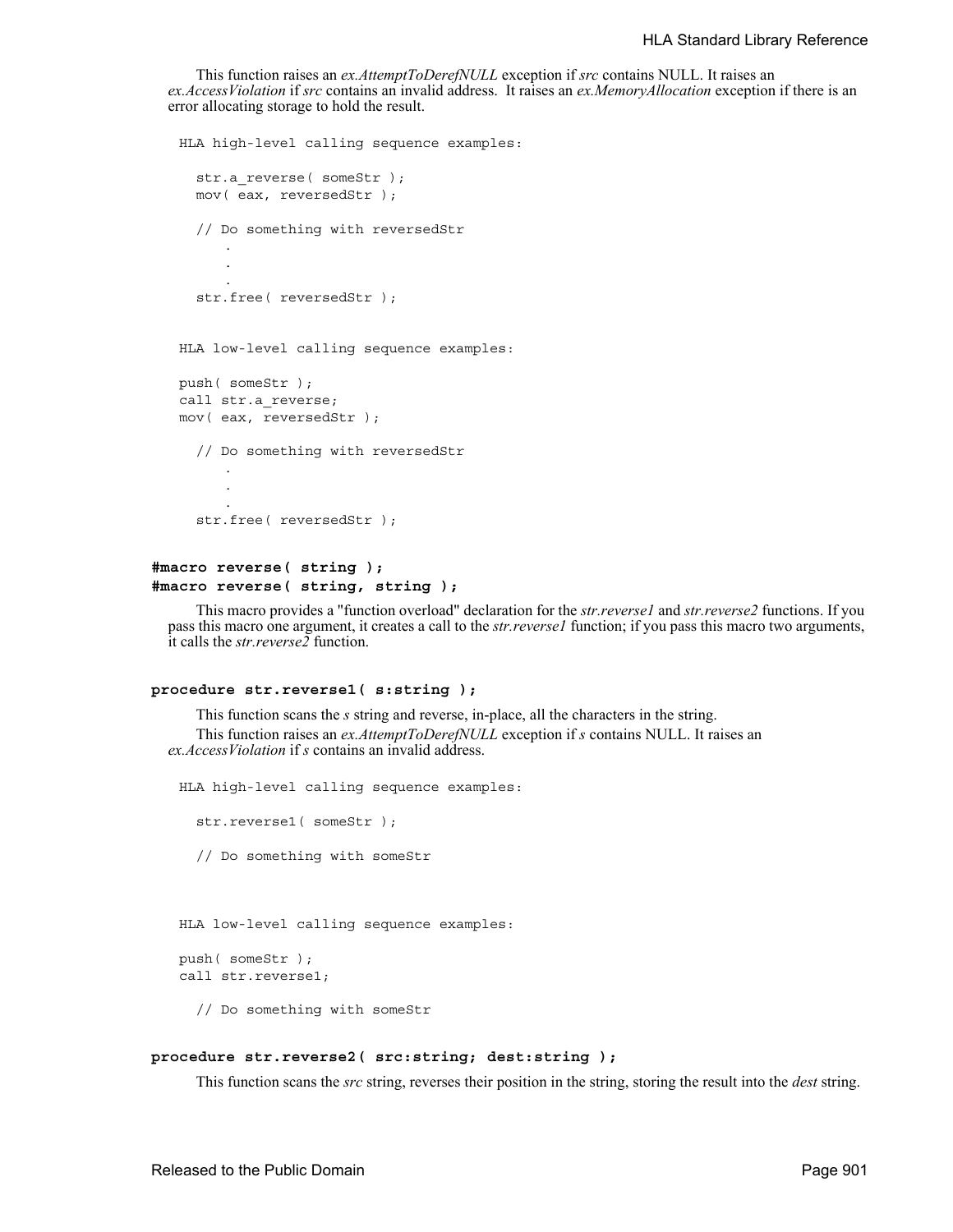This function raises an *ex.AttemptToDerefNULL* exception if *src* contains NULL. It raises an *ex.AccessViolation* if *src* contains an invalid address. It raises an *ex.MemoryAllocation* exception if there is an error allocating storage to hold the result.

```
HLA high-level calling sequence examples:

  str.a_reverse( someStr );
  mov( eax, reversedStr );

  // Do something with reversedStr
      .
      .
      .
  str.free( reversedStr );


HLA low-level calling sequence examples:

push( someStr );
call str.a_reverse;
mov( eax, reversedStr );

  // Do something with reversedStr
      .
      .
      .
  str.free( reversedStr );
```

**#macro reverse( string );**
**#macro reverse( string, string );**

This macro provides a "function overload" declaration for the *str.reverse1* and *str.reverse2* functions. If you pass this macro one argument, it creates a call to the *str.reverse1* function; if you pass this macro two arguments, it calls the *str.reverse2* function.

**procedure str.reverse1( s:string );**

This function scans the *s* string and reverse, in-place, all the characters in the string.

This function raises an *ex.AttemptToDerefNULL* exception if *s* contains NULL. It raises an *ex.AccessViolation* if *s* contains an invalid address.

```
HLA high-level calling sequence examples:

  str.reverse1( someStr );

  // Do something with someStr



HLA low-level calling sequence examples:

push( someStr );
call str.reverse1;

  // Do something with someStr
```

**procedure str.reverse2( src:string; dest:string );**

This function scans the *src* string, reverses their position in the string, storing the result into the *dest* string.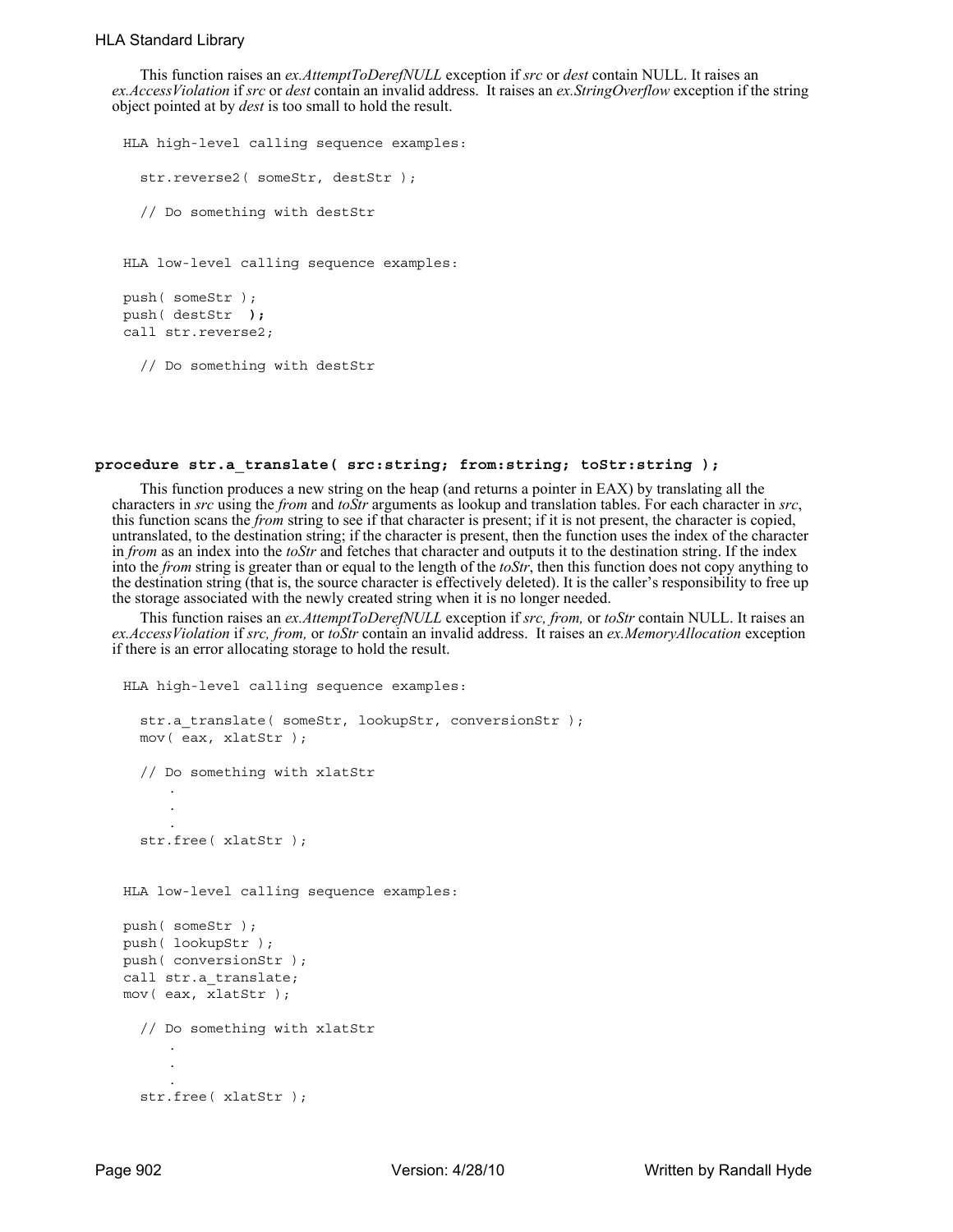This function raises an *ex.AttemptToDerefNULL* exception if *src* or *dest* contain NULL. It raises an *ex.AccessViolation* if *src* or *dest* contain an invalid address. It raises an *ex.StringOverflow* exception if the string object pointed at by *dest* is too small to hold the result.

```
HLA high-level calling sequence examples:

  str.reverse2( someStr, destStr );

  // Do something with destStr


HLA low-level calling sequence examples:

push( someStr );
push( destStr  );
call str.reverse2;

  // Do something with destStr
```

**procedure str.a_translate( src:string; from:string; toStr:string );**

This function produces a new string on the heap (and returns a pointer in EAX) by translating all the characters in *src* using the *from* and *toStr* arguments as lookup and translation tables. For each character in *src*, this function scans the *from* string to see if that character is present; if it is not present, the character is copied, untranslated, to the destination string; if the character is present, then the function uses the index of the character in *from* as an index into the *toStr* and fetches that character and outputs it to the destination string. If the index into the *from* string is greater than or equal to the length of the *toStr*, then this function does not copy anything to the destination string (that is, the source character is effectively deleted). It is the caller's responsibility to free up the storage associated with the newly created string when it is no longer needed.

This function raises an *ex.AttemptToDerefNULL* exception if *src, from,* or *toStr* contain NULL. It raises an *ex.AccessViolation* if *src, from,* or *toStr* contain an invalid address. It raises an *ex.MemoryAllocation* exception if there is an error allocating storage to hold the result.

```
HLA high-level calling sequence examples:

  str.a_translate( someStr, lookupStr, conversionStr );
  mov( eax, xlatStr );

  // Do something with xlatStr
     .
     .
     .
  str.free( xlatStr );


HLA low-level calling sequence examples:

push( someStr );
push( lookupStr );
push( conversionStr );
call str.a_translate;
mov( eax, xlatStr );

  // Do something with xlatStr
     .
     .
     .
  str.free( xlatStr );
```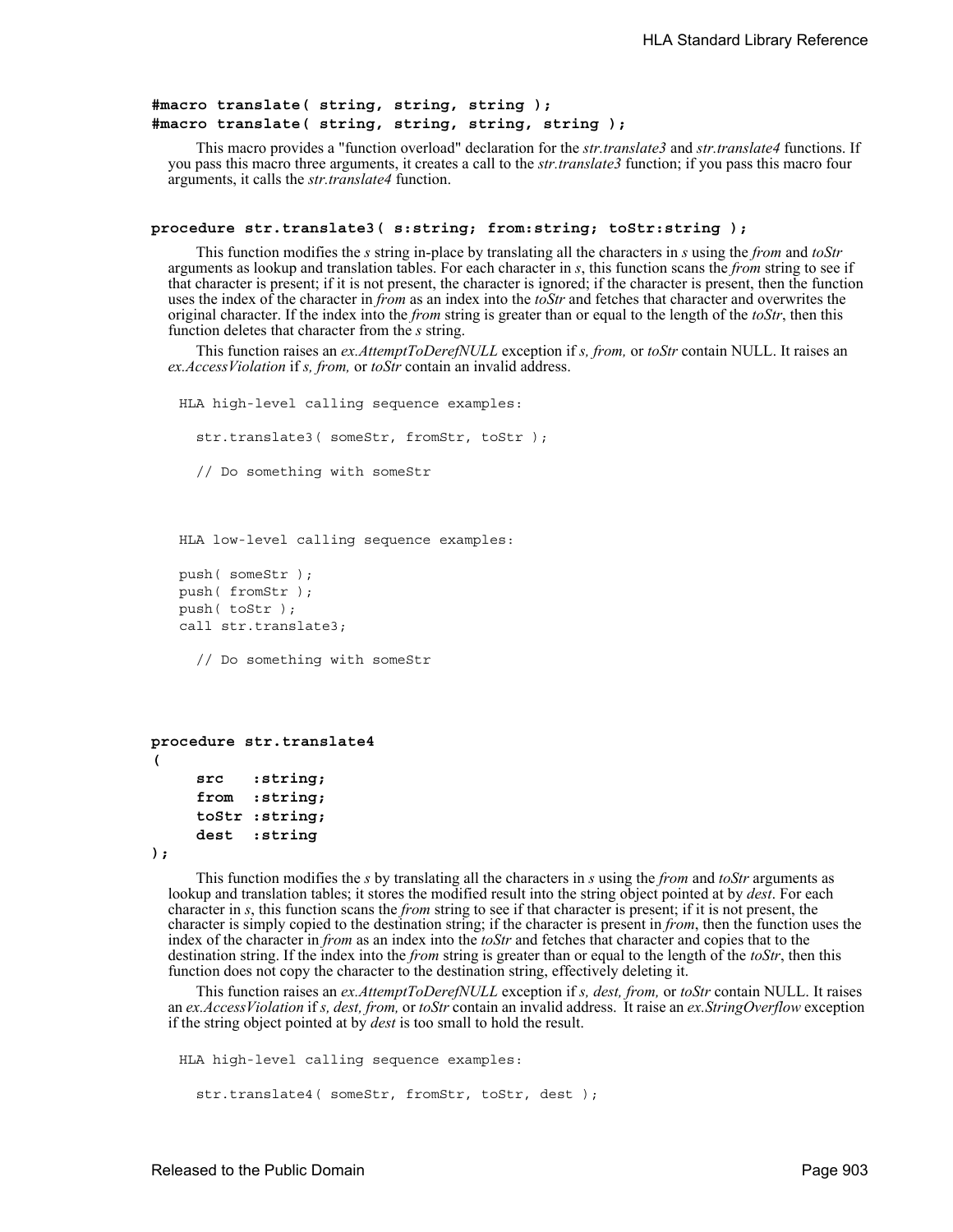**#macro translate( string, string, string );**
**#macro translate( string, string, string, string );**

This macro provides a "function overload" declaration for the *str.translate3* and *str.translate4* functions. If you pass this macro three arguments, it creates a call to the *str.translate3* function; if you pass this macro four arguments, it calls the *str.translate4* function.

**procedure str.translate3( s:string; from:string; toStr:string );**

This function modifies the *s* string in-place by translating all the characters in *s* using the *from* and *toStr* arguments as lookup and translation tables. For each character in *s*, this function scans the *from* string to see if that character is present; if it is not present, the character is ignored; if the character is present, then the function uses the index of the character in *from* as an index into the *toStr* and fetches that character and overwrites the original character. If the index into the *from* string is greater than or equal to the length of the *toStr*, then this function deletes that character from the *s* string.

This function raises an *ex.AttemptToDerefNULL* exception if *s, from,* or *toStr* contain NULL. It raises an *ex.AccessViolation* if *s, from,* or *toStr* contain an invalid address.

```
HLA high-level calling sequence examples:

  str.translate3( someStr, fromStr, toStr );

  // Do something with someStr



HLA low-level calling sequence examples:

push( someStr );
push( fromStr );
push( toStr );
call str.translate3;

  // Do something with someStr
```

```
procedure str.translate4
(
     src   :string;
     from  :string;
     toStr :string;
     dest  :string
);
```

This function modifies the *s* by translating all the characters in *s* using the *from* and *toStr* arguments as lookup and translation tables; it stores the modified result into the string object pointed at by *dest*. For each character in *s*, this function scans the *from* string to see if that character is present; if it is not present, the character is simply copied to the destination string; if the character is present in *from*, then the function uses the index of the character in *from* as an index into the *toStr* and fetches that character and copies that to the destination string. If the index into the *from* string is greater than or equal to the length of the *toStr*, then this function does not copy the character to the destination string, effectively deleting it.

This function raises an *ex.AttemptToDerefNULL* exception if *s, dest, from,* or *toStr* contain NULL. It raises an *ex.AccessViolation* if *s, dest, from,* or *toStr* contain an invalid address. It raise an *ex.StringOverflow* exception if the string object pointed at by *dest* is too small to hold the result.

```
HLA high-level calling sequence examples:

  str.translate4( someStr, fromStr, toStr, dest );
```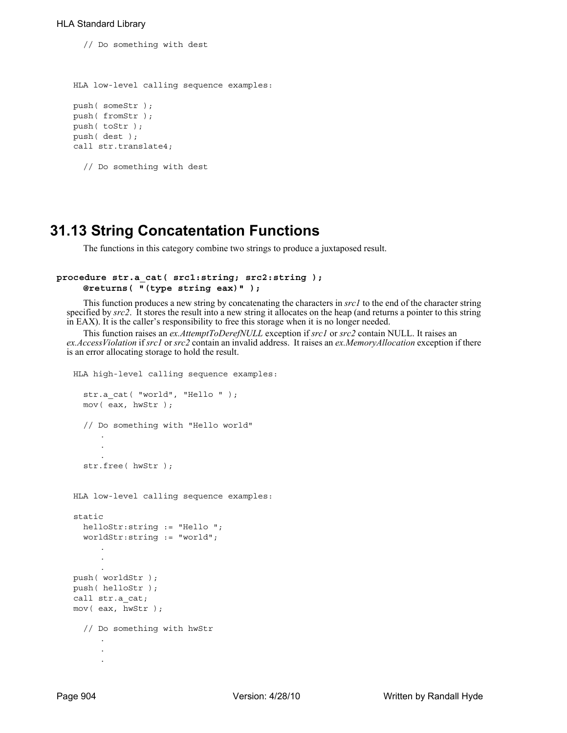```
      // Do something with dest



   HLA low-level calling sequence examples:

   push( someStr );
   push( fromStr );
   push( toStr );
   push( dest );
   call str.translate4;

      // Do something with dest
```

## 31.13 String Concatentation Functions

The functions in this category combine two strings to produce a juxtaposed result.

**procedure str.a_cat( src1:string; src2:string );**
**@returns( "(type string eax)" );**

This function produces a new string by concatenating the characters in *src1* to the end of the character string specified by *src2*. It stores the result into a new string it allocates on the heap (and returns a pointer to this string in EAX). It is the caller's responsibility to free this storage when it is no longer needed.

This function raises an *ex.AttemptToDerefNULL* exception if *src1* or *src2* contain NULL. It raises an *ex.AccessViolation* if *src1* or *src2* contain an invalid address. It raises an *ex.MemoryAllocation* exception if there is an error allocating storage to hold the result.

```
   HLA high-level calling sequence examples:

      str.a_cat( "world", "Hello " );
      mov( eax, hwStr );

      // Do something with "Hello world"
          .
          .
          .
      str.free( hwStr );


   HLA low-level calling sequence examples:

   static
      helloStr:string := "Hello ";
      worldStr:string := "world";
          .
          .
          .
   push( worldStr );
   push( helloStr );
   call str.a_cat;
   mov( eax, hwStr );

      // Do something with hwStr
          .
          .
          .
```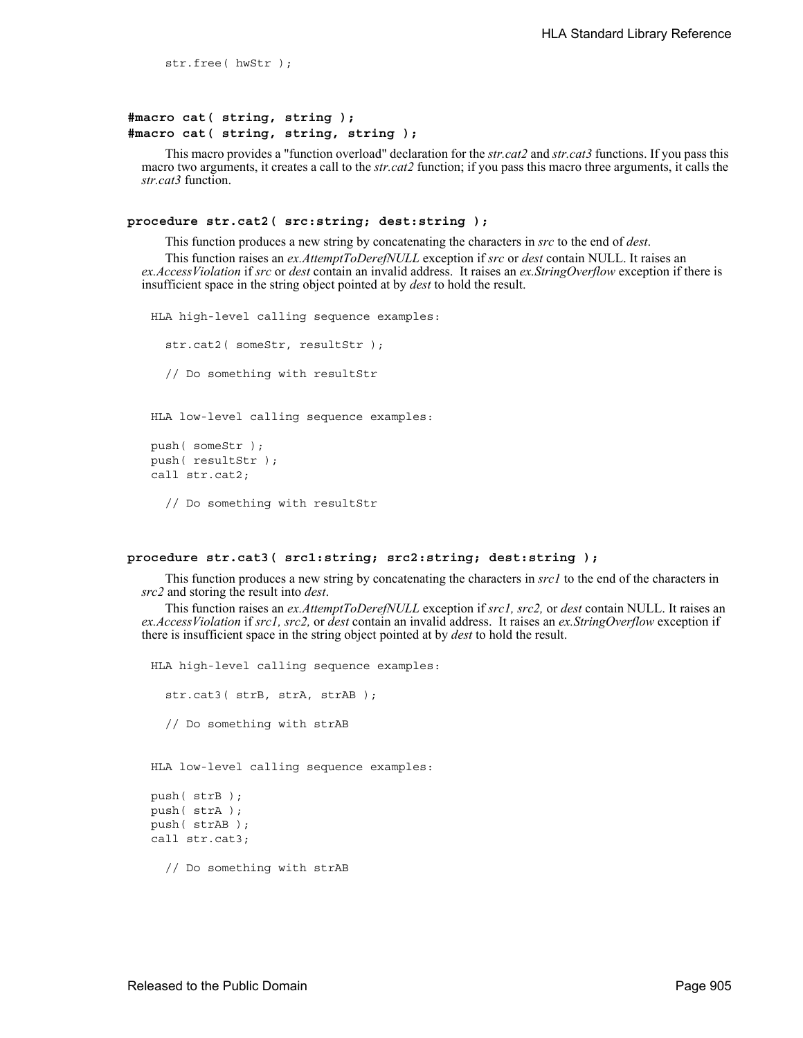```
str.free( hwStr );
```

**#macro cat( string, string );**
**#macro cat( string, string, string );**

This macro provides a "function overload" declaration for the *str.cat2* and *str.cat3* functions. If you pass this macro two arguments, it creates a call to the *str.cat2* function; if you pass this macro three arguments, it calls the *str.cat3* function.

**procedure str.cat2( src:string; dest:string );**

This function produces a new string by concatenating the characters in *src* to the end of *dest*.

This function raises an *ex.AttemptToDerefNULL* exception if *src* or *dest* contain NULL. It raises an *ex.AccessViolation* if *src* or *dest* contain an invalid address. It raises an *ex.StringOverflow* exception if there is insufficient space in the string object pointed at by *dest* to hold the result.

```
HLA high-level calling sequence examples:

  str.cat2( someStr, resultStr );

  // Do something with resultStr


HLA low-level calling sequence examples:

push( someStr );
push( resultStr );
call str.cat2;

  // Do something with resultStr
```

**procedure str.cat3( src1:string; src2:string; dest:string );**

This function produces a new string by concatenating the characters in *src1* to the end of the characters in *src2* and storing the result into *dest*.

This function raises an *ex.AttemptToDerefNULL* exception if *src1, src2,* or *dest* contain NULL. It raises an *ex.AccessViolation* if *src1, src2,* or *dest* contain an invalid address. It raises an *ex.StringOverflow* exception if there is insufficient space in the string object pointed at by *dest* to hold the result.

```
HLA high-level calling sequence examples:

  str.cat3( strB, strA, strAB );

  // Do something with strAB


HLA low-level calling sequence examples:

push( strB );
push( strA );
push( strAB );
call str.cat3;

  // Do something with strAB
```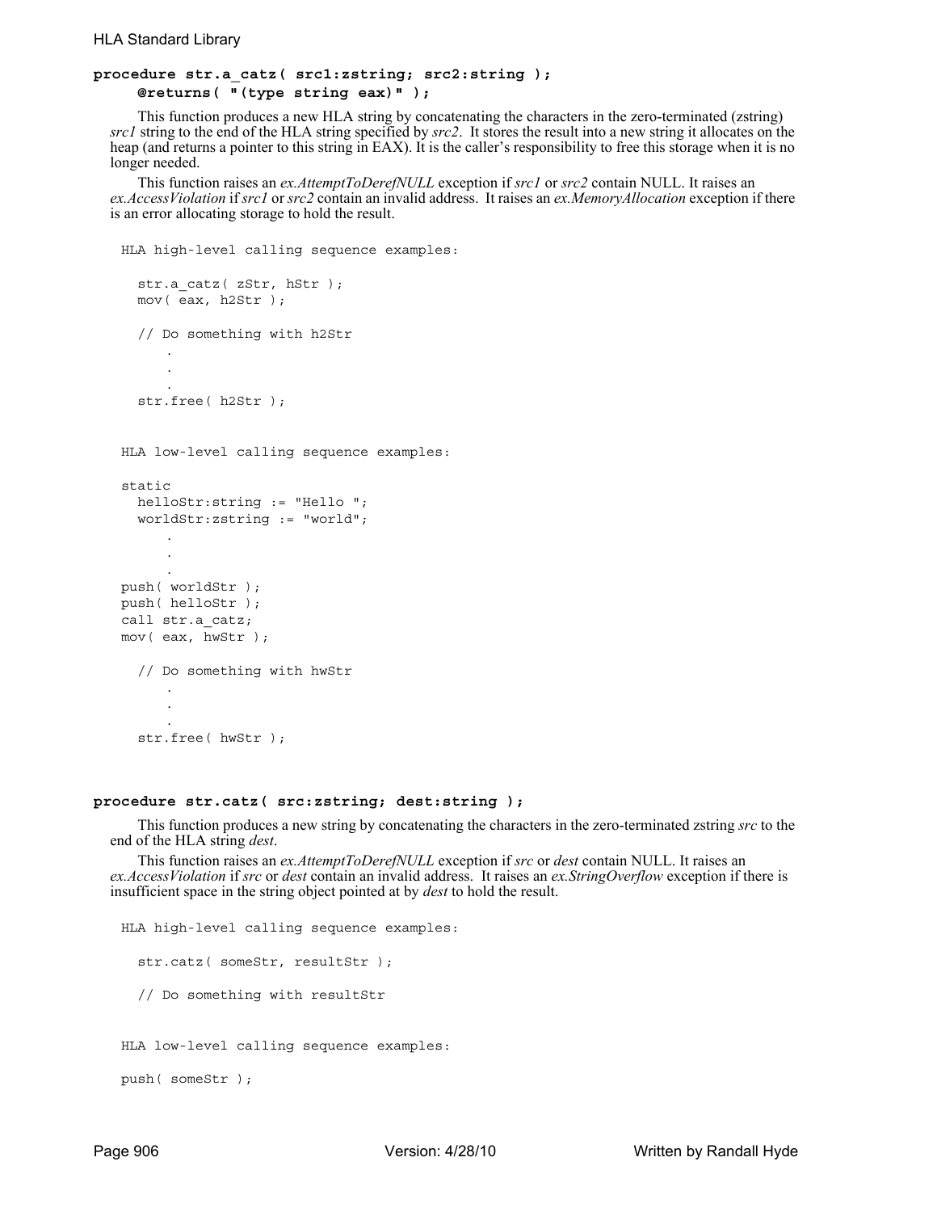```
procedure str.a_catz( src1:zstring; src2:string );
    @returns( "(type string eax)" );
```

This function produces a new HLA string by concatenating the characters in the zero-terminated (zstring) *src1* string to the end of the HLA string specified by *src2*. It stores the result into a new string it allocates on the heap (and returns a pointer to this string in EAX). It is the caller's responsibility to free this storage when it is no longer needed.

This function raises an *ex.AttemptToDerefNULL* exception if *src1* or *src2* contain NULL. It raises an *ex.AccessViolation* if *src1* or *src2* contain an invalid address. It raises an *ex.MemoryAllocation* exception if there is an error allocating storage to hold the result.

```
HLA high-level calling sequence examples:

  str.a_catz( zStr, hStr );
  mov( eax, h2Str );

  // Do something with h2Str
      .
      .
      .
  str.free( h2Str );


HLA low-level calling sequence examples:

static
  helloStr:string := "Hello ";
  worldStr:zstring := "world";
      .
      .
      .
push( worldStr );
push( helloStr );
call str.a_catz;
mov( eax, hwStr );

  // Do something with hwStr
      .
      .
      .
  str.free( hwStr );
```

```
procedure str.catz( src:zstring; dest:string );
```

This function produces a new string by concatenating the characters in the zero-terminated zstring *src* to the end of the HLA string *dest*.

This function raises an *ex.AttemptToDerefNULL* exception if *src* or *dest* contain NULL. It raises an *ex.AccessViolation* if *src* or *dest* contain an invalid address. It raises an *ex.StringOverflow* exception if there is insufficient space in the string object pointed at by *dest* to hold the result.

```
HLA high-level calling sequence examples:

  str.catz( someStr, resultStr );

  // Do something with resultStr


HLA low-level calling sequence examples:

push( someStr );
```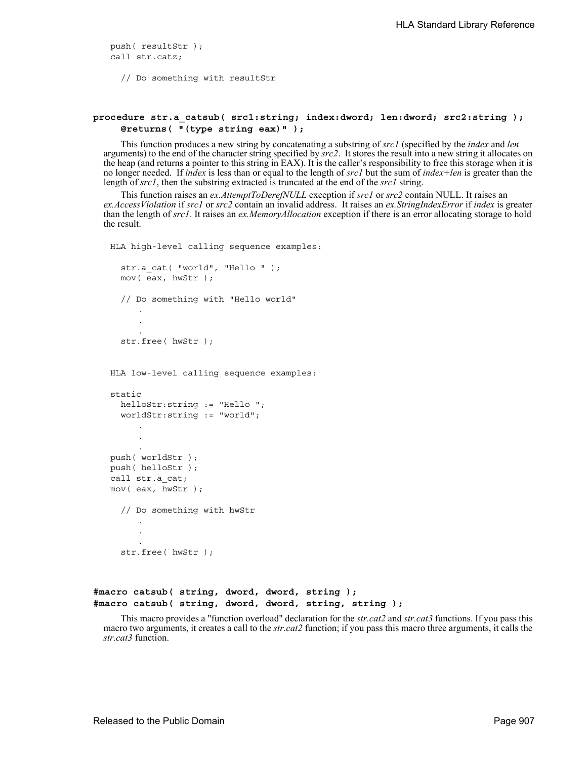```
push( resultStr );
call str.catz;

  // Do something with resultStr
```

**procedure str.a_catsub( src1:string; index:dword; len:dword; src2:string );**
**@returns( "(type string eax)" );**

This function produces a new string by concatenating a substring of *src1* (specified by the *index* and *len* arguments) to the end of the character string specified by *src2*. It stores the result into a new string it allocates on the heap (and returns a pointer to this string in EAX). It is the caller's responsibility to free this storage when it is no longer needed. If *index* is less than or equal to the length of *src1* but the sum of *index+len* is greater than the length of *src1*, then the substring extracted is truncated at the end of the *src1* string.

This function raises an *ex.AttemptToDerefNULL* exception if *src1* or *src2* contain NULL. It raises an *ex.AccessViolation* if *src1* or *src2* contain an invalid address. It raises an *ex.StringIndexError* if *index* is greater than the length of *src1*. It raises an *ex.MemoryAllocation* exception if there is an error allocating storage to hold the result.

```
HLA high-level calling sequence examples:

  str.a_cat( "world", "Hello " );
  mov( eax, hwStr );

  // Do something with "Hello world"
      .
      .
      .
  str.free( hwStr );


HLA low-level calling sequence examples:

static
  helloStr:string := "Hello ";
  worldStr:string := "world";
      .
      .
      .
push( worldStr );
push( helloStr );
call str.a_cat;
mov( eax, hwStr );

  // Do something with hwStr
      .
      .
      .
  str.free( hwStr );
```

**#macro catsub( string, dword, dword, string );**
**#macro catsub( string, dword, dword, string, string );**

This macro provides a "function overload" declaration for the *str.cat2* and *str.cat3* functions. If you pass this macro two arguments, it creates a call to the *str.cat2* function; if you pass this macro three arguments, it calls the *str.cat3* function.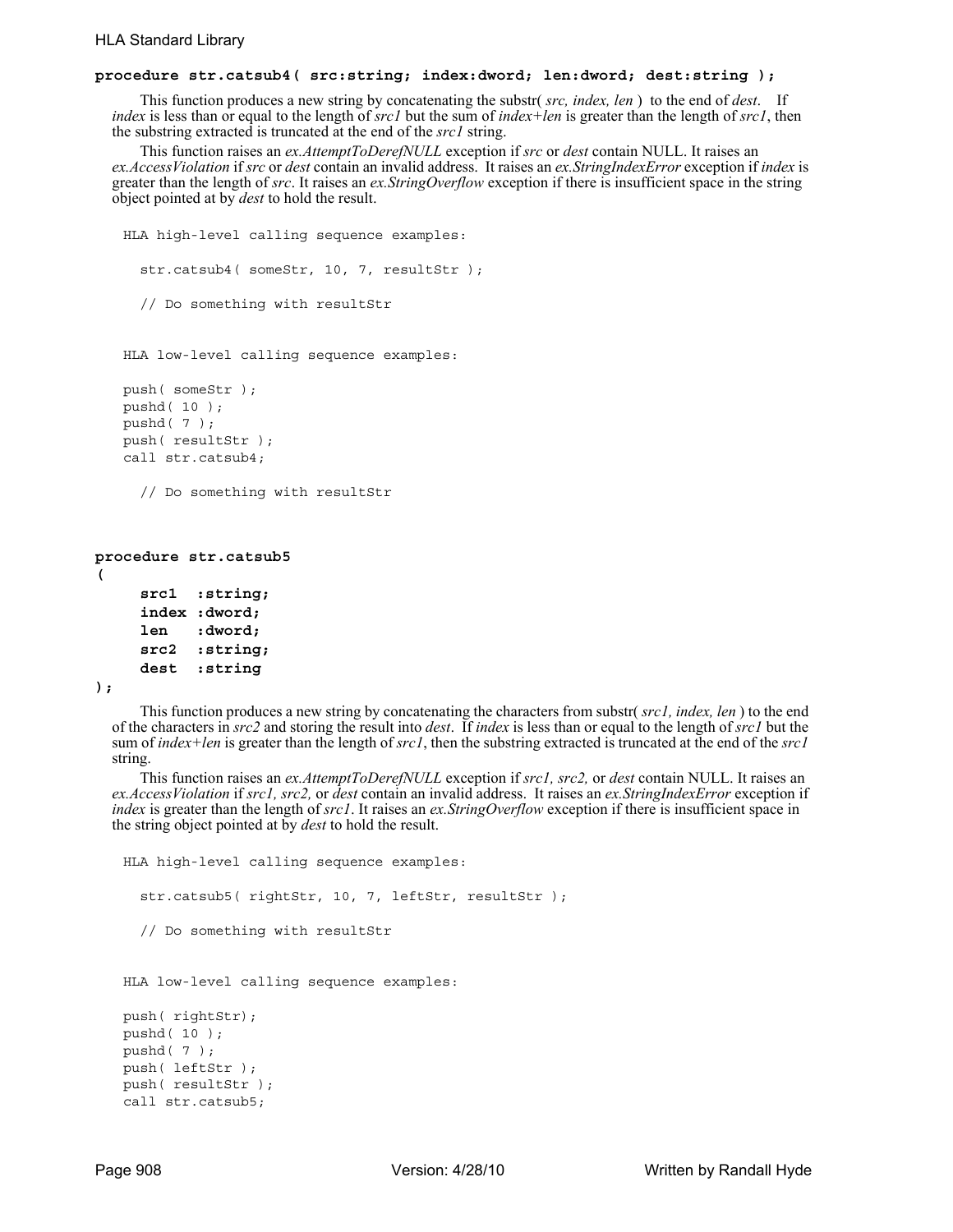**procedure str.catsub4( src:string; index:dword; len:dword; dest:string );**

This function produces a new string by concatenating the substr( *src, index, len* ) to the end of *dest*. If *index* is less than or equal to the length of *src1* but the sum of *index+len* is greater than the length of *src1*, then the substring extracted is truncated at the end of the *src1* string.

This function raises an *ex.AttemptToDerefNULL* exception if *src* or *dest* contain NULL. It raises an *ex.AccessViolation* if *src* or *dest* contain an invalid address. It raises an *ex.StringIndexError* exception if *index* is greater than the length of *src*. It raises an *ex.StringOverflow* exception if there is insufficient space in the string object pointed at by *dest* to hold the result.

```
HLA high-level calling sequence examples:

  str.catsub4( someStr, 10, 7, resultStr );

  // Do something with resultStr


HLA low-level calling sequence examples:

push( someStr );
pushd( 10 );
pushd( 7 );
push( resultStr );
call str.catsub4;

  // Do something with resultStr
```

```
procedure str.catsub5
(
     src1  :string;
     index :dword;
     len   :dword;
     src2  :string;
     dest  :string
);
```

This function produces a new string by concatenating the characters from substr( *src1, index, len* ) to the end of the characters in *src2* and storing the result into *dest*. If *index* is less than or equal to the length of *src1* but the sum of *index+len* is greater than the length of *src1*, then the substring extracted is truncated at the end of the *src1* string.

This function raises an *ex.AttemptToDerefNULL* exception if *src1, src2,* or *dest* contain NULL. It raises an *ex.AccessViolation* if *src1, src2,* or *dest* contain an invalid address. It raises an *ex.StringIndexError* exception if *index* is greater than the length of *src1*. It raises an *ex.StringOverflow* exception if there is insufficient space in the string object pointed at by *dest* to hold the result.

```
HLA high-level calling sequence examples:

  str.catsub5( rightStr, 10, 7, leftStr, resultStr );

  // Do something with resultStr


HLA low-level calling sequence examples:

push( rightStr);
pushd( 10 );
pushd( 7 );
push( leftStr );
push( resultStr );
call str.catsub5;
```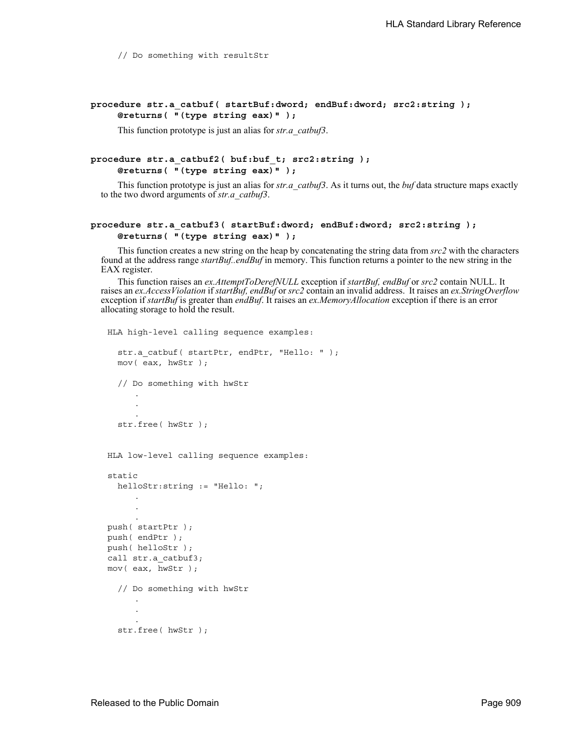```
    // Do something with resultStr
```

**procedure str.a_catbuf( startBuf:dword; endBuf:dword; src2:string );**
**@returns( "(type string eax)" );**

This function prototype is just an alias for *str.a_catbuf3*.

**procedure str.a_catbuf2( buf:buf_t; src2:string );**
**@returns( "(type string eax)" );**

This function prototype is just an alias for *str.a_catbuf3*. As it turns out, the *buf* data structure maps exactly to the two dword arguments of *str.a_catbuf3*.

**procedure str.a_catbuf3( startBuf:dword; endBuf:dword; src2:string );**
**@returns( "(type string eax)" );**

This function creates a new string on the heap by concatenating the string data from *src2* with the characters found at the address range *startBuf..endBuf* in memory. This function returns a pointer to the new string in the EAX register.

This function raises an *ex.AttemptToDerefNULL* exception if *startBuf, endBuf* or *src2* contain NULL. It raises an *ex.AccessViolation* if *startBuf, endBuf* or *src2* contain an invalid address. It raises an *ex.StringOverflow* exception if *startBuf* is greater than *endBuf*. It raises an *ex.MemoryAllocation* exception if there is an error allocating storage to hold the result.

```
HLA high-level calling sequence examples:

  str.a_catbuf( startPtr, endPtr, "Hello: " );
  mov( eax, hwStr );

  // Do something with hwStr
      .
      .
      .
  str.free( hwStr );


HLA low-level calling sequence examples:

static
  helloStr:string := "Hello: ";
      .
      .
      .
push( startPtr );
push( endPtr );
push( helloStr );
call str.a_catbuf3;
mov( eax, hwStr );

  // Do something with hwStr
      .
      .
      .
  str.free( hwStr );
```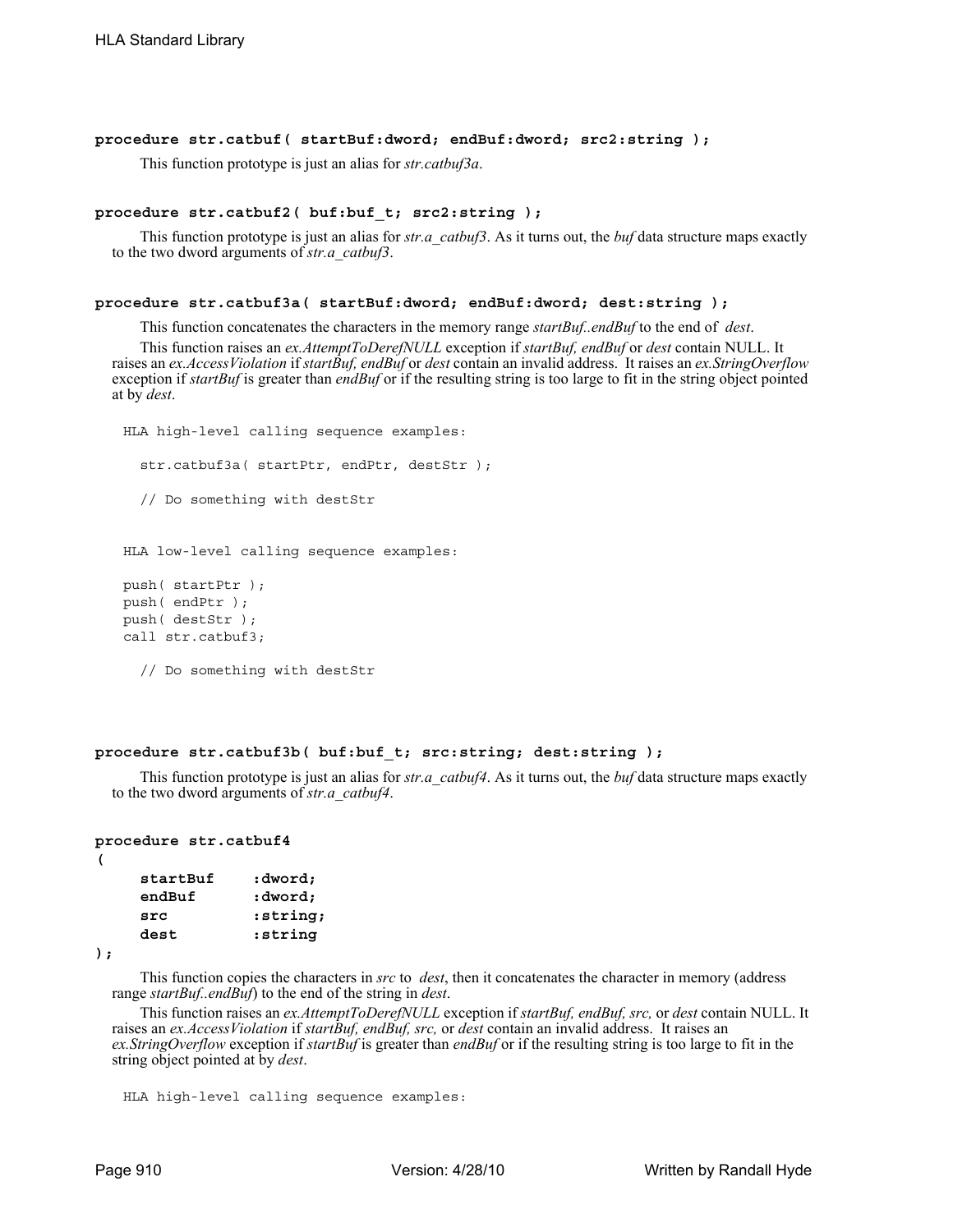**procedure str.catbuf( startBuf:dword; endBuf:dword; src2:string );**

This function prototype is just an alias for *str.catbuf3a*.

**procedure str.catbuf2( buf:buf_t; src2:string );**

This function prototype is just an alias for *str.a_catbuf3*. As it turns out, the *buf* data structure maps exactly to the two dword arguments of *str.a_catbuf3*.

**procedure str.catbuf3a( startBuf:dword; endBuf:dword; dest:string );**

This function concatenates the characters in the memory range *startBuf..endBuf* to the end of *dest*.

This function raises an *ex.AttemptToDerefNULL* exception if *startBuf, endBuf* or *dest* contain NULL. It raises an *ex.AccessViolation* if *startBuf, endBuf* or *dest* contain an invalid address. It raises an *ex.StringOverflow* exception if *startBuf* is greater than *endBuf* or if the resulting string is too large to fit in the string object pointed at by *dest*.

```
HLA high-level calling sequence examples:

  str.catbuf3a( startPtr, endPtr, destStr );

  // Do something with destStr


HLA low-level calling sequence examples:

push( startPtr );
push( endPtr );
push( destStr );
call str.catbuf3;

  // Do something with destStr
```

**procedure str.catbuf3b( buf:buf_t; src:string; dest:string );**

This function prototype is just an alias for *str.a_catbuf4*. As it turns out, the *buf* data structure maps exactly to the two dword arguments of *str.a_catbuf4*.

```
procedure str.catbuf4
(
     startBuf     :dword;
     endBuf       :dword;
     src          :string;
     dest         :string
);
```

This function copies the characters in *src* to *dest*, then it concatenates the character in memory (address range *startBuf..endBuf*) to the end of the string in *dest*.

This function raises an *ex.AttemptToDerefNULL* exception if *startBuf, endBuf, src,* or *dest* contain NULL. It raises an *ex.AccessViolation* if *startBuf, endBuf, src,* or *dest* contain an invalid address. It raises an *ex.StringOverflow* exception if *startBuf* is greater than *endBuf* or if the resulting string is too large to fit in the string object pointed at by *dest*.

```
HLA high-level calling sequence examples:
```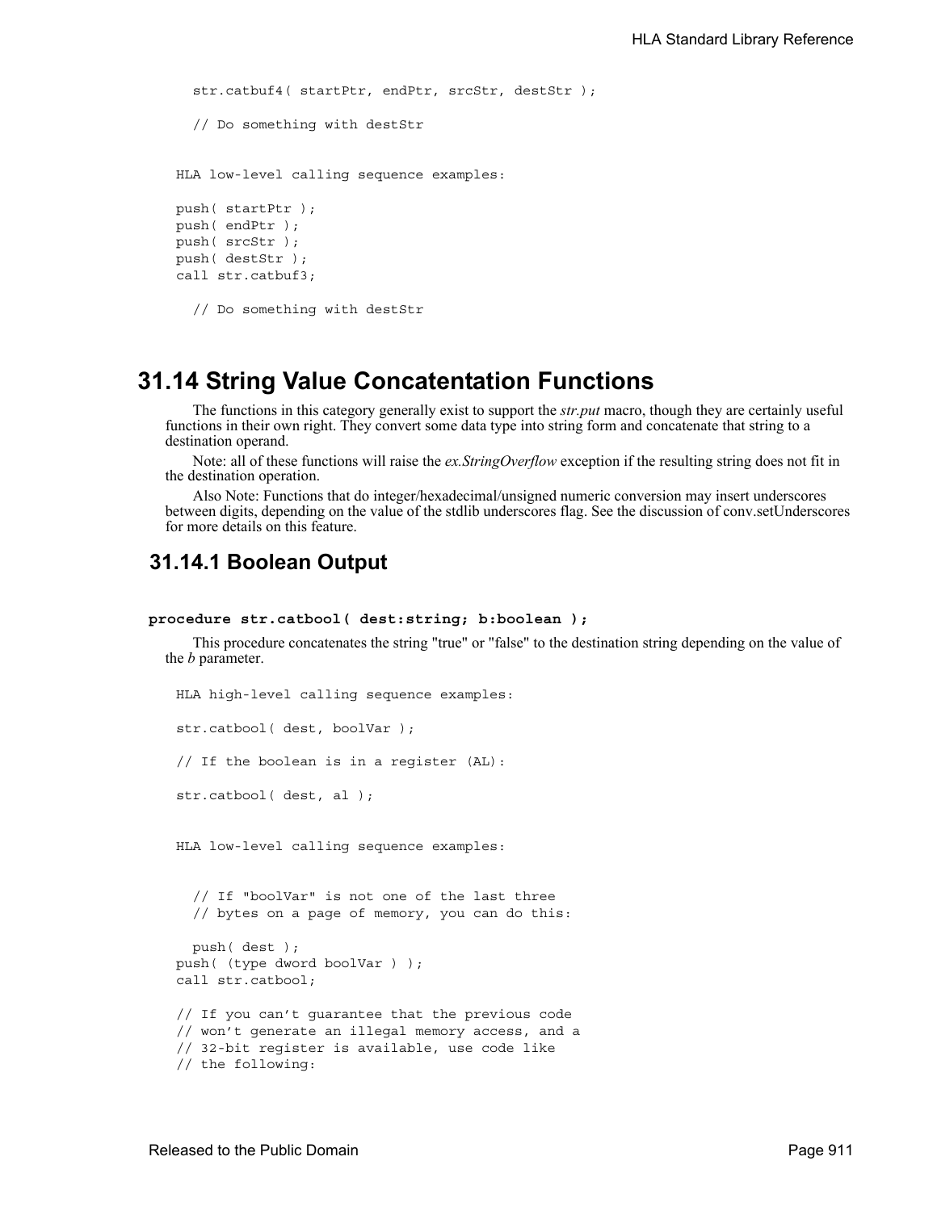```
    str.catbuf4( startPtr, endPtr, srcStr, destStr );

    // Do something with destStr


HLA low-level calling sequence examples:

push( startPtr );
push( endPtr );
push( srcStr );
push( destStr );
call str.catbuf3;

    // Do something with destStr
```

# 31.14 String Value Concatentation Functions

The functions in this category generally exist to support the *str.put* macro, though they are certainly useful functions in their own right. They convert some data type into string form and concatenate that string to a destination operand.

Note: all of these functions will raise the *ex.StringOverflow* exception if the resulting string does not fit in the destination operation.

Also Note: Functions that do integer/hexadecimal/unsigned numeric conversion may insert underscores between digits, depending on the value of the stdlib underscores flag. See the discussion of conv.setUnderscores for more details on this feature.

## 31.14.1 Boolean Output

**procedure str.catbool( dest:string; b:boolean );**

This procedure concatenates the string "true" or "false" to the destination string depending on the value of the *b* parameter.

```
HLA high-level calling sequence examples:

str.catbool( dest, boolVar );

// If the boolean is in a register (AL):

str.catbool( dest, al );


HLA low-level calling sequence examples:


    // If "boolVar" is not one of the last three
    // bytes on a page of memory, you can do this:

    push( dest );
push( (type dword boolVar ) );
call str.catbool;

// If you can't guarantee that the previous code
// won't generate an illegal memory access, and a
// 32-bit register is available, use code like
// the following:
```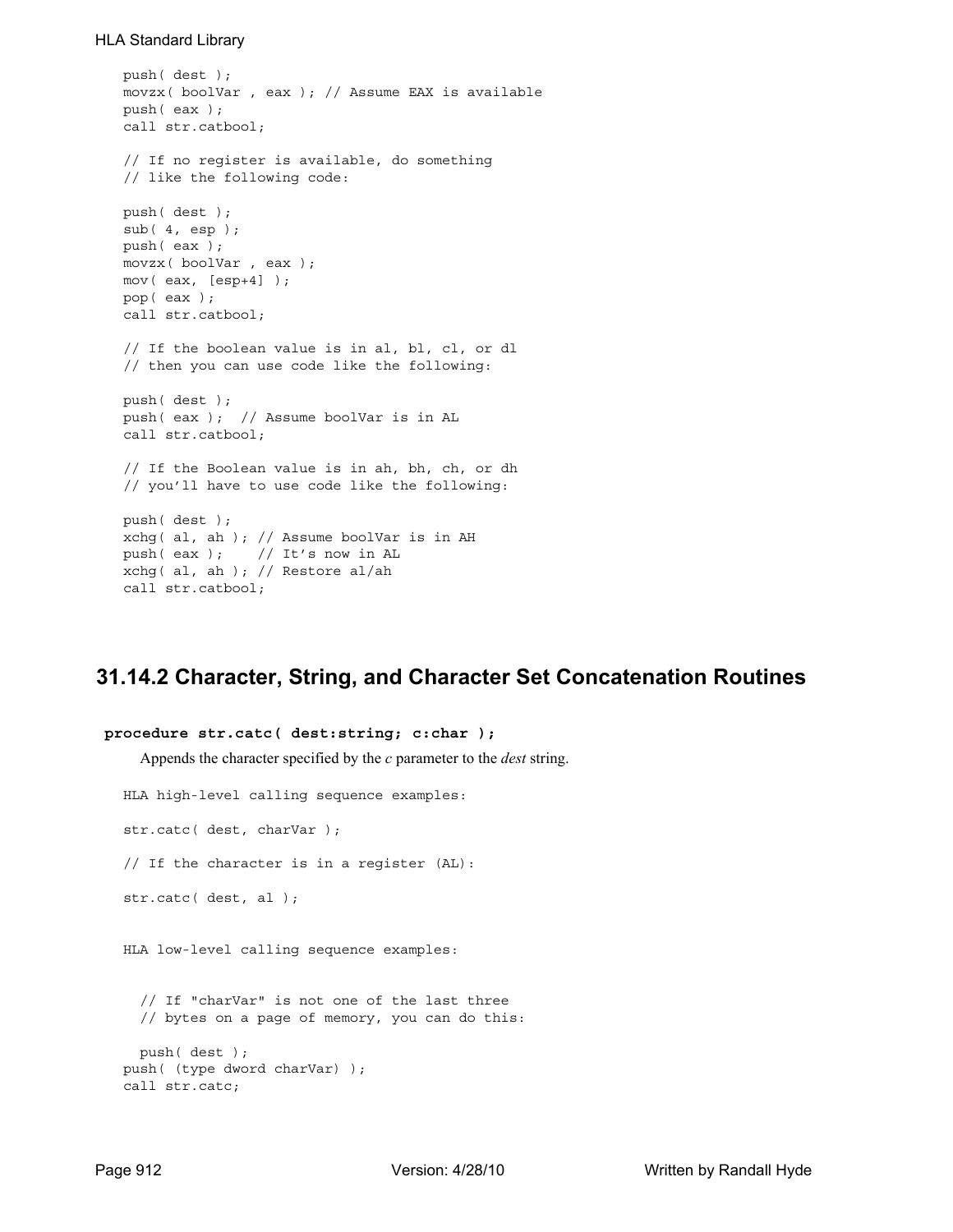```
push( dest );
movzx( boolVar , eax ); // Assume EAX is available
push( eax );
call str.catbool;

// If no register is available, do something
// like the following code:

push( dest );
sub( 4, esp );
push( eax );
movzx( boolVar , eax );
mov( eax, [esp+4] );
pop( eax );
call str.catbool;

// If the boolean value is in al, bl, cl, or dl
// then you can use code like the following:

push( dest );
push( eax );  // Assume boolVar is in AL
call str.catbool;

// If the Boolean value is in ah, bh, ch, or dh
// you'll have to use code like the following:

push( dest );
xchg( al, ah ); // Assume boolVar is in AH
push( eax );    // It's now in AL
xchg( al, ah ); // Restore al/ah
call str.catbool;
```

## 31.14.2 Character, String, and Character Set Concatenation Routines

**procedure str.catc( dest:string; c:char );**

Appends the character specified by the *c* parameter to the *dest* string.

```
HLA high-level calling sequence examples:

str.catc( dest, charVar );

// If the character is in a register (AL):

str.catc( dest, al );


HLA low-level calling sequence examples:


  // If "charVar" is not one of the last three
  // bytes on a page of memory, you can do this:

  push( dest );
push( (type dword charVar) );
call str.catc;
```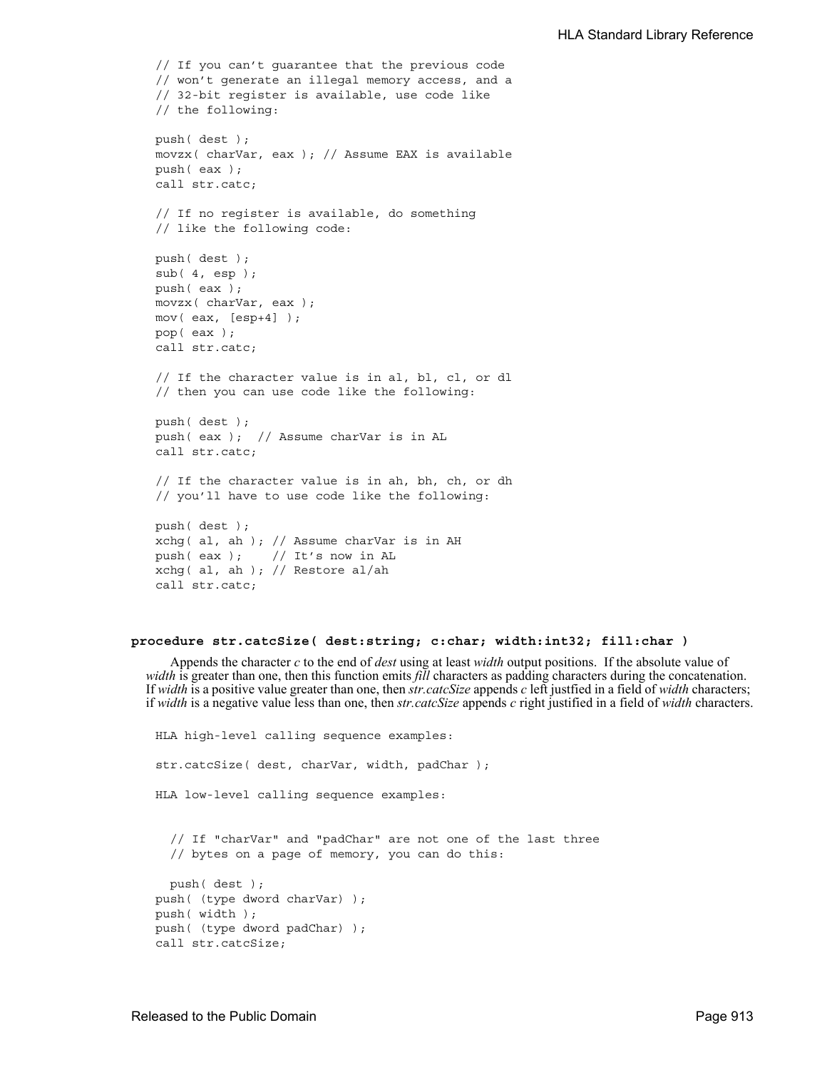```
// If you can't guarantee that the previous code
// won't generate an illegal memory access, and a
// 32-bit register is available, use code like
// the following:

push( dest );
movzx( charVar, eax ); // Assume EAX is available
push( eax );
call str.catc;

// If no register is available, do something
// like the following code:

push( dest );
sub( 4, esp );
push( eax );
movzx( charVar, eax );
mov( eax, [esp+4] );
pop( eax );
call str.catc;

// If the character value is in al, bl, cl, or dl
// then you can use code like the following:

push( dest );
push( eax );  // Assume charVar is in AL
call str.catc;

// If the character value is in ah, bh, ch, or dh
// you'll have to use code like the following:

push( dest );
xchg( al, ah ); // Assume charVar is in AH
push( eax );    // It's now in AL
xchg( al, ah ); // Restore al/ah
call str.catc;
```

**procedure str.catcSize( dest:string; c:char; width:int32; fill:char )**

Appends the character *c* to the end of *dest* using at least *width* output positions. If the absolute value of *width* is greater than one, then this function emits *fill* characters as padding characters during the concatenation. If *width* is a positive value greater than one, then *str.catcSize* appends *c* left justfied in a field of *width* characters; if *width* is a negative value less than one, then *str.catcSize* appends *c* right justified in a field of *width* characters.

```
HLA high-level calling sequence examples:

str.catcSize( dest, charVar, width, padChar );

HLA low-level calling sequence examples:


  // If "charVar" and "padChar" are not one of the last three
  // bytes on a page of memory, you can do this:

  push( dest );
push( (type dword charVar) );
push( width );
push( (type dword padChar) );
call str.catcSize;
```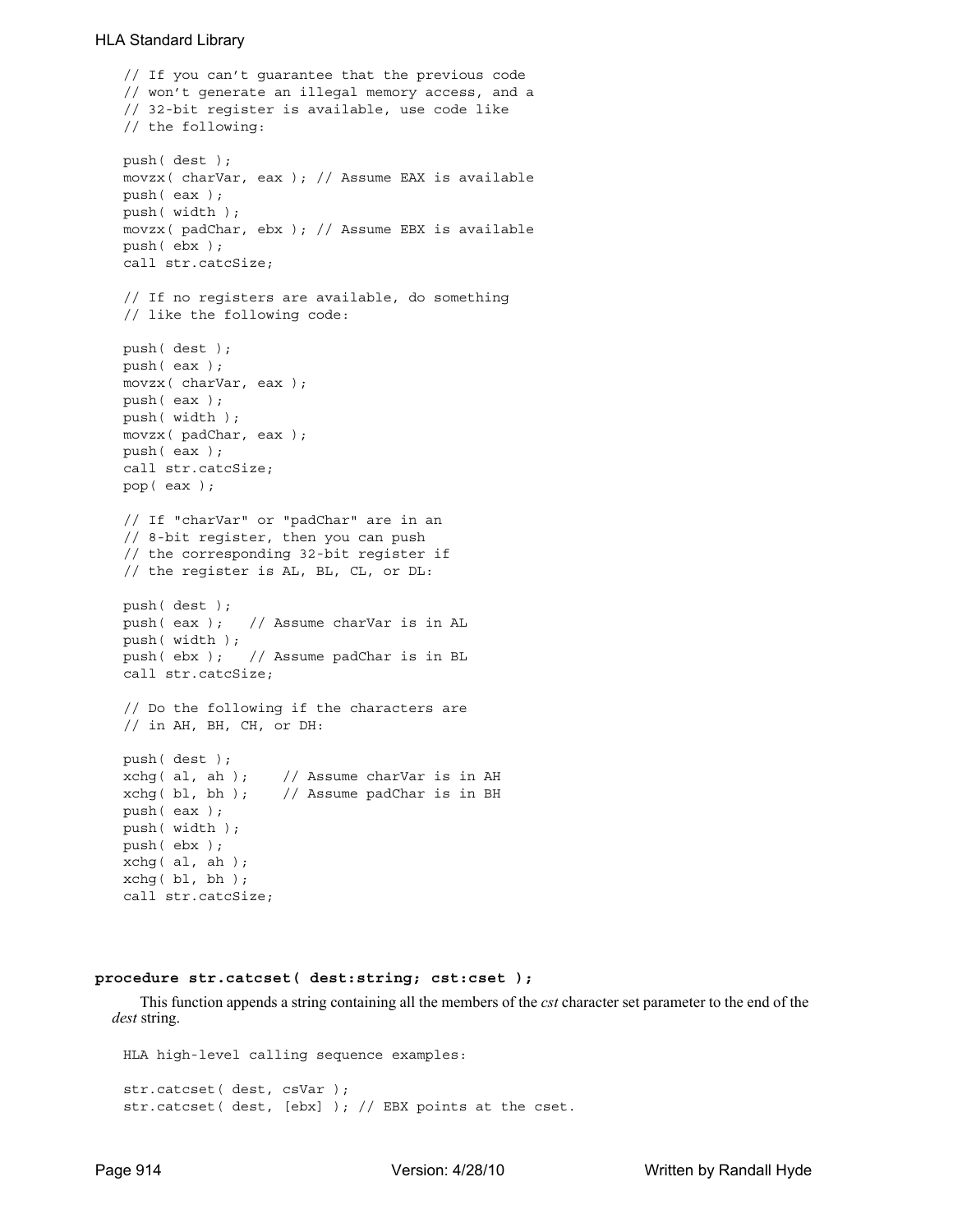```
// If you can't guarantee that the previous code
// won't generate an illegal memory access, and a
// 32-bit register is available, use code like
// the following:

push( dest );
movzx( charVar, eax ); // Assume EAX is available
push( eax );
push( width );
movzx( padChar, ebx ); // Assume EBX is available
push( ebx );
call str.catcSize;

// If no registers are available, do something
// like the following code:

push( dest );
push( eax );
movzx( charVar, eax );
push( eax );
push( width );
movzx( padChar, eax );
push( eax );
call str.catcSize;
pop( eax );

// If "charVar" or "padChar" are in an
// 8-bit register, then you can push
// the corresponding 32-bit register if
// the register is AL, BL, CL, or DL:

push( dest );
push( eax );   // Assume charVar is in AL
push( width );
push( ebx );   // Assume padChar is in BL
call str.catcSize;

// Do the following if the characters are
// in AH, BH, CH, or DH:

push( dest );
xchg( al, ah );    // Assume charVar is in AH
xchg( bl, bh );    // Assume padChar is in BH
push( eax );
push( width );
push( ebx );
xchg( al, ah );
xchg( bl, bh );
call str.catcSize;
```

**procedure str.catcset( dest:string; cst:cset );**

This function appends a string containing all the members of the *cst* character set parameter to the end of the *dest* string.

```
HLA high-level calling sequence examples:

str.catcset( dest, csVar );
str.catcset( dest, [ebx] ); // EBX points at the cset.
```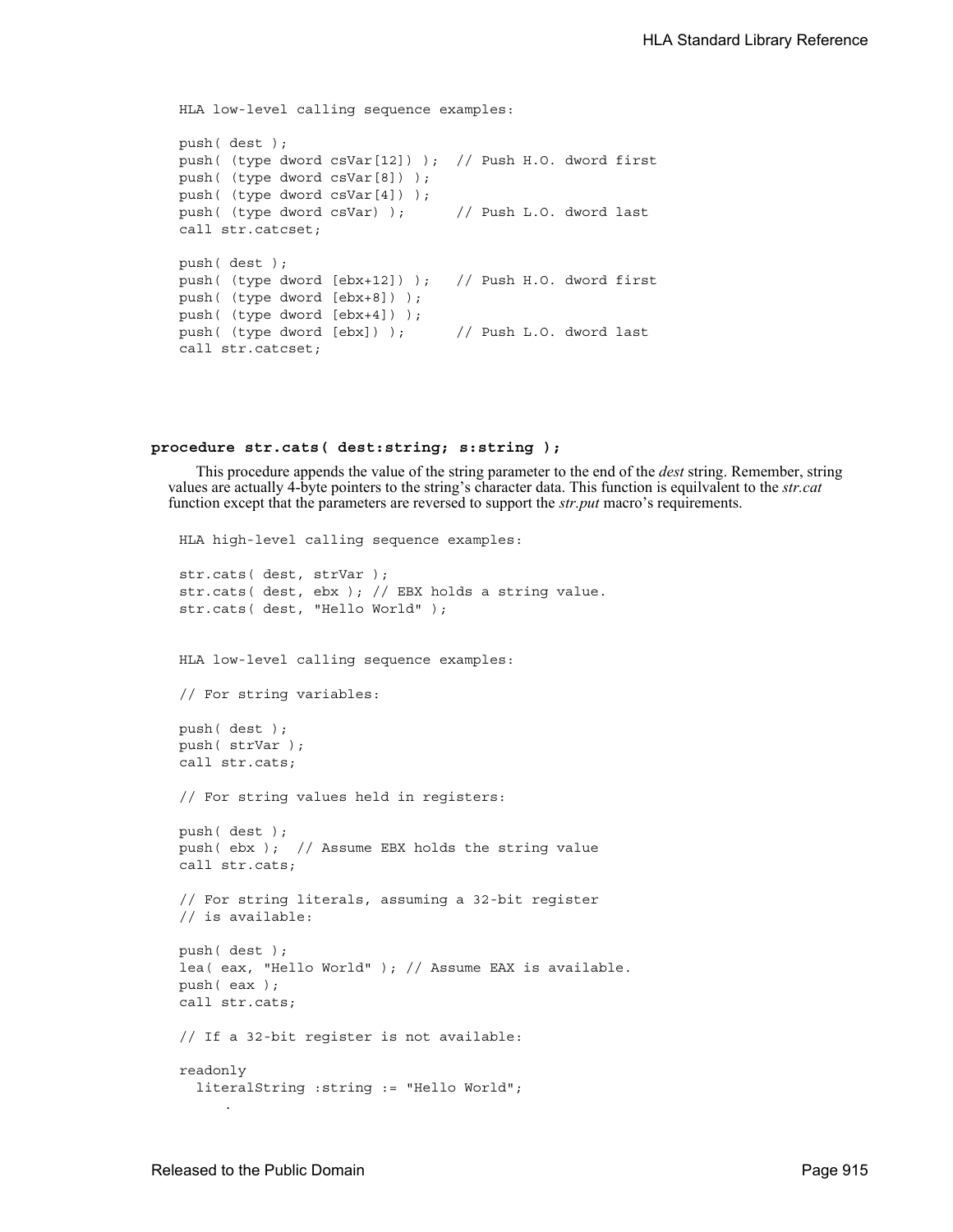```
HLA low-level calling sequence examples:

push( dest );
push( (type dword csVar[12]) );  // Push H.O. dword first
push( (type dword csVar[8]) );
push( (type dword csVar[4]) );
push( (type dword csVar) );      // Push L.O. dword last
call str.catcset;

push( dest );
push( (type dword [ebx+12]) );   // Push H.O. dword first
push( (type dword [ebx+8]) );
push( (type dword [ebx+4]) );
push( (type dword [ebx]) );      // Push L.O. dword last
call str.catcset;
```

**procedure str.cats( dest:string; s:string );**

This procedure appends the value of the string parameter to the end of the *dest* string. Remember, string values are actually 4-byte pointers to the string's character data. This function is equilvalent to the *str.cat* function except that the parameters are reversed to support the *str.put* macro's requirements.

```
HLA high-level calling sequence examples:

str.cats( dest, strVar );
str.cats( dest, ebx ); // EBX holds a string value.
str.cats( dest, "Hello World" );


HLA low-level calling sequence examples:

// For string variables:

push( dest );
push( strVar );
call str.cats;

// For string values held in registers:

push( dest );
push( ebx );  // Assume EBX holds the string value
call str.cats;

// For string literals, assuming a 32-bit register
// is available:

push( dest );
lea( eax, "Hello World" ); // Assume EAX is available.
push( eax );
call str.cats;

// If a 32-bit register is not available:

readonly
  literalString :string := "Hello World";
     .
```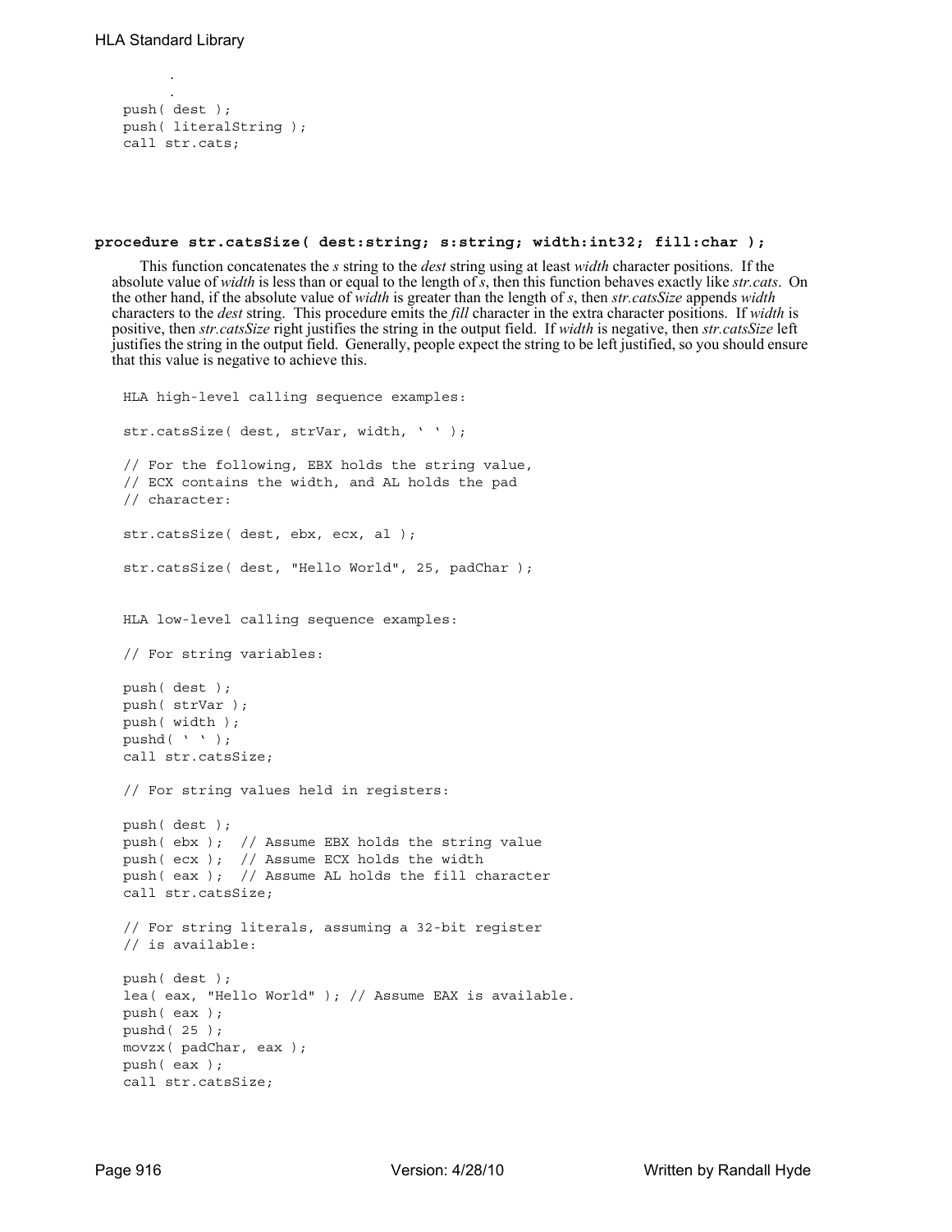```
        .
        .
    push( dest );
    push( literalString );
    call str.cats;
```

**procedure str.catsSize( dest:string; s:string; width:int32; fill:char );**

This function concatenates the *s* string to the *dest* string using at least *width* character positions. If the absolute value of *width* is less than or equal to the length of *s*, then this function behaves exactly like *str.cats*. On the other hand, if the absolute value of *width* is greater than the length of *s*, then *str.catsSize* appends *width* characters to the *dest* string. This procedure emits the *fill* character in the extra character positions. If *width* is positive, then *str.catsSize* right justifies the string in the output field. If *width* is negative, then *str.catsSize* left justifies the string in the output field. Generally, people expect the string to be left justified, so you should ensure that this value is negative to achieve this.

```
HLA high-level calling sequence examples:

str.catsSize( dest, strVar, width, ' ' );

// For the following, EBX holds the string value,
// ECX contains the width, and AL holds the pad
// character:

str.catsSize( dest, ebx, ecx, al );

str.catsSize( dest, "Hello World", 25, padChar );


HLA low-level calling sequence examples:

// For string variables:

push( dest );
push( strVar );
push( width );
pushd( ' ' );
call str.catsSize;

// For string values held in registers:

push( dest );
push( ebx );  // Assume EBX holds the string value
push( ecx );  // Assume ECX holds the width
push( eax );  // Assume AL holds the fill character
call str.catsSize;

// For string literals, assuming a 32-bit register
// is available:

push( dest );
lea( eax, "Hello World" ); // Assume EAX is available.
push( eax );
pushd( 25 );
movzx( padChar, eax );
push( eax );
call str.catsSize;
```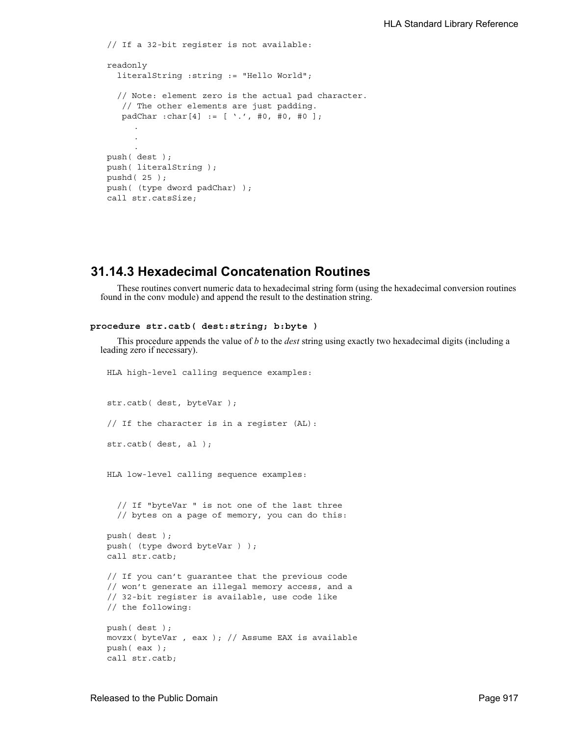```
// If a 32-bit register is not available:

readonly
  literalString :string := "Hello World";

  // Note: element zero is the actual pad character.
   // The other elements are just padding.
   padChar :char[4] := [ '.', #0, #0, #0 ];
      .
      .
      .
push( dest );
push( literalString );
pushd( 25 );
push( (type dword padChar) );
call str.catsSize;
```

### 31.14.3 Hexadecimal Concatenation Routines

These routines convert numeric data to hexadecimal string form (using the hexadecimal conversion routines found in the conv module) and append the result to the destination string.

**procedure str.catb( dest:string; b:byte )**

This procedure appends the value of *b* to the *dest* string using exactly two hexadecimal digits (including a leading zero if necessary).

```
HLA high-level calling sequence examples:


str.catb( dest, byteVar );

// If the character is in a register (AL):

str.catb( dest, al );


HLA low-level calling sequence examples:


  // If "byteVar " is not one of the last three
  // bytes on a page of memory, you can do this:

push( dest );
push( (type dword byteVar ) );
call str.catb;

// If you can't guarantee that the previous code
// won't generate an illegal memory access, and a
// 32-bit register is available, use code like
// the following:

push( dest );
movzx( byteVar , eax ); // Assume EAX is available
push( eax );
call str.catb;
```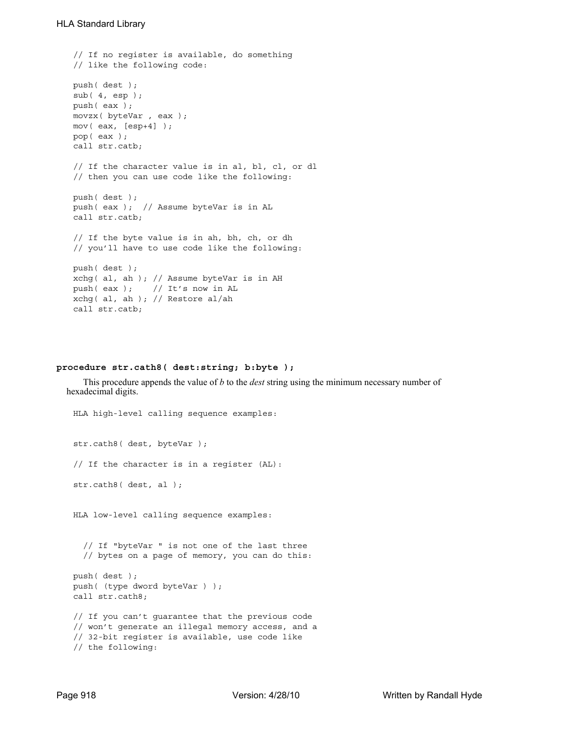```
// If no register is available, do something
// like the following code:

push( dest );
sub( 4, esp );
push( eax );
movzx( byteVar , eax );
mov( eax, [esp+4] );
pop( eax );
call str.catb;

// If the character value is in al, bl, cl, or dl
// then you can use code like the following:

push( dest );
push( eax );  // Assume byteVar is in AL
call str.catb;

// If the byte value is in ah, bh, ch, or dh
// you'll have to use code like the following:

push( dest );
xchg( al, ah ); // Assume byteVar is in AH
push( eax );    // It's now in AL
xchg( al, ah ); // Restore al/ah
call str.catb;
```

**procedure str.cath8( dest:string; b:byte );**

This procedure appends the value of *b* to the *dest* string using the minimum necessary number of hexadecimal digits.

```
HLA high-level calling sequence examples:


str.cath8( dest, byteVar );

// If the character is in a register (AL):

str.cath8( dest, al );


HLA low-level calling sequence examples:


  // If "byteVar " is not one of the last three
  // bytes on a page of memory, you can do this:

push( dest );
push( (type dword byteVar ) );
call str.cath8;

// If you can't guarantee that the previous code
// won't generate an illegal memory access, and a
// 32-bit register is available, use code like
// the following:
```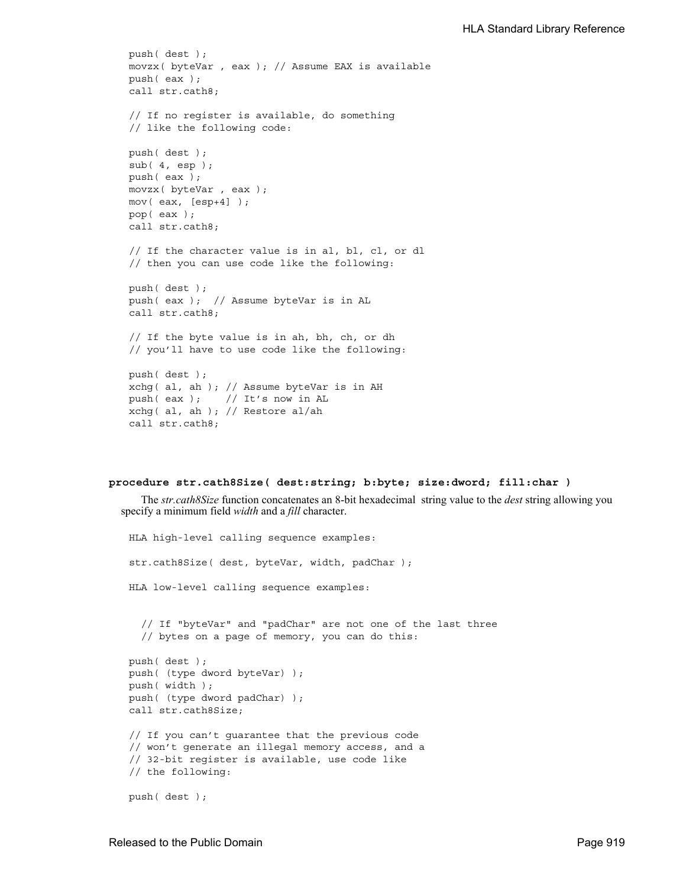```
push( dest );
movzx( byteVar , eax ); // Assume EAX is available
push( eax );
call str.cath8;

// If no register is available, do something
// like the following code:

push( dest );
sub( 4, esp );
push( eax );
movzx( byteVar , eax );
mov( eax, [esp+4] );
pop( eax );
call str.cath8;

// If the character value is in al, bl, cl, or dl
// then you can use code like the following:

push( dest );
push( eax );  // Assume byteVar is in AL
call str.cath8;

// If the byte value is in ah, bh, ch, or dh
// you'll have to use code like the following:

push( dest );
xchg( al, ah ); // Assume byteVar is in AH
push( eax );    // It's now in AL
xchg( al, ah ); // Restore al/ah
call str.cath8;
```

**procedure str.cath8Size( dest:string; b:byte; size:dword; fill:char )**

The *str.cath8Size* function concatenates an 8-bit hexadecimal string value to the *dest* string allowing you specify a minimum field *width* and a *fill* character.

```
HLA high-level calling sequence examples:

str.cath8Size( dest, byteVar, width, padChar );

HLA low-level calling sequence examples:


  // If "byteVar" and "padChar" are not one of the last three
  // bytes on a page of memory, you can do this:

push( dest );
push( (type dword byteVar) );
push( width );
push( (type dword padChar) );
call str.cath8Size;

// If you can't guarantee that the previous code
// won't generate an illegal memory access, and a
// 32-bit register is available, use code like
// the following:

push( dest );
```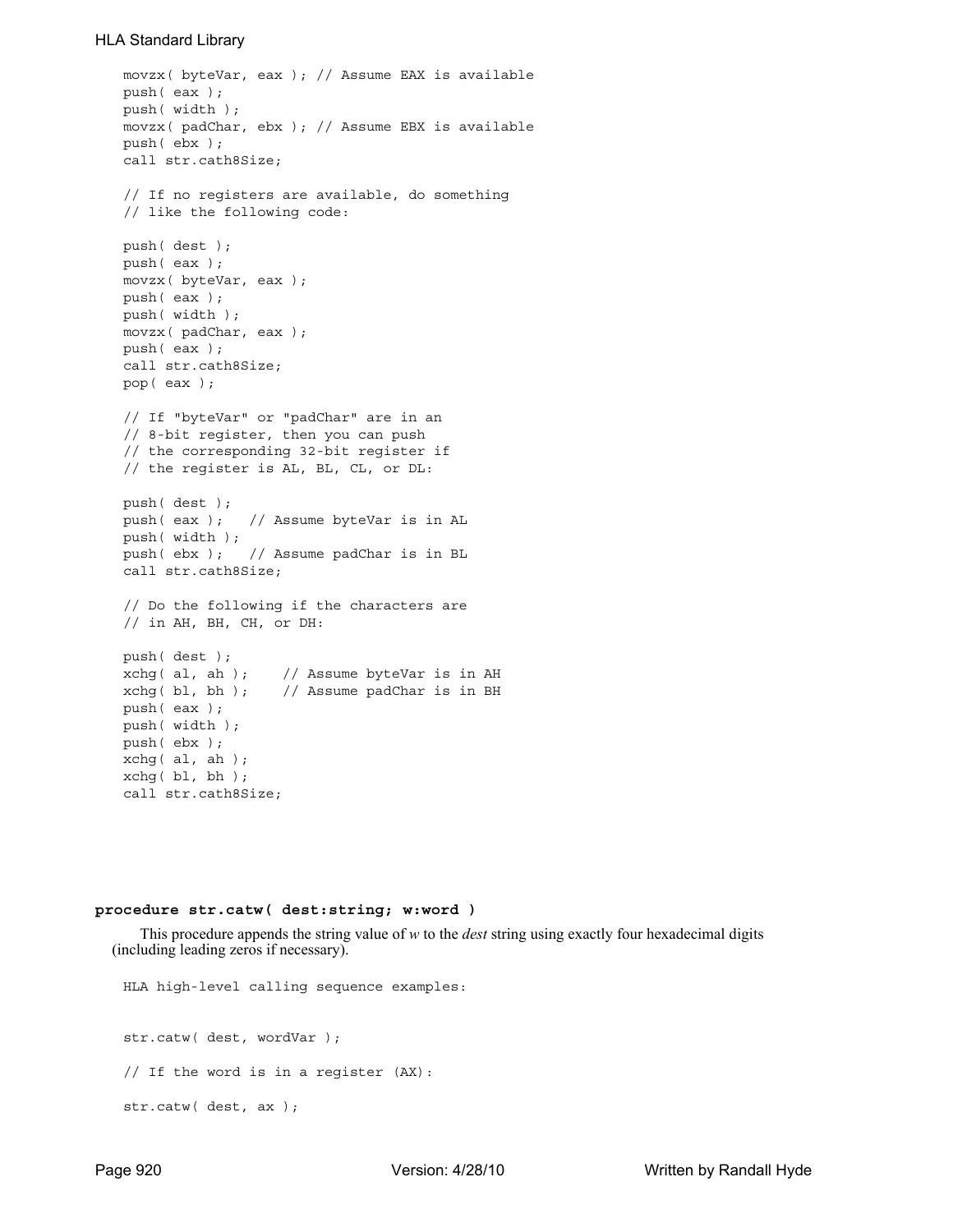```
movzx( byteVar, eax ); // Assume EAX is available
push( eax );
push( width );
movzx( padChar, ebx ); // Assume EBX is available
push( ebx );
call str.cath8Size;

// If no registers are available, do something
// like the following code:

push( dest );
push( eax );
movzx( byteVar, eax );
push( eax );
push( width );
movzx( padChar, eax );
push( eax );
call str.cath8Size;
pop( eax );

// If "byteVar" or "padChar" are in an
// 8-bit register, then you can push
// the corresponding 32-bit register if
// the register is AL, BL, CL, or DL:

push( dest );
push( eax );   // Assume byteVar is in AL
push( width );
push( ebx );   // Assume padChar is in BL
call str.cath8Size;

// Do the following if the characters are
// in AH, BH, CH, or DH:

push( dest );
xchg( al, ah );    // Assume byteVar is in AH
xchg( bl, bh );    // Assume padChar is in BH
push( eax );
push( width );
push( ebx );
xchg( al, ah );
xchg( bl, bh );
call str.cath8Size;
```

**procedure str.catw( dest:string; w:word )**

This procedure appends the string value of *w* to the *dest* string using exactly four hexadecimal digits (including leading zeros if necessary).

```
HLA high-level calling sequence examples:


str.catw( dest, wordVar );

// If the word is in a register (AX):

str.catw( dest, ax );
```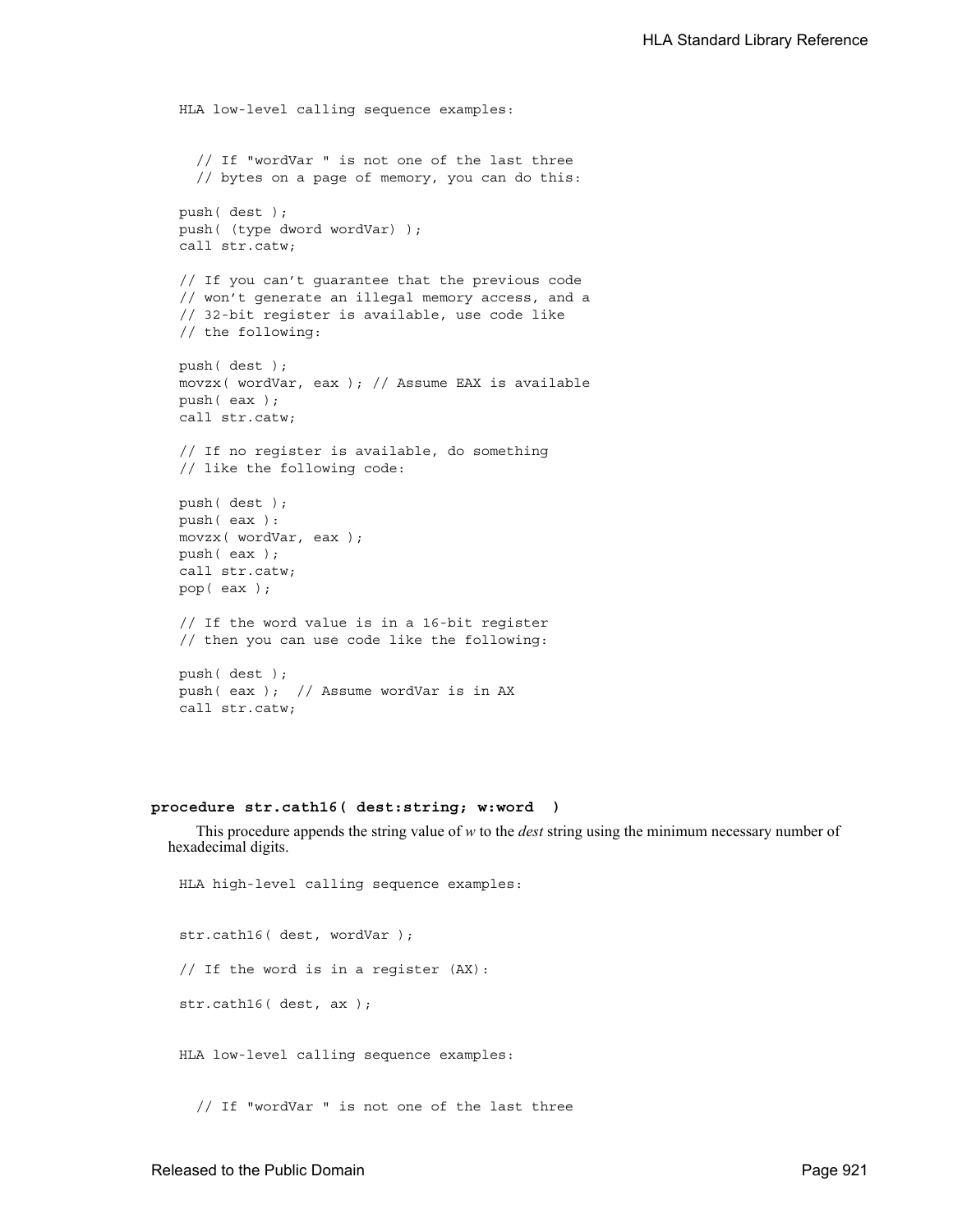```
HLA low-level calling sequence examples:


  // If "wordVar " is not one of the last three
  // bytes on a page of memory, you can do this:

push( dest );
push( (type dword wordVar) );
call str.catw;

// If you can't guarantee that the previous code
// won't generate an illegal memory access, and a
// 32-bit register is available, use code like
// the following:

push( dest );
movzx( wordVar, eax ); // Assume EAX is available
push( eax );
call str.catw;

// If no register is available, do something
// like the following code:

push( dest );
push( eax ):
movzx( wordVar, eax );
push( eax );
call str.catw;
pop( eax );

// If the word value is in a 16-bit register
// then you can use code like the following:

push( dest );
push( eax );  // Assume wordVar is in AX
call str.catw;
```

**procedure str.cath16( dest:string; w:word )**

This procedure appends the string value of *w* to the *dest* string using the minimum necessary number of hexadecimal digits.

```
HLA high-level calling sequence examples:


str.cath16( dest, wordVar );

// If the word is in a register (AX):

str.cath16( dest, ax );


HLA low-level calling sequence examples:


  // If "wordVar " is not one of the last three
```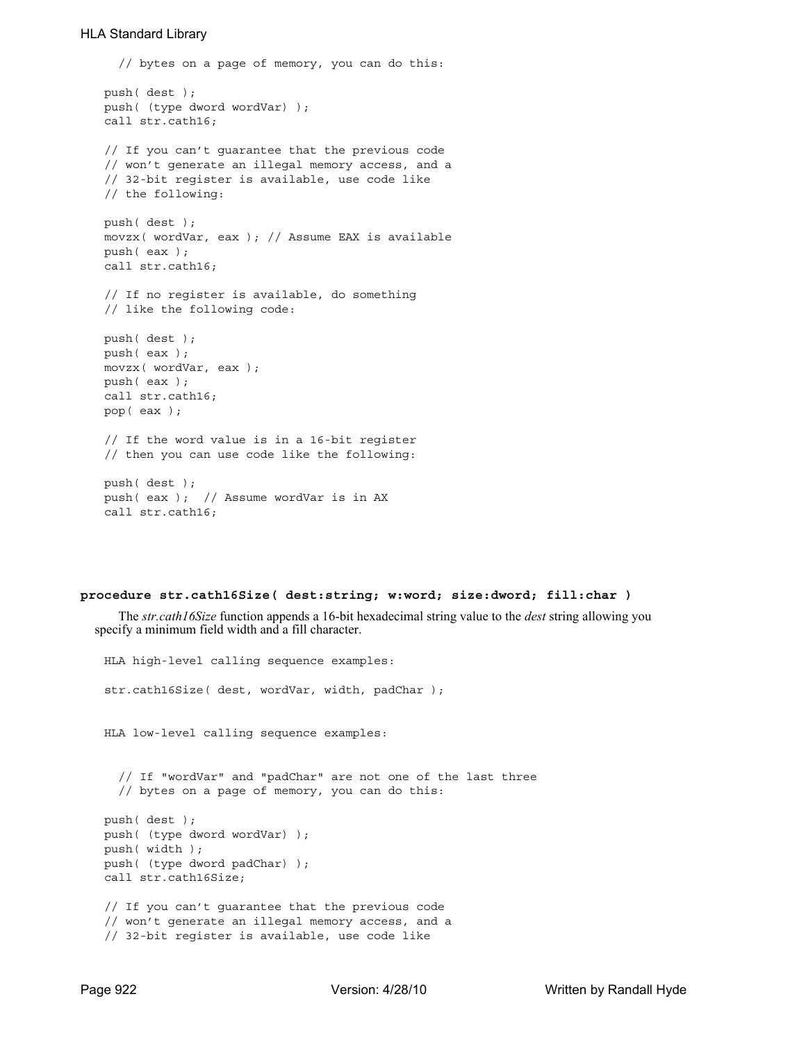```
  // bytes on a page of memory, you can do this:

push( dest );
push( (type dword wordVar) );
call str.cath16;

// If you can't guarantee that the previous code
// won't generate an illegal memory access, and a
// 32-bit register is available, use code like
// the following:

push( dest );
movzx( wordVar, eax ); // Assume EAX is available
push( eax );
call str.cath16;

// If no register is available, do something
// like the following code:

push( dest );
push( eax );
movzx( wordVar, eax );
push( eax );
call str.cath16;
pop( eax );

// If the word value is in a 16-bit register
// then you can use code like the following:

push( dest );
push( eax );  // Assume wordVar is in AX
call str.cath16;
```

**procedure str.cath16Size( dest:string; w:word; size:dword; fill:char )**

The *str.cath16Size* function appends a 16-bit hexadecimal string value to the *dest* string allowing you specify a minimum field width and a fill character.

```
HLA high-level calling sequence examples:

str.cath16Size( dest, wordVar, width, padChar );


HLA low-level calling sequence examples:


  // If "wordVar" and "padChar" are not one of the last three
  // bytes on a page of memory, you can do this:

push( dest );
push( (type dword wordVar) );
push( width );
push( (type dword padChar) );
call str.cath16Size;

// If you can't guarantee that the previous code
// won't generate an illegal memory access, and a
// 32-bit register is available, use code like
```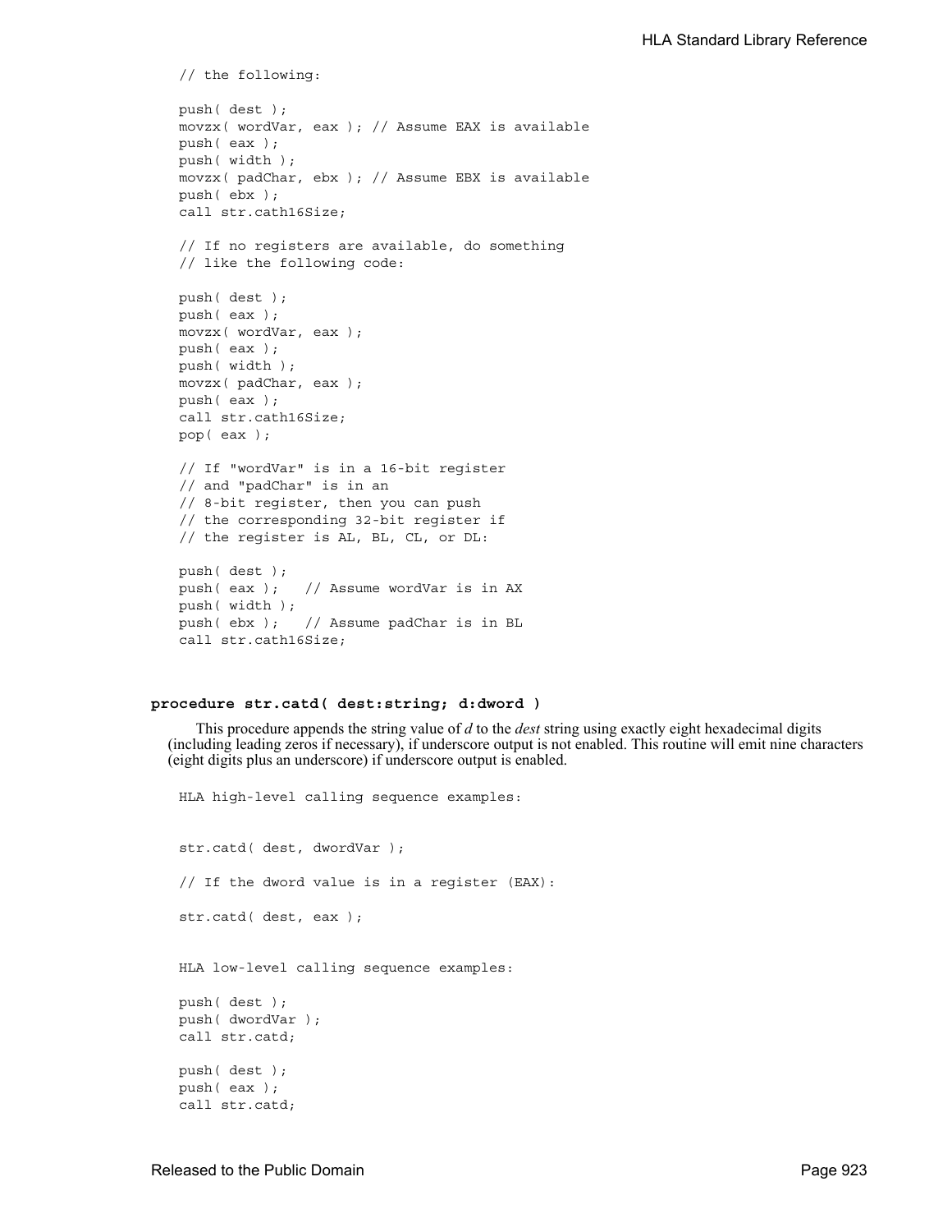```
// the following:

push( dest );
movzx( wordVar, eax ); // Assume EAX is available
push( eax );
push( width );
movzx( padChar, ebx ); // Assume EBX is available
push( ebx );
call str.cath16Size;

// If no registers are available, do something
// like the following code:

push( dest );
push( eax );
movzx( wordVar, eax );
push( eax );
push( width );
movzx( padChar, eax );
push( eax );
call str.cath16Size;
pop( eax );

// If "wordVar" is in a 16-bit register
// and "padChar" is in an
// 8-bit register, then you can push
// the corresponding 32-bit register if
// the register is AL, BL, CL, or DL:

push( dest );
push( eax );   // Assume wordVar is in AX
push( width );
push( ebx );   // Assume padChar is in BL
call str.cath16Size;
```

#### procedure str.catd( dest:string; d:dword )

This procedure appends the string value of *d* to the *dest* string using exactly eight hexadecimal digits (including leading zeros if necessary), if underscore output is not enabled. This routine will emit nine characters (eight digits plus an underscore) if underscore output is enabled.

```
HLA high-level calling sequence examples:


str.catd( dest, dwordVar );

// If the dword value is in a register (EAX):

str.catd( dest, eax );


HLA low-level calling sequence examples:

push( dest );
push( dwordVar );
call str.catd;

push( dest );
push( eax );
call str.catd;
```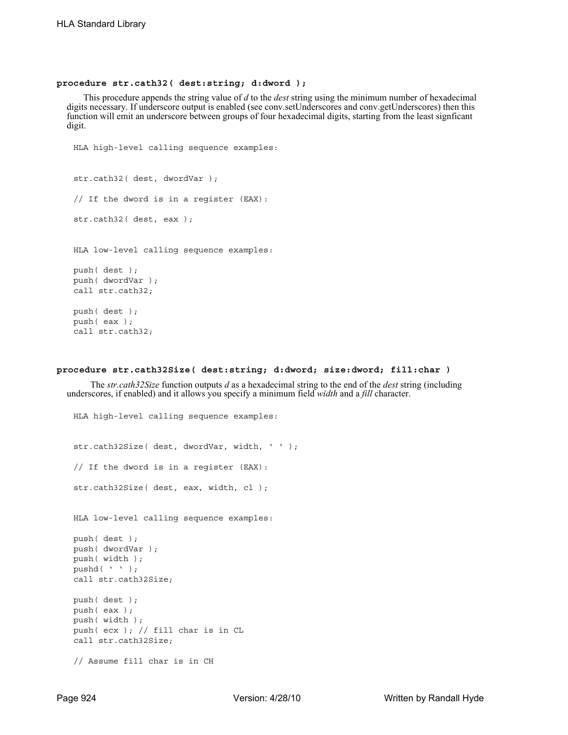### procedure str.cath32( dest:string; d:dword );

This procedure appends the string value of *d* to the *dest* string using the minimum number of hexadecimal digits necessary. If underscore output is enabled (see conv.setUnderscores and conv.getUnderscores) then this function will emit an underscore between groups of four hexadecimal digits, starting from the least signficant digit.

```
HLA high-level calling sequence examples:


str.cath32( dest, dwordVar );

// If the dword is in a register (EAX):

str.cath32( dest, eax );


HLA low-level calling sequence examples:

push( dest );
push( dwordVar );
call str.cath32;

push( dest );
push( eax );
call str.cath32;
```

### procedure str.cath32Size( dest:string; d:dword; size:dword; fill:char )

The *str.cath32Size* function outputs *d* as a hexadecimal string to the end of the *dest* string (including underscores, if enabled) and it allows you specify a minimum field *width* and a *fill* character.

```
HLA high-level calling sequence examples:


str.cath32Size( dest, dwordVar, width, ' ' );

// If the dword is in a register (EAX):

str.cath32Size( dest, eax, width, cl );


HLA low-level calling sequence examples:

push( dest );
push( dwordVar );
push( width );
pushd( ' ' );
call str.cath32Size;

push( dest );
push( eax );
push( width );
push( ecx ); // fill char is in CL
call str.cath32Size;

// Assume fill char is in CH
```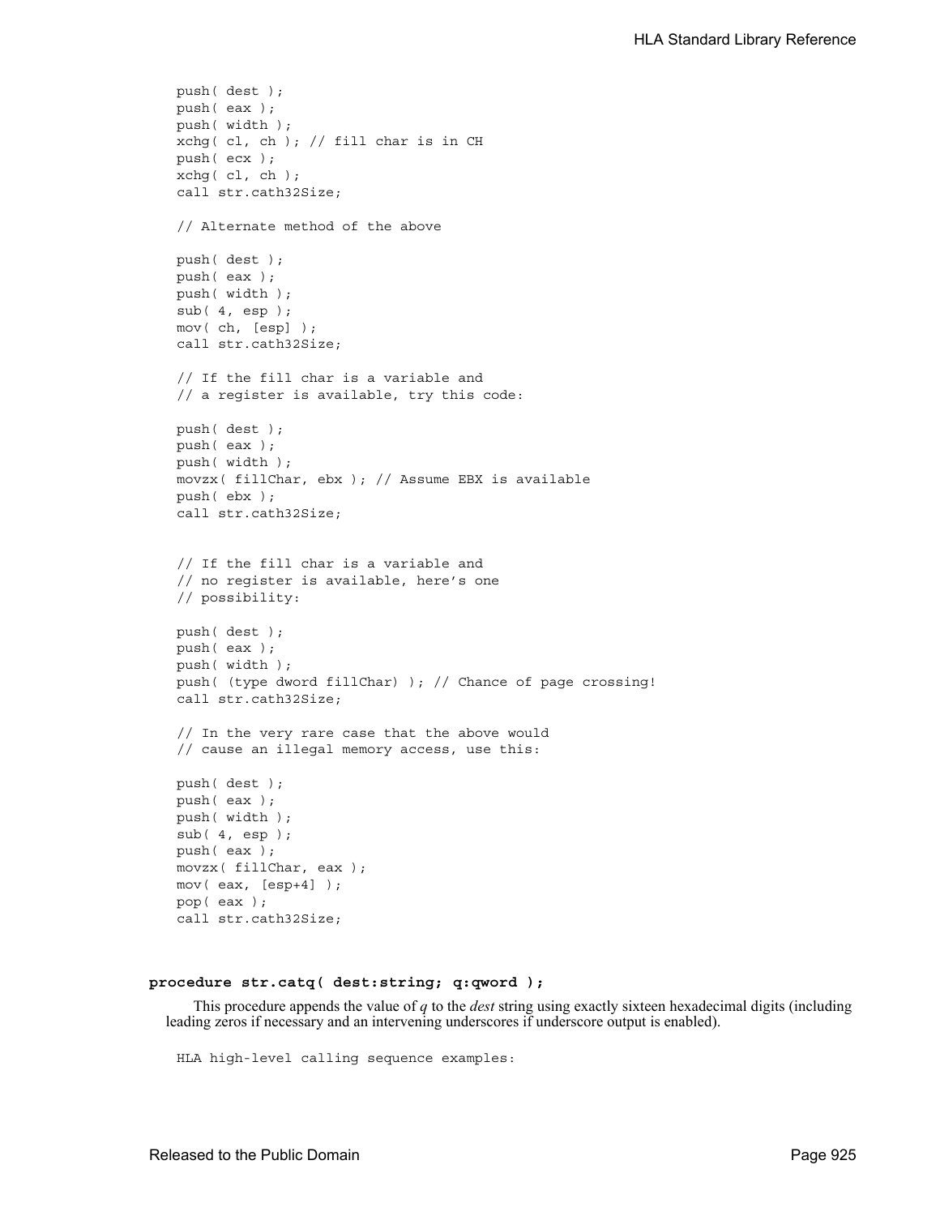```
push( dest );
push( eax );
push( width );
xchg( cl, ch ); // fill char is in CH
push( ecx );
xchg( cl, ch );
call str.cath32Size;

// Alternate method of the above

push( dest );
push( eax );
push( width );
sub( 4, esp );
mov( ch, [esp] );
call str.cath32Size;

// If the fill char is a variable and
// a register is available, try this code:

push( dest );
push( eax );
push( width );
movzx( fillChar, ebx ); // Assume EBX is available
push( ebx );
call str.cath32Size;


// If the fill char is a variable and
// no register is available, here's one
// possibility:

push( dest );
push( eax );
push( width );
push( (type dword fillChar) ); // Chance of page crossing!
call str.cath32Size;

// In the very rare case that the above would
// cause an illegal memory access, use this:

push( dest );
push( eax );
push( width );
sub( 4, esp );
push( eax );
movzx( fillChar, eax );
mov( eax, [esp+4] );
pop( eax );
call str.cath32Size;
```

**procedure str.catq( dest:string; q:qword );**

This procedure appends the value of *q* to the *dest* string using exactly sixteen hexadecimal digits (including leading zeros if necessary and an intervening underscores if underscore output is enabled).

```
HLA high-level calling sequence examples:
```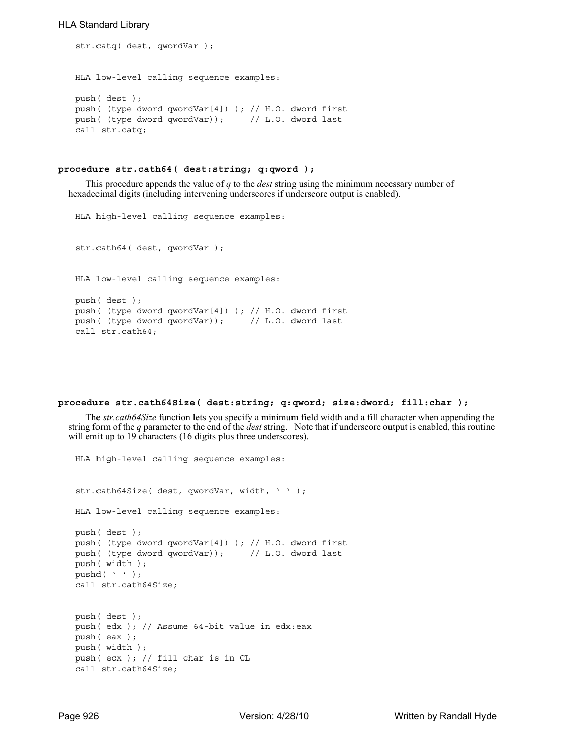```
str.catq( dest, qwordVar );


HLA low-level calling sequence examples:

push( dest );
push( (type dword qwordVar[4]) ); // H.O. dword first
push( (type dword qwordVar));     // L.O. dword last
call str.catq;
```

### procedure str.cath64( dest:string; q:qword );

This procedure appends the value of *q* to the *dest* string using the minimum necessary number of hexadecimal digits (including intervening underscores if underscore output is enabled).

```
HLA high-level calling sequence examples:


str.cath64( dest, qwordVar );


HLA low-level calling sequence examples:

push( dest );
push( (type dword qwordVar[4]) ); // H.O. dword first
push( (type dword qwordVar));     // L.O. dword last
call str.cath64;
```

### procedure str.cath64Size( dest:string; q:qword; size:dword; fill:char );

The *str.cath64Size* function lets you specify a minimum field width and a fill character when appending the string form of the *q* parameter to the end of the *dest* string. Note that if underscore output is enabled, this routine will emit up to 19 characters (16 digits plus three underscores).

```
HLA high-level calling sequence examples:


str.cath64Size( dest, qwordVar, width, ' ' );

HLA low-level calling sequence examples:

push( dest );
push( (type dword qwordVar[4]) ); // H.O. dword first
push( (type dword qwordVar));     // L.O. dword last
push( width );
pushd( ' ' );
call str.cath64Size;


push( dest );
push( edx ); // Assume 64-bit value in edx:eax
push( eax );
push( width );
push( ecx ); // fill char is in CL
call str.cath64Size;
```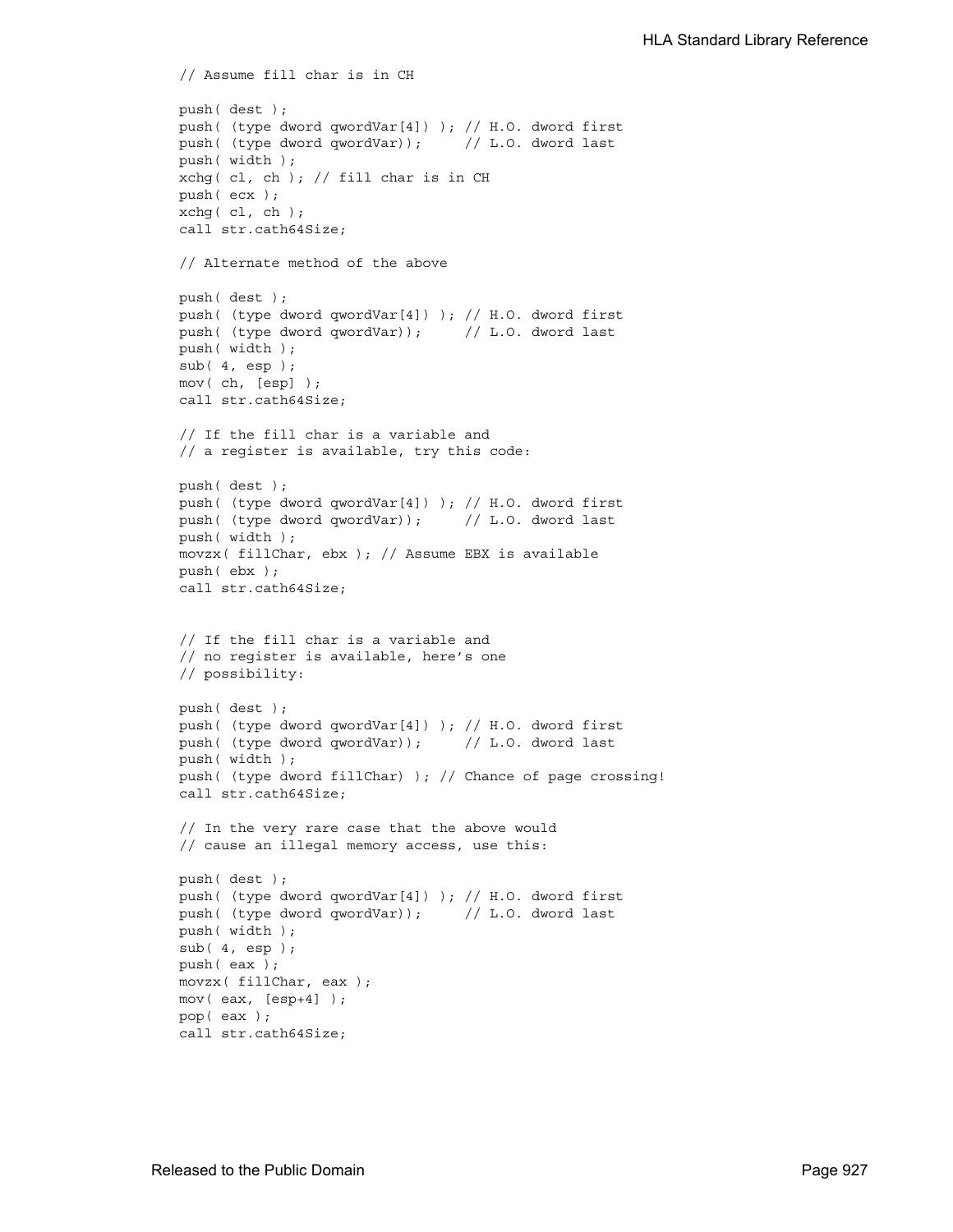```
// Assume fill char is in CH

push( dest );
push( (type dword qwordVar[4]) ); // H.O. dword first
push( (type dword qwordVar));     // L.O. dword last
push( width );
xchg( cl, ch ); // fill char is in CH
push( ecx );
xchg( cl, ch );
call str.cath64Size;

// Alternate method of the above

push( dest );
push( (type dword qwordVar[4]) ); // H.O. dword first
push( (type dword qwordVar));     // L.O. dword last
push( width );
sub( 4, esp );
mov( ch, [esp] );
call str.cath64Size;

// If the fill char is a variable and
// a register is available, try this code:

push( dest );
push( (type dword qwordVar[4]) ); // H.O. dword first
push( (type dword qwordVar));     // L.O. dword last
push( width );
movzx( fillChar, ebx ); // Assume EBX is available
push( ebx );
call str.cath64Size;


// If the fill char is a variable and
// no register is available, here's one
// possibility:

push( dest );
push( (type dword qwordVar[4]) ); // H.O. dword first
push( (type dword qwordVar));     // L.O. dword last
push( width );
push( (type dword fillChar) ); // Chance of page crossing!
call str.cath64Size;

// In the very rare case that the above would
// cause an illegal memory access, use this:

push( dest );
push( (type dword qwordVar[4]) ); // H.O. dword first
push( (type dword qwordVar));     // L.O. dword last
push( width );
sub( 4, esp );
push( eax );
movzx( fillChar, eax );
mov( eax, [esp+4] );
pop( eax );
call str.cath64Size;
```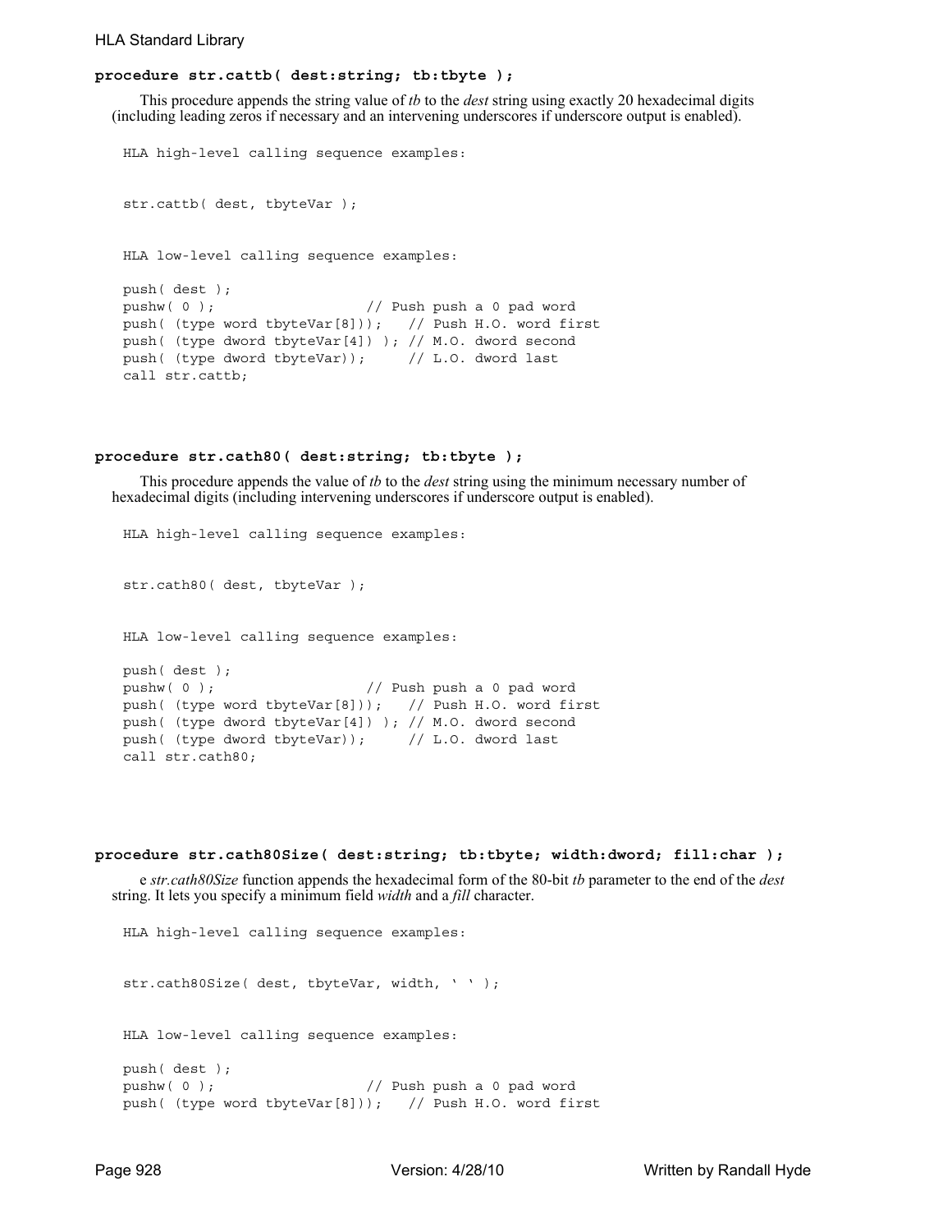**procedure str.cattb( dest:string; tb:tbyte );**

This procedure appends the string value of *tb* to the *dest* string using exactly 20 hexadecimal digits (including leading zeros if necessary and an intervening underscores if underscore output is enabled).

```
HLA high-level calling sequence examples:


str.cattb( dest, tbyteVar );


HLA low-level calling sequence examples:

push( dest );
pushw( 0 );                  // Push push a 0 pad word
push( (type word tbyteVar[8]));   // Push H.O. word first
push( (type dword tbyteVar[4]) ); // M.O. dword second
push( (type dword tbyteVar));     // L.O. dword last
call str.cattb;
```

**procedure str.cath80( dest:string; tb:tbyte );**

This procedure appends the value of *tb* to the *dest* string using the minimum necessary number of hexadecimal digits (including intervening underscores if underscore output is enabled).

```
HLA high-level calling sequence examples:


str.cath80( dest, tbyteVar );


HLA low-level calling sequence examples:

push( dest );
pushw( 0 );                  // Push push a 0 pad word
push( (type word tbyteVar[8]));   // Push H.O. word first
push( (type dword tbyteVar[4]) ); // M.O. dword second
push( (type dword tbyteVar));     // L.O. dword last
call str.cath80;
```

**procedure str.cath80Size( dest:string; tb:tbyte; width:dword; fill:char );**

e *str.cath80Size* function appends the hexadecimal form of the 80-bit *tb* parameter to the end of the *dest* string. It lets you specify a minimum field *width* and a *fill* character.

```
HLA high-level calling sequence examples:


str.cath80Size( dest, tbyteVar, width, ' ' );


HLA low-level calling sequence examples:

push( dest );
pushw( 0 );                  // Push push a 0 pad word
push( (type word tbyteVar[8]));   // Push H.O. word first
```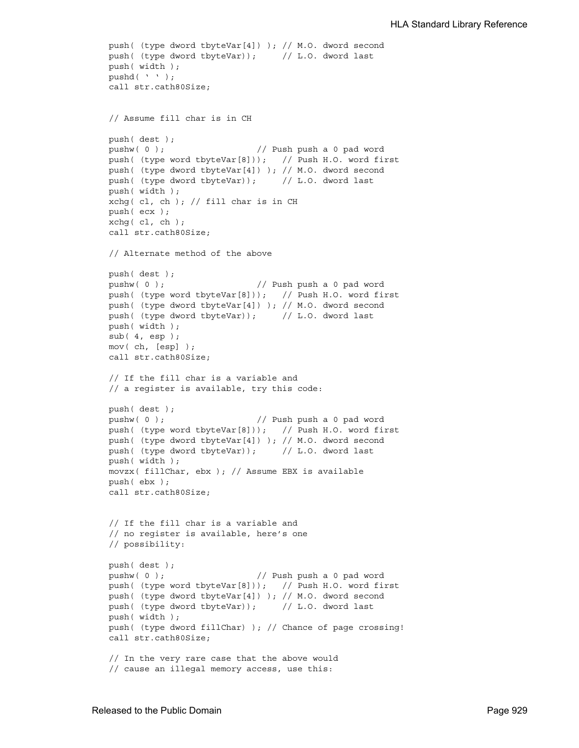```
push( (type dword tbyteVar[4]) ); // M.O. dword second
push( (type dword tbyteVar));     // L.O. dword last
push( width );
pushd( ' ' );
call str.cath80Size;


// Assume fill char is in CH

push( dest );
pushw( 0 );                  // Push push a 0 pad word
push( (type word tbyteVar[8]));   // Push H.O. word first
push( (type dword tbyteVar[4]) ); // M.O. dword second
push( (type dword tbyteVar));     // L.O. dword last
push( width );
xchg( cl, ch ); // fill char is in CH
push( ecx );
xchg( cl, ch );
call str.cath80Size;

// Alternate method of the above

push( dest );
pushw( 0 );                  // Push push a 0 pad word
push( (type word tbyteVar[8]));   // Push H.O. word first
push( (type dword tbyteVar[4]) ); // M.O. dword second
push( (type dword tbyteVar));     // L.O. dword last
push( width );
sub( 4, esp );
mov( ch, [esp] );
call str.cath80Size;

// If the fill char is a variable and
// a register is available, try this code:

push( dest );
pushw( 0 );                  // Push push a 0 pad word
push( (type word tbyteVar[8]));   // Push H.O. word first
push( (type dword tbyteVar[4]) ); // M.O. dword second
push( (type dword tbyteVar));     // L.O. dword last
push( width );
movzx( fillChar, ebx ); // Assume EBX is available
push( ebx );
call str.cath80Size;


// If the fill char is a variable and
// no register is available, here's one
// possibility:

push( dest );
pushw( 0 );                  // Push push a 0 pad word
push( (type word tbyteVar[8]));   // Push H.O. word first
push( (type dword tbyteVar[4]) ); // M.O. dword second
push( (type dword tbyteVar));     // L.O. dword last
push( width );
push( (type dword fillChar) ); // Chance of page crossing!
call str.cath80Size;

// In the very rare case that the above would
// cause an illegal memory access, use this:
```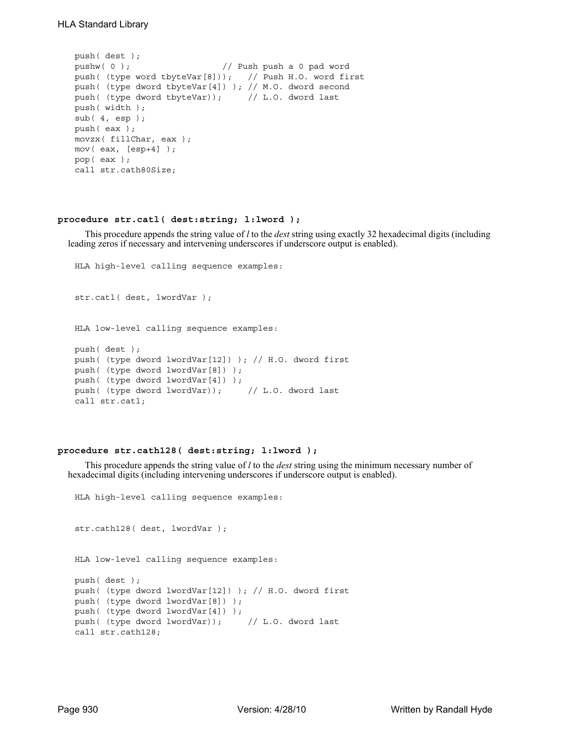```
push( dest );
pushw( 0 );                   // Push push a 0 pad word
push( (type word tbyteVar[8]));   // Push H.O. word first
push( (type dword tbyteVar[4]) ); // M.O. dword second
push( (type dword tbyteVar));     // L.O. dword last
push( width );
sub( 4, esp );
push( eax );
movzx( fillChar, eax );
mov( eax, [esp+4] );
pop( eax );
call str.cath80Size;
```

**procedure str.catl( dest:string; l:lword );**

This procedure appends the string value of *l* to the *dest* string using exactly 32 hexadecimal digits (including leading zeros if necessary and intervening underscores if underscore output is enabled).

```
HLA high-level calling sequence examples:


str.catl( dest, lwordVar );


HLA low-level calling sequence examples:

push( dest );
push( (type dword lwordVar[12]) ); // H.O. dword first
push( (type dword lwordVar[8]) );
push( (type dword lwordVar[4]) );
push( (type dword lwordVar));     // L.O. dword last
call str.catl;
```

**procedure str.cath128( dest:string; l:lword );**

This procedure appends the string value of *l* to the *dest* string using the minimum necessary number of hexadecimal digits (including intervening underscores if underscore output is enabled).

```
HLA high-level calling sequence examples:


str.cath128( dest, lwordVar );


HLA low-level calling sequence examples:

push( dest );
push( (type dword lwordVar[12]) ); // H.O. dword first
push( (type dword lwordVar[8]) );
push( (type dword lwordVar[4]) );
push( (type dword lwordVar));     // L.O. dword last
call str.cath128;
```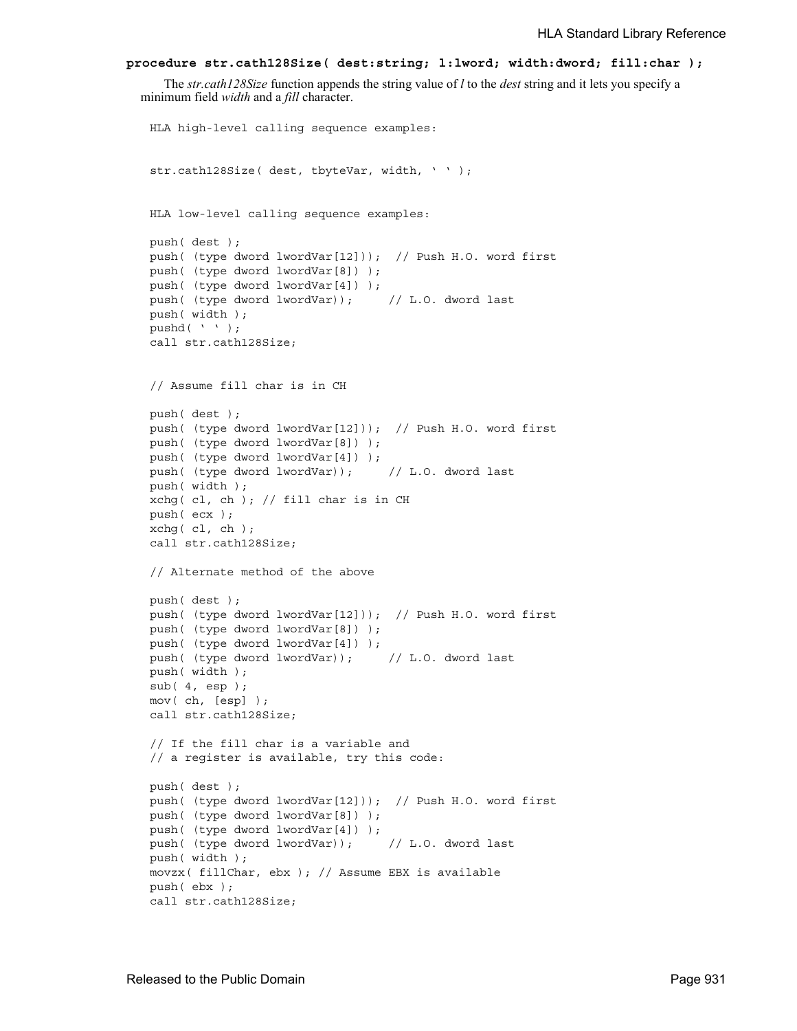**procedure str.cath128Size( dest:string; l:lword; width:dword; fill:char );**

The *str.cath128Size* function appends the string value of *l* to the *dest* string and it lets you specify a minimum field *width* and a *fill* character.

```
HLA high-level calling sequence examples:


str.cath128Size( dest, tbyteVar, width, ' ' );


HLA low-level calling sequence examples:

push( dest );
push( (type dword lwordVar[12])); // Push H.O. word first
push( (type dword lwordVar[8]) );
push( (type dword lwordVar[4]) );
push( (type dword lwordVar));     // L.O. dword last
push( width );
pushd( ' ' );
call str.cath128Size;


// Assume fill char is in CH

push( dest );
push( (type dword lwordVar[12])); // Push H.O. word first
push( (type dword lwordVar[8]) );
push( (type dword lwordVar[4]) );
push( (type dword lwordVar));     // L.O. dword last
push( width );
xchg( cl, ch ); // fill char is in CH
push( ecx );
xchg( cl, ch );
call str.cath128Size;

// Alternate method of the above

push( dest );
push( (type dword lwordVar[12])); // Push H.O. word first
push( (type dword lwordVar[8]) );
push( (type dword lwordVar[4]) );
push( (type dword lwordVar));     // L.O. dword last
push( width );
sub( 4, esp );
mov( ch, [esp] );
call str.cath128Size;

// If the fill char is a variable and
// a register is available, try this code:

push( dest );
push( (type dword lwordVar[12])); // Push H.O. word first
push( (type dword lwordVar[8]) );
push( (type dword lwordVar[4]) );
push( (type dword lwordVar));     // L.O. dword last
push( width );
movzx( fillChar, ebx ); // Assume EBX is available
push( ebx );
call str.cath128Size;
```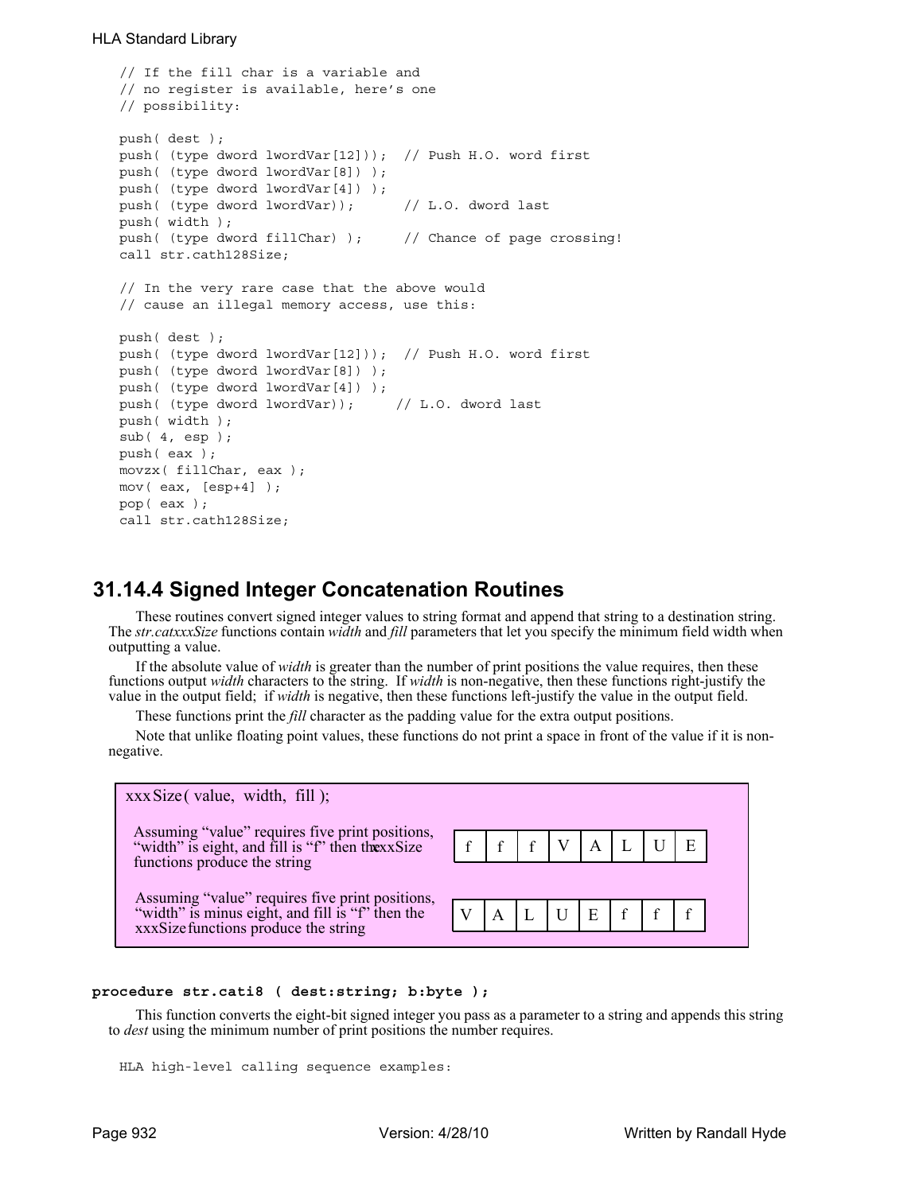```
// If the fill char is a variable and
// no register is available, here's one
// possibility:

push( dest );
push( (type dword lwordVar[12]));  // Push H.O. word first
push( (type dword lwordVar[8]) );
push( (type dword lwordVar[4]) );
push( (type dword lwordVar));      // L.O. dword last
push( width );
push( (type dword fillChar) );     // Chance of page crossing!
call str.cath128Size;

// In the very rare case that the above would
// cause an illegal memory access, use this:

push( dest );
push( (type dword lwordVar[12]));  // Push H.O. word first
push( (type dword lwordVar[8]) );
push( (type dword lwordVar[4]) );
push( (type dword lwordVar));     // L.O. dword last
push( width );
sub( 4, esp );
push( eax );
movzx( fillChar, eax );
mov( eax, [esp+4] );
pop( eax );
call str.cath128Size;
```

## 31.14.4 Signed Integer Concatenation Routines

These routines convert signed integer values to string format and append that string to a destination string. The *str.catxxxSize* functions contain *width* and *fill* parameters that let you specify the minimum field width when outputting a value.

If the absolute value of *width* is greater than the number of print positions the value requires, then these functions output *width* characters to the string. If *width* is non-negative, then these functions right-justify the value in the output field; if *width* is negative, then these functions left-justify the value in the output field.

These functions print the *fill* character as the padding value for the extra output positions.

Note that unlike floating point values, these functions do not print a space in front of the value if it is non-negative.

xxxSize( value, width, fill );

Assuming "value" requires five print positions, "width" is eight, and fill is "f" then the xxxSize functions produce the string

| f | f | f | V | A | L | U | E |
|---|---|---|---|---|---|---|---|

Assuming "value" requires five print positions, "width" is minus eight, and fill is "f" then the xxxSize functions produce the string

| V | A | L | U | E | f | f | f |
|---|---|---|---|---|---|---|---|

**procedure str.cati8 ( dest:string; b:byte );**

This function converts the eight-bit signed integer you pass as a parameter to a string and appends this string to *dest* using the minimum number of print positions the number requires.

```
HLA high-level calling sequence examples:
```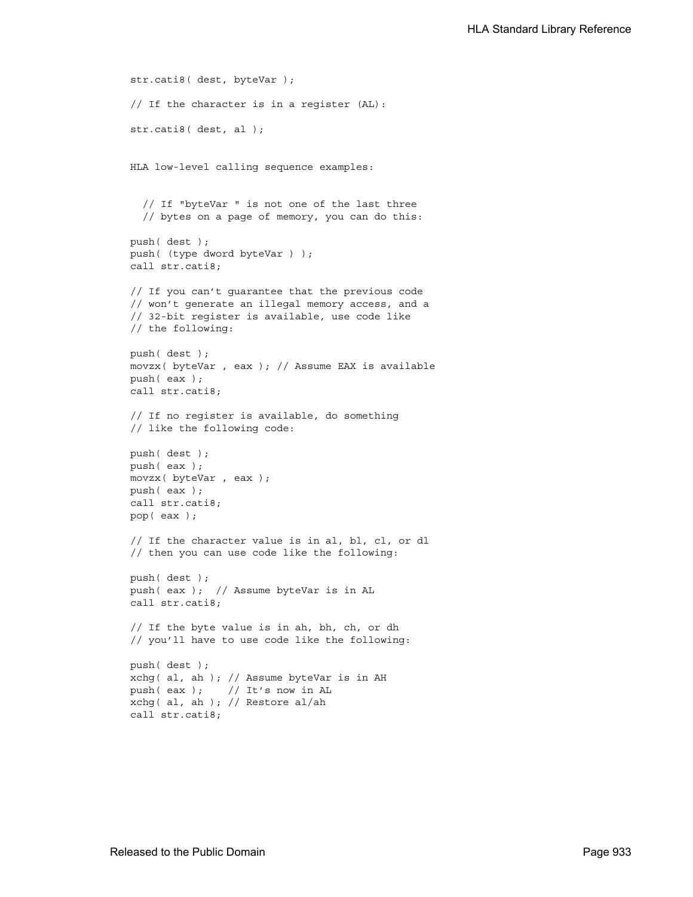```
str.cati8( dest, byteVar );

// If the character is in a register (AL):

str.cati8( dest, al );
```

HLA low-level calling sequence examples:

```
  // If "byteVar " is not one of the last three
  // bytes on a page of memory, you can do this:

push( dest );
push( (type dword byteVar ) );
call str.cati8;

// If you can't guarantee that the previous code
// won't generate an illegal memory access, and a
// 32-bit register is available, use code like
// the following:

push( dest );
movzx( byteVar , eax ); // Assume EAX is available
push( eax );
call str.cati8;

// If no register is available, do something
// like the following code:

push( dest );
push( eax );
movzx( byteVar , eax );
push( eax );
call str.cati8;
pop( eax );

// If the character value is in al, bl, cl, or dl
// then you can use code like the following:

push( dest );
push( eax );  // Assume byteVar is in AL
call str.cati8;

// If the byte value is in ah, bh, ch, or dh
// you'll have to use code like the following:

push( dest );
xchg( al, ah ); // Assume byteVar is in AH
push( eax );    // It's now in AL
xchg( al, ah ); // Restore al/ah
call str.cati8;
```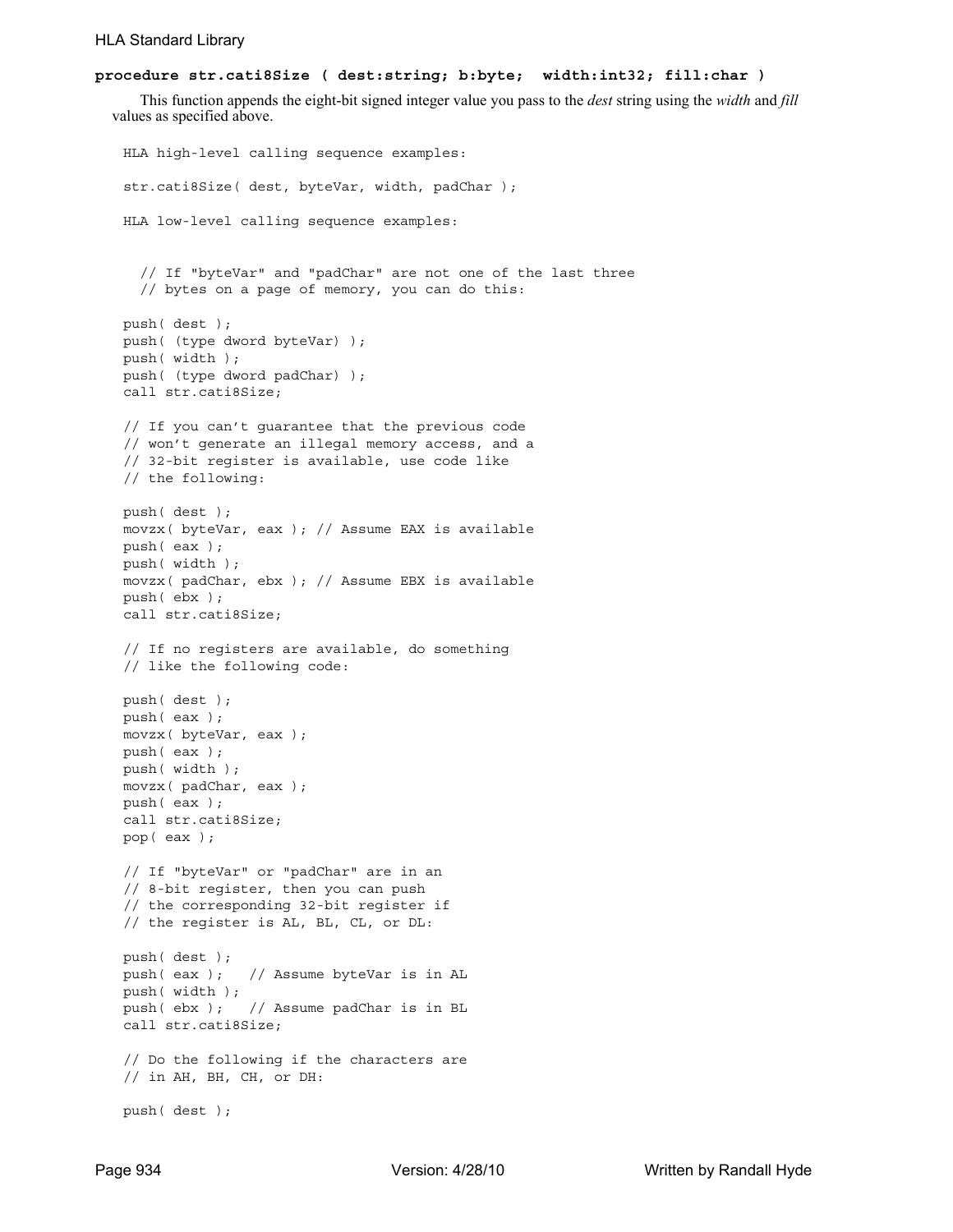**procedure str.cati8Size ( dest:string; b:byte;  width:int32; fill:char )**

This function appends the eight-bit signed integer value you pass to the *dest* string using the *width* and *fill* values as specified above.

```
HLA high-level calling sequence examples:

str.cati8Size( dest, byteVar, width, padChar );

HLA low-level calling sequence examples:


  // If "byteVar" and "padChar" are not one of the last three
  // bytes on a page of memory, you can do this:

push( dest );
push( (type dword byteVar) );
push( width );
push( (type dword padChar) );
call str.cati8Size;

// If you can't guarantee that the previous code
// won't generate an illegal memory access, and a
// 32-bit register is available, use code like
// the following:

push( dest );
movzx( byteVar, eax ); // Assume EAX is available
push( eax );
push( width );
movzx( padChar, ebx ); // Assume EBX is available
push( ebx );
call str.cati8Size;

// If no registers are available, do something
// like the following code:

push( dest );
push( eax );
movzx( byteVar, eax );
push( eax );
push( width );
movzx( padChar, eax );
push( eax );
call str.cati8Size;
pop( eax );

// If "byteVar" or "padChar" are in an
// 8-bit register, then you can push
// the corresponding 32-bit register if
// the register is AL, BL, CL, or DL:

push( dest );
push( eax );   // Assume byteVar is in AL
push( width );
push( ebx );   // Assume padChar is in BL
call str.cati8Size;

// Do the following if the characters are
// in AH, BH, CH, or DH:

push( dest );
```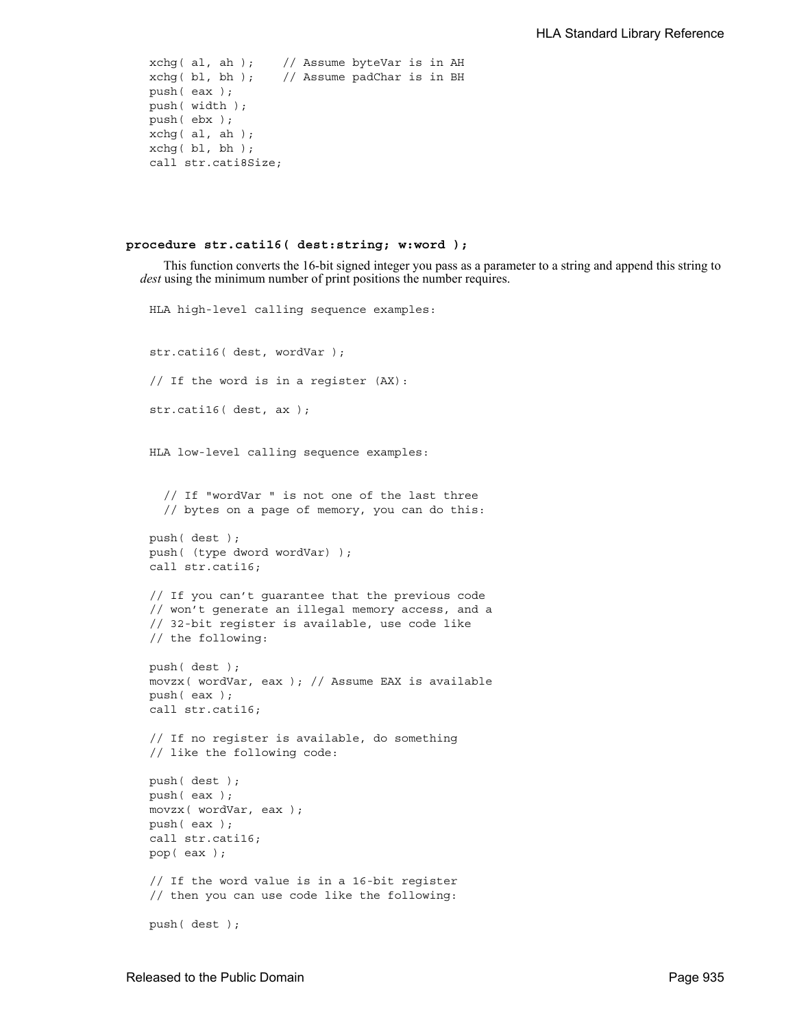```
xchg( al, ah );    // Assume byteVar is in AH
xchg( bl, bh );    // Assume padChar is in BH
push( eax );
push( width );
push( ebx );
xchg( al, ah );
xchg( bl, bh );
call str.cati8Size;
```

**procedure str.cati16( dest:string; w:word );**

This function converts the 16-bit signed integer you pass as a parameter to a string and append this string to *dest* using the minimum number of print positions the number requires.

```
HLA high-level calling sequence examples:


str.cati16( dest, wordVar );

// If the word is in a register (AX):

str.cati16( dest, ax );


HLA low-level calling sequence examples:


  // If "wordVar " is not one of the last three
  // bytes on a page of memory, you can do this:

push( dest );
push( (type dword wordVar) );
call str.cati16;

// If you can't guarantee that the previous code
// won't generate an illegal memory access, and a
// 32-bit register is available, use code like
// the following:

push( dest );
movzx( wordVar, eax ); // Assume EAX is available
push( eax );
call str.cati16;

// If no register is available, do something
// like the following code:

push( dest );
push( eax );
movzx( wordVar, eax );
push( eax );
call str.cati16;
pop( eax );

// If the word value is in a 16-bit register
// then you can use code like the following:

push( dest );
```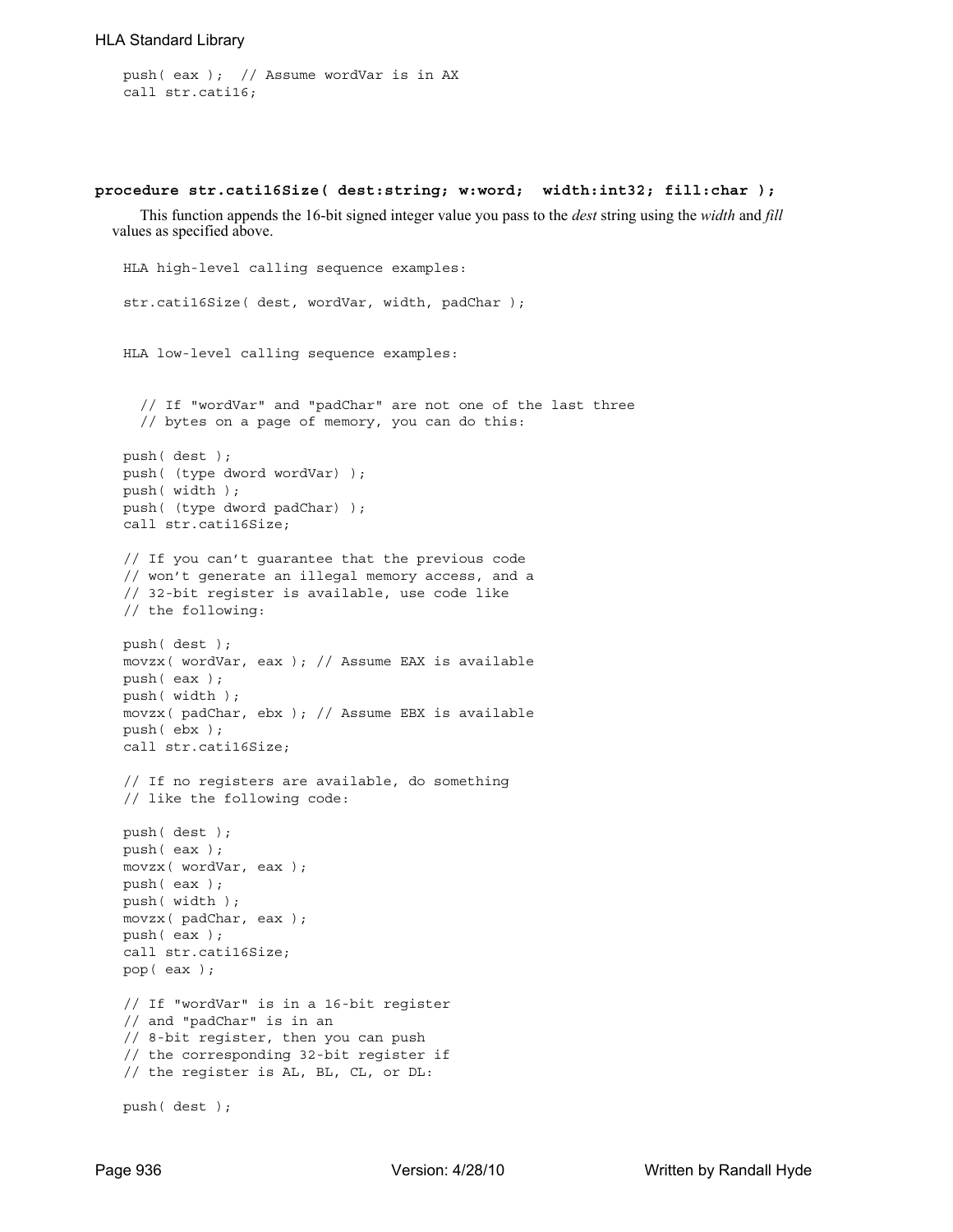```
push( eax );  // Assume wordVar is in AX
call str.cati16;
```

**procedure str.cati16Size( dest:string; w:word;  width:int32; fill:char );**

This function appends the 16-bit signed integer value you pass to the *dest* string using the *width* and *fill* values as specified above.

```
HLA high-level calling sequence examples:

str.cati16Size( dest, wordVar, width, padChar );


HLA low-level calling sequence examples:


  // If "wordVar" and "padChar" are not one of the last three
  // bytes on a page of memory, you can do this:

push( dest );
push( (type dword wordVar) );
push( width );
push( (type dword padChar) );
call str.cati16Size;

// If you can't guarantee that the previous code
// won't generate an illegal memory access, and a
// 32-bit register is available, use code like
// the following:

push( dest );
movzx( wordVar, eax ); // Assume EAX is available
push( eax );
push( width );
movzx( padChar, ebx ); // Assume EBX is available
push( ebx );
call str.cati16Size;

// If no registers are available, do something
// like the following code:

push( dest );
push( eax );
movzx( wordVar, eax );
push( eax );
push( width );
movzx( padChar, eax );
push( eax );
call str.cati16Size;
pop( eax );

// If "wordVar" is in a 16-bit register
// and "padChar" is in an
// 8-bit register, then you can push
// the corresponding 32-bit register if
// the register is AL, BL, CL, or DL:

push( dest );
```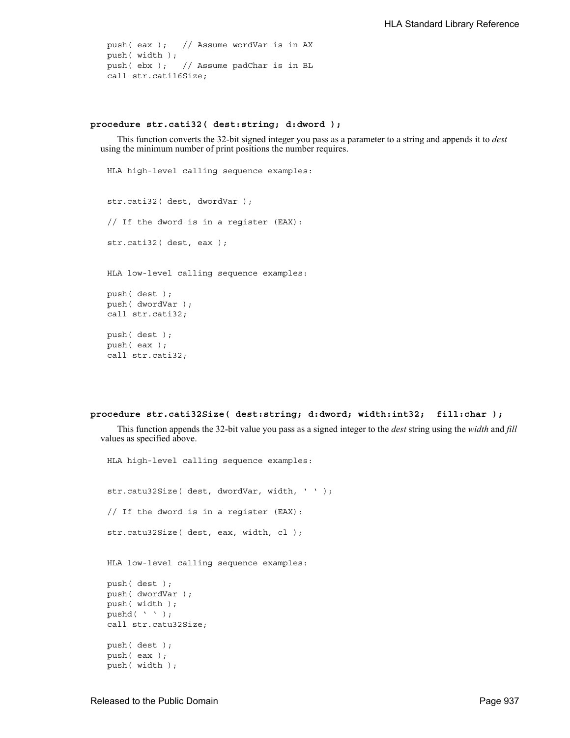```
push( eax );   // Assume wordVar is in AX
push( width );
push( ebx );   // Assume padChar is in BL
call str.cati16Size;
```

### procedure str.cati32( dest:string; d:dword );

This function converts the 32-bit signed integer you pass as a parameter to a string and appends it to *dest* using the minimum number of print positions the number requires.

```
HLA high-level calling sequence examples:


str.cati32( dest, dwordVar );

// If the dword is in a register (EAX):

str.cati32( dest, eax );


HLA low-level calling sequence examples:

push( dest );
push( dwordVar );
call str.cati32;

push( dest );
push( eax );
call str.cati32;
```

### procedure str.cati32Size( dest:string; d:dword; width:int32; fill:char );

This function appends the 32-bit value you pass as a signed integer to the *dest* string using the *width* and *fill* values as specified above.

```
HLA high-level calling sequence examples:


str.catu32Size( dest, dwordVar, width, ' ' );

// If the dword is in a register (EAX):

str.catu32Size( dest, eax, width, cl );


HLA low-level calling sequence examples:

push( dest );
push( dwordVar );
push( width );
pushd( ' ' );
call str.catu32Size;

push( dest );
push( eax );
push( width );
```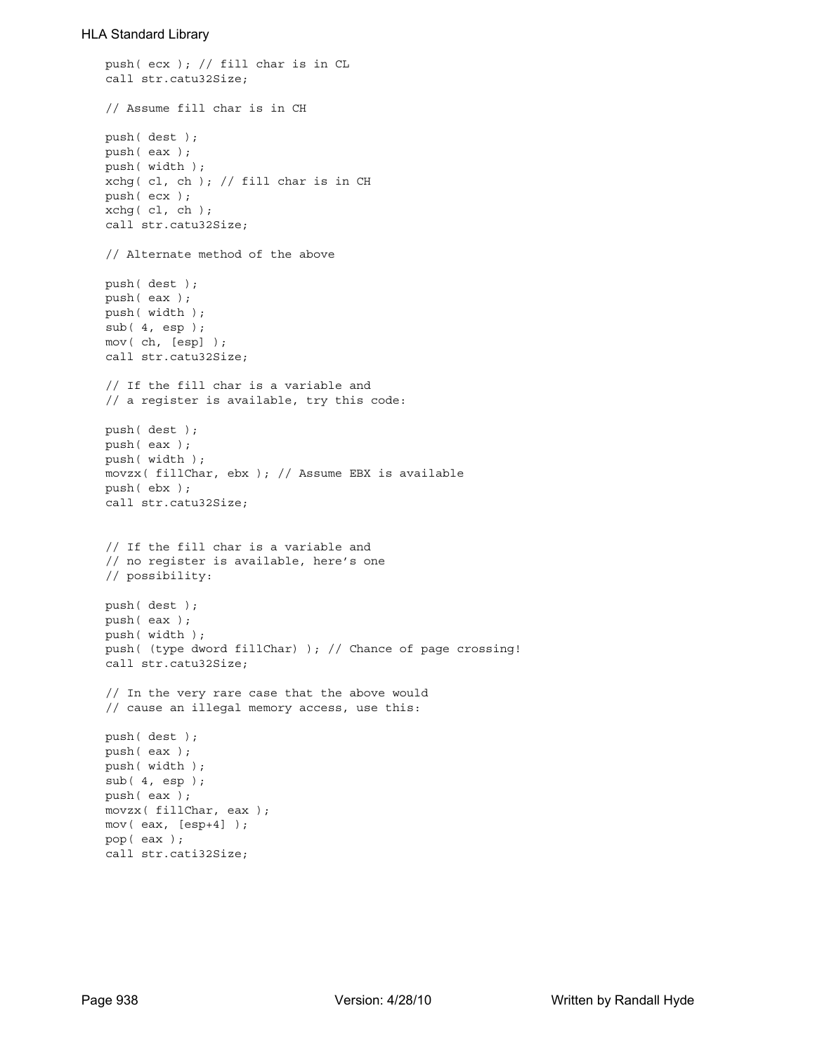```
push( ecx ); // fill char is in CL
call str.catu32Size;

// Assume fill char is in CH

push( dest );
push( eax );
push( width );
xchg( cl, ch ); // fill char is in CH
push( ecx );
xchg( cl, ch );
call str.catu32Size;

// Alternate method of the above

push( dest );
push( eax );
push( width );
sub( 4, esp );
mov( ch, [esp] );
call str.catu32Size;

// If the fill char is a variable and
// a register is available, try this code:

push( dest );
push( eax );
push( width );
movzx( fillChar, ebx ); // Assume EBX is available
push( ebx );
call str.catu32Size;


// If the fill char is a variable and
// no register is available, here's one
// possibility:

push( dest );
push( eax );
push( width );
push( (type dword fillChar) ); // Chance of page crossing!
call str.catu32Size;

// In the very rare case that the above would
// cause an illegal memory access, use this:

push( dest );
push( eax );
push( width );
sub( 4, esp );
push( eax );
movzx( fillChar, eax );
mov( eax, [esp+4] );
pop( eax );
call str.cati32Size;
```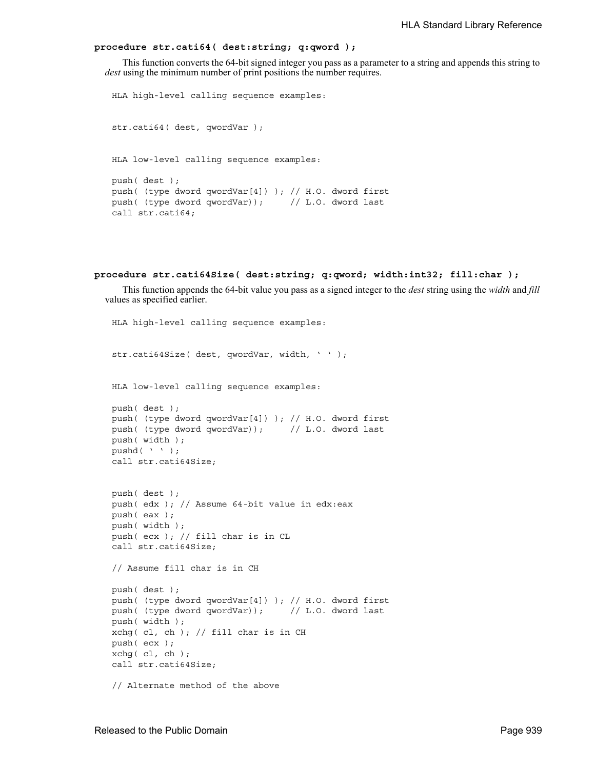**procedure str.cati64( dest:string; q:qword );**

This function converts the 64-bit signed integer you pass as a parameter to a string and appends this string to *dest* using the minimum number of print positions the number requires.

```
HLA high-level calling sequence examples:


str.cati64( dest, qwordVar );


HLA low-level calling sequence examples:

push( dest );
push( (type dword qwordVar[4]) ); // H.O. dword first
push( (type dword qwordVar));     // L.O. dword last
call str.cati64;
```

**procedure str.cati64Size( dest:string; q:qword; width:int32; fill:char );**

This function appends the 64-bit value you pass as a signed integer to the *dest* string using the *width* and *fill* values as specified earlier.

```
HLA high-level calling sequence examples:


str.cati64Size( dest, qwordVar, width, ' ' );


HLA low-level calling sequence examples:

push( dest );
push( (type dword qwordVar[4]) ); // H.O. dword first
push( (type dword qwordVar));     // L.O. dword last
push( width );
pushd( ' ' );
call str.cati64Size;


push( dest );
push( edx ); // Assume 64-bit value in edx:eax
push( eax );
push( width );
push( ecx ); // fill char is in CL
call str.cati64Size;

// Assume fill char is in CH

push( dest );
push( (type dword qwordVar[4]) ); // H.O. dword first
push( (type dword qwordVar));     // L.O. dword last
push( width );
xchg( cl, ch ); // fill char is in CH
push( ecx );
xchg( cl, ch );
call str.cati64Size;

// Alternate method of the above
```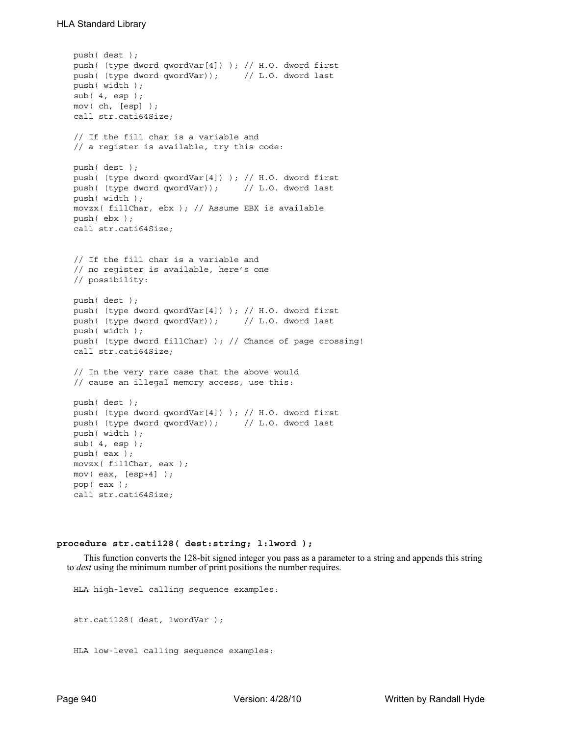```
push( dest );
push( (type dword qwordVar[4]) ); // H.O. dword first
push( (type dword qwordVar));     // L.O. dword last
push( width );
sub( 4, esp );
mov( ch, [esp] );
call str.cati64Size;

// If the fill char is a variable and
// a register is available, try this code:

push( dest );
push( (type dword qwordVar[4]) ); // H.O. dword first
push( (type dword qwordVar));     // L.O. dword last
push( width );
movzx( fillChar, ebx ); // Assume EBX is available
push( ebx );
call str.cati64Size;


// If the fill char is a variable and
// no register is available, here's one
// possibility:

push( dest );
push( (type dword qwordVar[4]) ); // H.O. dword first
push( (type dword qwordVar));     // L.O. dword last
push( width );
push( (type dword fillChar) ); // Chance of page crossing!
call str.cati64Size;

// In the very rare case that the above would
// cause an illegal memory access, use this:

push( dest );
push( (type dword qwordVar[4]) ); // H.O. dword first
push( (type dword qwordVar));     // L.O. dword last
push( width );
sub( 4, esp );
push( eax );
movzx( fillChar, eax );
mov( eax, [esp+4] );
pop( eax );
call str.cati64Size;
```

**procedure str.cati128( dest:string; l:lword );**

This function converts the 128-bit signed integer you pass as a parameter to a string and appends this string to *dest* using the minimum number of print positions the number requires.

```
HLA high-level calling sequence examples:


str.cati128( dest, lwordVar );


HLA low-level calling sequence examples:
```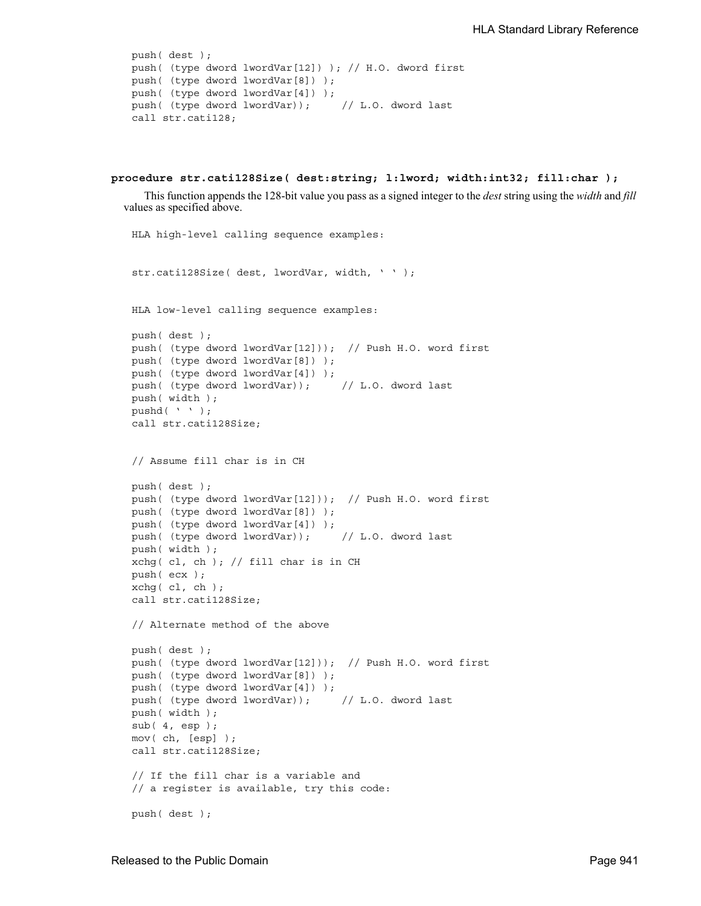```
push( dest );
push( (type dword lwordVar[12]) ); // H.O. dword first
push( (type dword lwordVar[8]) );
push( (type dword lwordVar[4]) );
push( (type dword lwordVar));     // L.O. dword last
call str.cati128;
```

**procedure str.cati128Size( dest:string; l:lword; width:int32; fill:char );**

This function appends the 128-bit value you pass as a signed integer to the *dest* string using the *width* and *fill* values as specified above.

```
HLA high-level calling sequence examples:


str.cati128Size( dest, lwordVar, width, ' ' );


HLA low-level calling sequence examples:

push( dest );
push( (type dword lwordVar[12]));  // Push H.O. word first
push( (type dword lwordVar[8]) );
push( (type dword lwordVar[4]) );
push( (type dword lwordVar));     // L.O. dword last
push( width );
pushd( ' ' );
call str.cati128Size;


// Assume fill char is in CH

push( dest );
push( (type dword lwordVar[12]));  // Push H.O. word first
push( (type dword lwordVar[8]) );
push( (type dword lwordVar[4]) );
push( (type dword lwordVar));     // L.O. dword last
push( width );
xchg( cl, ch ); // fill char is in CH
push( ecx );
xchg( cl, ch );
call str.cati128Size;

// Alternate method of the above

push( dest );
push( (type dword lwordVar[12]));  // Push H.O. word first
push( (type dword lwordVar[8]) );
push( (type dword lwordVar[4]) );
push( (type dword lwordVar));     // L.O. dword last
push( width );
sub( 4, esp );
mov( ch, [esp] );
call str.cati128Size;

// If the fill char is a variable and
// a register is available, try this code:

push( dest );
```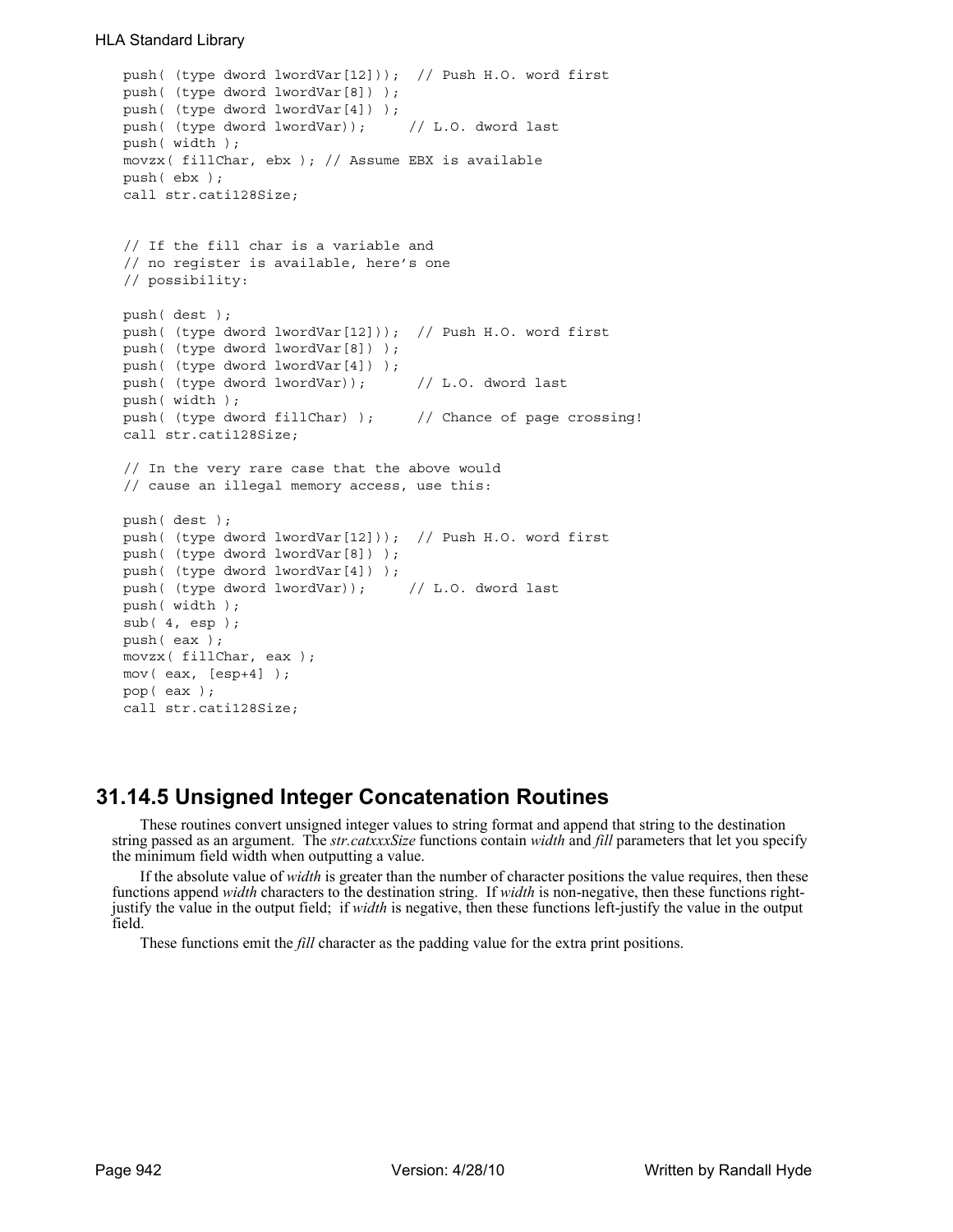```
push( (type dword lwordVar[12]));  // Push H.O. word first
push( (type dword lwordVar[8]) );
push( (type dword lwordVar[4]) );
push( (type dword lwordVar));      // L.O. dword last
push( width );
movzx( fillChar, ebx ); // Assume EBX is available
push( ebx );
call str.cati128Size;


// If the fill char is a variable and
// no register is available, here's one
// possibility:

push( dest );
push( (type dword lwordVar[12]));  // Push H.O. word first
push( (type dword lwordVar[8]) );
push( (type dword lwordVar[4]) );
push( (type dword lwordVar));       // L.O. dword last
push( width );
push( (type dword fillChar) );      // Chance of page crossing!
call str.cati128Size;

// In the very rare case that the above would
// cause an illegal memory access, use this:

push( dest );
push( (type dword lwordVar[12]));  // Push H.O. word first
push( (type dword lwordVar[8]) );
push( (type dword lwordVar[4]) );
push( (type dword lwordVar));      // L.O. dword last
push( width );
sub( 4, esp );
push( eax );
movzx( fillChar, eax );
mov( eax, [esp+4] );
pop( eax );
call str.cati128Size;
```

## 31.14.5 Unsigned Integer Concatenation Routines

These routines convert unsigned integer values to string format and append that string to the destination string passed as an argument. The *str.catxxxSize* functions contain *width* and *fill* parameters that let you specify the minimum field width when outputting a value.

If the absolute value of *width* is greater than the number of character positions the value requires, then these functions append *width* characters to the destination string. If *width* is non-negative, then these functions right-justify the value in the output field; if *width* is negative, then these functions left-justify the value in the output field.

These functions emit the *fill* character as the padding value for the extra print positions.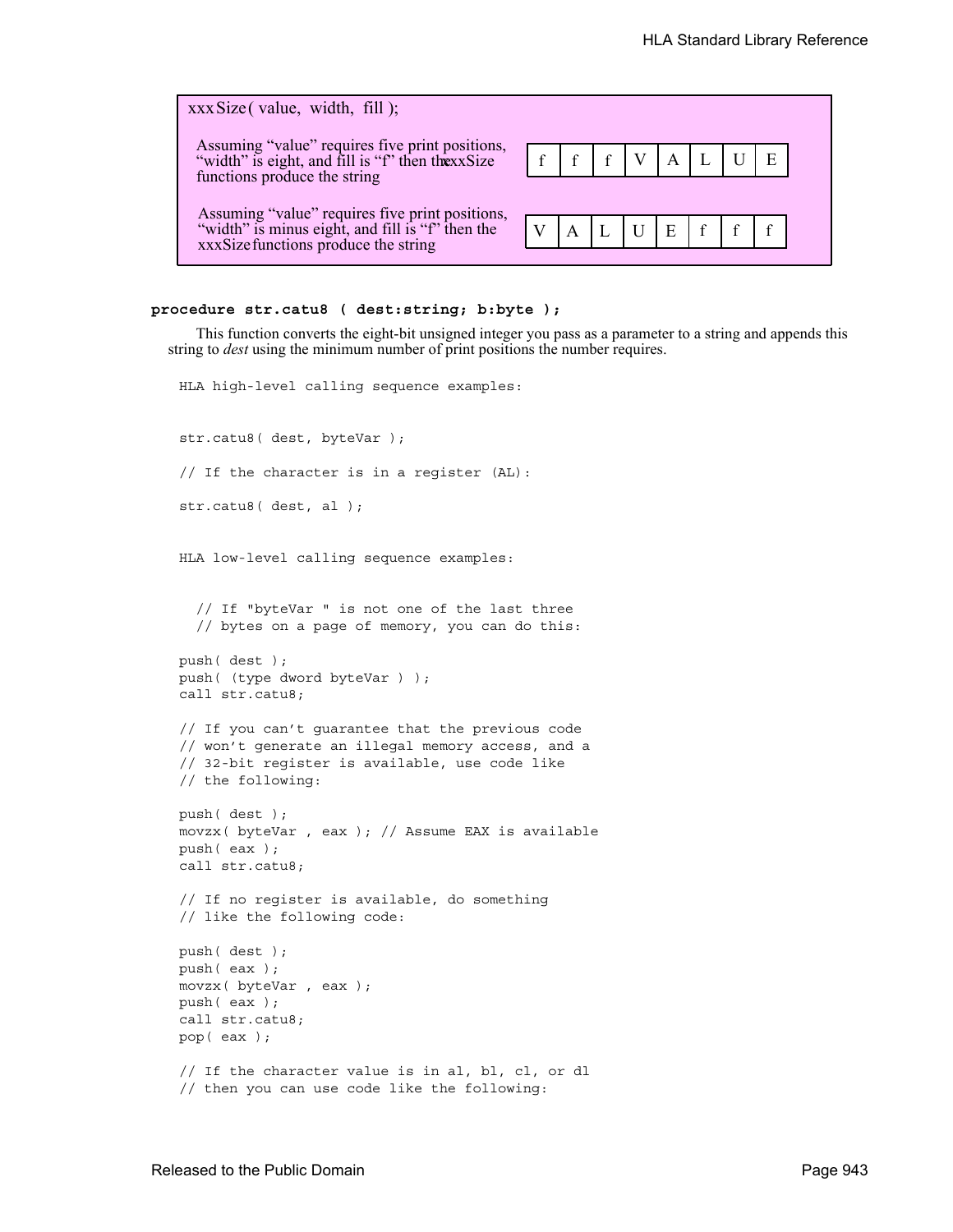| xxxSize( value, width, fill ); | | | | | | | | |
|---|---|---|---|---|---|---|---|---|
| Assuming "value" requires five print positions, "width" is eight, and fill is "f" then the xxxSize functions produce the string | f | f | f | V | A | L | U | E |
| Assuming "value" requires five print positions, "width" is minus eight, and fill is "f" then the xxxSize functions produce the string | V | A | L | U | E | f | f | f |

**procedure str.catu8 ( dest:string; b:byte );**

This function converts the eight-bit unsigned integer you pass as a parameter to a string and appends this string to *dest* using the minimum number of print positions the number requires.

```
HLA high-level calling sequence examples:


str.catu8( dest, byteVar );

// If the character is in a register (AL):

str.catu8( dest, al );


HLA low-level calling sequence examples:


  // If "byteVar " is not one of the last three
  // bytes on a page of memory, you can do this:

push( dest );
push( (type dword byteVar ) );
call str.catu8;

// If you can't guarantee that the previous code
// won't generate an illegal memory access, and a
// 32-bit register is available, use code like
// the following:

push( dest );
movzx( byteVar , eax ); // Assume EAX is available
push( eax );
call str.catu8;

// If no register is available, do something
// like the following code:

push( dest );
push( eax );
movzx( byteVar , eax );
push( eax );
call str.catu8;
pop( eax );

// If the character value is in al, bl, cl, or dl
// then you can use code like the following:
```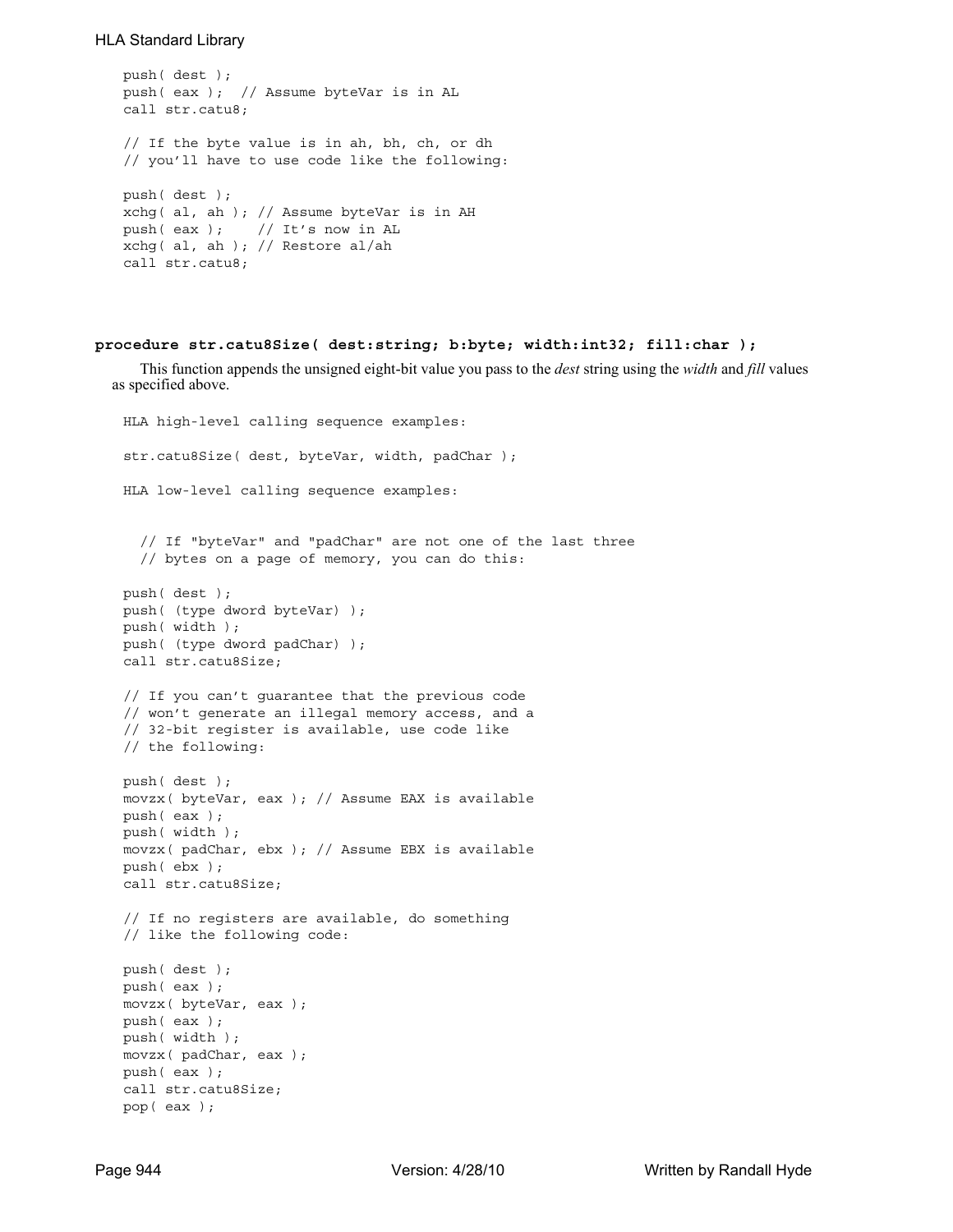```
push( dest );
push( eax );  // Assume byteVar is in AL
call str.catu8;

// If the byte value is in ah, bh, ch, or dh
// you'll have to use code like the following:

push( dest );
xchg( al, ah ); // Assume byteVar is in AH
push( eax );    // It's now in AL
xchg( al, ah ); // Restore al/ah
call str.catu8;
```

**procedure str.catu8Size( dest:string; b:byte; width:int32; fill:char );**

This function appends the unsigned eight-bit value you pass to the *dest* string using the *width* and *fill* values as specified above.

```
HLA high-level calling sequence examples:

str.catu8Size( dest, byteVar, width, padChar );

HLA low-level calling sequence examples:


  // If "byteVar" and "padChar" are not one of the last three
  // bytes on a page of memory, you can do this:

push( dest );
push( (type dword byteVar) );
push( width );
push( (type dword padChar) );
call str.catu8Size;

// If you can't guarantee that the previous code
// won't generate an illegal memory access, and a
// 32-bit register is available, use code like
// the following:

push( dest );
movzx( byteVar, eax ); // Assume EAX is available
push( eax );
push( width );
movzx( padChar, ebx ); // Assume EBX is available
push( ebx );
call str.catu8Size;

// If no registers are available, do something
// like the following code:

push( dest );
push( eax );
movzx( byteVar, eax );
push( eax );
push( width );
movzx( padChar, eax );
push( eax );
call str.catu8Size;
pop( eax );
```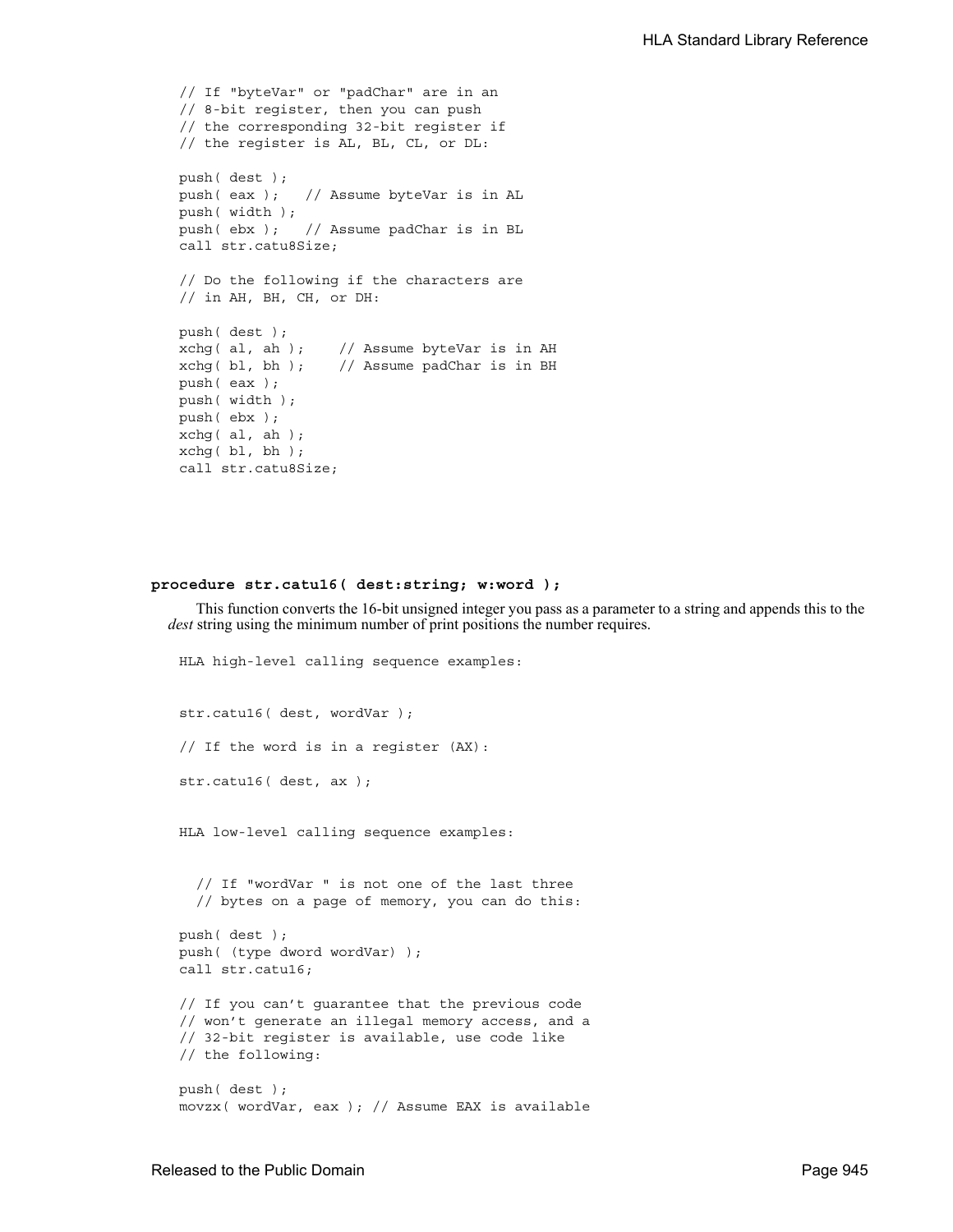```
// If "byteVar" or "padChar" are in an
// 8-bit register, then you can push
// the corresponding 32-bit register if
// the register is AL, BL, CL, or DL:

push( dest );
push( eax );   // Assume byteVar is in AL
push( width );
push( ebx );   // Assume padChar is in BL
call str.catu8Size;

// Do the following if the characters are
// in AH, BH, CH, or DH:

push( dest );
xchg( al, ah );    // Assume byteVar is in AH
xchg( bl, bh );    // Assume padChar is in BH
push( eax );
push( width );
push( ebx );
xchg( al, ah );
xchg( bl, bh );
call str.catu8Size;
```

**procedure str.catu16( dest:string; w:word );**

This function converts the 16-bit unsigned integer you pass as a parameter to a string and appends this to the *dest* string using the minimum number of print positions the number requires.

```
HLA high-level calling sequence examples:


str.catu16( dest, wordVar );

// If the word is in a register (AX):

str.catu16( dest, ax );


HLA low-level calling sequence examples:


  // If "wordVar " is not one of the last three
  // bytes on a page of memory, you can do this:

push( dest );
push( (type dword wordVar) );
call str.catu16;

// If you can't guarantee that the previous code
// won't generate an illegal memory access, and a
// 32-bit register is available, use code like
// the following:

push( dest );
movzx( wordVar, eax ); // Assume EAX is available
```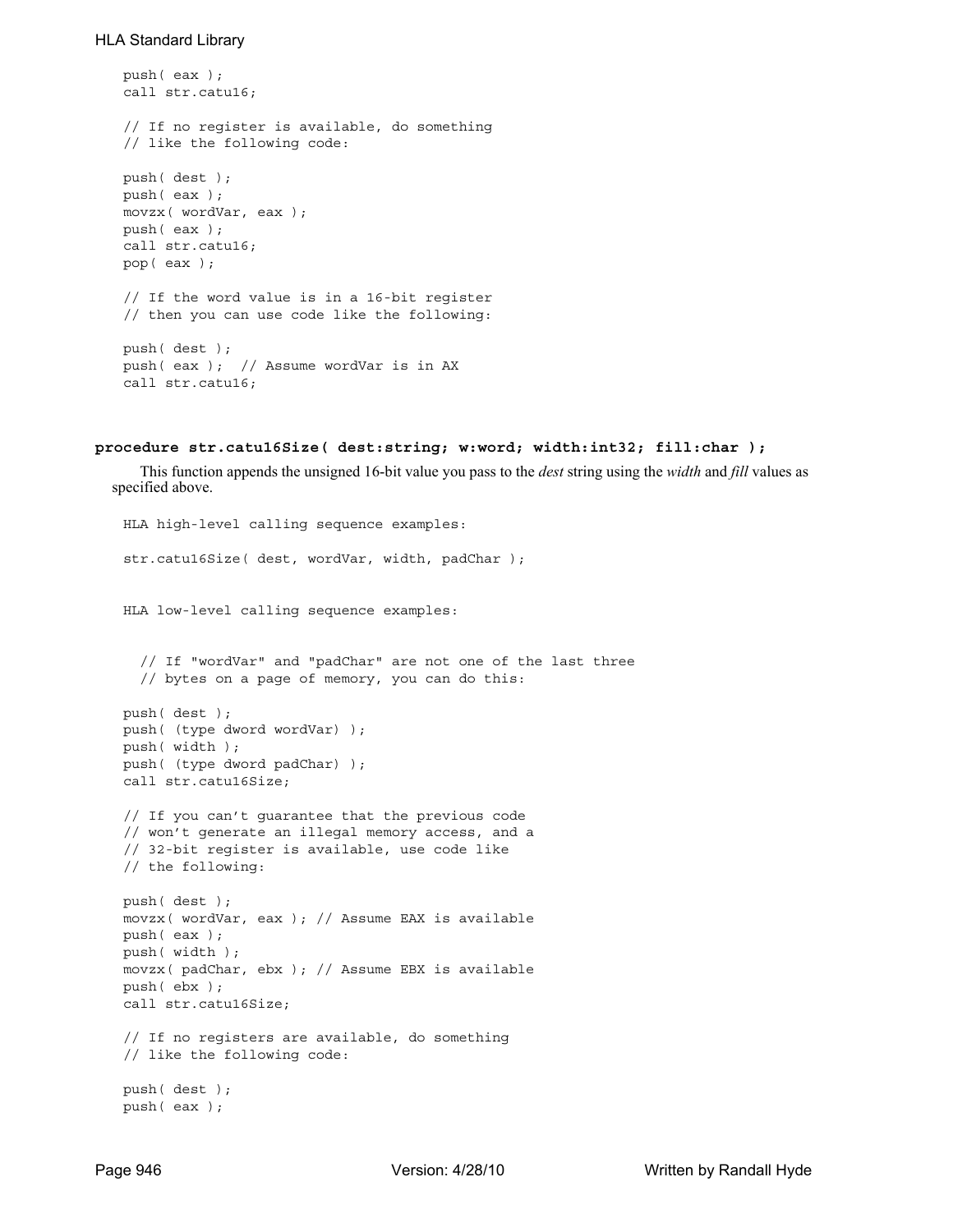```
push( eax );
call str.catu16;

// If no register is available, do something
// like the following code:

push( dest );
push( eax );
movzx( wordVar, eax );
push( eax );
call str.catu16;
pop( eax );

// If the word value is in a 16-bit register
// then you can use code like the following:

push( dest );
push( eax );  // Assume wordVar is in AX
call str.catu16;
```

**procedure str.catu16Size( dest:string; w:word; width:int32; fill:char );**

This function appends the unsigned 16-bit value you pass to the *dest* string using the *width* and *fill* values as specified above.

```
HLA high-level calling sequence examples:

str.catu16Size( dest, wordVar, width, padChar );


HLA low-level calling sequence examples:


  // If "wordVar" and "padChar" are not one of the last three
  // bytes on a page of memory, you can do this:

push( dest );
push( (type dword wordVar) );
push( width );
push( (type dword padChar) );
call str.catu16Size;

// If you can't guarantee that the previous code
// won't generate an illegal memory access, and a
// 32-bit register is available, use code like
// the following:

push( dest );
movzx( wordVar, eax ); // Assume EAX is available
push( eax );
push( width );
movzx( padChar, ebx ); // Assume EBX is available
push( ebx );
call str.catu16Size;

// If no registers are available, do something
// like the following code:

push( dest );
push( eax );
```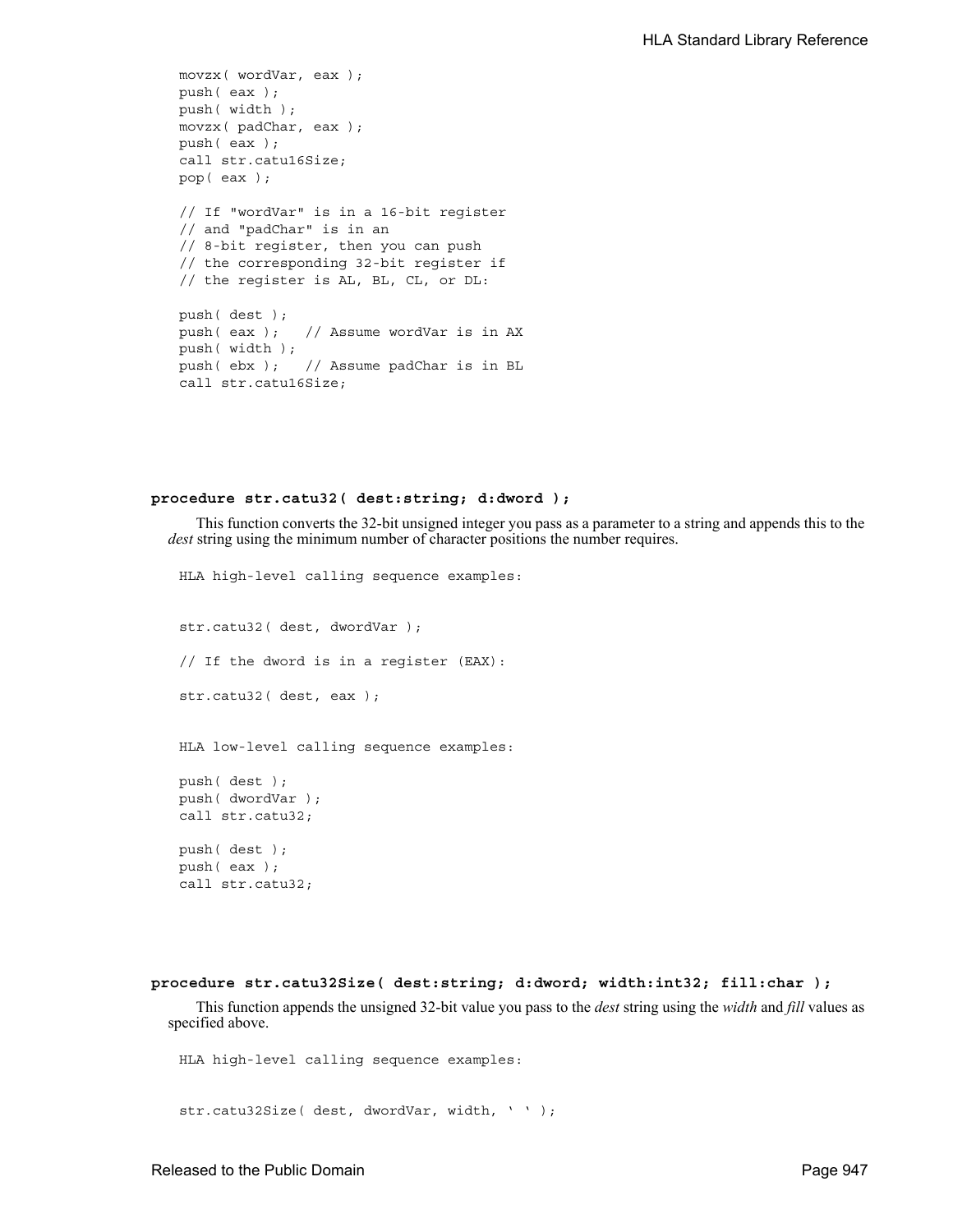```
movzx( wordVar, eax );
push( eax );
push( width );
movzx( padChar, eax );
push( eax );
call str.catu16Size;
pop( eax );

// If "wordVar" is in a 16-bit register
// and "padChar" is in an
// 8-bit register, then you can push
// the corresponding 32-bit register if
// the register is AL, BL, CL, or DL:

push( dest );
push( eax );   // Assume wordVar is in AX
push( width );
push( ebx );   // Assume padChar is in BL
call str.catu16Size;
```

**procedure str.catu32( dest:string; d:dword );**

This function converts the 32-bit unsigned integer you pass as a parameter to a string and appends this to the *dest* string using the minimum number of character positions the number requires.

```
HLA high-level calling sequence examples:


str.catu32( dest, dwordVar );

// If the dword is in a register (EAX):

str.catu32( dest, eax );


HLA low-level calling sequence examples:

push( dest );
push( dwordVar );
call str.catu32;

push( dest );
push( eax );
call str.catu32;
```

**procedure str.catu32Size( dest:string; d:dword; width:int32; fill:char );**

This function appends the unsigned 32-bit value you pass to the *dest* string using the *width* and *fill* values as specified above.

```
HLA high-level calling sequence examples:


str.catu32Size( dest, dwordVar, width, ' ' );
```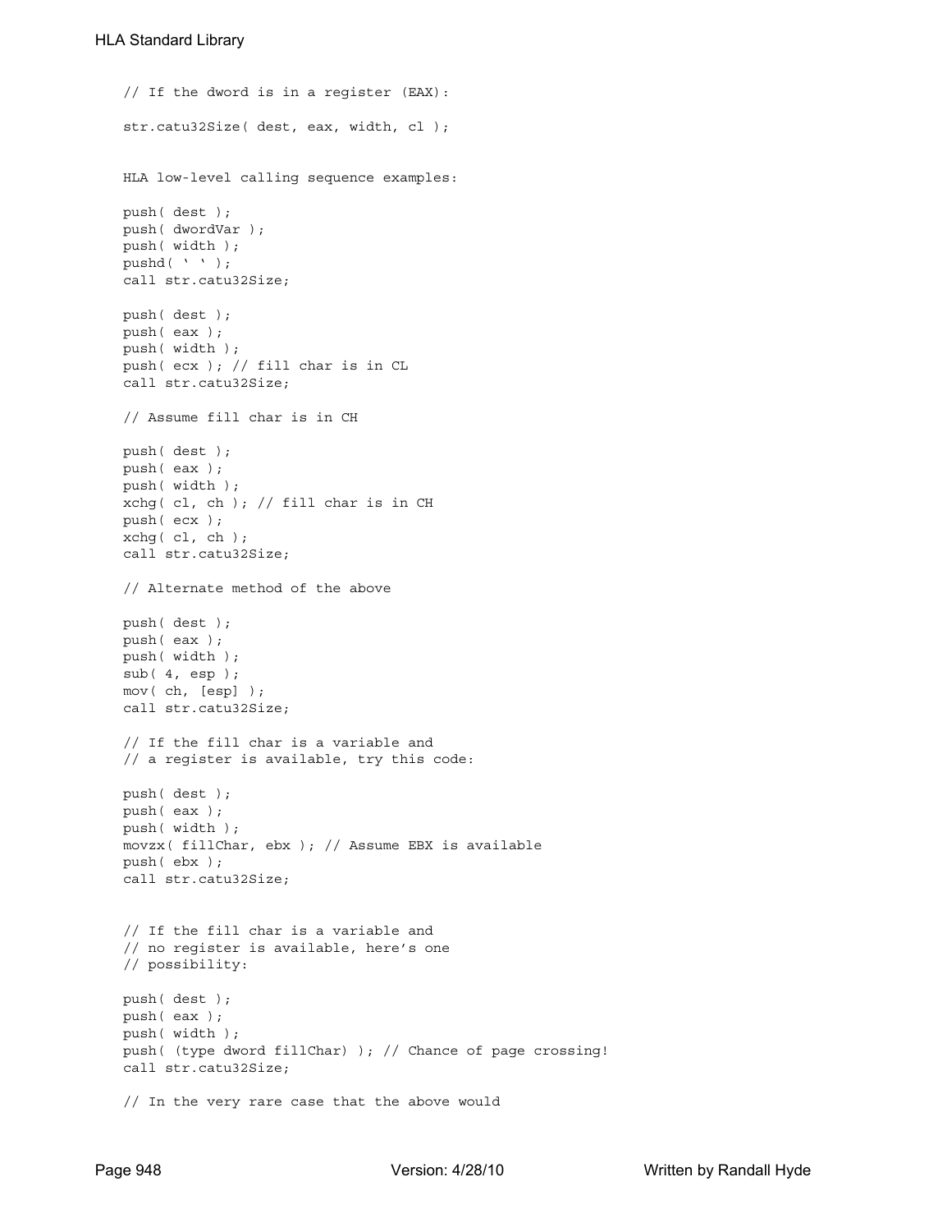```
// If the dword is in a register (EAX):

str.catu32Size( dest, eax, width, cl );


HLA low-level calling sequence examples:

push( dest );
push( dwordVar );
push( width );
pushd( ' ' );
call str.catu32Size;

push( dest );
push( eax );
push( width );
push( ecx ); // fill char is in CL
call str.catu32Size;

// Assume fill char is in CH

push( dest );
push( eax );
push( width );
xchg( cl, ch ); // fill char is in CH
push( ecx );
xchg( cl, ch );
call str.catu32Size;

// Alternate method of the above

push( dest );
push( eax );
push( width );
sub( 4, esp );
mov( ch, [esp] );
call str.catu32Size;

// If the fill char is a variable and
// a register is available, try this code:

push( dest );
push( eax );
push( width );
movzx( fillChar, ebx ); // Assume EBX is available
push( ebx );
call str.catu32Size;


// If the fill char is a variable and
// no register is available, here's one
// possibility:

push( dest );
push( eax );
push( width );
push( (type dword fillChar) ); // Chance of page crossing!
call str.catu32Size;

// In the very rare case that the above would
```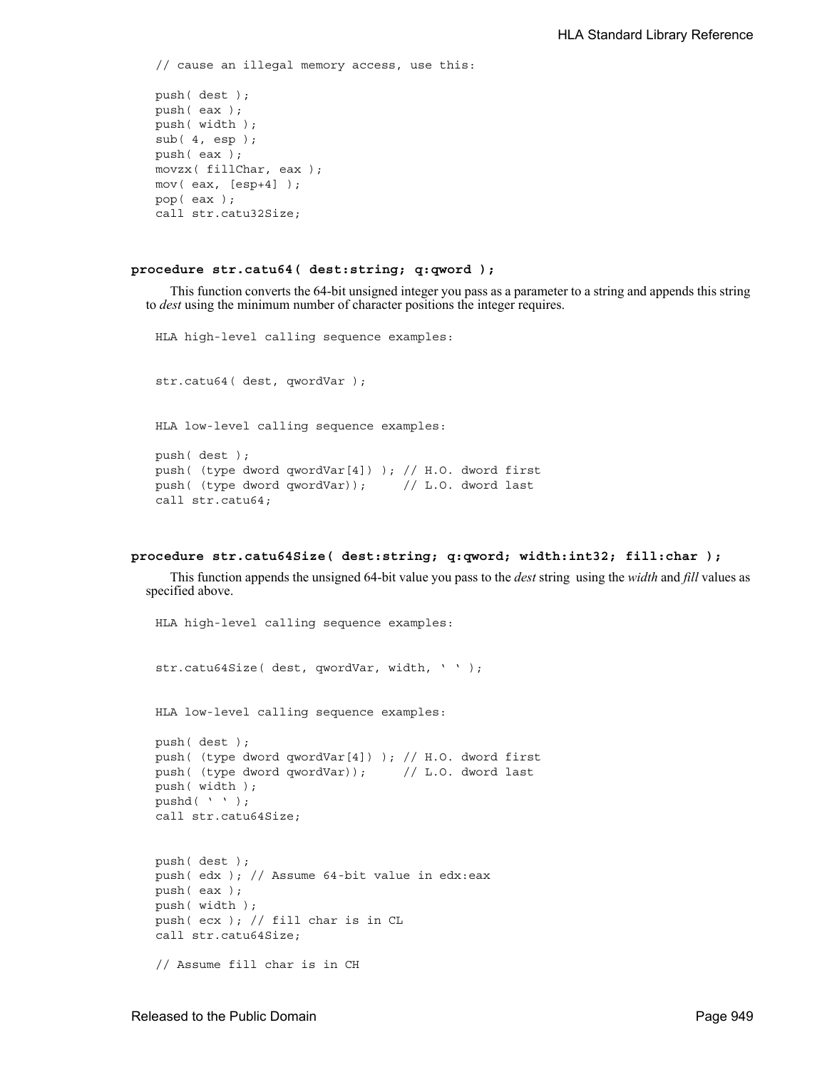```
// cause an illegal memory access, use this:

push( dest );
push( eax );
push( width );
sub( 4, esp );
push( eax );
movzx( fillChar, eax );
mov( eax, [esp+4] );
pop( eax );
call str.catu32Size;
```

**procedure str.catu64( dest:string; q:qword );**

This function converts the 64-bit unsigned integer you pass as a parameter to a string and appends this string to *dest* using the minimum number of character positions the integer requires.

```
HLA high-level calling sequence examples:


str.catu64( dest, qwordVar );


HLA low-level calling sequence examples:

push( dest );
push( (type dword qwordVar[4]) ); // H.O. dword first
push( (type dword qwordVar));     // L.O. dword last
call str.catu64;
```

**procedure str.catu64Size( dest:string; q:qword; width:int32; fill:char );**

This function appends the unsigned 64-bit value you pass to the *dest* string using the *width* and *fill* values as specified above.

```
HLA high-level calling sequence examples:


str.catu64Size( dest, qwordVar, width, ' ' );


HLA low-level calling sequence examples:

push( dest );
push( (type dword qwordVar[4]) ); // H.O. dword first
push( (type dword qwordVar));     // L.O. dword last
push( width );
pushd( ' ' );
call str.catu64Size;


push( dest );
push( edx ); // Assume 64-bit value in edx:eax
push( eax );
push( width );
push( ecx ); // fill char is in CL
call str.catu64Size;

// Assume fill char is in CH
```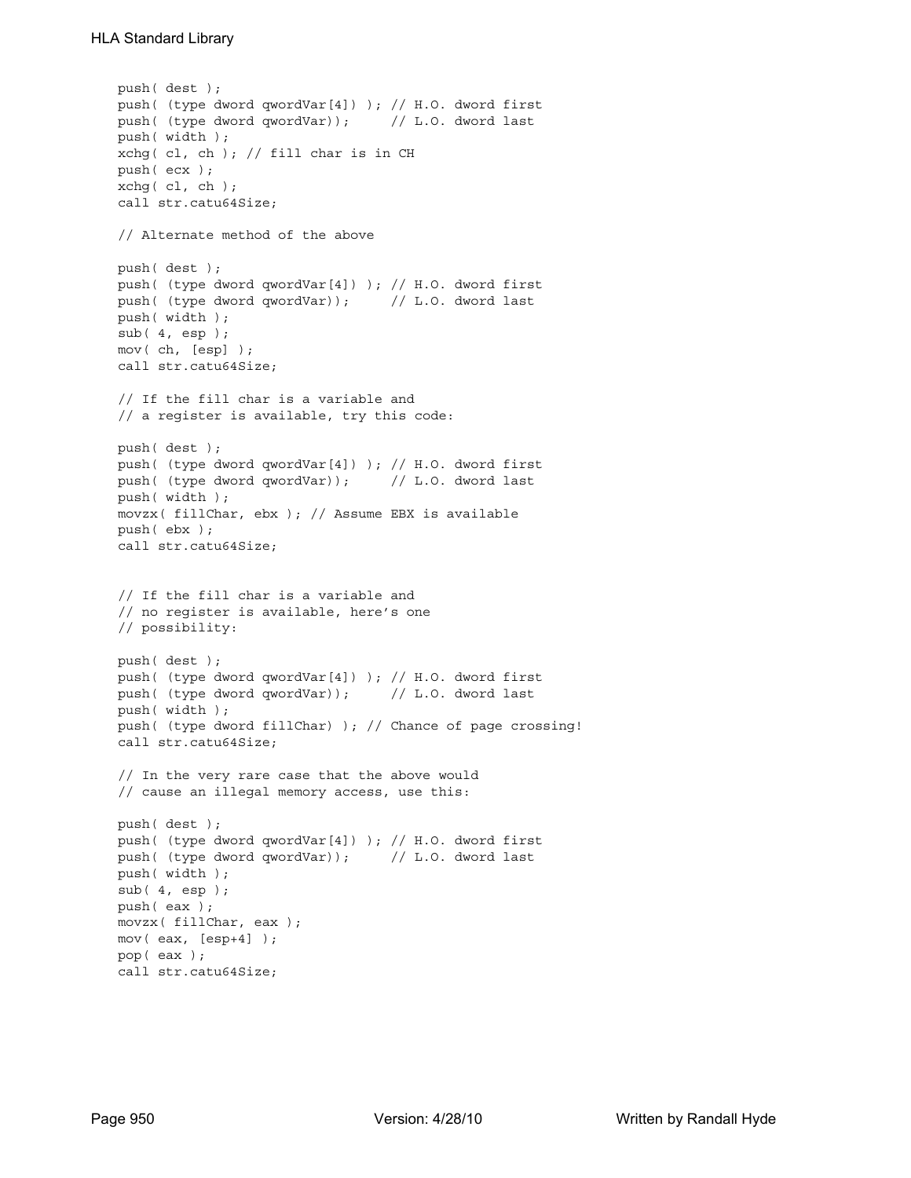```
push( dest );
push( (type dword qwordVar[4]) ); // H.O. dword first
push( (type dword qwordVar));     // L.O. dword last
push( width );
xchg( cl, ch ); // fill char is in CH
push( ecx );
xchg( cl, ch );
call str.catu64Size;

// Alternate method of the above

push( dest );
push( (type dword qwordVar[4]) ); // H.O. dword first
push( (type dword qwordVar));     // L.O. dword last
push( width );
sub( 4, esp );
mov( ch, [esp] );
call str.catu64Size;

// If the fill char is a variable and
// a register is available, try this code:

push( dest );
push( (type dword qwordVar[4]) ); // H.O. dword first
push( (type dword qwordVar));     // L.O. dword last
push( width );
movzx( fillChar, ebx ); // Assume EBX is available
push( ebx );
call str.catu64Size;


// If the fill char is a variable and
// no register is available, here's one
// possibility:

push( dest );
push( (type dword qwordVar[4]) ); // H.O. dword first
push( (type dword qwordVar));     // L.O. dword last
push( width );
push( (type dword fillChar) ); // Chance of page crossing!
call str.catu64Size;

// In the very rare case that the above would
// cause an illegal memory access, use this:

push( dest );
push( (type dword qwordVar[4]) ); // H.O. dword first
push( (type dword qwordVar));     // L.O. dword last
push( width );
sub( 4, esp );
push( eax );
movzx( fillChar, eax );
mov( eax, [esp+4] );
pop( eax );
call str.catu64Size;
```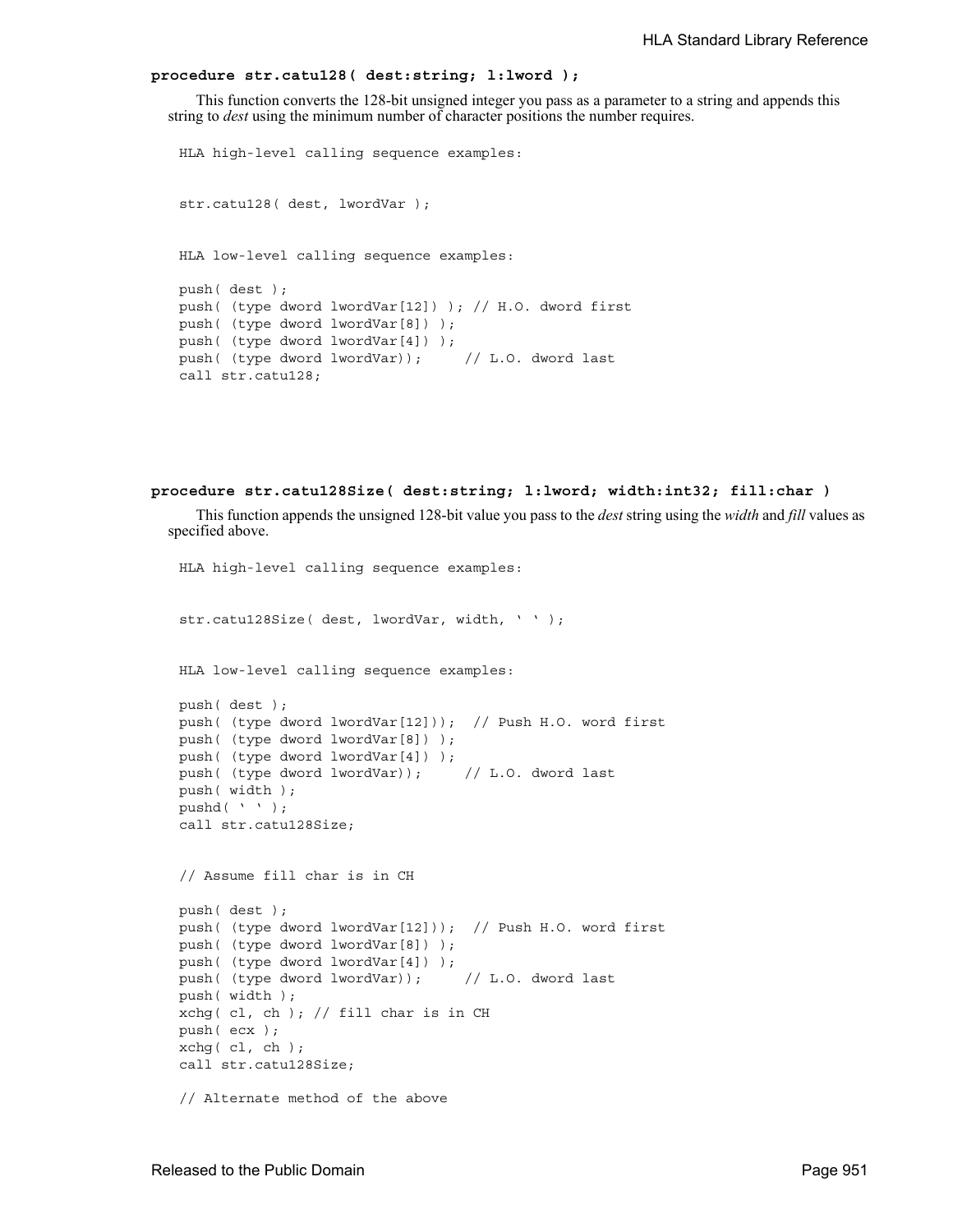**procedure str.catu128( dest:string; l:lword );**

This function converts the 128-bit unsigned integer you pass as a parameter to a string and appends this string to *dest* using the minimum number of character positions the number requires.

```
HLA high-level calling sequence examples:


str.catu128( dest, lwordVar );


HLA low-level calling sequence examples:

push( dest );
push( (type dword lwordVar[12]) ); // H.O. dword first
push( (type dword lwordVar[8]) );
push( (type dword lwordVar[4]) );
push( (type dword lwordVar));     // L.O. dword last
call str.catu128;
```

**procedure str.catu128Size( dest:string; l:lword; width:int32; fill:char )**

This function appends the unsigned 128-bit value you pass to the *dest* string using the *width* and *fill* values as specified above.

```
HLA high-level calling sequence examples:


str.catu128Size( dest, lwordVar, width, ' ' );


HLA low-level calling sequence examples:

push( dest );
push( (type dword lwordVar[12]));  // Push H.O. word first
push( (type dword lwordVar[8]) );
push( (type dword lwordVar[4]) );
push( (type dword lwordVar));     // L.O. dword last
push( width );
pushd( ' ' );
call str.catu128Size;


// Assume fill char is in CH

push( dest );
push( (type dword lwordVar[12]));  // Push H.O. word first
push( (type dword lwordVar[8]) );
push( (type dword lwordVar[4]) );
push( (type dword lwordVar));     // L.O. dword last
push( width );
xchg( cl, ch ); // fill char is in CH
push( ecx );
xchg( cl, ch );
call str.catu128Size;

// Alternate method of the above
```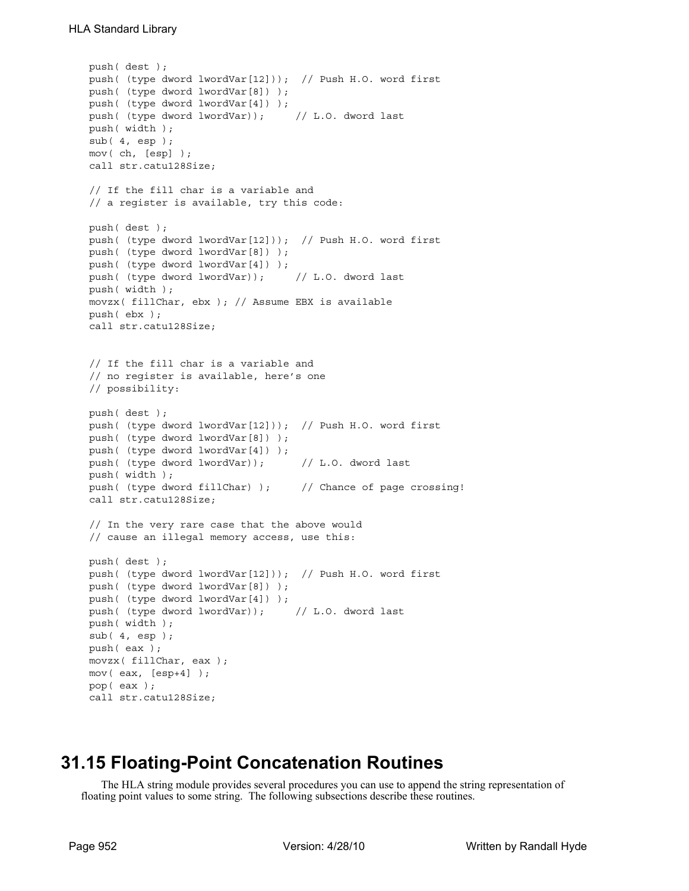```
push( dest );
push( (type dword lwordVar[12]));  // Push H.O. word first
push( (type dword lwordVar[8]) );
push( (type dword lwordVar[4]) );
push( (type dword lwordVar));      // L.O. dword last
push( width );
sub( 4, esp );
mov( ch, [esp] );
call str.catu128Size;

// If the fill char is a variable and
// a register is available, try this code:

push( dest );
push( (type dword lwordVar[12]));  // Push H.O. word first
push( (type dword lwordVar[8]) );
push( (type dword lwordVar[4]) );
push( (type dword lwordVar));      // L.O. dword last
push( width );
movzx( fillChar, ebx ); // Assume EBX is available
push( ebx );
call str.catu128Size;


// If the fill char is a variable and
// no register is available, here's one
// possibility:

push( dest );
push( (type dword lwordVar[12]));  // Push H.O. word first
push( (type dword lwordVar[8]) );
push( (type dword lwordVar[4]) );
push( (type dword lwordVar));       // L.O. dword last
push( width );
push( (type dword fillChar) );      // Chance of page crossing!
call str.catu128Size;

// In the very rare case that the above would
// cause an illegal memory access, use this:

push( dest );
push( (type dword lwordVar[12]));  // Push H.O. word first
push( (type dword lwordVar[8]) );
push( (type dword lwordVar[4]) );
push( (type dword lwordVar));      // L.O. dword last
push( width );
sub( 4, esp );
push( eax );
movzx( fillChar, eax );
mov( eax, [esp+4] );
pop( eax );
call str.catu128Size;
```

## 31.15 Floating-Point Concatenation Routines

The HLA string module provides several procedures you can use to append the string representation of floating point values to some string. The following subsections describe these routines.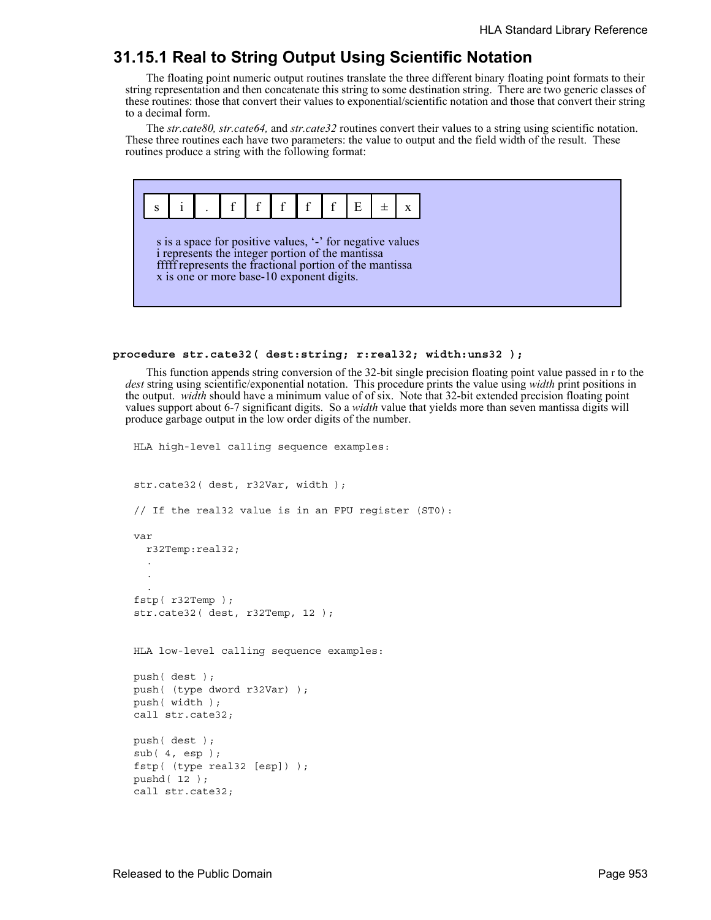### 31.15.1 Real to String Output Using Scientific Notation

The floating point numeric output routines translate the three different binary floating point formats to their string representation and then concatenate this string to some destination string. There are two generic classes of these routines: those that convert their values to exponential/scientific notation and those that convert their string to a decimal form.

The *str.cate80, str.cate64,* and *str.cate32* routines convert their values to a string using scientific notation. These three routines each have two parameters: the value to output and the field width of the result. These routines produce a string with the following format:

| s | i | . | f | f | f | f | f | E | ± | x |
|---|---|---|---|---|---|---|---|---|---|---|

s is a space for positive values, '-' for negative values
i represents the integer portion of the mantissa
fffff represents the fractional portion of the mantissa
x is one or more base-10 exponent digits.

**procedure str.cate32( dest:string; r:real32; width:uns32 );**

This function appends string conversion of the 32-bit single precision floating point value passed in r to the *dest* string using scientific/exponential notation. This procedure prints the value using *width* print positions in the output. *width* should have a minimum value of of six. Note that 32-bit extended precision floating point values support about 6-7 significant digits. So a *width* value that yields more than seven mantissa digits will produce garbage output in the low order digits of the number.

```
HLA high-level calling sequence examples:


str.cate32( dest, r32Var, width );

// If the real32 value is in an FPU register (ST0):

var
  r32Temp:real32;
  .
  .
  .
fstp( r32Temp );
str.cate32( dest, r32Temp, 12 );


HLA low-level calling sequence examples:

push( dest );
push( (type dword r32Var) );
push( width );
call str.cate32;

push( dest );
sub( 4, esp );
fstp( (type real32 [esp]) );
pushd( 12 );
call str.cate32;
```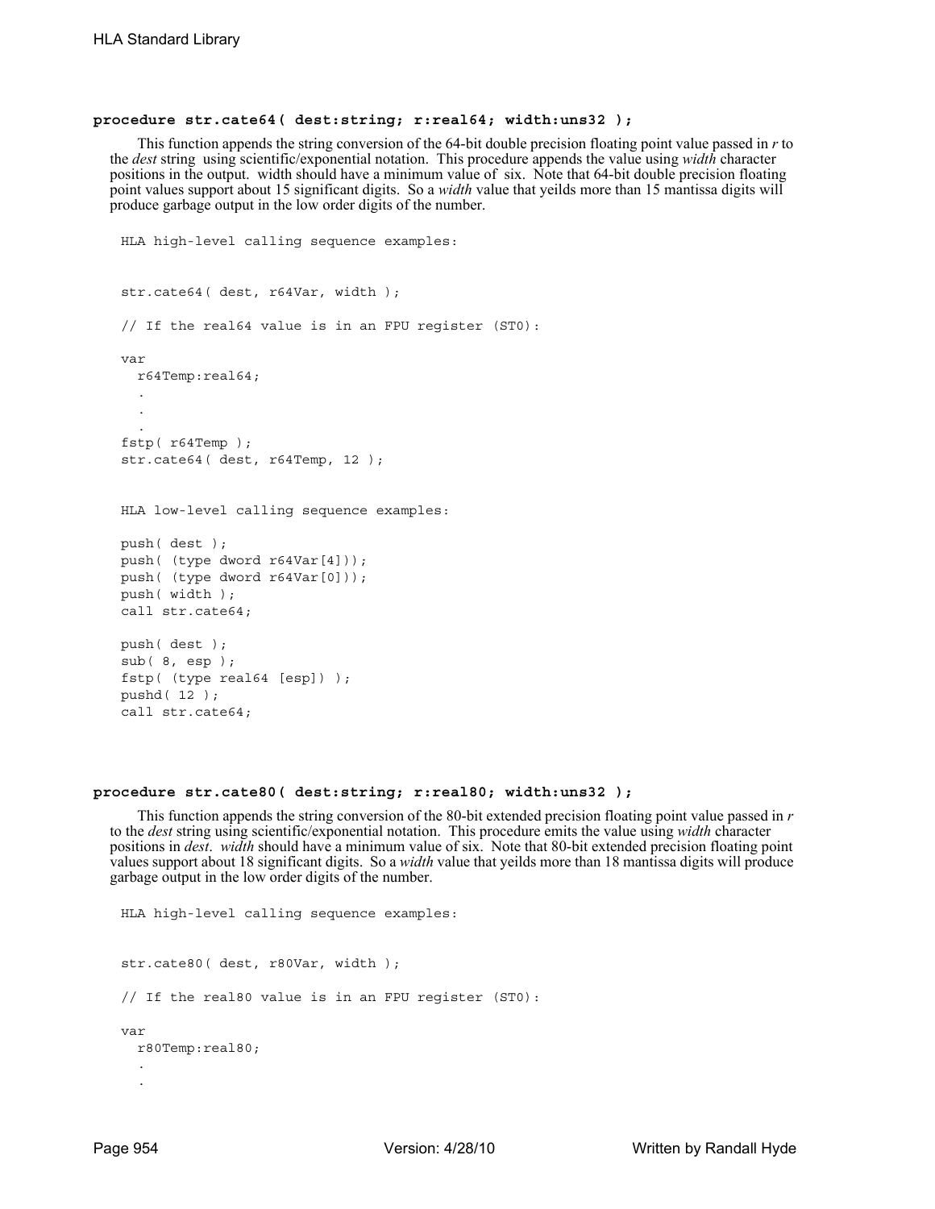#### **procedure str.cate64( dest:string; r:real64; width:uns32 );**

This function appends the string conversion of the 64-bit double precision floating point value passed in *r* to the *dest* string using scientific/exponential notation. This procedure appends the value using *width* character positions in the output. width should have a minimum value of six. Note that 64-bit double precision floating point values support about 15 significant digits. So a *width* value that yeilds more than 15 mantissa digits will produce garbage output in the low order digits of the number.

```
HLA high-level calling sequence examples:


str.cate64( dest, r64Var, width );

// If the real64 value is in an FPU register (ST0):

var
  r64Temp:real64;
  .
  .
  .
fstp( r64Temp );
str.cate64( dest, r64Temp, 12 );


HLA low-level calling sequence examples:

push( dest );
push( (type dword r64Var[4]));
push( (type dword r64Var[0]));
push( width );
call str.cate64;

push( dest );
sub( 8, esp );
fstp( (type real64 [esp]) );
pushd( 12 );
call str.cate64;
```

#### **procedure str.cate80( dest:string; r:real80; width:uns32 );**

This function appends the string conversion of the 80-bit extended precision floating point value passed in *r* to the *dest* string using scientific/exponential notation. This procedure emits the value using *width* character positions in *dest*. *width* should have a minimum value of six. Note that 80-bit extended precision floating point values support about 18 significant digits. So a *width* value that yeilds more than 18 mantissa digits will produce garbage output in the low order digits of the number.

```
HLA high-level calling sequence examples:


str.cate80( dest, r80Var, width );

// If the real80 value is in an FPU register (ST0):

var
  r80Temp:real80;
  .
  .
```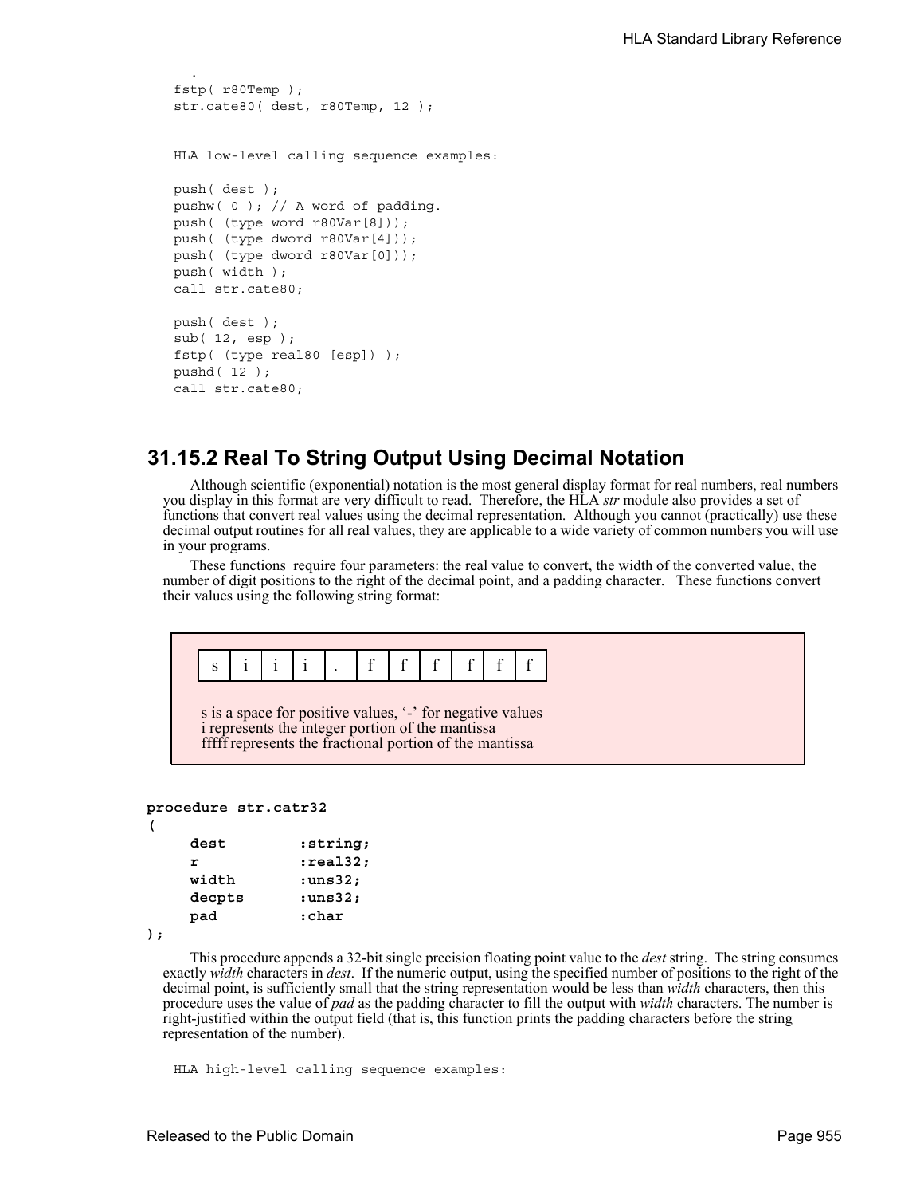```
    .
fstp( r80Temp );
str.cate80( dest, r80Temp, 12 );


HLA low-level calling sequence examples:

push( dest );
pushw( 0 ); // A word of padding.
push( (type word r80Var[8]));
push( (type dword r80Var[4]));
push( (type dword r80Var[0]));
push( width );
call str.cate80;

push( dest );
sub( 12, esp );
fstp( (type real80 [esp]) );
pushd( 12 );
call str.cate80;
```

## 31.15.2 Real To String Output Using Decimal Notation

Although scientific (exponential) notation is the most general display format for real numbers, real numbers you display in this format are very difficult to read. Therefore, the HLA *str* module also provides a set of functions that convert real values using the decimal representation. Although you cannot (practically) use these decimal output routines for all real values, they are applicable to a wide variety of common numbers you will use in your programs.

These functions require four parameters: the real value to convert, the width of the converted value, the number of digit positions to the right of the decimal point, and a padding character. These functions convert their values using the following string format:

| s | i | i | i | . | f | f | f | f | f | f |
|---|---|---|---|---|---|---|---|---|---|---|

s is a space for positive values, '-' for negative values
i represents the integer portion of the mantissa
fffff represents the fractional portion of the mantissa

```
procedure str.catr32
(
     dest        :string;
     r           :real32;
     width       :uns32;
     decpts      :uns32;
     pad         :char
);
```

This procedure appends a 32-bit single precision floating point value to the *dest* string. The string consumes exactly *width* characters in *dest*. If the numeric output, using the specified number of positions to the right of the decimal point, is sufficiently small that the string representation would be less than *width* characters, then this procedure uses the value of *pad* as the padding character to fill the output with *width* characters. The number is right-justified within the output field (that is, this function prints the padding characters before the string representation of the number).

```
HLA high-level calling sequence examples:
```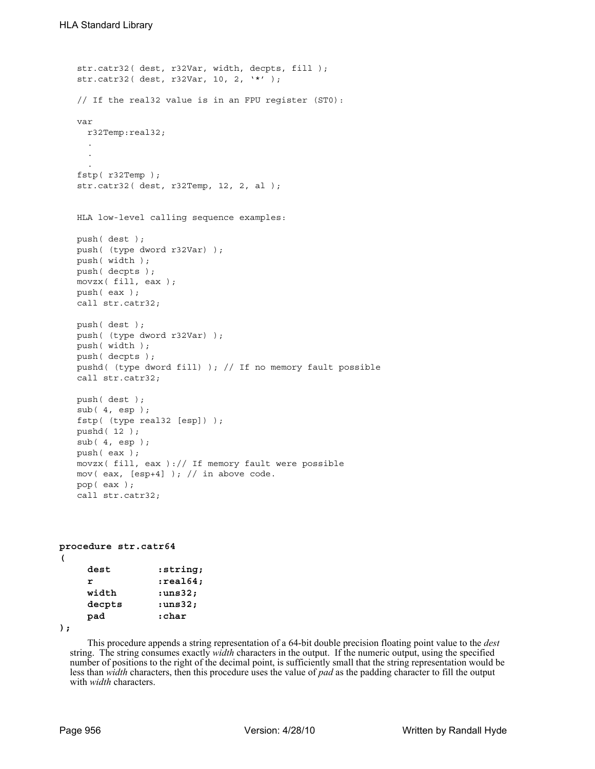```
str.catr32( dest, r32Var, width, decpts, fill );
str.catr32( dest, r32Var, 10, 2, '*' );

// If the real32 value is in an FPU register (ST0):

var
  r32Temp:real32;
  .
  .
  .
fstp( r32Temp );
str.catr32( dest, r32Temp, 12, 2, al );


HLA low-level calling sequence examples:

push( dest );
push( (type dword r32Var) );
push( width );
push( decpts );
movzx( fill, eax );
push( eax );
call str.catr32;

push( dest );
push( (type dword r32Var) );
push( width );
push( decpts );
pushd( (type dword fill) ); // If no memory fault possible
call str.catr32;

push( dest );
sub( 4, esp );
fstp( (type real32 [esp]) );
pushd( 12 );
sub( 4, esp );
push( eax );
movzx( fill, eax ):// If memory fault were possible
mov( eax, [esp+4] ); // in above code.
pop( eax );
call str.catr32;
```

**procedure str.catr64**
**(**
**dest :string;**
**r :real64;**
**width :uns32;**
**decpts :uns32;**
**pad :char**
**);**

This procedure appends a string representation of a 64-bit double precision floating point value to the *dest* string. The string consumes exactly *width* characters in the output. If the numeric output, using the specified number of positions to the right of the decimal point, is sufficiently small that the string representation would be less than *width* characters, then this procedure uses the value of *pad* as the padding character to fill the output with *width* characters.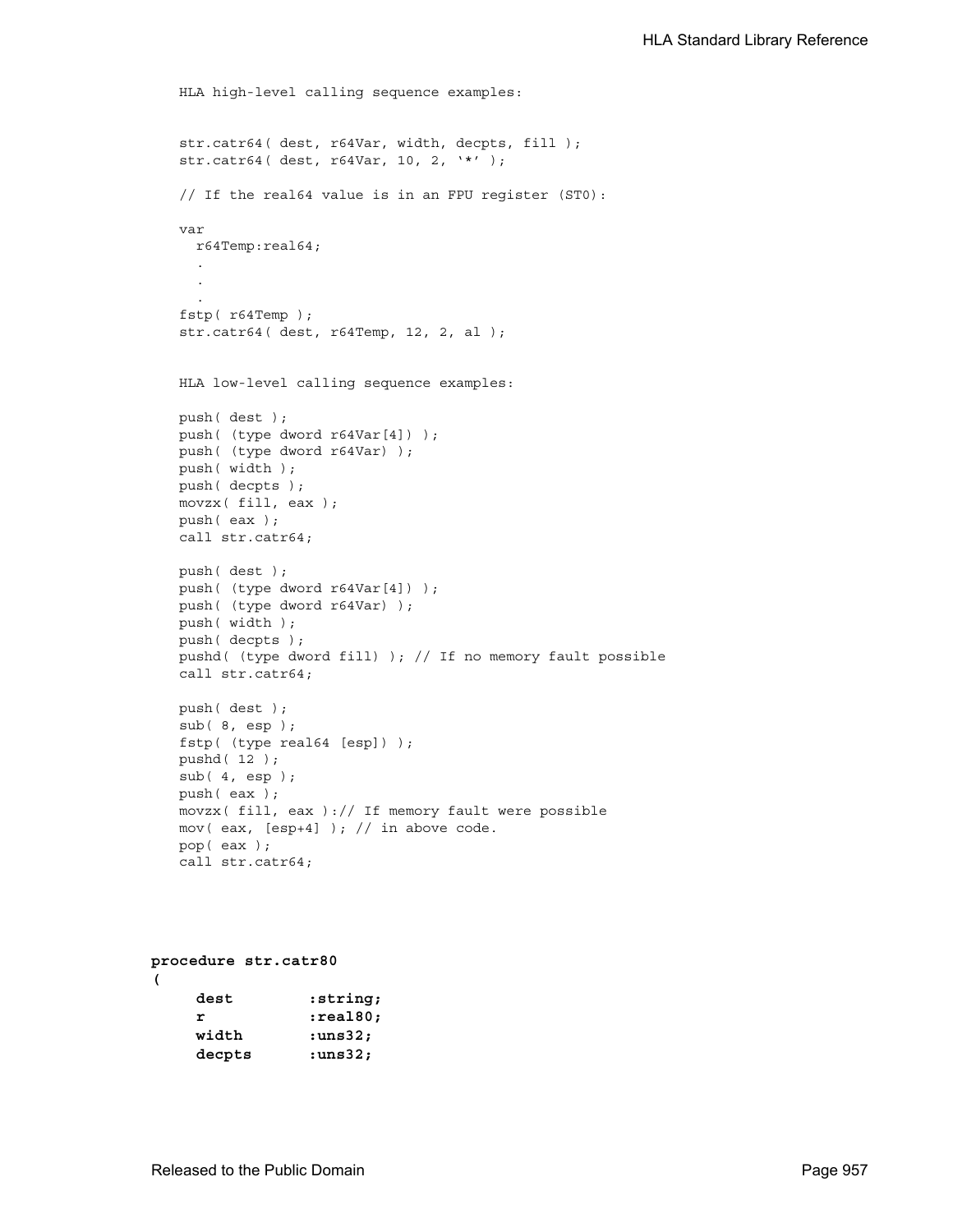HLA high-level calling sequence examples:

```
str.catr64( dest, r64Var, width, decpts, fill );
str.catr64( dest, r64Var, 10, 2, '*' );

// If the real64 value is in an FPU register (ST0):

var
  r64Temp:real64;
  .
  .
  .
fstp( r64Temp );
str.catr64( dest, r64Temp, 12, 2, al );
```

HLA low-level calling sequence examples:

```
push( dest );
push( (type dword r64Var[4]) );
push( (type dword r64Var) );
push( width );
push( decpts );
movzx( fill, eax );
push( eax );
call str.catr64;

push( dest );
push( (type dword r64Var[4]) );
push( (type dword r64Var) );
push( width );
push( decpts );
pushd( (type dword fill) ); // If no memory fault possible
call str.catr64;

push( dest );
sub( 8, esp );
fstp( (type real64 [esp]) );
pushd( 12 );
sub( 4, esp );
push( eax );
movzx( fill, eax ):// If memory fault were possible
mov( eax, [esp+4] ); // in above code.
pop( eax );
call str.catr64;
```

```
procedure str.catr80
(
    dest       :string;
    r          :real80;
    width      :uns32;
    decpts     :uns32;
```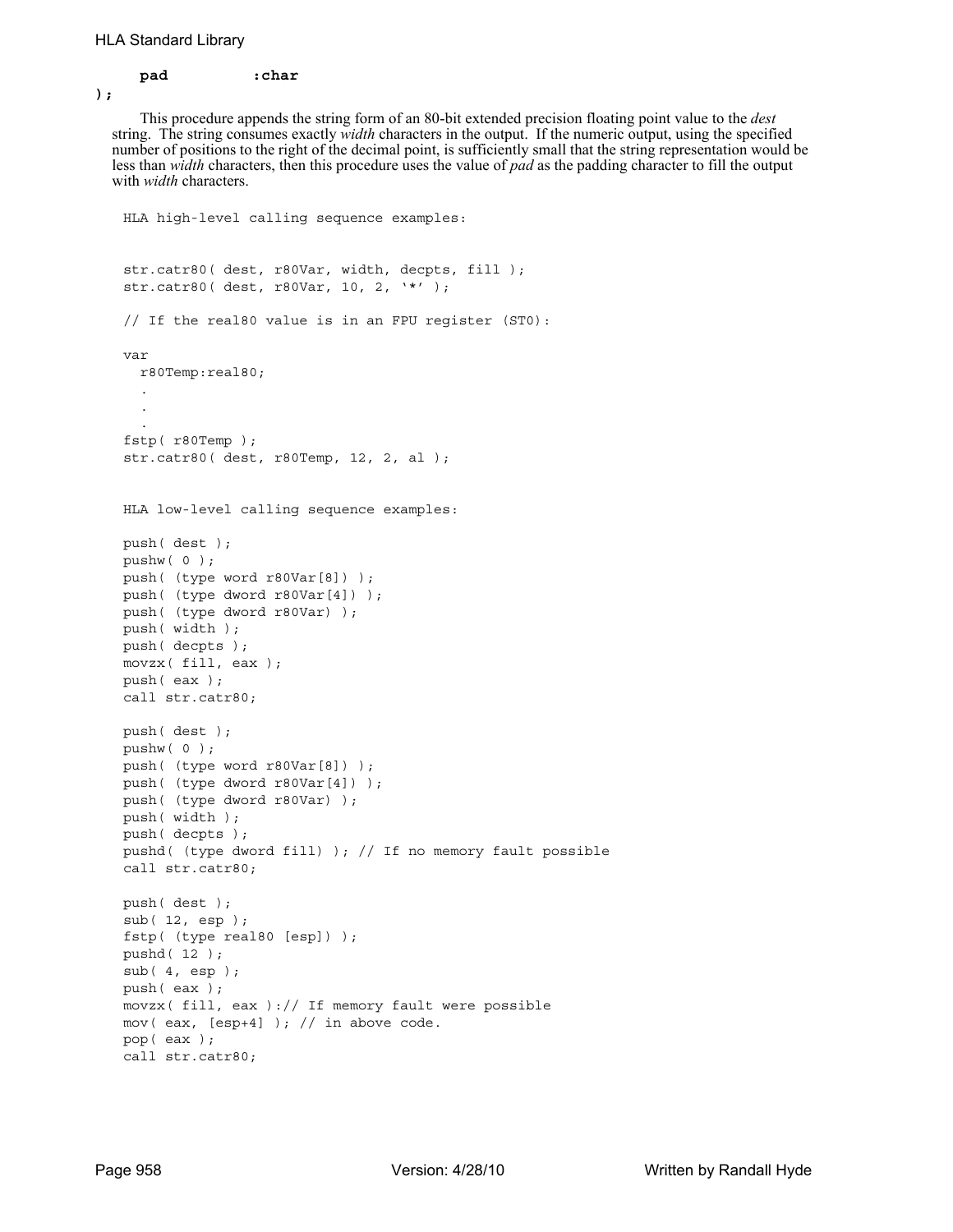```
    pad         :char
);
```

This procedure appends the string form of an 80-bit extended precision floating point value to the *dest* string. The string consumes exactly *width* characters in the output. If the numeric output, using the specified number of positions to the right of the decimal point, is sufficiently small that the string representation would be less than *width* characters, then this procedure uses the value of *pad* as the padding character to fill the output with *width* characters.

```
HLA high-level calling sequence examples:


str.catr80( dest, r80Var, width, decpts, fill );
str.catr80( dest, r80Var, 10, 2, '*' );

// If the real80 value is in an FPU register (ST0):

var
  r80Temp:real80;
  .
  .
  .
fstp( r80Temp );
str.catr80( dest, r80Temp, 12, 2, al );


HLA low-level calling sequence examples:

push( dest );
pushw( 0 );
push( (type word r80Var[8]) );
push( (type dword r80Var[4]) );
push( (type dword r80Var) );
push( width );
push( decpts );
movzx( fill, eax );
push( eax );
call str.catr80;

push( dest );
pushw( 0 );
push( (type word r80Var[8]) );
push( (type dword r80Var[4]) );
push( (type dword r80Var) );
push( width );
push( decpts );
pushd( (type dword fill) ); // If no memory fault possible
call str.catr80;

push( dest );
sub( 12, esp );
fstp( (type real80 [esp]) );
pushd( 12 );
sub( 4, esp );
push( eax );
movzx( fill, eax ):// If memory fault were possible
mov( eax, [esp+4] ); // in above code.
pop( eax );
call str.catr80;
```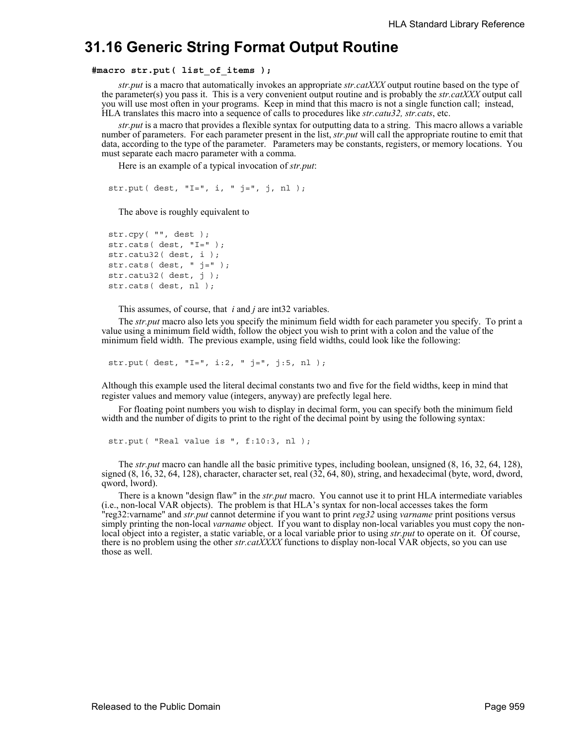## 31.16 Generic String Format Output Routine

**#macro str.put( list_of_items );**

*str.put* is a macro that automatically invokes an appropriate *str.catXXX* output routine based on the type of the parameter(s) you pass it. This is a very convenient output routine and is probably the *str.catXXX* output call you will use most often in your programs. Keep in mind that this macro is not a single function call; instead, HLA translates this macro into a sequence of calls to procedures like *str.catu32, str.cats*, etc.

*str.put* is a macro that provides a flexible syntax for outputting data to a string. This macro allows a variable number of parameters. For each parameter present in the list, *str.put* will call the appropriate routine to emit that data, according to the type of the parameter. Parameters may be constants, registers, or memory locations. You must separate each macro parameter with a comma.

Here is an example of a typical invocation of *str.put*:

```
str.put( dest, "I=", i, " j=", j, nl );
```

The above is roughly equivalent to

```
str.cpy( "", dest );
str.cats( dest, "I=" );
str.catu32( dest, i );
str.cats( dest, " j=" );
str.catu32( dest, j );
str.cats( dest, nl );
```

This assumes, of course, that *i* and *j* are int32 variables.

The *str.put* macro also lets you specify the minimum field width for each parameter you specify. To print a value using a minimum field width, follow the object you wish to print with a colon and the value of the minimum field width. The previous example, using field widths, could look like the following:

```
str.put( dest, "I=", i:2, " j=", j:5, nl );
```

Although this example used the literal decimal constants two and five for the field widths, keep in mind that register values and memory value (integers, anyway) are prefectly legal here.

For floating point numbers you wish to display in decimal form, you can specify both the minimum field width and the number of digits to print to the right of the decimal point by using the following syntax:

```
str.put( "Real value is ", f:10:3, nl );
```

The *str.put* macro can handle all the basic primitive types, including boolean, unsigned (8, 16, 32, 64, 128), signed (8, 16, 32, 64, 128), character, character set, real (32, 64, 80), string, and hexadecimal (byte, word, dword, qword, lword).

There is a known "design flaw" in the *str.put* macro. You cannot use it to print HLA intermediate variables (i.e., non-local VAR objects). The problem is that HLA's syntax for non-local accesses takes the form "reg32:varname" and *str.put* cannot determine if you want to print *reg32* using *varname* print positions versus simply printing the non-local *varname* object. If you want to display non-local variables you must copy the non-local object into a register, a static variable, or a local variable prior to using *str.put* to operate on it. Of course, there is no problem using the other *str.catXXXX* functions to display non-local VAR objects, so you can use those as well.